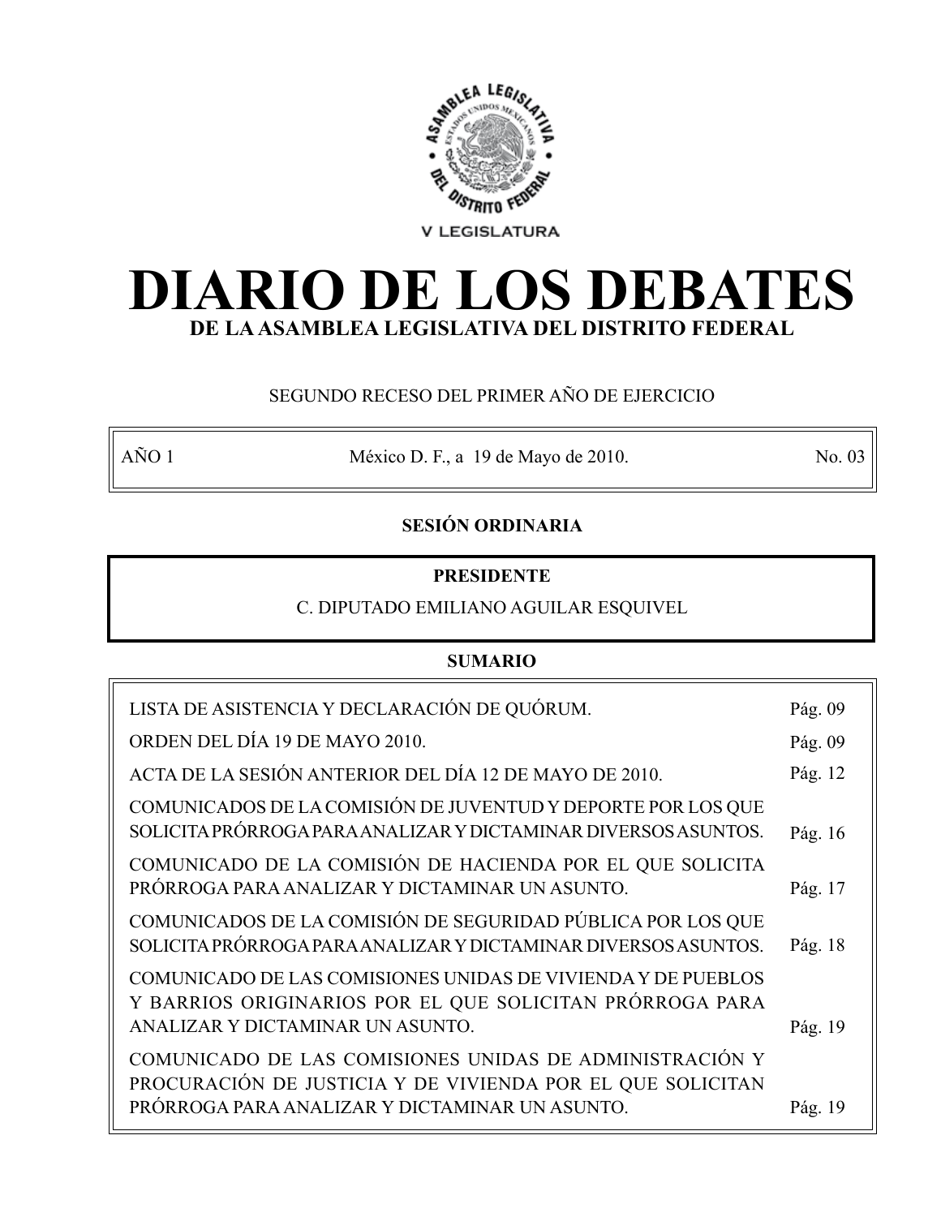ASAMBLEA LEGISLATIVA DEL DISTRITO FEDERAL

V LEGISLATURA

# DIARIO DE LOS DEBATES

## DE LA ASAMBLEA LEGISLATIVA DEL DISTRITO FEDERAL

SEGUNDO RECESO DEL PRIMER AÑO DE EJERCICIO

| AÑO 1 | México D. F., a 19 de Mayo de 2010. | No. 03 |
|---|---|---|

**SESIÓN ORDINARIA**

**PRESIDENTE**

C. DIPUTADO EMILIANO AGUILAR ESQUIVEL

**SUMARIO**

| | |
|---|---|
| LISTA DE ASISTENCIA Y DECLARACIÓN DE QUÓRUM. | Pág. 09 |
| ORDEN DEL DÍA 19 DE MAYO 2010. | Pág. 09 |
| ACTA DE LA SESIÓN ANTERIOR DEL DÍA 12 DE MAYO DE 2010. | Pág. 12 |
| COMUNICADOS DE LA COMISIÓN DE JUVENTUD Y DEPORTE POR LOS QUE SOLICITA PRÓRROGA PARA ANALIZAR Y DICTAMINAR DIVERSOS ASUNTOS. | Pág. 16 |
| COMUNICADO DE LA COMISIÓN DE HACIENDA POR EL QUE SOLICITA PRÓRROGA PARA ANALIZAR Y DICTAMINAR UN ASUNTO. | Pág. 17 |
| COMUNICADOS DE LA COMISIÓN DE SEGURIDAD PÚBLICA POR LOS QUE SOLICITA PRÓRROGA PARA ANALIZAR Y DICTAMINAR DIVERSOS ASUNTOS. | Pág. 18 |
| COMUNICADO DE LAS COMISIONES UNIDAS DE VIVIENDA Y DE PUEBLOS Y BARRIOS ORIGINARIOS POR EL QUE SOLICITAN PRÓRROGA PARA ANALIZAR Y DICTAMINAR UN ASUNTO. | Pág. 19 |
| COMUNICADO DE LAS COMISIONES UNIDAS DE ADMINISTRACIÓN Y PROCURACIÓN DE JUSTICIA Y DE VIVIENDA POR EL QUE SOLICITAN PRÓRROGA PARA ANALIZAR Y DICTAMINAR UN ASUNTO. | Pág. 19 |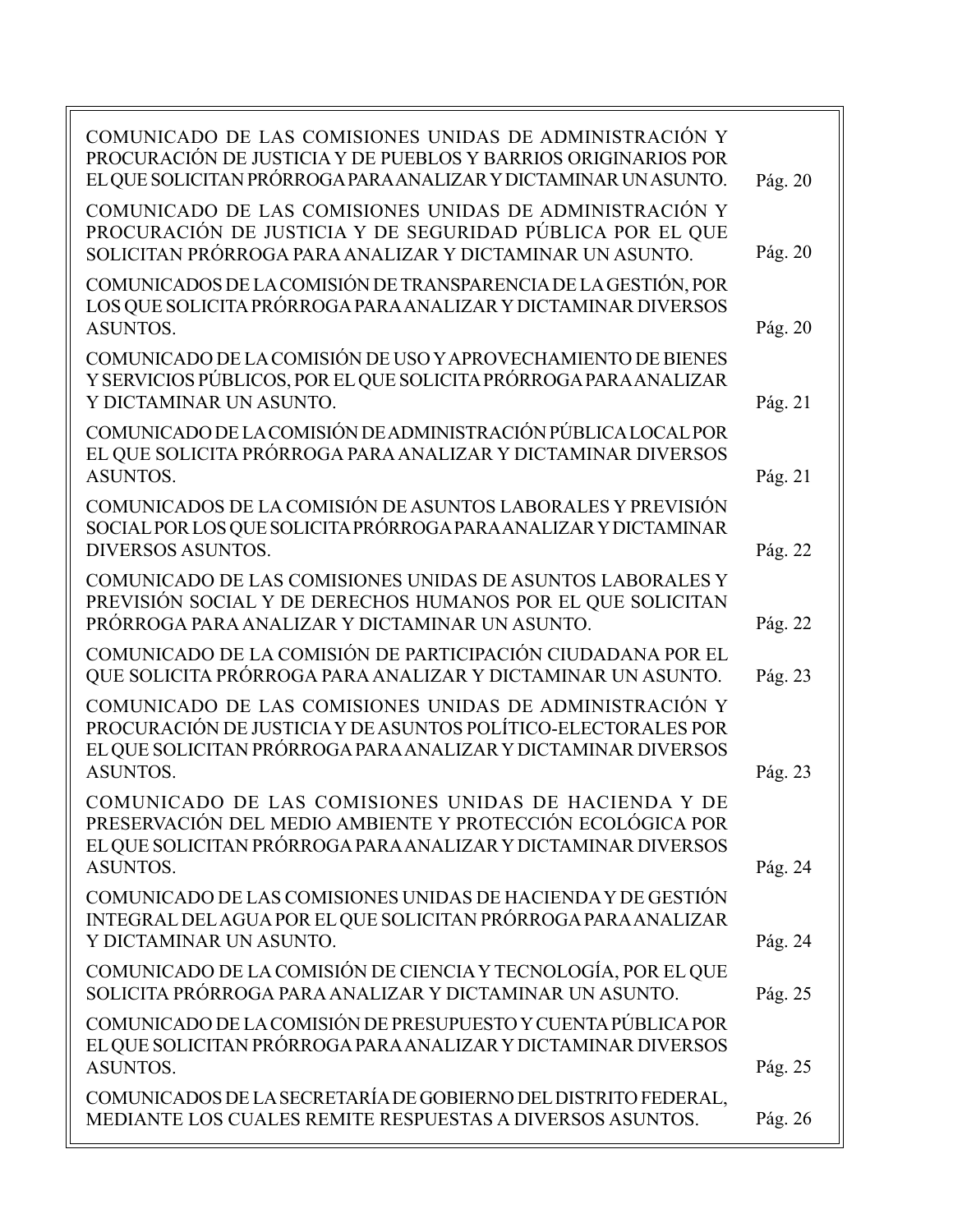| | |
|---|---|
| COMUNICADO DE LAS COMISIONES UNIDAS DE ADMINISTRACIÓN Y PROCURACIÓN DE JUSTICIA Y DE PUEBLOS Y BARRIOS ORIGINARIOS POR EL QUE SOLICITAN PRÓRROGA PARA ANALIZAR Y DICTAMINAR UN ASUNTO. | Pág. 20 |
| COMUNICADO DE LAS COMISIONES UNIDAS DE ADMINISTRACIÓN Y PROCURACIÓN DE JUSTICIA Y DE SEGURIDAD PÚBLICA POR EL QUE SOLICITAN PRÓRROGA PARA ANALIZAR Y DICTAMINAR UN ASUNTO. | Pág. 20 |
| COMUNICADOS DE LA COMISIÓN DE TRANSPARENCIA DE LA GESTIÓN, POR LOS QUE SOLICITA PRÓRROGA PARA ANALIZAR Y DICTAMINAR DIVERSOS ASUNTOS. | Pág. 20 |
| COMUNICADO DE LA COMISIÓN DE USO Y APROVECHAMIENTO DE BIENES Y SERVICIOS PÚBLICOS, POR EL QUE SOLICITA PRÓRROGA PARA ANALIZAR Y DICTAMINAR UN ASUNTO. | Pág. 21 |
| COMUNICADO DE LA COMISIÓN DE ADMINISTRACIÓN PÚBLICA LOCAL POR EL QUE SOLICITA PRÓRROGA PARA ANALIZAR Y DICTAMINAR DIVERSOS ASUNTOS. | Pág. 21 |
| COMUNICADOS DE LA COMISIÓN DE ASUNTOS LABORALES Y PREVISIÓN SOCIAL POR LOS QUE SOLICITA PRÓRROGA PARA ANALIZAR Y DICTAMINAR DIVERSOS ASUNTOS. | Pág. 22 |
| COMUNICADO DE LAS COMISIONES UNIDAS DE ASUNTOS LABORALES Y PREVISIÓN SOCIAL Y DE DERECHOS HUMANOS POR EL QUE SOLICITAN PRÓRROGA PARA ANALIZAR Y DICTAMINAR UN ASUNTO. | Pág. 22 |
| COMUNICADO DE LA COMISIÓN DE PARTICIPACIÓN CIUDADANA POR EL QUE SOLICITA PRÓRROGA PARA ANALIZAR Y DICTAMINAR UN ASUNTO. | Pág. 23 |
| COMUNICADO DE LAS COMISIONES UNIDAS DE ADMINISTRACIÓN Y PROCURACIÓN DE JUSTICIA Y DE ASUNTOS POLÍTICO-ELECTORALES POR EL QUE SOLICITAN PRÓRROGA PARA ANALIZAR Y DICTAMINAR DIVERSOS ASUNTOS. | Pág. 23 |
| COMUNICADO DE LAS COMISIONES UNIDAS DE HACIENDA Y DE PRESERVACIÓN DEL MEDIO AMBIENTE Y PROTECCIÓN ECOLÓGICA POR EL QUE SOLICITAN PRÓRROGA PARA ANALIZAR Y DICTAMINAR DIVERSOS ASUNTOS. | Pág. 24 |
| COMUNICADO DE LAS COMISIONES UNIDAS DE HACIENDA Y DE GESTIÓN INTEGRAL DEL AGUA POR EL QUE SOLICITAN PRÓRROGA PARA ANALIZAR Y DICTAMINAR UN ASUNTO. | Pág. 24 |
| COMUNICADO DE LA COMISIÓN DE CIENCIA Y TECNOLOGÍA, POR EL QUE SOLICITA PRÓRROGA PARA ANALIZAR Y DICTAMINAR UN ASUNTO. | Pág. 25 |
| COMUNICADO DE LA COMISIÓN DE PRESUPUESTO Y CUENTA PÚBLICA POR EL QUE SOLICITAN PRÓRROGA PARA ANALIZAR Y DICTAMINAR DIVERSOS ASUNTOS. | Pág. 25 |
| COMUNICADOS DE LA SECRETARÍA DE GOBIERNO DEL DISTRITO FEDERAL, MEDIANTE LOS CUALES REMITE RESPUESTAS A DIVERSOS ASUNTOS. | Pág. 26 |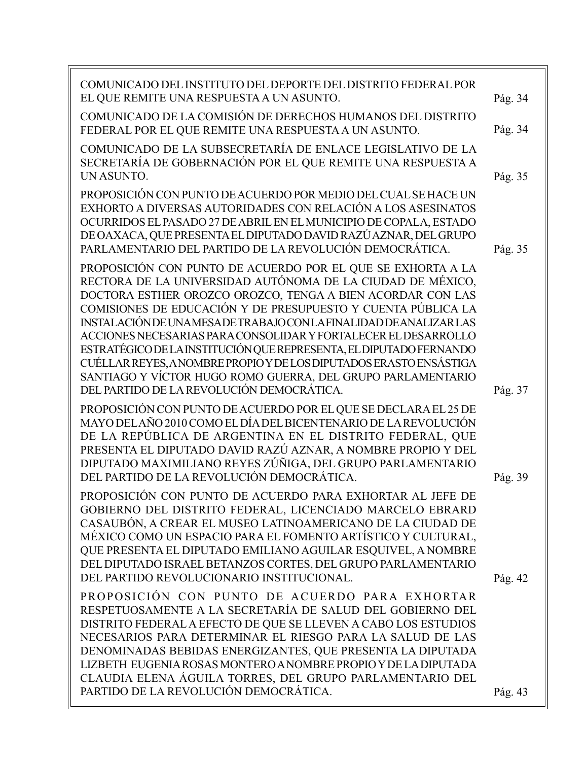| | |
|---|---|
| COMUNICADO DEL INSTITUTO DEL DEPORTE DEL DISTRITO FEDERAL POR EL QUE REMITE UNA RESPUESTA A UN ASUNTO. | Pág. 34 |
| COMUNICADO DE LA COMISIÓN DE DERECHOS HUMANOS DEL DISTRITO FEDERAL POR EL QUE REMITE UNA RESPUESTA A UN ASUNTO. | Pág. 34 |
| COMUNICADO DE LA SUBSECRETARÍA DE ENLACE LEGISLATIVO DE LA SECRETARÍA DE GOBERNACIÓN POR EL QUE REMITE UNA RESPUESTA A UN ASUNTO. | Pág. 35 |
| PROPOSICIÓN CON PUNTO DE ACUERDO POR MEDIO DEL CUAL SE HACE UN EXHORTO A DIVERSAS AUTORIDADES CON RELACIÓN A LOS ASESINATOS OCURRIDOS EL PASADO 27 DE ABRIL EN EL MUNICIPIO DE COPALA, ESTADO DE OAXACA, QUE PRESENTA EL DIPUTADO DAVID RAZÚ AZNAR, DEL GRUPO PARLAMENTARIO DEL PARTIDO DE LA REVOLUCIÓN DEMOCRÁTICA. | Pág. 35 |
| PROPOSICIÓN CON PUNTO DE ACUERDO POR EL QUE SE EXHORTA A LA RECTORA DE LA UNIVERSIDAD AUTÓNOMA DE LA CIUDAD DE MÉXICO, DOCTORA ESTHER OROZCO OROZCO, TENGA A BIEN ACORDAR CON LAS COMISIONES DE EDUCACIÓN Y DE PRESUPUESTO Y CUENTA PÚBLICA LA INSTALACIÓN DE UNA MESA DE TRABAJO CON LA FINALIDAD DE ANALIZAR LAS ACCIONES NECESARIAS PARA CONSOLIDAR Y FORTALECER EL DESARROLLO ESTRATÉGICO DE LA INSTITUCIÓN QUE REPRESENTA, EL DIPUTADO FERNANDO CUÉLLAR REYES, A NOMBRE PROPIO Y DE LOS DIPUTADOS ERASTO ENSÁSTIGA SANTIAGO Y VÍCTOR HUGO ROMO GUERRA, DEL GRUPO PARLAMENTARIO DEL PARTIDO DE LA REVOLUCIÓN DEMOCRÁTICA. | Pág. 37 |
| PROPOSICIÓN CON PUNTO DE ACUERDO POR EL QUE SE DECLARA EL 25 DE MAYO DEL AÑO 2010 COMO EL DÍA DEL BICENTENARIO DE LA REVOLUCIÓN DE LA REPÚBLICA DE ARGENTINA EN EL DISTRITO FEDERAL, QUE PRESENTA EL DIPUTADO DAVID RAZÚ AZNAR, A NOMBRE PROPIO Y DEL DIPUTADO MAXIMILIANO REYES ZÚÑIGA, DEL GRUPO PARLAMENTARIO DEL PARTIDO DE LA REVOLUCIÓN DEMOCRÁTICA. | Pág. 39 |
| PROPOSICIÓN CON PUNTO DE ACUERDO PARA EXHORTAR AL JEFE DE GOBIERNO DEL DISTRITO FEDERAL, LICENCIADO MARCELO EBRARD CASAUBÓN, A CREAR EL MUSEO LATINOAMERICANO DE LA CIUDAD DE MÉXICO COMO UN ESPACIO PARA EL FOMENTO ARTÍSTICO Y CULTURAL, QUE PRESENTA EL DIPUTADO EMILIANO AGUILAR ESQUIVEL, A NOMBRE DEL DIPUTADO ISRAEL BETANZOS CORTES, DEL GRUPO PARLAMENTARIO DEL PARTIDO REVOLUCIONARIO INSTITUCIONAL. | Pág. 42 |
| PROPOSICIÓN CON PUNTO DE ACUERDO PARA EXHORTAR RESPETUOSAMENTE A LA SECRETARÍA DE SALUD DEL GOBIERNO DEL DISTRITO FEDERAL A EFECTO DE QUE SE LLEVEN A CABO LOS ESTUDIOS NECESARIOS PARA DETERMINAR EL RIESGO PARA LA SALUD DE LAS DENOMINADAS BEBIDAS ENERGIZANTES, QUE PRESENTA LA DIPUTADA LIZBETH EUGENIA ROSAS MONTERO A NOMBRE PROPIO Y DE LA DIPUTADA CLAUDIA ELENA ÁGUILA TORRES, DEL GRUPO PARLAMENTARIO DEL PARTIDO DE LA REVOLUCIÓN DEMOCRÁTICA. | Pág. 43 |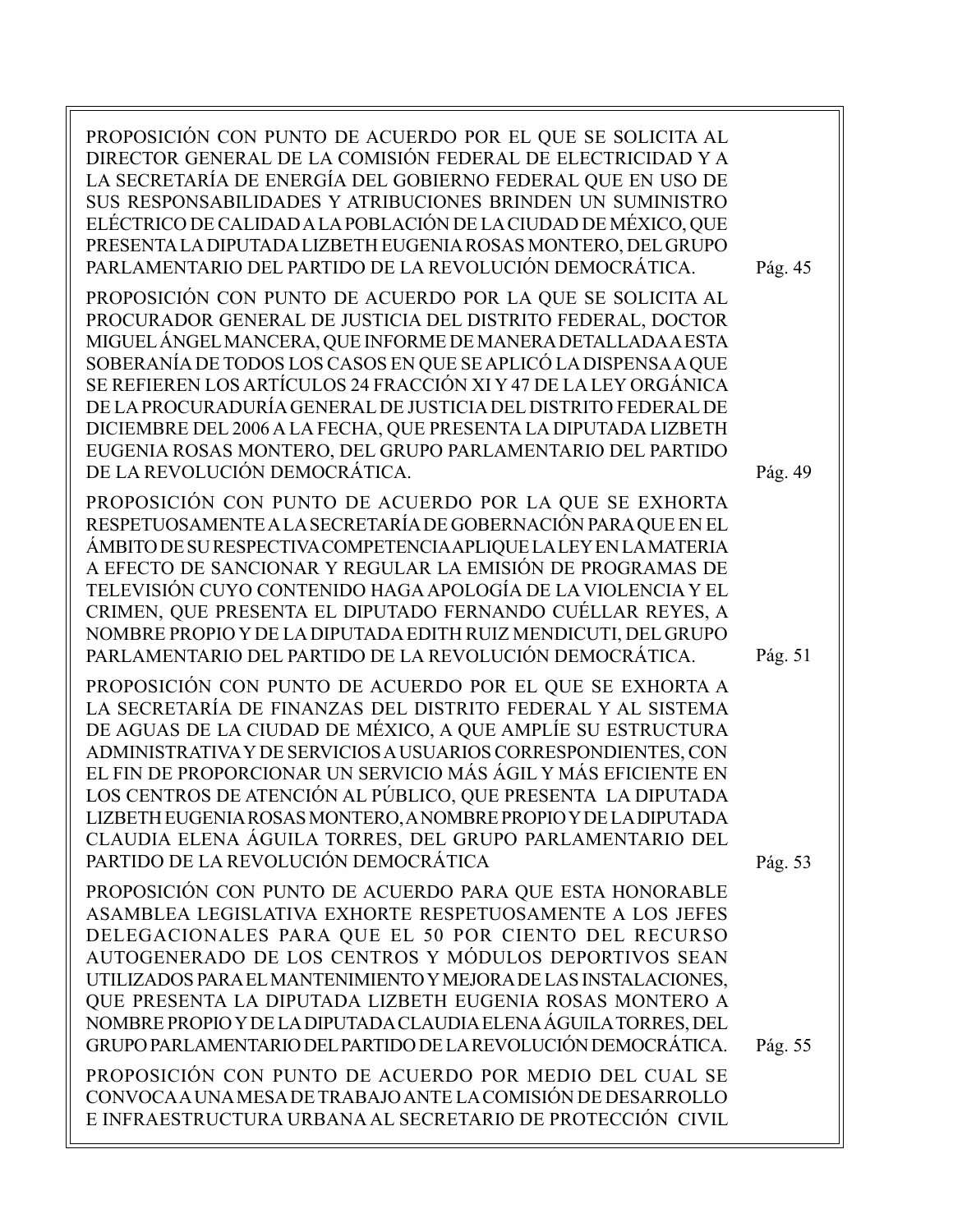PROPOSICIÓN CON PUNTO DE ACUERDO POR EL QUE SE SOLICITA AL DIRECTOR GENERAL DE LA COMISIÓN FEDERAL DE ELECTRICIDAD Y A LA SECRETARÍA DE ENERGÍA DEL GOBIERNO FEDERAL QUE EN USO DE SUS RESPONSABILIDADES Y ATRIBUCIONES BRINDEN UN SUMINISTRO ELÉCTRICO DE CALIDAD A LA POBLACIÓN DE LA CIUDAD DE MÉXICO, QUE PRESENTA LA DIPUTADA LIZBETH EUGENIA ROSAS MONTERO, DEL GRUPO PARLAMENTARIO DEL PARTIDO DE LA REVOLUCIÓN DEMOCRÁTICA. Pág. 45

PROPOSICIÓN CON PUNTO DE ACUERDO POR LA QUE SE SOLICITA AL PROCURADOR GENERAL DE JUSTICIA DEL DISTRITO FEDERAL, DOCTOR MIGUEL ÁNGEL MANCERA, QUE INFORME DE MANERA DETALLADA A ESTA SOBERANÍA DE TODOS LOS CASOS EN QUE SE APLICÓ LA DISPENSA A QUE SE REFIEREN LOS ARTÍCULOS 24 FRACCIÓN XI Y 47 DE LA LEY ORGÁNICA DE LA PROCURADURÍA GENERAL DE JUSTICIA DEL DISTRITO FEDERAL DE DICIEMBRE DEL 2006 A LA FECHA, QUE PRESENTA LA DIPUTADA LIZBETH EUGENIA ROSAS MONTERO, DEL GRUPO PARLAMENTARIO DEL PARTIDO DE LA REVOLUCIÓN DEMOCRÁTICA. Pág. 49

PROPOSICIÓN CON PUNTO DE ACUERDO POR LA QUE SE EXHORTA RESPETUOSAMENTE A LA SECRETARÍA DE GOBERNACIÓN PARA QUE EN EL ÁMBITO DE SU RESPECTIVA COMPETENCIA APLIQUE LA LEY EN LA MATERIA A EFECTO DE SANCIONAR Y REGULAR LA EMISIÓN DE PROGRAMAS DE TELEVISIÓN CUYO CONTENIDO HAGA APOLOGÍA DE LA VIOLENCIA Y EL CRIMEN, QUE PRESENTA EL DIPUTADO FERNANDO CUÉLLAR REYES, A NOMBRE PROPIO Y DE LA DIPUTADA EDITH RUIZ MENDICUTI, DEL GRUPO PARLAMENTARIO DEL PARTIDO DE LA REVOLUCIÓN DEMOCRÁTICA. Pág. 51

PROPOSICIÓN CON PUNTO DE ACUERDO POR EL QUE SE EXHORTA A LA SECRETARÍA DE FINANZAS DEL DISTRITO FEDERAL Y AL SISTEMA DE AGUAS DE LA CIUDAD DE MÉXICO, A QUE AMPLÍE SU ESTRUCTURA ADMINISTRATIVA Y DE SERVICIOS A USUARIOS CORRESPONDIENTES, CON EL FIN DE PROPORCIONAR UN SERVICIO MÁS ÁGIL Y MÁS EFICIENTE EN LOS CENTROS DE ATENCIÓN AL PÚBLICO, QUE PRESENTA LA DIPUTADA LIZBETH EUGENIA ROSAS MONTERO, A NOMBRE PROPIO Y DE LA DIPUTADA CLAUDIA ELENA ÁGUILA TORRES, DEL GRUPO PARLAMENTARIO DEL PARTIDO DE LA REVOLUCIÓN DEMOCRÁTICA Pág. 53

PROPOSICIÓN CON PUNTO DE ACUERDO PARA QUE ESTA HONORABLE ASAMBLEA LEGISLATIVA EXHORTE RESPETUOSAMENTE A LOS JEFES DELEGACIONALES PARA QUE EL 50 POR CIENTO DEL RECURSO AUTOGENERADO DE LOS CENTROS Y MÓDULOS DEPORTIVOS SEAN UTILIZADOS PARA EL MANTENIMIENTO Y MEJORA DE LAS INSTALACIONES, QUE PRESENTA LA DIPUTADA LIZBETH EUGENIA ROSAS MONTERO A NOMBRE PROPIO Y DE LA DIPUTADA CLAUDIA ELENA ÁGUILA TORRES, DEL GRUPO PARLAMENTARIO DEL PARTIDO DE LA REVOLUCIÓN DEMOCRÁTICA. Pág. 55

PROPOSICIÓN CON PUNTO DE ACUERDO POR MEDIO DEL CUAL SE CONVOCA A UNA MESA DE TRABAJO ANTE LA COMISIÓN DE DESARROLLO E INFRAESTRUCTURA URBANA AL SECRETARIO DE PROTECCIÓN CIVIL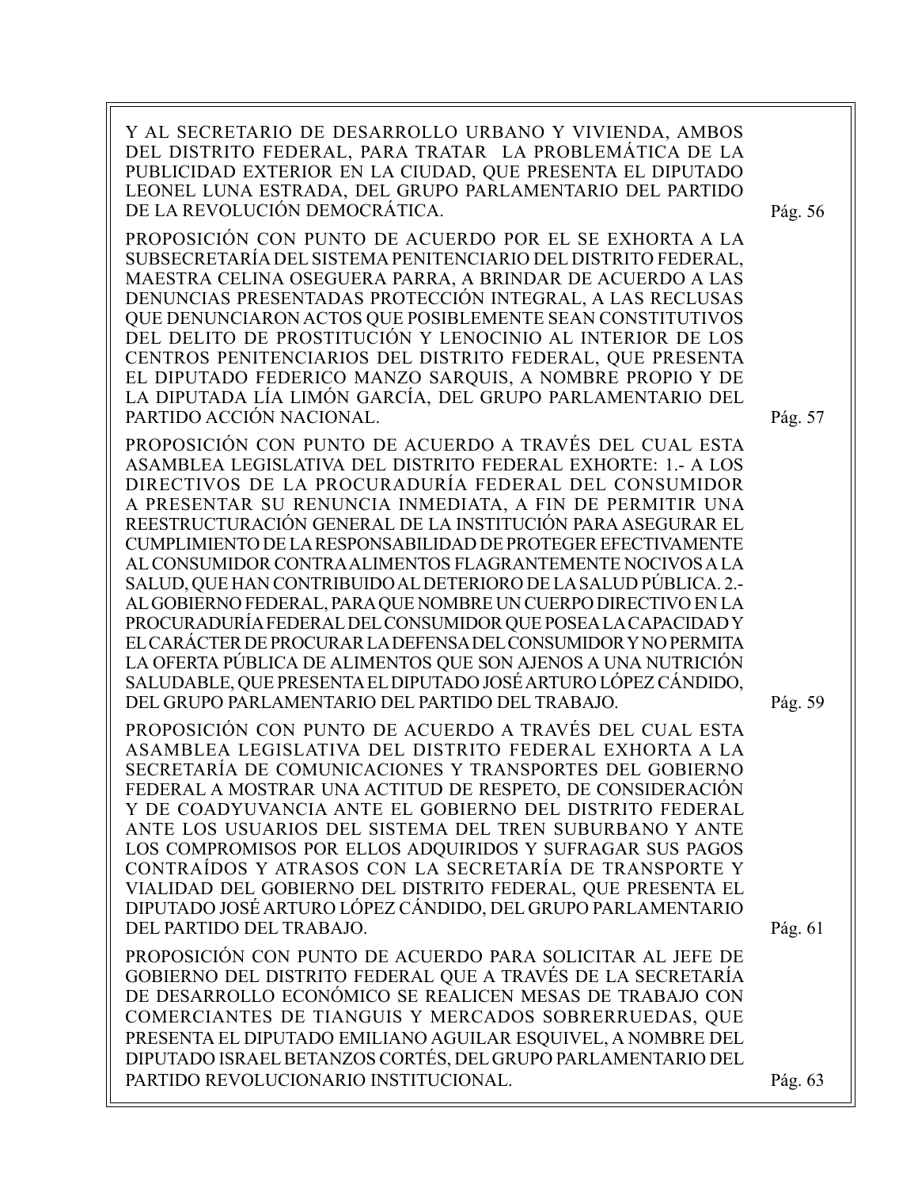Y AL SECRETARIO DE DESARROLLO URBANO Y VIVIENDA, AMBOS DEL DISTRITO FEDERAL, PARA TRATAR LA PROBLEMÁTICA DE LA PUBLICIDAD EXTERIOR EN LA CIUDAD, QUE PRESENTA EL DIPUTADO LEONEL LUNA ESTRADA, DEL GRUPO PARLAMENTARIO DEL PARTIDO DE LA REVOLUCIÓN DEMOCRÁTICA. Pág. 56

PROPOSICIÓN CON PUNTO DE ACUERDO POR EL SE EXHORTA A LA SUBSECRETARÍA DEL SISTEMA PENITENCIARIO DEL DISTRITO FEDERAL, MAESTRA CELINA OSEGUERA PARRA, A BRINDAR DE ACUERDO A LAS DENUNCIAS PRESENTADAS PROTECCIÓN INTEGRAL, A LAS RECLUSAS QUE DENUNCIARON ACTOS QUE POSIBLEMENTE SEAN CONSTITUTIVOS DEL DELITO DE PROSTITUCIÓN Y LENOCINIO AL INTERIOR DE LOS CENTROS PENITENCIARIOS DEL DISTRITO FEDERAL, QUE PRESENTA EL DIPUTADO FEDERICO MANZO SARQUIS, A NOMBRE PROPIO Y DE LA DIPUTADA LÍA LIMÓN GARCÍA, DEL GRUPO PARLAMENTARIO DEL PARTIDO ACCIÓN NACIONAL. Pág. 57

PROPOSICIÓN CON PUNTO DE ACUERDO A TRAVÉS DEL CUAL ESTA ASAMBLEA LEGISLATIVA DEL DISTRITO FEDERAL EXHORTE: 1.- A LOS DIRECTIVOS DE LA PROCURADURÍA FEDERAL DEL CONSUMIDOR A PRESENTAR SU RENUNCIA INMEDIATA, A FIN DE PERMITIR UNA REESTRUCTURACIÓN GENERAL DE LA INSTITUCIÓN PARA ASEGURAR EL CUMPLIMIENTO DE LA RESPONSABILIDAD DE PROTEGER EFECTIVAMENTE AL CONSUMIDOR CONTRA ALIMENTOS FLAGRANTEMENTE NOCIVOS A LA SALUD, QUE HAN CONTRIBUIDO AL DETERIORO DE LA SALUD PÚBLICA. 2.- AL GOBIERNO FEDERAL, PARA QUE NOMBRE UN CUERPO DIRECTIVO EN LA PROCURADURÍA FEDERAL DEL CONSUMIDOR QUE POSEA LA CAPACIDAD Y EL CARÁCTER DE PROCURAR LA DEFENSA DEL CONSUMIDOR Y NO PERMITA LA OFERTA PÚBLICA DE ALIMENTOS QUE SON AJENOS A UNA NUTRICIÓN SALUDABLE, QUE PRESENTA EL DIPUTADO JOSÉ ARTURO LÓPEZ CÁNDIDO, DEL GRUPO PARLAMENTARIO DEL PARTIDO DEL TRABAJO. Pág. 59

PROPOSICIÓN CON PUNTO DE ACUERDO A TRAVÉS DEL CUAL ESTA ASAMBLEA LEGISLATIVA DEL DISTRITO FEDERAL EXHORTA A LA SECRETARÍA DE COMUNICACIONES Y TRANSPORTES DEL GOBIERNO FEDERAL A MOSTRAR UNA ACTITUD DE RESPETO, DE CONSIDERACIÓN Y DE COADYUVANCIA ANTE EL GOBIERNO DEL DISTRITO FEDERAL ANTE LOS USUARIOS DEL SISTEMA DEL TREN SUBURBANO Y ANTE LOS COMPROMISOS POR ELLOS ADQUIRIDOS Y SUFRAGAR SUS PAGOS CONTRAÍDOS Y ATRASOS CON LA SECRETARÍA DE TRANSPORTE Y VIALIDAD DEL GOBIERNO DEL DISTRITO FEDERAL, QUE PRESENTA EL DIPUTADO JOSÉ ARTURO LÓPEZ CÁNDIDO, DEL GRUPO PARLAMENTARIO DEL PARTIDO DEL TRABAJO. Pág. 61

PROPOSICIÓN CON PUNTO DE ACUERDO PARA SOLICITAR AL JEFE DE GOBIERNO DEL DISTRITO FEDERAL QUE A TRAVÉS DE LA SECRETARÍA DE DESARROLLO ECONÓMICO SE REALICEN MESAS DE TRABAJO CON COMERCIANTES DE TIANGUIS Y MERCADOS SOBRERRUEDAS, QUE PRESENTA EL DIPUTADO EMILIANO AGUILAR ESQUIVEL, A NOMBRE DEL DIPUTADO ISRAEL BETANZOS CORTÉS, DEL GRUPO PARLAMENTARIO DEL PARTIDO REVOLUCIONARIO INSTITUCIONAL. Pág. 63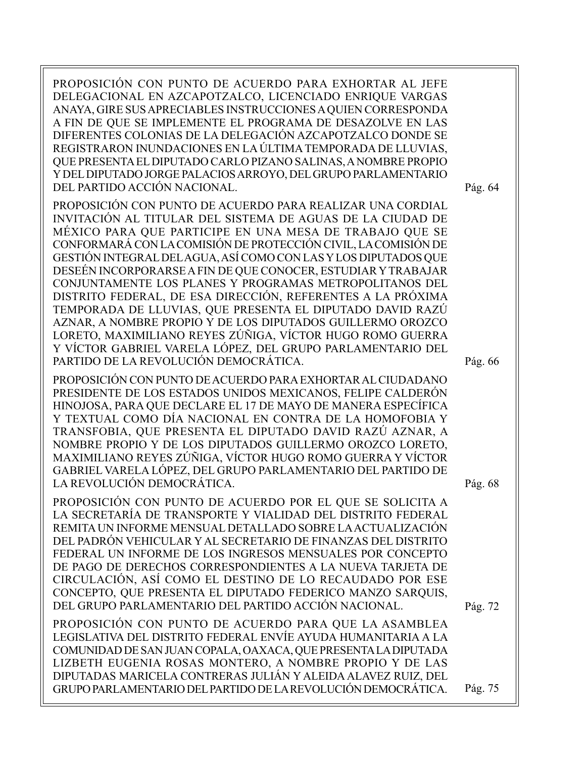PROPOSICIÓN CON PUNTO DE ACUERDO PARA EXHORTAR AL JEFE DELEGACIONAL EN AZCAPOTZALCO, LICENCIADO ENRIQUE VARGAS ANAYA, GIRE SUS APRECIABLES INSTRUCCIONES A QUIEN CORRESPONDA A FIN DE QUE SE IMPLEMENTE EL PROGRAMA DE DESAZOLVE EN LAS DIFERENTES COLONIAS DE LA DELEGACIÓN AZCAPOTZALCO DONDE SE REGISTRARON INUNDACIONES EN LA ÚLTIMA TEMPORADA DE LLUVIAS, QUE PRESENTA EL DIPUTADO CARLO PIZANO SALINAS, A NOMBRE PROPIO Y DEL DIPUTADO JORGE PALACIOS ARROYO, DEL GRUPO PARLAMENTARIO DEL PARTIDO ACCIÓN NACIONAL. Pág. 64

PROPOSICIÓN CON PUNTO DE ACUERDO PARA REALIZAR UNA CORDIAL INVITACIÓN AL TITULAR DEL SISTEMA DE AGUAS DE LA CIUDAD DE MÉXICO PARA QUE PARTICIPE EN UNA MESA DE TRABAJO QUE SE CONFORMARÁ CON LA COMISIÓN DE PROTECCIÓN CIVIL, LA COMISIÓN DE GESTIÓN INTEGRAL DEL AGUA, ASÍ COMO CON LAS Y LOS DIPUTADOS QUE DESEÉN INCORPORARSE A FIN DE QUE CONOCER, ESTUDIAR Y TRABAJAR CONJUNTAMENTE LOS PLANES Y PROGRAMAS METROPOLITANOS DEL DISTRITO FEDERAL, DE ESA DIRECCIÓN, REFERENTES A LA PRÓXIMA TEMPORADA DE LLUVIAS, QUE PRESENTA EL DIPUTADO DAVID RAZÚ AZNAR, A NOMBRE PROPIO Y DE LOS DIPUTADOS GUILLERMO OROZCO LORETO, MAXIMILIANO REYES ZÚÑIGA, VÍCTOR HUGO ROMO GUERRA Y VÍCTOR GABRIEL VARELA LÓPEZ, DEL GRUPO PARLAMENTARIO DEL PARTIDO DE LA REVOLUCIÓN DEMOCRÁTICA. Pág. 66

PROPOSICIÓN CON PUNTO DE ACUERDO PARA EXHORTAR AL CIUDADANO PRESIDENTE DE LOS ESTADOS UNIDOS MEXICANOS, FELIPE CALDERÓN HINOJOSA, PARA QUE DECLARE EL 17 DE MAYO DE MANERA ESPECÍFICA Y TEXTUAL COMO DÍA NACIONAL EN CONTRA DE LA HOMOFOBIA Y TRANSFOBIA, QUE PRESENTA EL DIPUTADO DAVID RAZÚ AZNAR, A NOMBRE PROPIO Y DE LOS DIPUTADOS GUILLERMO OROZCO LORETO, MAXIMILIANO REYES ZÚÑIGA, VÍCTOR HUGO ROMO GUERRA Y VÍCTOR GABRIEL VARELA LÓPEZ, DEL GRUPO PARLAMENTARIO DEL PARTIDO DE LA REVOLUCIÓN DEMOCRÁTICA. Pág. 68

PROPOSICIÓN CON PUNTO DE ACUERDO POR EL QUE SE SOLICITA A LA SECRETARÍA DE TRANSPORTE Y VIALIDAD DEL DISTRITO FEDERAL REMITA UN INFORME MENSUAL DETALLADO SOBRE LA ACTUALIZACIÓN DEL PADRÓN VEHICULAR Y AL SECRETARIO DE FINANZAS DEL DISTRITO FEDERAL UN INFORME DE LOS INGRESOS MENSUALES POR CONCEPTO DE PAGO DE DERECHOS CORRESPONDIENTES A LA NUEVA TARJETA DE CIRCULACIÓN, ASÍ COMO EL DESTINO DE LO RECAUDADO POR ESE CONCEPTO, QUE PRESENTA EL DIPUTADO FEDERICO MANZO SARQUIS, DEL GRUPO PARLAMENTARIO DEL PARTIDO ACCIÓN NACIONAL. Pág. 72

PROPOSICIÓN CON PUNTO DE ACUERDO PARA QUE LA ASAMBLEA LEGISLATIVA DEL DISTRITO FEDERAL ENVÍE AYUDA HUMANITARIA A LA COMUNIDAD DE SAN JUAN COPALA, OAXACA, QUE PRESENTA LA DIPUTADA LIZBETH EUGENIA ROSAS MONTERO, A NOMBRE PROPIO Y DE LAS DIPUTADAS MARICELA CONTRERAS JULIÁN Y ALEIDA ALAVEZ RUIZ, DEL GRUPO PARLAMENTARIO DEL PARTIDO DE LA REVOLUCIÓN DEMOCRÁTICA. Pág. 75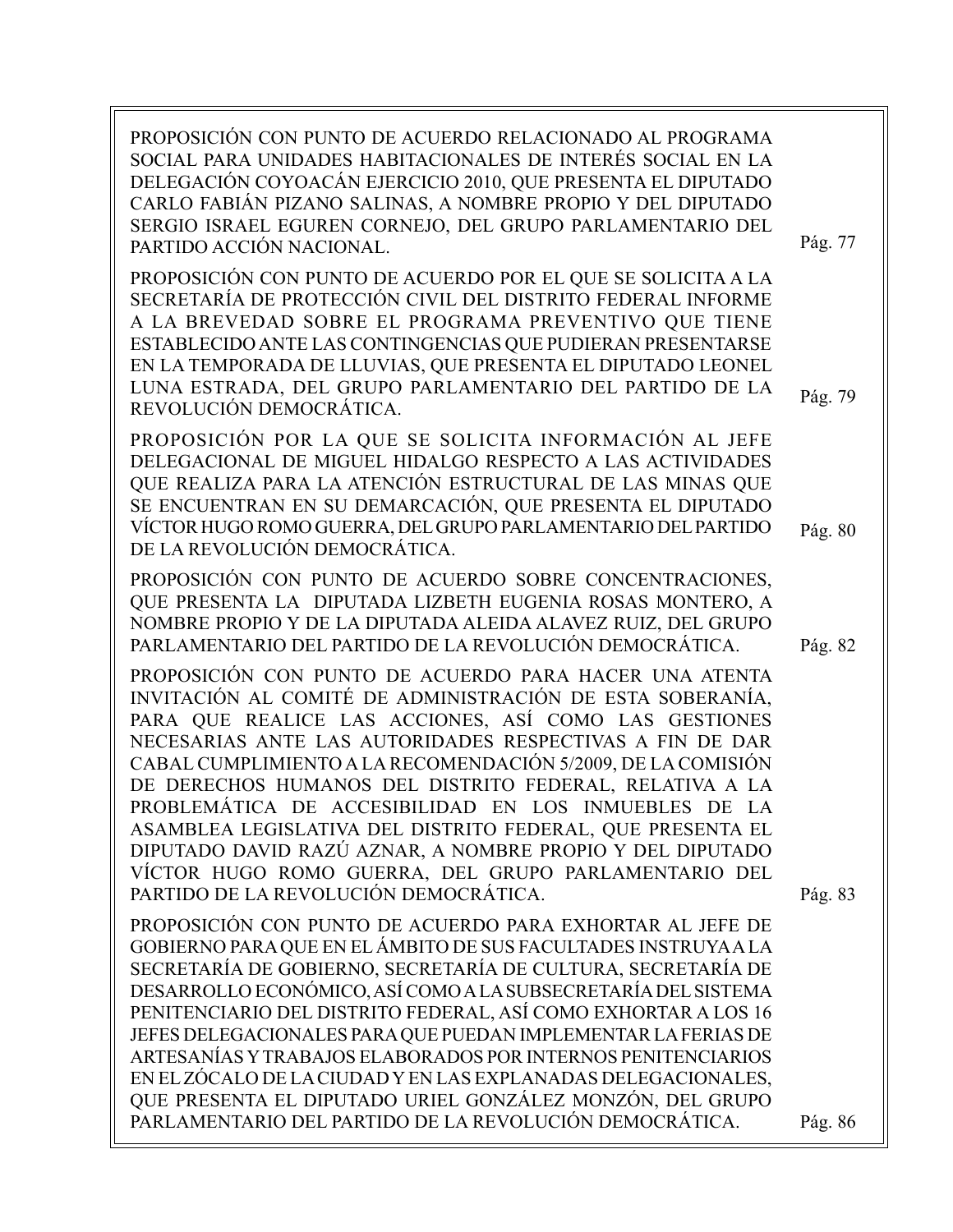PROPOSICIÓN CON PUNTO DE ACUERDO RELACIONADO AL PROGRAMA SOCIAL PARA UNIDADES HABITACIONALES DE INTERÉS SOCIAL EN LA DELEGACIÓN COYOACÁN EJERCICIO 2010, QUE PRESENTA EL DIPUTADO CARLO FABIÁN PIZANO SALINAS, A NOMBRE PROPIO Y DEL DIPUTADO SERGIO ISRAEL EGUREN CORNEJO, DEL GRUPO PARLAMENTARIO DEL PARTIDO ACCIÓN NACIONAL. Pág. 77

PROPOSICIÓN CON PUNTO DE ACUERDO POR EL QUE SE SOLICITA A LA SECRETARÍA DE PROTECCIÓN CIVIL DEL DISTRITO FEDERAL INFORME A LA BREVEDAD SOBRE EL PROGRAMA PREVENTIVO QUE TIENE ESTABLECIDO ANTE LAS CONTINGENCIAS QUE PUDIERAN PRESENTARSE EN LA TEMPORADA DE LLUVIAS, QUE PRESENTA EL DIPUTADO LEONEL LUNA ESTRADA, DEL GRUPO PARLAMENTARIO DEL PARTIDO DE LA REVOLUCIÓN DEMOCRÁTICA. Pág. 79

PROPOSICIÓN POR LA QUE SE SOLICITA INFORMACIÓN AL JEFE DELEGACIONAL DE MIGUEL HIDALGO RESPECTO A LAS ACTIVIDADES QUE REALIZA PARA LA ATENCIÓN ESTRUCTURAL DE LAS MINAS QUE SE ENCUENTRAN EN SU DEMARCACIÓN, QUE PRESENTA EL DIPUTADO VÍCTOR HUGO ROMO GUERRA, DEL GRUPO PARLAMENTARIO DEL PARTIDO DE LA REVOLUCIÓN DEMOCRÁTICA. Pág. 80

PROPOSICIÓN CON PUNTO DE ACUERDO SOBRE CONCENTRACIONES, QUE PRESENTA LA DIPUTADA LIZBETH EUGENIA ROSAS MONTERO, A NOMBRE PROPIO Y DE LA DIPUTADA ALEIDA ALAVEZ RUIZ, DEL GRUPO PARLAMENTARIO DEL PARTIDO DE LA REVOLUCIÓN DEMOCRÁTICA. Pág. 82

PROPOSICIÓN CON PUNTO DE ACUERDO PARA HACER UNA ATENTA INVITACIÓN AL COMITÉ DE ADMINISTRACIÓN DE ESTA SOBERANÍA, PARA QUE REALICE LAS ACCIONES, ASÍ COMO LAS GESTIONES NECESARIAS ANTE LAS AUTORIDADES RESPECTIVAS A FIN DE DAR CABAL CUMPLIMIENTO A LA RECOMENDACIÓN 5/2009, DE LA COMISIÓN DE DERECHOS HUMANOS DEL DISTRITO FEDERAL, RELATIVA A LA PROBLEMÁTICA DE ACCESIBILIDAD EN LOS INMUEBLES DE LA ASAMBLEA LEGISLATIVA DEL DISTRITO FEDERAL, QUE PRESENTA EL DIPUTADO DAVID RAZÚ AZNAR, A NOMBRE PROPIO Y DEL DIPUTADO VÍCTOR HUGO ROMO GUERRA, DEL GRUPO PARLAMENTARIO DEL PARTIDO DE LA REVOLUCIÓN DEMOCRÁTICA. Pág. 83

PROPOSICIÓN CON PUNTO DE ACUERDO PARA EXHORTAR AL JEFE DE GOBIERNO PARA QUE EN EL ÁMBITO DE SUS FACULTADES INSTRUYA A LA SECRETARÍA DE GOBIERNO, SECRETARÍA DE CULTURA, SECRETARÍA DE DESARROLLO ECONÓMICO, ASÍ COMO A LA SUBSECRETARÍA DEL SISTEMA PENITENCIARIO DEL DISTRITO FEDERAL, ASÍ COMO EXHORTAR A LOS 16 JEFES DELEGACIONALES PARA QUE PUEDAN IMPLEMENTAR LA FERIAS DE ARTESANÍAS Y TRABAJOS ELABORADOS POR INTERNOS PENITENCIARIOS EN EL ZÓCALO DE LA CIUDAD Y EN LAS EXPLANADAS DELEGACIONALES, QUE PRESENTA EL DIPUTADO URIEL GONZÁLEZ MONZÓN, DEL GRUPO PARLAMENTARIO DEL PARTIDO DE LA REVOLUCIÓN DEMOCRÁTICA. Pág. 86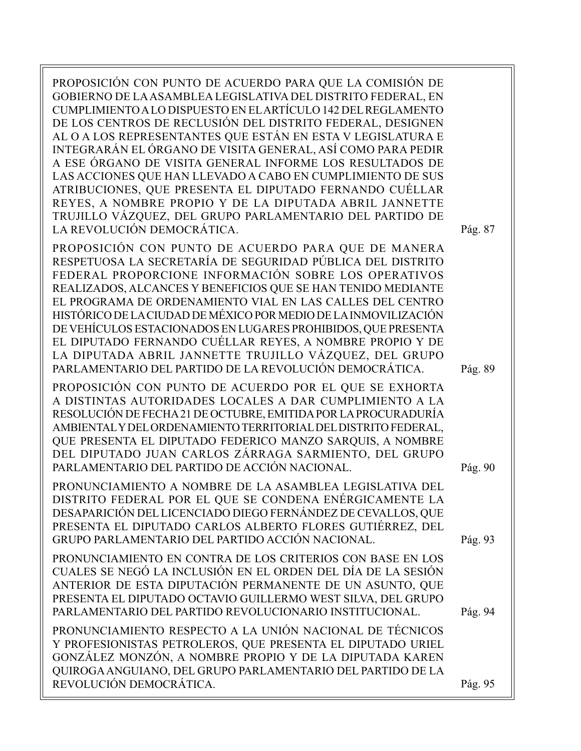| | |
|---|---|
| PROPOSICIÓN CON PUNTO DE ACUERDO PARA QUE LA COMISIÓN DE GOBIERNO DE LA ASAMBLEA LEGISLATIVA DEL DISTRITO FEDERAL, EN CUMPLIMIENTO A LO DISPUESTO EN EL ARTÍCULO 142 DEL REGLAMENTO DE LOS CENTROS DE RECLUSIÓN DEL DISTRITO FEDERAL, DESIGNEN AL O A LOS REPRESENTANTES QUE ESTÁN EN ESTA V LEGISLATURA E INTEGRARÁN EL ÓRGANO DE VISITA GENERAL, ASÍ COMO PARA PEDIR A ESE ÓRGANO DE VISITA GENERAL INFORME LOS RESULTADOS DE LAS ACCIONES QUE HAN LLEVADO A CABO EN CUMPLIMIENTO DE SUS ATRIBUCIONES, QUE PRESENTA EL DIPUTADO FERNANDO CUÉLLAR REYES, A NOMBRE PROPIO Y DE LA DIPUTADA ABRIL JANNETTE TRUJILLO VÁZQUEZ, DEL GRUPO PARLAMENTARIO DEL PARTIDO DE LA REVOLUCIÓN DEMOCRÁTICA. | Pág. 87 |
| PROPOSICIÓN CON PUNTO DE ACUERDO PARA QUE DE MANERA RESPETUOSA LA SECRETARÍA DE SEGURIDAD PÚBLICA DEL DISTRITO FEDERAL PROPORCIONE INFORMACIÓN SOBRE LOS OPERATIVOS REALIZADOS, ALCANCES Y BENEFICIOS QUE SE HAN TENIDO MEDIANTE EL PROGRAMA DE ORDENAMIENTO VIAL EN LAS CALLES DEL CENTRO HISTÓRICO DE LA CIUDAD DE MÉXICO POR MEDIO DE LA INMOVILIZACIÓN DE VEHÍCULOS ESTACIONADOS EN LUGARES PROHIBIDOS, QUE PRESENTA EL DIPUTADO FERNANDO CUÉLLAR REYES, A NOMBRE PROPIO Y DE LA DIPUTADA ABRIL JANNETTE TRUJILLO VÁZQUEZ, DEL GRUPO PARLAMENTARIO DEL PARTIDO DE LA REVOLUCIÓN DEMOCRÁTICA. | Pág. 89 |
| PROPOSICIÓN CON PUNTO DE ACUERDO POR EL QUE SE EXHORTA A DISTINTAS AUTORIDADES LOCALES A DAR CUMPLIMIENTO A LA RESOLUCIÓN DE FECHA 21 DE OCTUBRE, EMITIDA POR LA PROCURADURÍA AMBIENTAL Y DEL ORDENAMIENTO TERRITORIAL DEL DISTRITO FEDERAL, QUE PRESENTA EL DIPUTADO FEDERICO MANZO SARQUIS, A NOMBRE DEL DIPUTADO JUAN CARLOS ZÁRRAGA SARMIENTO, DEL GRUPO PARLAMENTARIO DEL PARTIDO DE ACCIÓN NACIONAL. | Pág. 90 |
| PRONUNCIAMIENTO A NOMBRE DE LA ASAMBLEA LEGISLATIVA DEL DISTRITO FEDERAL POR EL QUE SE CONDENA ENÉRGICAMENTE LA DESAPARICIÓN DEL LICENCIADO DIEGO FERNÁNDEZ DE CEVALLOS, QUE PRESENTA EL DIPUTADO CARLOS ALBERTO FLORES GUTIÉRREZ, DEL GRUPO PARLAMENTARIO DEL PARTIDO ACCIÓN NACIONAL. | Pág. 93 |
| PRONUNCIAMIENTO EN CONTRA DE LOS CRITERIOS CON BASE EN LOS CUALES SE NEGÓ LA INCLUSIÓN EN EL ORDEN DEL DÍA DE LA SESIÓN ANTERIOR DE ESTA DIPUTACIÓN PERMANENTE DE UN ASUNTO, QUE PRESENTA EL DIPUTADO OCTAVIO GUILLERMO WEST SILVA, DEL GRUPO PARLAMENTARIO DEL PARTIDO REVOLUCIONARIO INSTITUCIONAL. | Pág. 94 |
| PRONUNCIAMIENTO RESPECTO A LA UNIÓN NACIONAL DE TÉCNICOS Y PROFESIONISTAS PETROLEROS, QUE PRESENTA EL DIPUTADO URIEL GONZÁLEZ MONZÓN, A NOMBRE PROPIO Y DE LA DIPUTADA KAREN QUIROGA ANGUIANO, DEL GRUPO PARLAMENTARIO DEL PARTIDO DE LA REVOLUCIÓN DEMOCRÁTICA. | Pág. 95 |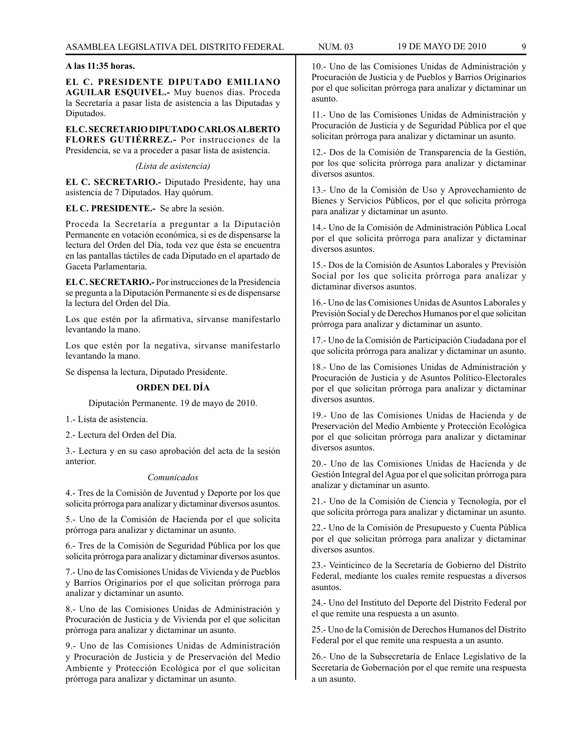**A las 11:35 horas.**

**EL C. PRESIDENTE DIPUTADO EMILIANO AGUILAR ESQUIVEL.-** Muy buenos días. Proceda la Secretaría a pasar lista de asistencia a las Diputadas y Diputados.

**EL C. SECRETARIO DIPUTADO CARLOS ALBERTO FLORES GUTIÉRREZ.-** Por instrucciones de la Presidencia, se va a proceder a pasar lista de asistencia.

*(Lista de asistencia)*

**EL C. SECRETARIO.-** Diputado Presidente, hay una asistencia de 7 Diputados. Hay quórum.

**EL C. PRESIDENTE.-** Se abre la sesión.

Proceda la Secretaría a preguntar a la Diputación Permanente en votación económica, si es de dispensarse la lectura del Orden del Día, toda vez que ésta se encuentra en las pantallas táctiles de cada Diputado en el apartado de Gaceta Parlamentaria.

**EL C. SECRETARIO.-** Por instrucciones de la Presidencia se pregunta a la Diputación Permanente si es de dispensarse la lectura del Orden del Día.

Los que estén por la afirmativa, sírvanse manifestarlo levantando la mano.

Los que estén por la negativa, sírvanse manifestarlo levantando la mano.

Se dispensa la lectura, Diputado Presidente.

**ORDEN DEL DÍA**

Diputación Permanente. 19 de mayo de 2010.

1.- Lista de asistencia.

2.- Lectura del Orden del Día.

3.- Lectura y en su caso aprobación del acta de la sesión anterior.

*Comunicados*

4.- Tres de la Comisión de Juventud y Deporte por los que solicita prórroga para analizar y dictaminar diversos asuntos.

5.- Uno de la Comisión de Hacienda por el que solicita prórroga para analizar y dictaminar un asunto.

6.- Tres de la Comisión de Seguridad Pública por los que solicita prórroga para analizar y dictaminar diversos asuntos.

7.- Uno de las Comisiones Unidas de Vivienda y de Pueblos y Barrios Originarios por el que solicitan prórroga para analizar y dictaminar un asunto.

8.- Uno de las Comisiones Unidas de Administración y Procuración de Justicia y de Vivienda por el que solicitan prórroga para analizar y dictaminar un asunto.

9.- Uno de las Comisiones Unidas de Administración y Procuración de Justicia y de Preservación del Medio Ambiente y Protección Ecológica por el que solicitan prórroga para analizar y dictaminar un asunto.

10.- Uno de las Comisiones Unidas de Administración y Procuración de Justicia y de Pueblos y Barrios Originarios por el que solicitan prórroga para analizar y dictaminar un asunto.

11.- Uno de las Comisiones Unidas de Administración y Procuración de Justicia y de Seguridad Pública por el que solicitan prórroga para analizar y dictaminar un asunto.

12.- Dos de la Comisión de Transparencia de la Gestión, por los que solicita prórroga para analizar y dictaminar diversos asuntos.

13.- Uno de la Comisión de Uso y Aprovechamiento de Bienes y Servicios Públicos, por el que solicita prórroga para analizar y dictaminar un asunto.

14.- Uno de la Comisión de Administración Pública Local por el que solicita prórroga para analizar y dictaminar diversos asuntos.

15.- Dos de la Comisión de Asuntos Laborales y Previsión Social por los que solicita prórroga para analizar y dictaminar diversos asuntos.

16.- Uno de las Comisiones Unidas de Asuntos Laborales y Previsión Social y de Derechos Humanos por el que solicitan prórroga para analizar y dictaminar un asunto.

17.- Uno de la Comisión de Participación Ciudadana por el que solicita prórroga para analizar y dictaminar un asunto.

18.- Uno de las Comisiones Unidas de Administración y Procuración de Justicia y de Asuntos Político-Electorales por el que solicitan prórroga para analizar y dictaminar diversos asuntos.

19.- Uno de las Comisiones Unidas de Hacienda y de Preservación del Medio Ambiente y Protección Ecológica por el que solicitan prórroga para analizar y dictaminar diversos asuntos.

20.- Uno de las Comisiones Unidas de Hacienda y de Gestión Integral del Agua por el que solicitan prórroga para analizar y dictaminar un asunto.

21.- Uno de la Comisión de Ciencia y Tecnología, por el que solicita prórroga para analizar y dictaminar un asunto.

22.- Uno de la Comisión de Presupuesto y Cuenta Pública por el que solicitan prórroga para analizar y dictaminar diversos asuntos.

23.- Veinticinco de la Secretaría de Gobierno del Distrito Federal, mediante los cuales remite respuestas a diversos asuntos.

24.- Uno del Instituto del Deporte del Distrito Federal por el que remite una respuesta a un asunto.

25.- Uno de la Comisión de Derechos Humanos del Distrito Federal por el que remite una respuesta a un asunto.

26.- Uno de la Subsecretaría de Enlace Legislativo de la Secretaría de Gobernación por el que remite una respuesta a un asunto.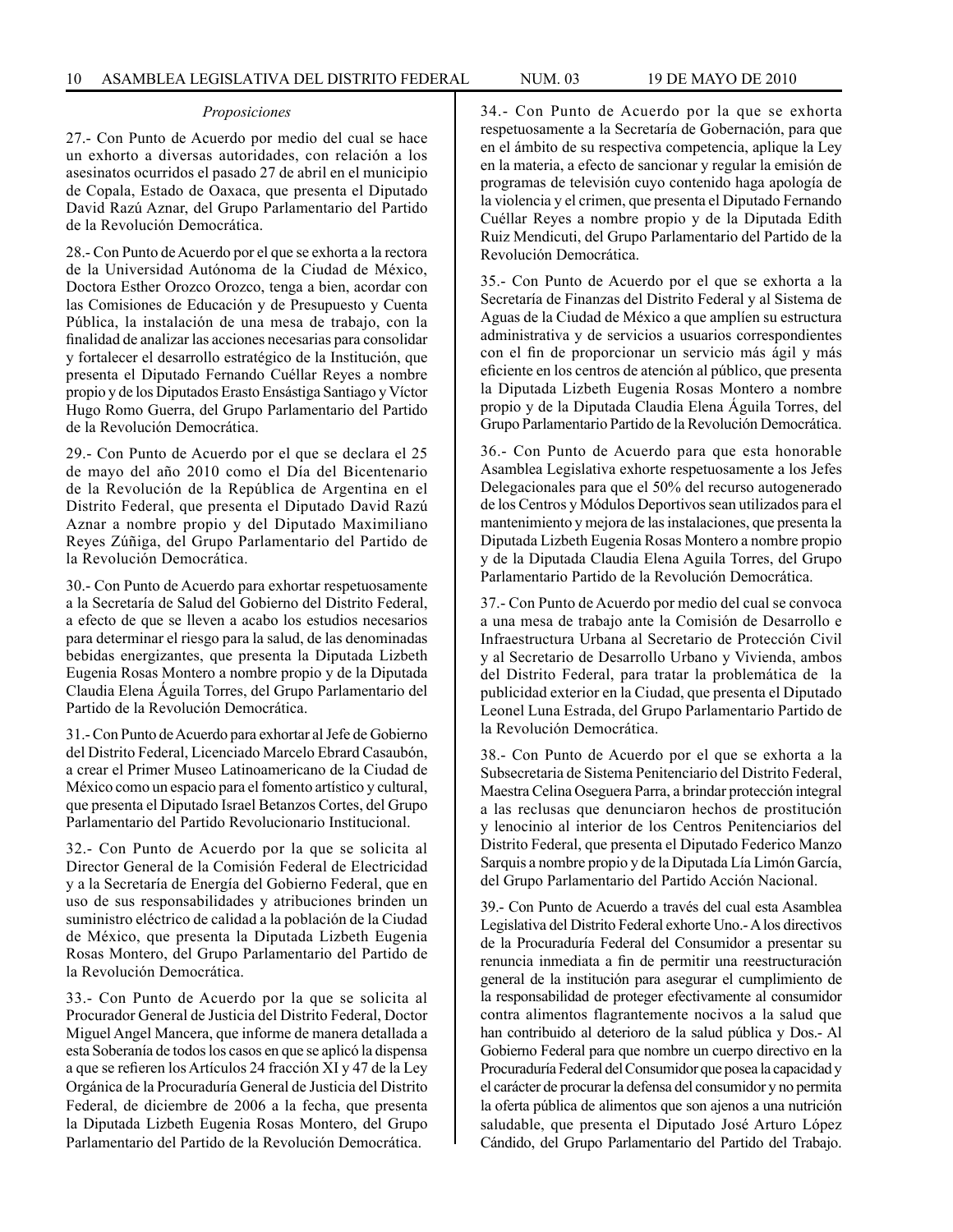*Proposiciones*

27.- Con Punto de Acuerdo por medio del cual se hace un exhorto a diversas autoridades, con relación a los asesinatos ocurridos el pasado 27 de abril en el municipio de Copala, Estado de Oaxaca, que presenta el Diputado David Razú Aznar, del Grupo Parlamentario del Partido de la Revolución Democrática.

28.- Con Punto de Acuerdo por el que se exhorta a la rectora de la Universidad Autónoma de la Ciudad de México, Doctora Esther Orozco Orozco, tenga a bien, acordar con las Comisiones de Educación y de Presupuesto y Cuenta Pública, la instalación de una mesa de trabajo, con la finalidad de analizar las acciones necesarias para consolidar y fortalecer el desarrollo estratégico de la Institución, que presenta el Diputado Fernando Cuéllar Reyes a nombre propio y de los Diputados Erasto Ensástiga Santiago y Víctor Hugo Romo Guerra, del Grupo Parlamentario del Partido de la Revolución Democrática.

29.- Con Punto de Acuerdo por el que se declara el 25 de mayo del año 2010 como el Día del Bicentenario de la Revolución de la República de Argentina en el Distrito Federal, que presenta el Diputado David Razú Aznar a nombre propio y del Diputado Maximiliano Reyes Zúñiga, del Grupo Parlamentario del Partido de la Revolución Democrática.

30.- Con Punto de Acuerdo para exhortar respetuosamente a la Secretaría de Salud del Gobierno del Distrito Federal, a efecto de que se lleven a acabo los estudios necesarios para determinar el riesgo para la salud, de las denominadas bebidas energizantes, que presenta la Diputada Lizbeth Eugenia Rosas Montero a nombre propio y de la Diputada Claudia Elena Águila Torres, del Grupo Parlamentario del Partido de la Revolución Democrática.

31.- Con Punto de Acuerdo para exhortar al Jefe de Gobierno del Distrito Federal, Licenciado Marcelo Ebrard Casaubón, a crear el Primer Museo Latinoamericano de la Ciudad de México como un espacio para el fomento artístico y cultural, que presenta el Diputado Israel Betanzos Cortes, del Grupo Parlamentario del Partido Revolucionario Institucional.

32.- Con Punto de Acuerdo por la que se solicita al Director General de la Comisión Federal de Electricidad y a la Secretaría de Energía del Gobierno Federal, que en uso de sus responsabilidades y atribuciones brinden un suministro eléctrico de calidad a la población de la Ciudad de México, que presenta la Diputada Lizbeth Eugenia Rosas Montero, del Grupo Parlamentario del Partido de la Revolución Democrática.

33.- Con Punto de Acuerdo por la que se solicita al Procurador General de Justicia del Distrito Federal, Doctor Miguel Angel Mancera, que informe de manera detallada a esta Soberanía de todos los casos en que se aplicó la dispensa a que se refieren los Artículos 24 fracción XI y 47 de la Ley Orgánica de la Procuraduría General de Justicia del Distrito Federal, de diciembre de 2006 a la fecha, que presenta la Diputada Lizbeth Eugenia Rosas Montero, del Grupo Parlamentario del Partido de la Revolución Democrática.

34.- Con Punto de Acuerdo por la que se exhorta respetuosamente a la Secretaría de Gobernación, para que en el ámbito de su respectiva competencia, aplique la Ley en la materia, a efecto de sancionar y regular la emisión de programas de televisión cuyo contenido haga apología de la violencia y el crimen, que presenta el Diputado Fernando Cuéllar Reyes a nombre propio y de la Diputada Edith Ruiz Mendicuti, del Grupo Parlamentario del Partido de la Revolución Democrática.

35.- Con Punto de Acuerdo por el que se exhorta a la Secretaría de Finanzas del Distrito Federal y al Sistema de Aguas de la Ciudad de México a que amplíen su estructura administrativa y de servicios a usuarios correspondientes con el fin de proporcionar un servicio más ágil y más eficiente en los centros de atención al público, que presenta la Diputada Lizbeth Eugenia Rosas Montero a nombre propio y de la Diputada Claudia Elena Águila Torres, del Grupo Parlamentario Partido de la Revolución Democrática.

36.- Con Punto de Acuerdo para que esta honorable Asamblea Legislativa exhorte respetuosamente a los Jefes Delegacionales para que el 50% del recurso autogenerado de los Centros y Módulos Deportivos sean utilizados para el mantenimiento y mejora de las instalaciones, que presenta la Diputada Lizbeth Eugenia Rosas Montero a nombre propio y de la Diputada Claudia Elena Aguila Torres, del Grupo Parlamentario Partido de la Revolución Democrática.

37.- Con Punto de Acuerdo por medio del cual se convoca a una mesa de trabajo ante la Comisión de Desarrollo e Infraestructura Urbana al Secretario de Protección Civil y al Secretario de Desarrollo Urbano y Vivienda, ambos del Distrito Federal, para tratar la problemática de la publicidad exterior en la Ciudad, que presenta el Diputado Leonel Luna Estrada, del Grupo Parlamentario Partido de la Revolución Democrática.

38.- Con Punto de Acuerdo por el que se exhorta a la Subsecretaria de Sistema Penitenciario del Distrito Federal, Maestra Celina Oseguera Parra, a brindar protección integral a las reclusas que denunciaron hechos de prostitución y lenocinio al interior de los Centros Penitenciarios del Distrito Federal, que presenta el Diputado Federico Manzo Sarquis a nombre propio y de la Diputada Lía Limón García, del Grupo Parlamentario del Partido Acción Nacional.

39.- Con Punto de Acuerdo a través del cual esta Asamblea Legislativa del Distrito Federal exhorte Uno.- A los directivos de la Procuraduría Federal del Consumidor a presentar su renuncia inmediata a fin de permitir una reestructuración general de la institución para asegurar el cumplimiento de la responsabilidad de proteger efectivamente al consumidor contra alimentos flagrantemente nocivos a la salud que han contribuido al deterioro de la salud pública y Dos.- Al Gobierno Federal para que nombre un cuerpo directivo en la Procuraduría Federal del Consumidor que posea la capacidad y el carácter de procurar la defensa del consumidor y no permita la oferta pública de alimentos que son ajenos a una nutrición saludable, que presenta el Diputado José Arturo López Cándido, del Grupo Parlamentario del Partido del Trabajo.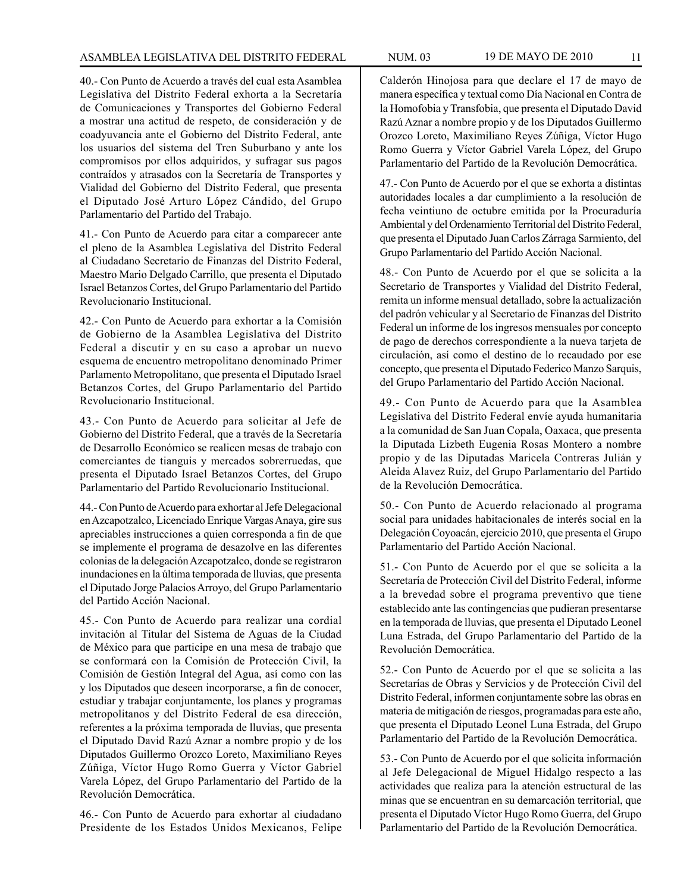40.- Con Punto de Acuerdo a través del cual esta Asamblea Legislativa del Distrito Federal exhorta a la Secretaría de Comunicaciones y Transportes del Gobierno Federal a mostrar una actitud de respeto, de consideración y de coadyuvancia ante el Gobierno del Distrito Federal, ante los usuarios del sistema del Tren Suburbano y ante los compromisos por ellos adquiridos, y sufragar sus pagos contraídos y atrasados con la Secretaría de Transportes y Vialidad del Gobierno del Distrito Federal, que presenta el Diputado José Arturo López Cándido, del Grupo Parlamentario del Partido del Trabajo.

41.- Con Punto de Acuerdo para citar a comparecer ante el pleno de la Asamblea Legislativa del Distrito Federal al Ciudadano Secretario de Finanzas del Distrito Federal, Maestro Mario Delgado Carrillo, que presenta el Diputado Israel Betanzos Cortes, del Grupo Parlamentario del Partido Revolucionario Institucional.

42.- Con Punto de Acuerdo para exhortar a la Comisión de Gobierno de la Asamblea Legislativa del Distrito Federal a discutir y en su caso a aprobar un nuevo esquema de encuentro metropolitano denominado Primer Parlamento Metropolitano, que presenta el Diputado Israel Betanzos Cortes, del Grupo Parlamentario del Partido Revolucionario Institucional.

43.- Con Punto de Acuerdo para solicitar al Jefe de Gobierno del Distrito Federal, que a través de la Secretaría de Desarrollo Económico se realicen mesas de trabajo con comerciantes de tianguis y mercados sobrerruedas, que presenta el Diputado Israel Betanzos Cortes, del Grupo Parlamentario del Partido Revolucionario Institucional.

44.- Con Punto de Acuerdo para exhortar al Jefe Delegacional en Azcapotzalco, Licenciado Enrique Vargas Anaya, gire sus apreciables instrucciones a quien corresponda a fin de que se implemente el programa de desazolve en las diferentes colonias de la delegación Azcapotzalco, donde se registraron inundaciones en la última temporada de lluvias, que presenta el Diputado Jorge Palacios Arroyo, del Grupo Parlamentario del Partido Acción Nacional.

45.- Con Punto de Acuerdo para realizar una cordial invitación al Titular del Sistema de Aguas de la Ciudad de México para que participe en una mesa de trabajo que se conformará con la Comisión de Protección Civil, la Comisión de Gestión Integral del Agua, así como con las y los Diputados que deseen incorporarse, a fin de conocer, estudiar y trabajar conjuntamente, los planes y programas metropolitanos y del Distrito Federal de esa dirección, referentes a la próxima temporada de lluvias, que presenta el Diputado David Razú Aznar a nombre propio y de los Diputados Guillermo Orozco Loreto, Maximiliano Reyes Zúñiga, Víctor Hugo Romo Guerra y Víctor Gabriel Varela López, del Grupo Parlamentario del Partido de la Revolución Democrática.

46.- Con Punto de Acuerdo para exhortar al ciudadano Presidente de los Estados Unidos Mexicanos, Felipe Calderón Hinojosa para que declare el 17 de mayo de manera específica y textual como Día Nacional en Contra de la Homofobia y Transfobia, que presenta el Diputado David Razú Aznar a nombre propio y de los Diputados Guillermo Orozco Loreto, Maximiliano Reyes Zúñiga, Víctor Hugo Romo Guerra y Víctor Gabriel Varela López, del Grupo Parlamentario del Partido de la Revolución Democrática.

47.- Con Punto de Acuerdo por el que se exhorta a distintas autoridades locales a dar cumplimiento a la resolución de fecha veintiuno de octubre emitida por la Procuraduría Ambiental y del Ordenamiento Territorial del Distrito Federal, que presenta el Diputado Juan Carlos Zárraga Sarmiento, del Grupo Parlamentario del Partido Acción Nacional.

48.- Con Punto de Acuerdo por el que se solicita a la Secretario de Transportes y Vialidad del Distrito Federal, remita un informe mensual detallado, sobre la actualización del padrón vehicular y al Secretario de Finanzas del Distrito Federal un informe de los ingresos mensuales por concepto de pago de derechos correspondiente a la nueva tarjeta de circulación, así como el destino de lo recaudado por ese concepto, que presenta el Diputado Federico Manzo Sarquis, del Grupo Parlamentario del Partido Acción Nacional.

49.- Con Punto de Acuerdo para que la Asamblea Legislativa del Distrito Federal envíe ayuda humanitaria a la comunidad de San Juan Copala, Oaxaca, que presenta la Diputada Lizbeth Eugenia Rosas Montero a nombre propio y de las Diputadas Maricela Contreras Julián y Aleida Alavez Ruiz, del Grupo Parlamentario del Partido de la Revolución Democrática.

50.- Con Punto de Acuerdo relacionado al programa social para unidades habitacionales de interés social en la Delegación Coyoacán, ejercicio 2010, que presenta el Grupo Parlamentario del Partido Acción Nacional.

51.- Con Punto de Acuerdo por el que se solicita a la Secretaría de Protección Civil del Distrito Federal, informe a la brevedad sobre el programa preventivo que tiene establecido ante las contingencias que pudieran presentarse en la temporada de lluvias, que presenta el Diputado Leonel Luna Estrada, del Grupo Parlamentario del Partido de la Revolución Democrática.

52.- Con Punto de Acuerdo por el que se solicita a las Secretarías de Obras y Servicios y de Protección Civil del Distrito Federal, informen conjuntamente sobre las obras en materia de mitigación de riesgos, programadas para este año, que presenta el Diputado Leonel Luna Estrada, del Grupo Parlamentario del Partido de la Revolución Democrática.

53.- Con Punto de Acuerdo por el que solicita información al Jefe Delegacional de Miguel Hidalgo respecto a las actividades que realiza para la atención estructural de las minas que se encuentran en su demarcación territorial, que presenta el Diputado Víctor Hugo Romo Guerra, del Grupo Parlamentario del Partido de la Revolución Democrática.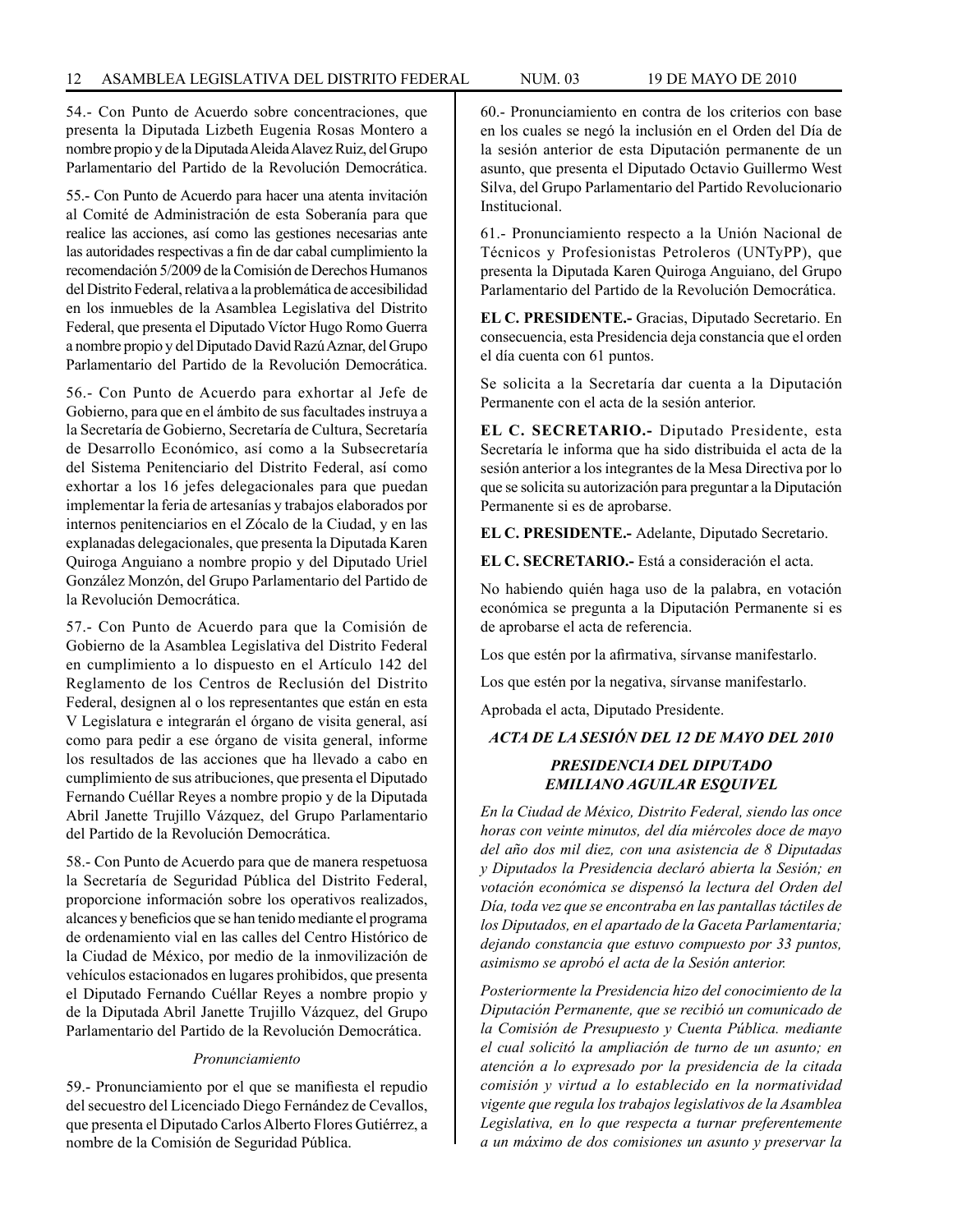54.- Con Punto de Acuerdo sobre concentraciones, que presenta la Diputada Lizbeth Eugenia Rosas Montero a nombre propio y de la Diputada Aleida Alavez Ruiz, del Grupo Parlamentario del Partido de la Revolución Democrática.

55.- Con Punto de Acuerdo para hacer una atenta invitación al Comité de Administración de esta Soberanía para que realice las acciones, así como las gestiones necesarias ante las autoridades respectivas a fin de dar cabal cumplimiento la recomendación 5/2009 de la Comisión de Derechos Humanos del Distrito Federal, relativa a la problemática de accesibilidad en los inmuebles de la Asamblea Legislativa del Distrito Federal, que presenta el Diputado Víctor Hugo Romo Guerra a nombre propio y del Diputado David Razú Aznar, del Grupo Parlamentario del Partido de la Revolución Democrática.

56.- Con Punto de Acuerdo para exhortar al Jefe de Gobierno, para que en el ámbito de sus facultades instruya a la Secretaría de Gobierno, Secretaría de Cultura, Secretaría de Desarrollo Económico, así como a la Subsecretaría del Sistema Penitenciario del Distrito Federal, así como exhortar a los 16 jefes delegacionales para que puedan implementar la feria de artesanías y trabajos elaborados por internos penitenciarios en el Zócalo de la Ciudad, y en las explanadas delegacionales, que presenta la Diputada Karen Quiroga Anguiano a nombre propio y del Diputado Uriel González Monzón, del Grupo Parlamentario del Partido de la Revolución Democrática.

57.- Con Punto de Acuerdo para que la Comisión de Gobierno de la Asamblea Legislativa del Distrito Federal en cumplimiento a lo dispuesto en el Artículo 142 del Reglamento de los Centros de Reclusión del Distrito Federal, designen al o los representantes que están en esta V Legislatura e integrarán el órgano de visita general, así como para pedir a ese órgano de visita general, informe los resultados de las acciones que ha llevado a cabo en cumplimiento de sus atribuciones, que presenta el Diputado Fernando Cuéllar Reyes a nombre propio y de la Diputada Abril Janette Trujillo Vázquez, del Grupo Parlamentario del Partido de la Revolución Democrática.

58.- Con Punto de Acuerdo para que de manera respetuosa la Secretaría de Seguridad Pública del Distrito Federal, proporcione información sobre los operativos realizados, alcances y beneficios que se han tenido mediante el programa de ordenamiento vial en las calles del Centro Histórico de la Ciudad de México, por medio de la inmovilización de vehículos estacionados en lugares prohibidos, que presenta el Diputado Fernando Cuéllar Reyes a nombre propio y de la Diputada Abril Janette Trujillo Vázquez, del Grupo Parlamentario del Partido de la Revolución Democrática.

*Pronunciamiento*

59.- Pronunciamiento por el que se manifiesta el repudio del secuestro del Licenciado Diego Fernández de Cevallos, que presenta el Diputado Carlos Alberto Flores Gutiérrez, a nombre de la Comisión de Seguridad Pública.

60.- Pronunciamiento en contra de los criterios con base en los cuales se negó la inclusión en el Orden del Día de la sesión anterior de esta Diputación permanente de un asunto, que presenta el Diputado Octavio Guillermo West Silva, del Grupo Parlamentario del Partido Revolucionario Institucional.

61.- Pronunciamiento respecto a la Unión Nacional de Técnicos y Profesionistas Petroleros (UNTyPP), que presenta la Diputada Karen Quiroga Anguiano, del Grupo Parlamentario del Partido de la Revolución Democrática.

**EL C. PRESIDENTE.-** Gracias, Diputado Secretario. En consecuencia, esta Presidencia deja constancia que el orden el día cuenta con 61 puntos.

Se solicita a la Secretaría dar cuenta a la Diputación Permanente con el acta de la sesión anterior.

**EL C. SECRETARIO.-** Diputado Presidente, esta Secretaría le informa que ha sido distribuida el acta de la sesión anterior a los integrantes de la Mesa Directiva por lo que se solicita su autorización para preguntar a la Diputación Permanente si es de aprobarse.

**EL C. PRESIDENTE.-** Adelante, Diputado Secretario.

**EL C. SECRETARIO.-** Está a consideración el acta.

No habiendo quién haga uso de la palabra, en votación económica se pregunta a la Diputación Permanente si es de aprobarse el acta de referencia.

Los que estén por la afirmativa, sírvanse manifestarlo.

Los que estén por la negativa, sírvanse manifestarlo.

Aprobada el acta, Diputado Presidente.

***ACTA DE LA SESIÓN DEL 12 DE MAYO DEL 2010***

***PRESIDENCIA DEL DIPUTADO EMILIANO AGUILAR ESQUIVEL***

*En la Ciudad de México, Distrito Federal, siendo las once horas con veinte minutos, del día miércoles doce de mayo del año dos mil diez, con una asistencia de 8 Diputadas y Diputados la Presidencia declaró abierta la Sesión; en votación económica se dispensó la lectura del Orden del Día, toda vez que se encontraba en las pantallas táctiles de los Diputados, en el apartado de la Gaceta Parlamentaria; dejando constancia que estuvo compuesto por 33 puntos, asimismo se aprobó el acta de la Sesión anterior.*

*Posteriormente la Presidencia hizo del conocimiento de la Diputación Permanente, que se recibió un comunicado de la Comisión de Presupuesto y Cuenta Pública. mediante el cual solicitó la ampliación de turno de un asunto; en atención a lo expresado por la presidencia de la citada comisión y virtud a lo establecido en la normatividad vigente que regula los trabajos legislativos de la Asamblea Legislativa, en lo que respecta a turnar preferentemente a un máximo de dos comisiones un asunto y preservar la*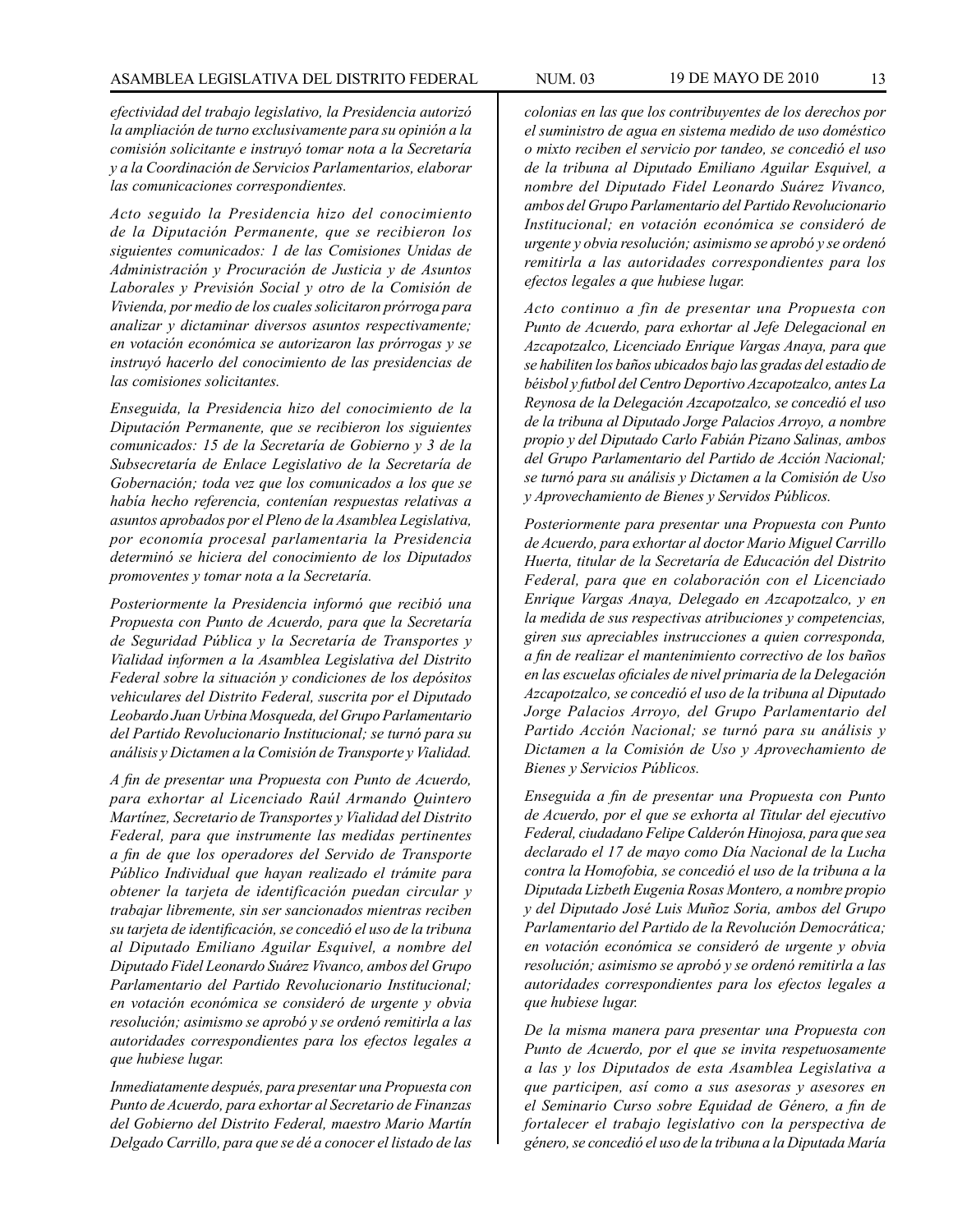*efectividad del trabajo legislativo, la Presidencia autorizó la ampliación de turno exclusivamente para su opinión a la comisión solicitante e instruyó tomar nota a la Secretaría y a la Coordinación de Servicios Parlamentarios, elaborar las comunicaciones correspondientes.*

*Acto seguido la Presidencia hizo del conocimiento de la Diputación Permanente, que se recibieron los siguientes comunicados: 1 de las Comisiones Unidas de Administración y Procuración de Justicia y de Asuntos Laborales y Previsión Social y otro de la Comisión de Vivienda, por medio de los cuales solicitaron prórroga para analizar y dictaminar diversos asuntos respectivamente; en votación económica se autorizaron las prórrogas y se instruyó hacerlo del conocimiento de las presidencias de las comisiones solicitantes.*

*Enseguida, la Presidencia hizo del conocimiento de la Diputación Permanente, que se recibieron los siguientes comunicados: 15 de la Secretaría de Gobierno y 3 de la Subsecretaría de Enlace Legislativo de la Secretaría de Gobernación; toda vez que los comunicados a los que se había hecho referencia, contenían respuestas relativas a asuntos aprobados por el Pleno de la Asamblea Legislativa, por economía procesal parlamentaria la Presidencia determinó se hiciera del conocimiento de los Diputados promoventes y tomar nota a la Secretaría.*

*Posteriormente la Presidencia informó que recibió una Propuesta con Punto de Acuerdo, para que la Secretaría de Seguridad Pública y la Secretaría de Transportes y Vialidad informen a la Asamblea Legislativa del Distrito Federal sobre la situación y condiciones de los depósitos vehiculares del Distrito Federal, suscrita por el Diputado Leobardo Juan Urbina Mosqueda, del Grupo Parlamentario del Partido Revolucionario Institucional; se turnó para su análisis y Dictamen a la Comisión de Transporte y Vialidad.*

*A fin de presentar una Propuesta con Punto de Acuerdo, para exhortar al Licenciado Raúl Armando Quintero Martínez, Secretario de Transportes y Vialidad del Distrito Federal, para que instrumente las medidas pertinentes a fin de que los operadores del Servido de Transporte Público Individual que hayan realizado el trámite para obtener la tarjeta de identificación puedan circular y trabajar libremente, sin ser sancionados mientras reciben su tarjeta de identificación, se concedió el uso de la tribuna al Diputado Emiliano Aguilar Esquivel, a nombre del Diputado Fidel Leonardo Suárez Vivanco, ambos del Grupo Parlamentario del Partido Revolucionario Institucional; en votación económica se consideró de urgente y obvia resolución; asimismo se aprobó y se ordenó remitirla a las autoridades correspondientes para los efectos legales a que hubiese lugar.*

*Inmediatamente después, para presentar una Propuesta con Punto de Acuerdo, para exhortar al Secretario de Finanzas del Gobierno del Distrito Federal, maestro Mario Martín Delgado Carrillo, para que se dé a conocer el listado de las colonias en las que los contribuyentes de los derechos por el suministro de agua en sistema medido de uso doméstico o mixto reciben el servicio por tandeo, se concedió el uso de la tribuna al Diputado Emiliano Aguilar Esquivel, a nombre del Diputado Fidel Leonardo Suárez Vivanco, ambos del Grupo Parlamentario del Partido Revolucionario Institucional; en votación económica se consideró de urgente y obvia resolución; asimismo se aprobó y se ordenó remitirla a las autoridades correspondientes para los efectos legales a que hubiese lugar.*

*Acto continuo a fin de presentar una Propuesta con Punto de Acuerdo, para exhortar al Jefe Delegacional en Azcapotzalco, Licenciado Enrique Vargas Anaya, para que se habiliten los baños ubicados bajo las gradas del estadio de béisbol y futbol del Centro Deportivo Azcapotzalco, antes La Reynosa de la Delegación Azcapotzalco, se concedió el uso de la tribuna al Diputado Jorge Palacios Arroyo, a nombre propio y del Diputado Carlo Fabián Pizano Salinas, ambos del Grupo Parlamentario del Partido de Acción Nacional; se turnó para su análisis y Dictamen a la Comisión de Uso y Aprovechamiento de Bienes y Servidos Públicos.*

*Posteriormente para presentar una Propuesta con Punto de Acuerdo, para exhortar al doctor Mario Miguel Carrillo Huerta, titular de la Secretaría de Educación del Distrito Federal, para que en colaboración con el Licenciado Enrique Vargas Anaya, Delegado en Azcapotzalco, y en la medida de sus respectivas atribuciones y competencias, giren sus apreciables instrucciones a quien corresponda, a fin de realizar el mantenimiento correctivo de los baños en las escuelas oficiales de nivel primaria de la Delegación Azcapotzalco, se concedió el uso de la tribuna al Diputado Jorge Palacios Arroyo, del Grupo Parlamentario del Partido Acción Nacional; se turnó para su análisis y Dictamen a la Comisión de Uso y Aprovechamiento de Bienes y Servicios Públicos.*

*Enseguida a fin de presentar una Propuesta con Punto de Acuerdo, por el que se exhorta al Titular del ejecutivo Federal, ciudadano Felipe Calderón Hinojosa, para que sea declarado el 17 de mayo como Día Nacional de la Lucha contra la Homofobia, se concedió el uso de la tribuna a la Diputada Lizbeth Eugenia Rosas Montero, a nombre propio y del Diputado José Luis Muñoz Soria, ambos del Grupo Parlamentario del Partido de la Revolución Democrática; en votación económica se consideró de urgente y obvia resolución; asimismo se aprobó y se ordenó remitirla a las autoridades correspondientes para los efectos legales a que hubiese lugar.*

*De la misma manera para presentar una Propuesta con Punto de Acuerdo, por el que se invita respetuosamente a las y los Diputados de esta Asamblea Legislativa a que participen, así como a sus asesoras y asesores en el Seminario Curso sobre Equidad de Género, a fin de fortalecer el trabajo legislativo con la perspectiva de género, se concedió el uso de la tribuna a la Diputada María*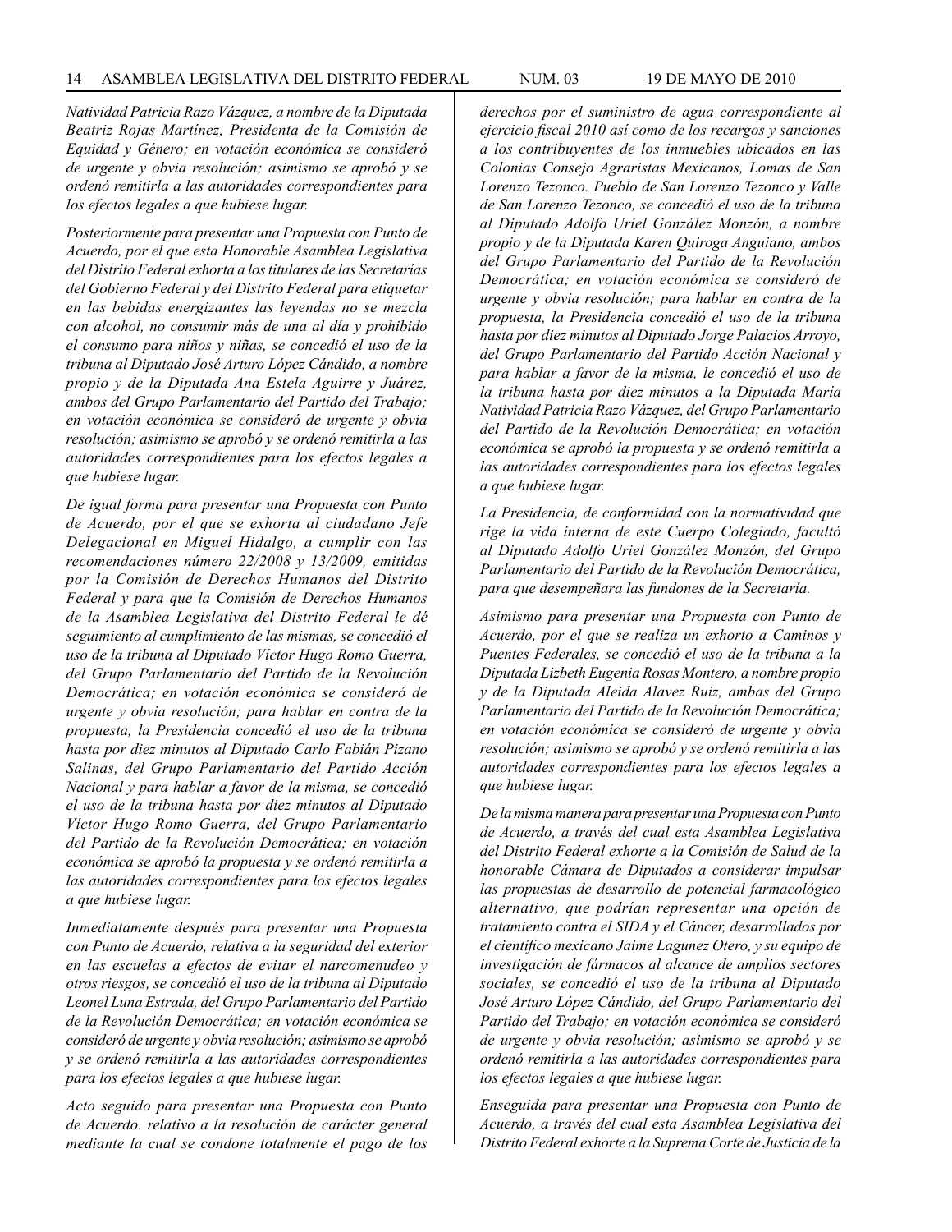*Natividad Patricia Razo Vázquez, a nombre de la Diputada Beatriz Rojas Martínez, Presidenta de la Comisión de Equidad y Género; en votación económica se consideró de urgente y obvia resolución; asimismo se aprobó y se ordenó remitirla a las autoridades correspondientes para los efectos legales a que hubiese lugar.*

*Posteriormente para presentar una Propuesta con Punto de Acuerdo, por el que esta Honorable Asamblea Legislativa del Distrito Federal exhorta a los titulares de las Secretarías del Gobierno Federal y del Distrito Federal para etiquetar en las bebidas energizantes las leyendas no se mezcla con alcohol, no consumir más de una al día y prohibido el consumo para niños y niñas, se concedió el uso de la tribuna al Diputado José Arturo López Cándido, a nombre propio y de la Diputada Ana Estela Aguirre y Juárez, ambos del Grupo Parlamentario del Partido del Trabajo; en votación económica se consideró de urgente y obvia resolución; asimismo se aprobó y se ordenó remitirla a las autoridades correspondientes para los efectos legales a que hubiese lugar.*

*De igual forma para presentar una Propuesta con Punto de Acuerdo, por el que se exhorta al ciudadano Jefe Delegacional en Miguel Hidalgo, a cumplir con las recomendaciones número 22/2008 y 13/2009, emitidas por la Comisión de Derechos Humanos del Distrito Federal y para que la Comisión de Derechos Humanos de la Asamblea Legislativa del Distrito Federal le dé seguimiento al cumplimiento de las mismas, se concedió el uso de la tribuna al Diputado Víctor Hugo Romo Guerra, del Grupo Parlamentario del Partido de la Revolución Democrática; en votación económica se consideró de urgente y obvia resolución; para hablar en contra de la propuesta, la Presidencia concedió el uso de la tribuna hasta por diez minutos al Diputado Carlo Fabián Pizano Salinas, del Grupo Parlamentario del Partido Acción Nacional y para hablar a favor de la misma, se concedió el uso de la tribuna hasta por diez minutos al Diputado Víctor Hugo Romo Guerra, del Grupo Parlamentario del Partido de la Revolución Democrática; en votación económica se aprobó la propuesta y se ordenó remitirla a las autoridades correspondientes para los efectos legales a que hubiese lugar.*

*Inmediatamente después para presentar una Propuesta con Punto de Acuerdo, relativa a la seguridad del exterior en las escuelas a efectos de evitar el narcomenudeo y otros riesgos, se concedió el uso de la tribuna al Diputado Leonel Luna Estrada, del Grupo Parlamentario del Partido de la Revolución Democrática; en votación económica se consideró de urgente y obvia resolución; asimismo se aprobó y se ordenó remitirla a las autoridades correspondientes para los efectos legales a que hubiese lugar.*

*Acto seguido para presentar una Propuesta con Punto de Acuerdo. relativo a la resolución de carácter general mediante la cual se condone totalmente el pago de los derechos por el suministro de agua correspondiente al ejercicio fiscal 2010 así como de los recargos y sanciones a los contribuyentes de los inmuebles ubicados en las Colonias Consejo Agraristas Mexicanos, Lomas de San Lorenzo Tezonco. Pueblo de San Lorenzo Tezonco y Valle de San Lorenzo Tezonco, se concedió el uso de la tribuna al Diputado Adolfo Uriel González Monzón, a nombre propio y de la Diputada Karen Quiroga Anguiano, ambos del Grupo Parlamentario del Partido de la Revolución Democrática; en votación económica se consideró de urgente y obvia resolución; para hablar en contra de la propuesta, la Presidencia concedió el uso de la tribuna hasta por diez minutos al Diputado Jorge Palacios Arroyo, del Grupo Parlamentario del Partido Acción Nacional y para hablar a favor de la misma, le concedió el uso de la tribuna hasta por diez minutos a la Diputada María Natividad Patricia Razo Vázquez, del Grupo Parlamentario del Partido de la Revolución Democrática; en votación económica se aprobó la propuesta y se ordenó remitirla a las autoridades correspondientes para los efectos legales a que hubiese lugar.*

*La Presidencia, de conformidad con la normatividad que rige la vida interna de este Cuerpo Colegiado, facultó al Diputado Adolfo Uriel González Monzón, del Grupo Parlamentario del Partido de la Revolución Democrática, para que desempeñara las fundones de la Secretaría.*

*Asimismo para presentar una Propuesta con Punto de Acuerdo, por el que se realiza un exhorto a Caminos y Puentes Federales, se concedió el uso de la tribuna a la Diputada Lizbeth Eugenia Rosas Montero, a nombre propio y de la Diputada Aleida Alavez Ruiz, ambas del Grupo Parlamentario del Partido de la Revolución Democrática; en votación económica se consideró de urgente y obvia resolución; asimismo se aprobó y se ordenó remitirla a las autoridades correspondientes para los efectos legales a que hubiese lugar.*

*De la misma manera para presentar una Propuesta con Punto de Acuerdo, a través del cual esta Asamblea Legislativa del Distrito Federal exhorte a la Comisión de Salud de la honorable Cámara de Diputados a considerar impulsar las propuestas de desarrollo de potencial farmacológico alternativo, que podrían representar una opción de tratamiento contra el SIDA y el Cáncer, desarrollados por el científico mexicano Jaime Lagunez Otero, y su equipo de investigación de fármacos al alcance de amplios sectores sociales, se concedió el uso de la tribuna al Diputado José Arturo López Cándido, del Grupo Parlamentario del Partido del Trabajo; en votación económica se consideró de urgente y obvia resolución; asimismo se aprobó y se ordenó remitirla a las autoridades correspondientes para los efectos legales a que hubiese lugar.*

*Enseguida para presentar una Propuesta con Punto de Acuerdo, a través del cual esta Asamblea Legislativa del Distrito Federal exhorte a la Suprema Corte de Justicia de la*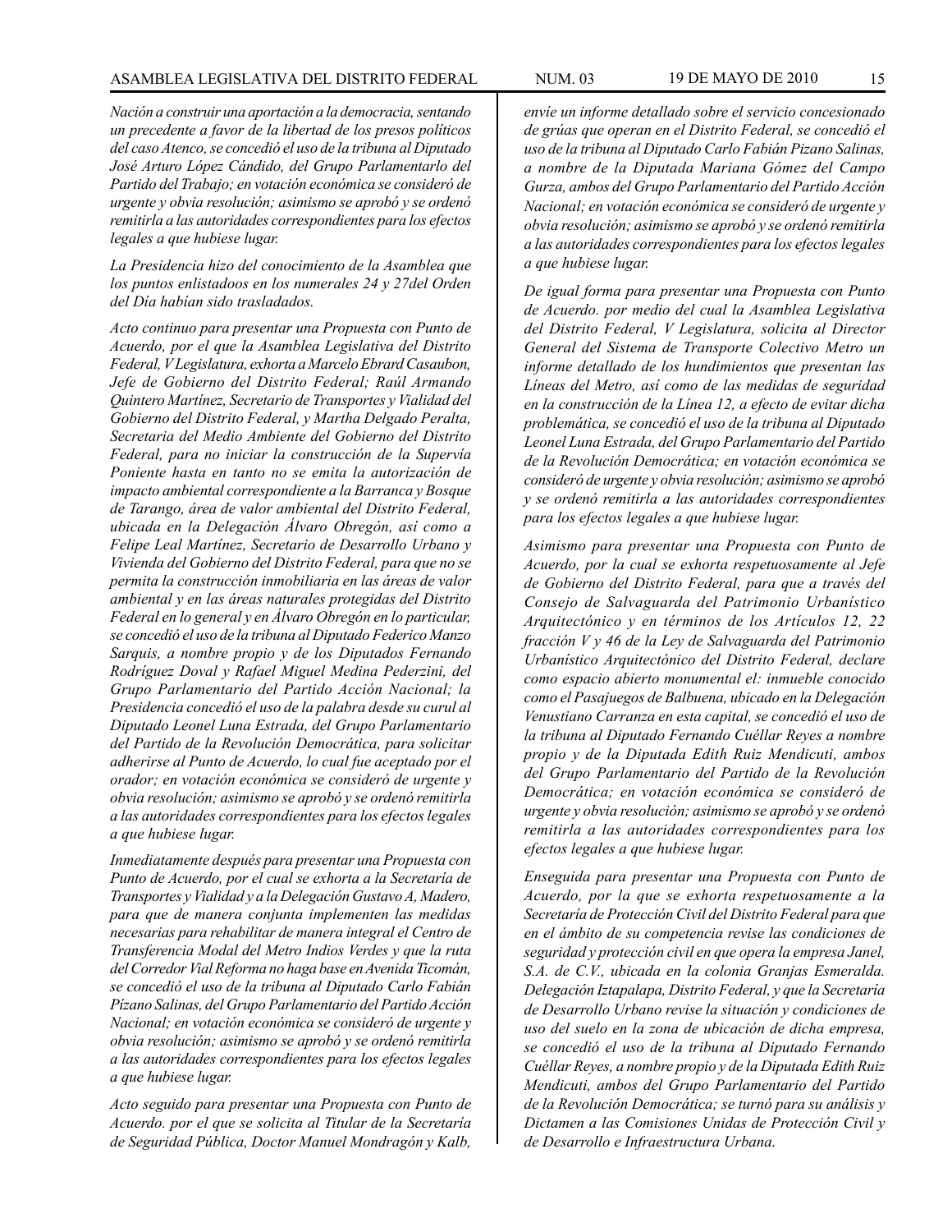*Nación a construir una aportación a la democracia, sentando un precedente a favor de la libertad de los presos políticos del caso Atenco, se concedió el uso de la tribuna al Diputado José Arturo López Cándido, del Grupo Parlamentarlo del Partido del Trabajo; en votación económica se consideró de urgente y obvia resolución; asimismo se aprobó y se ordenó remitirla a las autoridades correspondientes para los efectos legales a que hubiese lugar.*

*La Presidencia hizo del conocimiento de la Asamblea que los puntos enlistadoos en los numerales 24 y 27del Orden del Día habían sido trasladados.*

*Acto continuo para presentar una Propuesta con Punto de Acuerdo, por el que la Asamblea Legislativa del Distrito Federal, V Legislatura, exhorta a Marcelo Ebrard Casaubon, Jefe de Gobierno del Distrito Federal; Raúl Armando Quintero Martínez, Secretario de Transportes y Vialidad del Gobierno del Distrito Federal, y Martha Delgado Peralta, Secretaria del Medio Ambiente del Gobierno del Distrito Federal, para no iniciar la construcción de la Supervía Poniente hasta en tanto no se emita la autorización de impacto ambiental correspondiente a la Barranca y Bosque de Tarango, área de valor ambiental del Distrito Federal, ubicada en la Delegación Álvaro Obregón, así como a Felipe Leal Martínez, Secretario de Desarrollo Urbano y Vivienda del Gobierno del Distrito Federal, para que no se permita la construcción inmobiliaria en las áreas de valor ambiental y en las áreas naturales protegidas del Distrito Federal en lo general y en Álvaro Obregón en lo particular, se concedió el uso de la tribuna al Diputado Federico Manzo Sarquis, a nombre propio y de los Diputados Fernando Rodríguez Doval y Rafael Miguel Medina Pederzini, del Grupo Parlamentario del Partido Acción Nacional; la Presidencia concedió el uso de la palabra desde su curul al Diputado Leonel Luna Estrada, del Grupo Parlamentario del Partido de la Revolución Democrática, para solicitar adherirse al Punto de Acuerdo, lo cual fue aceptado por el orador; en votación económica se consideró de urgente y obvia resolución; asimismo se aprobó y se ordenó remitirla a las autoridades correspondientes para los efectos legales a que hubiese lugar.*

*Inmediatamente después para presentar una Propuesta con Punto de Acuerdo, por el cual se exhorta a la Secretaría de Transportes y Vialidad y a la Delegación Gustavo A, Madero, para que de manera conjunta implementen las medidas necesarias para rehabilitar de manera integral el Centro de Transferencia Modal del Metro Indios Verdes y que la ruta del Corredor Vial Reforma no haga base en Avenida Ticomán, se concedió el uso de la tribuna al Diputado Carlo Fabián Pizano Salinas, del Grupo Parlamentario del Partido Acción Nacional; en votación económica se consideró de urgente y obvia resolución; asimismo se aprobó y se ordenó remitirla a las autoridades correspondientes para los efectos legales a que hubiese lugar.*

*Acto seguido para presentar una Propuesta con Punto de Acuerdo. por el que se solicita al Titular de la Secretaría de Seguridad Pública, Doctor Manuel Mondragón y Kalb, envíe un informe detallado sobre el servicio concesionado de grúas que operan en el Distrito Federal, se concedió el uso de la tribuna al Diputado Carlo Fabián Pizano Salinas, a nombre de la Diputada Mariana Gómez del Campo Gurza, ambos del Grupo Parlamentario del Partido Acción Nacional; en votación económica se consideró de urgente y obvia resolución; asimismo se aprobó y se ordenó remitirla a las autoridades correspondientes para los efectos legales a que hubiese lugar.*

*De igual forma para presentar una Propuesta con Punto de Acuerdo. por medio del cual la Asamblea Legislativa del Distrito Federal, V Legislatura, solicita al Director General del Sistema de Transporte Colectivo Metro un informe detallado de los hundimientos que presentan las Líneas del Metro, así como de las medidas de seguridad en la construcción de la Línea 12, a efecto de evitar dicha problemática, se concedió el uso de la tribuna al Diputado Leonel Luna Estrada, del Grupo Parlamentario del Partido de la Revolución Democrática; en votación económica se consideró de urgente y obvia resolución; asimismo se aprobó y se ordenó remitirla a las autoridades correspondientes para los efectos legales a que hubiese lugar.*

*Asimismo para presentar una Propuesta con Punto de Acuerdo, por la cual se exhorta respetuosamente al Jefe de Gobierno del Distrito Federal, para que a través del Consejo de Salvaguarda del Patrimonio Urbanístico Arquitectónico y en términos de los Artículos 12, 22 fracción V y 46 de la Ley de Salvaguarda del Patrimonio Urbanístico Arquitectónico del Distrito Federal, declare como espacio abierto monumental el: inmueble conocido como el Pasajuegos de Balbuena, ubicado en la Delegación Venustiano Carranza en esta capital, se concedió el uso de la tribuna al Diputado Fernando Cuéllar Reyes a nombre propio y de la Diputada Edith Ruiz Mendicuti, ambos del Grupo Parlamentario del Partido de la Revolución Democrática; en votación económica se consideró de urgente y obvia resolución; asimismo se aprobó y se ordenó remitirla a las autoridades correspondientes para los efectos legales a que hubiese lugar.*

*Enseguida para presentar una Propuesta con Punto de Acuerdo, por la que se exhorta respetuosamente a la Secretaría de Protección Civil del Distrito Federal para que en el ámbito de su competencia revise las condiciones de seguridad y protección civil en que opera la empresa Janel, S.A. de C.V., ubicada en la colonia Granjas Esmeralda. Delegación Iztapalapa, Distrito Federal, y que la Secretaría de Desarrollo Urbano revise la situación y condiciones de uso del suelo en la zona de ubicación de dicha empresa, se concedió el uso de la tribuna al Diputado Fernando Cuéllar Reyes, a nombre propio y de la Diputada Edith Ruiz Mendicuti, ambos del Grupo Parlamentario del Partido de la Revolución Democrática; se turnó para su análisis y Dictamen a las Comisiones Unidas de Protección Civil y de Desarrollo e Infraestructura Urbana.*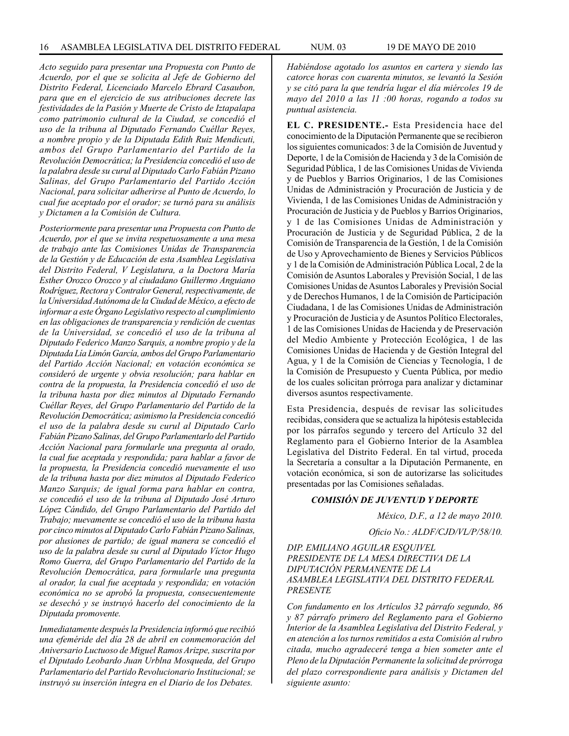*Acto seguido para presentar una Propuesta con Punto de Acuerdo, por el que se solicita al Jefe de Gobierno del Distrito Federal, Licenciado Marcelo Ebrard Casaubon, para que en el ejercicio de sus atribuciones decrete las festividades de la Pasión y Muerte de Cristo de Iztapalapa como patrimonio cultural de la Ciudad, se concedió el uso de la tribuna al Diputado Fernando Cuéllar Reyes, a nombre propio y de la Diputada Edith Ruiz Mendicuti, ambos del Grupo Parlamentario del Partido de la Revolución Democrática; la Presidencia concedió el uso de la palabra desde su curul al Diputado Carlo Fabián Pizano Salinas, del Grupo Parlamentario del Partido Acción Nacional, para solicitar adherirse al Punto de Acuerdo, lo cual fue aceptado por el orador; se turnó para su análisis y Dictamen a la Comisión de Cultura.*

*Posteriormente para presentar una Propuesta con Punto de Acuerdo, por el que se invita respetuosamente a una mesa de trabajo ante las Comisiones Unidas de Transparencia de la Gestión y de Educación de esta Asamblea Legislativa del Distrito Federal, V Legislatura, a la Doctora María Esther Orozco Orozco y al ciudadano Guillermo Anguiano Rodríguez, Rectora y Contralor General, respectivamente, de la Universidad Autónoma de la Ciudad de México, a efecto de informar a este Órgano Legislativo respecto al cumplimiento en las obligaciones de transparencia y rendición de cuentas de la Universidad, se concedió el uso de la tribuna al Diputado Federico Manzo Sarquis, a nombre propio y de la Diputada Lía Limón García, ambos del Grupo Parlamentario del Partido Acción Nacional; en votación económica se consideró de urgente y obvia resolución; para hablar en contra de la propuesta, la Presidencia concedió el uso de la tribuna hasta por diez minutos al Diputado Fernando Cuéllar Reyes, del Grupo Parlamentario del Partido de la Revolución Democrática; asimismo la Presidencia concedió el uso de la palabra desde su curul al Diputado Carlo Fabián Pizano Salinas, del Grupo Parlamentarlo del Partido Acción Nacional para formularle una pregunta al orado, la cual fue aceptada y respondida; para hablar a favor de la propuesta, la Presidencia concedió nuevamente el uso de la tribuna hasta por diez minutos al Diputado Federico Manzo Sarquis; de igual forma para hablar en contra, se concedió el uso de la tribuna al Diputado José Arturo López Cándido, del Grupo Parlamentario del Partido del Trabajo; nuevamente se concedió el uso de la tribuna hasta por cinco minutos al Diputado Carlo Fabián Pizano Salinas, por alusiones de partido; de igual manera se concedió el uso de la palabra desde su curul al Diputado Víctor Hugo Romo Guerra, del Grupo Parlamentario del Partido de la Revolución Democrática, para formularle una pregunta al orador, la cual fue aceptada y respondida; en votación económica no se aprobó la propuesta, consecuentemente se desechó y se instruyó hacerlo del conocimiento de la Diputada promovente.*

*Inmediatamente después la Presidencia informó que recibió una efeméride del día 28 de abril en conmemoración del Aniversario Luctuoso de Miguel Ramos Arizpe, suscrita por el Diputado Leobardo Juan Urblna Mosqueda, del Grupo Parlamentario del Partido Revolucionario Institucional; se instruyó su inserción íntegra en el Diario de los Debates.*

*Habiéndose agotado los asuntos en cartera y siendo las catorce horas con cuarenta minutos, se levantó la Sesión y se citó para la que tendría lugar el día miércoles 19 de mayo del 2010 a las 11 :00 horas, rogando a todos su puntual asistencia.*

**EL C. PRESIDENTE.-** Esta Presidencia hace del conocimiento de la Diputación Permanente que se recibieron los siguientes comunicados: 3 de la Comisión de Juventud y Deporte, 1 de la Comisión de Hacienda y 3 de la Comisión de Seguridad Pública, 1 de las Comisiones Unidas de Vivienda y de Pueblos y Barrios Originarios, 1 de las Comisiones Unidas de Administración y Procuración de Justicia y de Vivienda, 1 de las Comisiones Unidas de Administración y Procuración de Justicia y de Pueblos y Barrios Originarios, y 1 de las Comisiones Unidas de Administración y Procuración de Justicia y de Seguridad Pública, 2 de la Comisión de Transparencia de la Gestión, 1 de la Comisión de Uso y Aprovechamiento de Bienes y Servicios Públicos y 1 de la Comisión de Administración Pública Local, 2 de la Comisión de Asuntos Laborales y Previsión Social, 1 de las Comisiones Unidas de Asuntos Laborales y Previsión Social y de Derechos Humanos, 1 de la Comisión de Participación Ciudadana, 1 de las Comisiones Unidas de Administración y Procuración de Justicia y de Asuntos Político Electorales, 1 de las Comisiones Unidas de Hacienda y de Preservación del Medio Ambiente y Protección Ecológica, 1 de las Comisiones Unidas de Hacienda y de Gestión Integral del Agua, y 1 de la Comisión de Ciencias y Tecnología, 1 de la Comisión de Presupuesto y Cuenta Pública, por medio de los cuales solicitan prórroga para analizar y dictaminar diversos asuntos respectivamente.

Esta Presidencia, después de revisar las solicitudes recibidas, considera que se actualiza la hipótesis establecida por los párrafos segundo y tercero del Artículo 32 del Reglamento para el Gobierno Interior de la Asamblea Legislativa del Distrito Federal. En tal virtud, proceda la Secretaría a consultar a la Diputación Permanente, en votación económica, si son de autorizarse las solicitudes presentadas por las Comisiones señaladas.

***COMISIÓN DE JUVENTUD Y DEPORTE***

*México, D.F., a 12 de mayo 2010.*

*Oficio No.: ALDF/CJD/VL/P/58/10.*

*DIP. EMILIANO AGUILAR ESQUIVEL*
*PRESIDENTE DE LA MESA DIRECTIVA DE LA DIPUTACIÓN PERMANENTE DE LA ASAMBLEA LEGISLATIVA DEL DISTRITO FEDERAL*
*PRESENTE*

*Con fundamento en los Artículos 32 párrafo segundo, 86 y 87 párrafo primero del Reglamento para el Gobierno Interior de la Asamblea Legislativa del Distrito Federal, y en atención a los turnos remitidos a esta Comisión al rubro citada, mucho agradeceré tenga a bien someter ante el Pleno de la Diputación Permanente la solicitud de prórroga del plazo correspondiente para análisis y Dictamen del siguiente asunto:*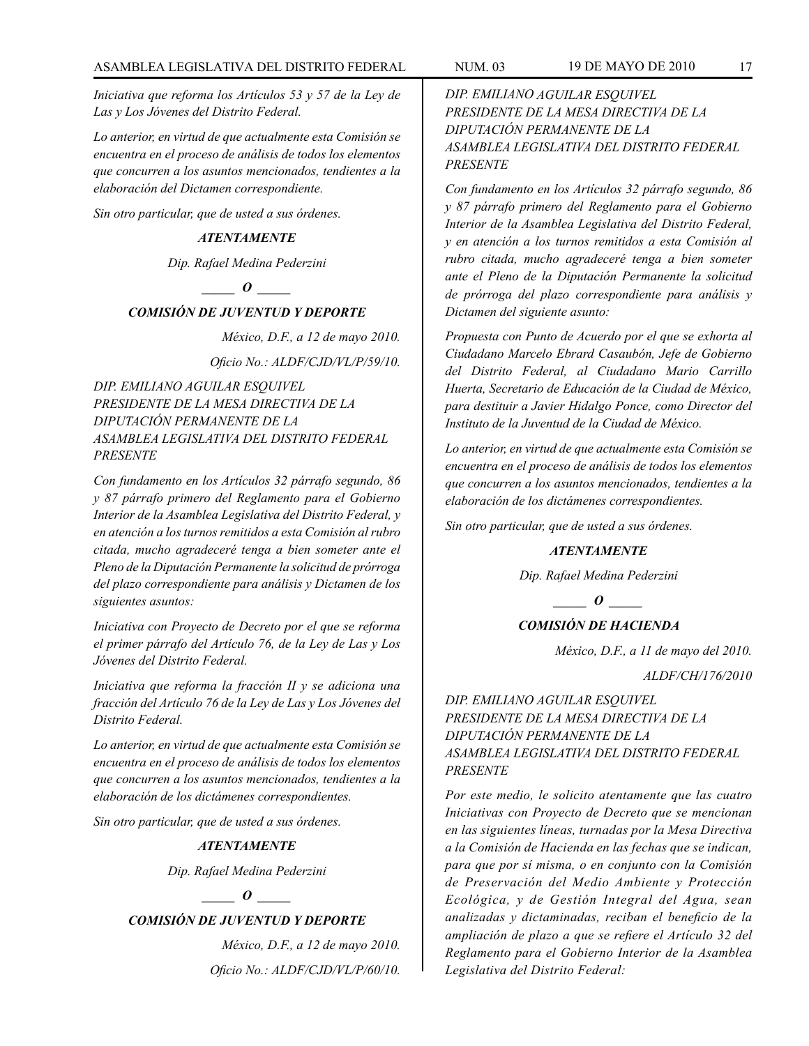*Iniciativa que reforma los Artículos 53 y 57 de la Ley de Las y Los Jóvenes del Distrito Federal.*

*Lo anterior, en virtud de que actualmente esta Comisión se encuentra en el proceso de análisis de todos los elementos que concurren a los asuntos mencionados, tendientes a la elaboración del Dictamen correspondiente.*

*Sin otro particular, que de usted a sus órdenes.*

***ATENTAMENTE***

*Dip. Rafael Medina Pederzini*

***\_\_\_\_\_ O \_\_\_\_\_***

***COMISIÓN DE JUVENTUD Y DEPORTE***

*México, D.F., a 12 de mayo 2010.*

*Oficio No.: ALDF/CJD/VL/P/59/10.*

*DIP. EMILIANO AGUILAR ESQUIVEL*
*PRESIDENTE DE LA MESA DIRECTIVA DE LA DIPUTACIÓN PERMANENTE DE LA ASAMBLEA LEGISLATIVA DEL DISTRITO FEDERAL*
*PRESENTE*

*Con fundamento en los Artículos 32 párrafo segundo, 86 y 87 párrafo primero del Reglamento para el Gobierno Interior de la Asamblea Legislativa del Distrito Federal, y en atención a los turnos remitidos a esta Comisión al rubro citada, mucho agradeceré tenga a bien someter ante el Pleno de la Diputación Permanente la solicitud de prórroga del plazo correspondiente para análisis y Dictamen de los siguientes asuntos:*

*Iniciativa con Proyecto de Decreto por el que se reforma el primer párrafo del Artículo 76, de la Ley de Las y Los Jóvenes del Distrito Federal.*

*Iniciativa que reforma la fracción II y se adiciona una fracción del Artículo 76 de la Ley de Las y Los Jóvenes del Distrito Federal.*

*Lo anterior, en virtud de que actualmente esta Comisión se encuentra en el proceso de análisis de todos los elementos que concurren a los asuntos mencionados, tendientes a la elaboración de los dictámenes correspondientes.*

*Sin otro particular, que de usted a sus órdenes.*

***ATENTAMENTE***

*Dip. Rafael Medina Pederzini*

***\_\_\_\_\_ O \_\_\_\_\_***

***COMISIÓN DE JUVENTUD Y DEPORTE***

*México, D.F., a 12 de mayo 2010.*

*Oficio No.: ALDF/CJD/VL/P/60/10.*

*DIP. EMILIANO AGUILAR ESQUIVEL*
*PRESIDENTE DE LA MESA DIRECTIVA DE LA DIPUTACIÓN PERMANENTE DE LA ASAMBLEA LEGISLATIVA DEL DISTRITO FEDERAL*
*PRESENTE*

*Con fundamento en los Artículos 32 párrafo segundo, 86 y 87 párrafo primero del Reglamento para el Gobierno Interior de la Asamblea Legislativa del Distrito Federal, y en atención a los turnos remitidos a esta Comisión al rubro citada, mucho agradeceré tenga a bien someter ante el Pleno de la Diputación Permanente la solicitud de prórroga del plazo correspondiente para análisis y Dictamen del siguiente asunto:*

*Propuesta con Punto de Acuerdo por el que se exhorta al Ciudadano Marcelo Ebrard Casaubón, Jefe de Gobierno del Distrito Federal, al Ciudadano Mario Carrillo Huerta, Secretario de Educación de la Ciudad de México, para destituir a Javier Hidalgo Ponce, como Director del Instituto de la Juventud de la Ciudad de México.*

*Lo anterior, en virtud de que actualmente esta Comisión se encuentra en el proceso de análisis de todos los elementos que concurren a los asuntos mencionados, tendientes a la elaboración de los dictámenes correspondientes.*

*Sin otro particular, que de usted a sus órdenes.*

***ATENTAMENTE***

*Dip. Rafael Medina Pederzini*

***\_\_\_\_\_ O \_\_\_\_\_***

***COMISIÓN DE HACIENDA***

*México, D.F., a 11 de mayo del 2010.*

*ALDF/CH/176/2010*

*DIP. EMILIANO AGUILAR ESQUIVEL*
*PRESIDENTE DE LA MESA DIRECTIVA DE LA DIPUTACIÓN PERMANENTE DE LA ASAMBLEA LEGISLATIVA DEL DISTRITO FEDERAL*
*PRESENTE*

*Por este medio, le solicito atentamente que las cuatro Iniciativas con Proyecto de Decreto que se mencionan en las siguientes líneas, turnadas por la Mesa Directiva a la Comisión de Hacienda en las fechas que se indican, para que por sí misma, o en conjunto con la Comisión de Preservación del Medio Ambiente y Protección Ecológica, y de Gestión Integral del Agua, sean analizadas y dictaminadas, reciban el beneficio de la ampliación de plazo a que se refiere el Artículo 32 del Reglamento para el Gobierno Interior de la Asamblea Legislativa del Distrito Federal:*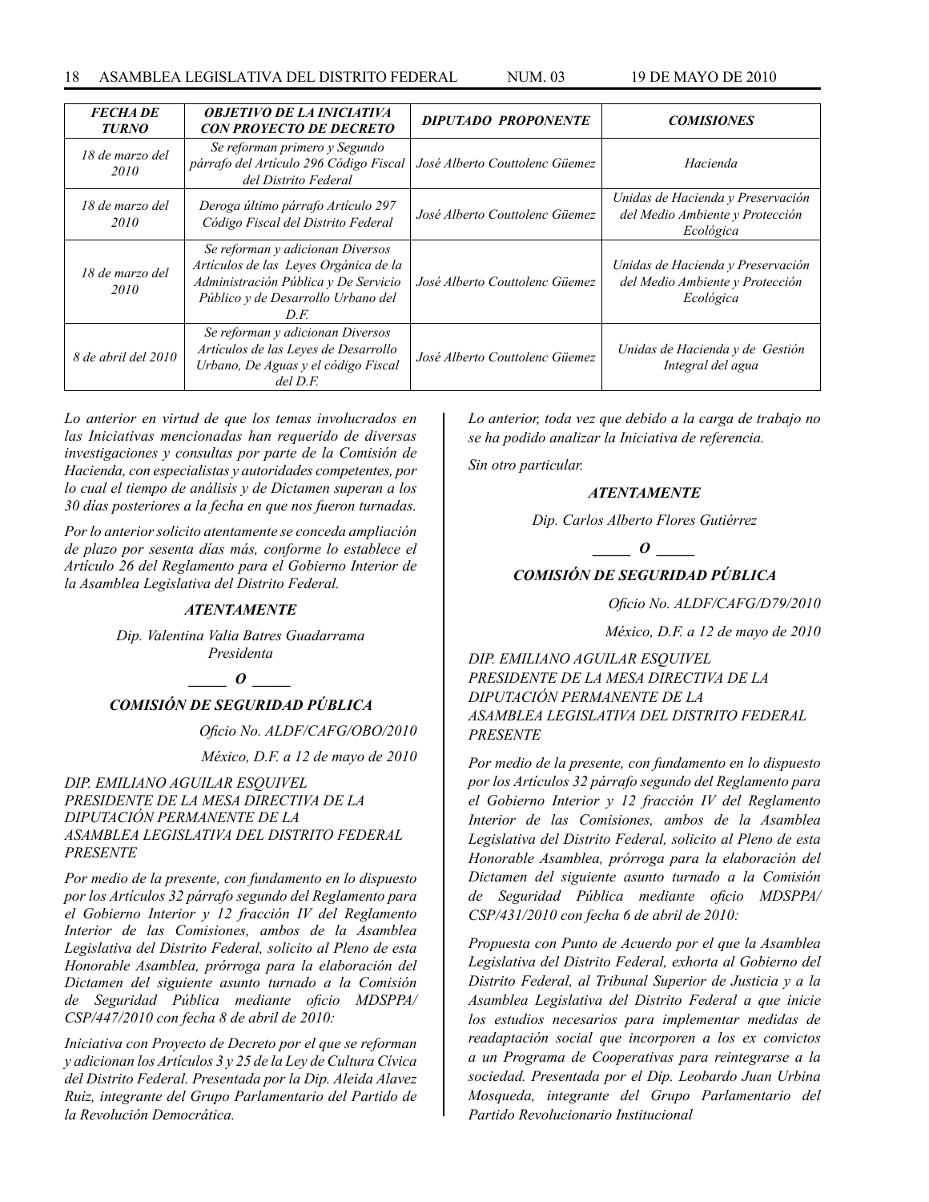| *FECHA DE TURNO* | *OBJETIVO DE LA INICIATIVA CON PROYECTO DE DECRETO* | *DIPUTADO PROPONENTE* | *COMISIONES* |
|---|---|---|---|
| *18 de marzo del 2010* | *Se reforman primero y Segundo párrafo del Artículo 296 Código Fiscal del Distrito Federal* | *José Alberto Couttolenc Güemez* | *Hacienda* |
| *18 de marzo del 2010* | *Deroga último párrafo Artículo 297 Código Fiscal del Distrito Federal* | *José Alberto Couttolenc Güemez* | *Unidas de Hacienda y Preservación del Medio Ambiente y Protección Ecológica* |
| *18 de marzo del 2010* | *Se reforman y adicionan Diversos Artículos de las Leyes Orgánica de la Administración Pública y De Servicio Público y de Desarrollo Urbano del D.F.* | *José Alberto Couttolenc Güemez* | *Unidas de Hacienda y Preservación del Medio Ambiente y Protección Ecológica* |
| *8 de abril del 2010* | *Se reforman y adicionan Diversos Artículos de las Leyes de Desarrollo Urbano, De Aguas y el código Fiscal del D.F.* | *José Alberto Couttolenc Güemez* | *Unidas de Hacienda y de Gestión Integral del agua* |

*Lo anterior en virtud de que los temas involucrados en las Iniciativas mencionadas han requerido de diversas investigaciones y consultas por parte de la Comisión de Hacienda, con especialistas y autoridades competentes, por lo cual el tiempo de análisis y de Dictamen superan a los 30 días posteriores a la fecha en que nos fueron turnadas.*

*Por lo anterior solicito atentamente se conceda ampliación de plazo por sesenta días más, conforme lo establece el Artículo 26 del Reglamento para el Gobierno Interior de la Asamblea Legislativa del Distrito Federal.*

***ATENTAMENTE***

*Dip. Valentina Valia Batres Guadarrama*
*Presidenta*

***_____ O _____***

***COMISIÓN DE SEGURIDAD PÚBLICA***

*Oficio No. ALDF/CAFG/OBO/2010*

*México, D.F. a 12 de mayo de 2010*

*DIP. EMILIANO AGUILAR ESQUIVEL*
*PRESIDENTE DE LA MESA DIRECTIVA DE LA DIPUTACIÓN PERMANENTE DE LA ASAMBLEA LEGISLATIVA DEL DISTRITO FEDERAL*
*PRESENTE*

*Por medio de la presente, con fundamento en lo dispuesto por los Artículos 32 párrafo segundo del Reglamento para el Gobierno Interior y 12 fracción IV del Reglamento Interior de las Comisiones, ambos de la Asamblea Legislativa del Distrito Federal, solicito al Pleno de esta Honorable Asamblea, prórroga para la elaboración del Dictamen del siguiente asunto turnado a la Comisión de Seguridad Pública mediante oficio MDSPPA/CSP/447/2010 con fecha 8 de abril de 2010:*

*Iniciativa con Proyecto de Decreto por el que se reforman y adicionan los Artículos 3 y 25 de la Ley de Cultura Cívica del Distrito Federal. Presentada por la Dip. Aleida Alavez Ruiz, integrante del Grupo Parlamentario del Partido de la Revolución Democrática.*

*Lo anterior, toda vez que debido a la carga de trabajo no se ha podido analizar la Iniciativa de referencia.*

*Sin otro particular.*

***ATENTAMENTE***

*Dip. Carlos Alberto Flores Gutiérrez*

***_____ O _____***

***COMISIÓN DE SEGURIDAD PÚBLICA***

*Oficio No. ALDF/CAFG/D79/2010*

*México, D.F. a 12 de mayo de 2010*

*DIP. EMILIANO AGUILAR ESQUIVEL*
*PRESIDENTE DE LA MESA DIRECTIVA DE LA DIPUTACIÓN PERMANENTE DE LA ASAMBLEA LEGISLATIVA DEL DISTRITO FEDERAL*
*PRESENTE*

*Por medio de la presente, con fundamento en lo dispuesto por los Artículos 32 párrafo segundo del Reglamento para el Gobierno Interior y 12 fracción IV del Reglamento Interior de las Comisiones, ambos de la Asamblea Legislativa del Distrito Federal, solicito al Pleno de esta Honorable Asamblea, prórroga para la elaboración del Dictamen del siguiente asunto turnado a la Comisión de Seguridad Pública mediante oficio MDSPPA/CSP/431/2010 con fecha 6 de abril de 2010:*

*Propuesta con Punto de Acuerdo por el que la Asamblea Legislativa del Distrito Federal, exhorta al Gobierno del Distrito Federal, al Tribunal Superior de Justicia y a la Asamblea Legislativa del Distrito Federal a que inicie los estudios necesarios para implementar medidas de readaptación social que incorporen a los ex convictos a un Programa de Cooperativas para reintegrarse a la sociedad. Presentada por el Dip. Leobardo Juan Urbina Mosqueda, integrante del Grupo Parlamentario del Partido Revolucionario Institucional*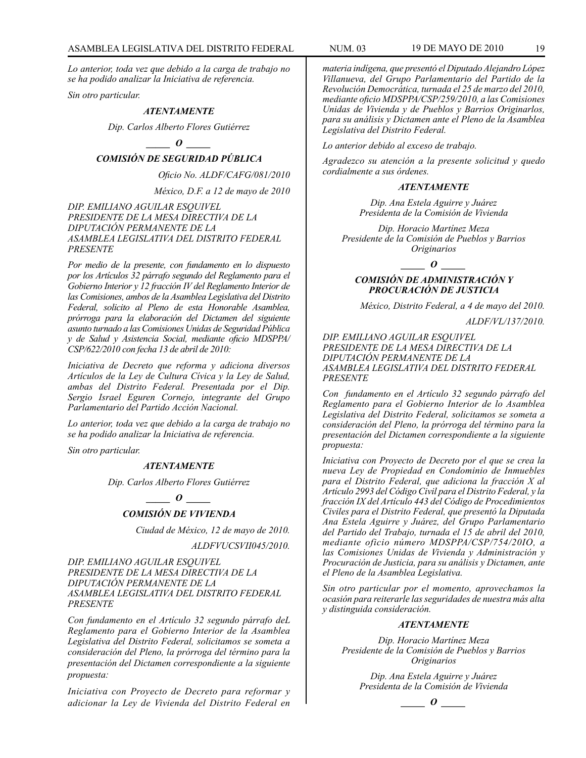*Lo anterior, toda vez que debido a la carga de trabajo no se ha podido analizar la Iniciativa de referencia.*

*Sin otro particular.*

***ATENTAMENTE***

*Dip. Carlos Alberto Flores Gutiérrez*

***\_\_\_\_\_ O \_\_\_\_\_***

### *COMISIÓN DE SEGURIDAD PÚBLICA*

*Oficio No. ALDF/CAFG/081/2010*

*México, D.F. a 12 de mayo de 2010*

*DIP. EMILIANO AGUILAR ESQUIVEL*
*PRESIDENTE DE LA MESA DIRECTIVA DE LA DIPUTACIÓN PERMANENTE DE LA ASAMBLEA LEGISLATIVA DEL DISTRITO FEDERAL*
*PRESENTE*

*Por medio de la presente, con fundamento en lo dispuesto por los Artículos 32 párrafo segundo del Reglamento para el Gobierno Interior y 12 fracción IV del Reglamento Interior de las Comisiones, ambos de la Asamblea Legislativa del Distrito Federal, solicito al Pleno de esta Honorable Asamblea, prórroga para la elaboración del Dictamen del siguiente asunto turnado a las Comisiones Unidas de Seguridad Pública y de Salud y Asistencia Social, mediante oficio MDSPPA/CSP/622/2010 con fecha 13 de abril de 2010:*

*Iniciativa de Decreto que reforma y adiciona diversos Artículos de la Ley de Cultura Cívica y la Ley de Salud, ambas del Distrito Federal. Presentada por el Dip. Sergio Israel Eguren Cornejo, integrante del Grupo Parlamentario del Partido Acción Nacional.*

*Lo anterior, toda vez que debido a la carga de trabajo no se ha podido analizar la Iniciativa de referencia.*

*Sin otro particular.*

***ATENTAMENTE***

*Dip. Carlos Alberto Flores Gutiérrez*

***\_\_\_\_\_ O \_\_\_\_\_***

### *COMISIÓN DE VIVIENDA*

*Ciudad de México, 12 de mayo de 2010.*

*ALDFVUCSVII045/2010.*

*DIP. EMILIANO AGUILAR ESQUIVEL*
*PRESIDENTE DE LA MESA DIRECTIVA DE LA DIPUTACIÓN PERMANENTE DE LA ASAMBLEA LEGISLATIVA DEL DISTRITO FEDERAL*
*PRESENTE*

*Con fundamento en el Artículo 32 segundo párrafo deL Reglamento para el Gobierno Interior de la Asamblea Legislativa del Distrito Federal, solicitamos se someta a consideración del Pleno, la prórroga del término para la presentación del Dictamen correspondiente a la siguiente propuesta:*

*Iniciativa con Proyecto de Decreto para reformar y adicionar la Ley de Vivienda del Distrito Federal en materia indígena, que presentó el Diputado Alejandro López Villanueva, del Grupo Parlamentario del Partido de la Revolución Democrática, turnada el 25 de marzo del 2010, mediante oficio MDSPPA/CSP/259/2010, a las Comisiones Unidas de Vivienda y de Pueblos y Barrios Originarlos, para su análisis y Dictamen ante el Pleno de la Asamblea Legislativa del Distrito Federal.*

*Lo anterior debido al exceso de trabajo.*

*Agradezco su atención a la presente solicitud y quedo cordialmente a sus órdenes.*

***ATENTAMENTE***

*Dip. Ana Estela Aguirre y Juárez*
*Presidenta de la Comisión de Vivienda*

*Dip. Horacio Martínez Meza*
*Presidente de la Comisión de Pueblos y Barrios Originarios*

***\_\_\_\_\_ O \_\_\_\_\_***

### *COMISIÓN DE ADMINISTRACIÓN Y PROCURACIÓN DE JUSTICIA*

*México, Distrito Federal, a 4 de mayo del 2010.*

*ALDF/VL/137/2010.*

*DIP. EMILIANO AGUILAR ESQUIVEL*
*PRESIDENTE DE LA MESA DIRECTIVA DE LA DIPUTACIÓN PERMANENTE DE LA ASAMBLEA LEGISLATIVA DEL DISTRITO FEDERAL*
*PRESENTE*

*Con fundamento en el Artículo 32 segundo párrafo del Reglamento para el Gobierno Interior de lo Asamblea Legislativa del Distrito Federal, solicitamos se someta a consideración del Pleno, la prórroga del término para la presentación del Dictamen correspondiente a la siguiente propuesta:*

*Iniciativa con Proyecto de Decreto por el que se crea la nueva Ley de Propiedad en Condominio de Inmuebles para el Distrito Federal, que adiciona la fracción X al Artículo 2993 del Código Civil para el Distrito Federal, y la fracción IX del Artículo 443 del Código de Procedimientos Civiles para el Distrito Federal, que presentó la Diputada Ana Estela Aguirre y Juárez, del Grupo Parlamentario del Partido del Trabajo, turnada el 15 de abril del 2010, mediante oficio número MDSPPA/CSP/754/20IO, a las Comisiones Unidas de Vivienda y Administración y Procuración de Justicia, para su análisis y Dictamen, ante el Pleno de la Asamblea Legislativa.*

*Sin otro particular por el momento, aprovechamos la ocasión para reiterarle las seguridades de nuestra más alta y distinguida consideración.*

***ATENTAMENTE***

*Dip. Horacio Martínez Meza*
*Presidente de la Comisión de Pueblos y Barrios Originarios*

*Dip. Ana Estela Aguirre y Juárez*
*Presidenta de la Comisión de Vivienda*

***\_\_\_\_\_ O \_\_\_\_\_***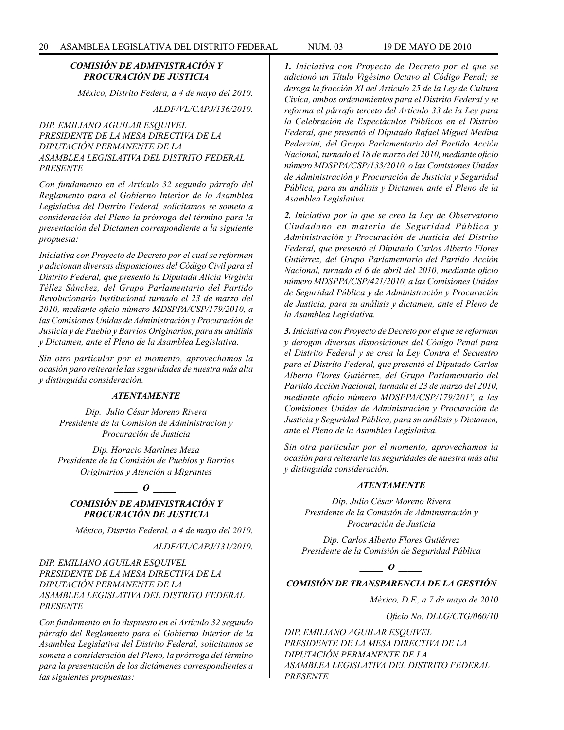### *COMISIÓN DE ADMINISTRACIÓN Y PROCURACIÓN DE JUSTICIA*

*México, Distrito Federa, a 4 de mayo del 2010.*

*ALDF/VL/CAPJ/136/2010.*

*DIP. EMILIANO AGUILAR ESQUIVEL*
*PRESIDENTE DE LA MESA DIRECTIVA DE LA DIPUTACIÓN PERMANENTE DE LA ASAMBLEA LEGISLATIVA DEL DISTRITO FEDERAL*
*PRESENTE*

*Con fundamento en el Artículo 32 segundo párrafo del Reglamento para el Gobierno Interior de lo Asamblea Legislativa del Distrito Federal, solicitamos se someta a consideración del Pleno la prórroga del término para la presentación del Dictamen correspondiente a la siguiente propuesta:*

*Iniciativa con Proyecto de Decreto por el cual se reforman y adicionan diversas disposiciones del Código Civil para el Distrito Federal, que presentó la Diputada Alicia Virginia Téllez Sánchez, del Grupo Parlamentario del Partido Revolucionario Institucional turnado el 23 de marzo del 2010, mediante oficio número MDSPPA/CSP/179/2010, a las Comisiones Unidas de Administración y Procuración de Justicia y de Pueblo y Barrios Originarios, para su análisis y Dictamen, ante el Pleno de la Asamblea Legislativa.*

*Sin otro particular por el momento, aprovechamos la ocasión paro reiterarle las seguridades de nuestra más alta y distinguida consideración.*

***ATENTAMENTE***

*Dip. Julio César Moreno Rivera*
*Presidente de la Comisión de Administración y Procuración de Justicia*

*Dip. Horacio Martínez Meza*
*Presidente de la Comisión de Pueblos y Barrios Originarios y Atención a Migrantes*

***_____ O _____***

### *COMISIÓN DE ADMINISTRACIÓN Y PROCURACIÓN DE JUSTICIA*

*México, Distrito Federal, a 4 de mayo del 2010.*

*ALDF/VL/CAPJ/131/2010.*

*DIP. EMILIANO AGUILAR ESQUIVEL*
*PRESIDENTE DE LA MESA DIRECTIVA DE LA DIPUTACIÓN PERMANENTE DE LA ASAMBLEA LEGISLATIVA DEL DISTRITO FEDERAL*
*PRESENTE*

*Con fundamento en lo dispuesto en el Artículo 32 segundo párrafo del Reglamento para el Gobierno Interior de la Asamblea Legislativa del Distrito Federal, solicitamos se someta a consideración del Pleno, la prórroga del término para la presentación de los dictámenes correspondientes a las siguientes propuestas:*

***1.** Iniciativa con Proyecto de Decreto por el que se adicionó un Título Vigésimo Octavo al Código Penal; se deroga la fracción XI del Artículo 25 de la Ley de Cultura Cívica, ambos ordenamientos para el Distrito Federal y se reforma el párrafo terceto del Artículo 33 de la Ley para la Celebración de Espectáculos Públicos en el Distrito Federal, que presentó el Diputado Rafael Miguel Medina Pederzini, del Grupo Parlamentario del Partido Acción Nacional, turnado el 18 de marzo del 2010, mediante oficio número MDSPPA/CSP/133/2010, o las Comisiones Unidas de Administración y Procuración de Justicia y Seguridad Pública, para su análisis y Dictamen ante el Pleno de la Asamblea Legislativa.*

***2.** Iniciativa por la que se crea la Ley de Observatorio Ciudadano en materia de Seguridad Pública y Administración y Procuración de Justicia del Distrito Federal, que presentó el Diputado Carlos Alberto Flores Gutiérrez, del Grupo Parlamentario del Partido Acción Nacional, turnado el 6 de abril del 2010, mediante oficio número MDSPPA/CSP/421/2010, a las Comisiones Unidas de Seguridad Pública y de Administración y Procuración de Justicia, para su análisis y dictamen, ante el Pleno de la Asamblea Legislativa.*

***3.** Iniciativa con Proyecto de Decreto por el que se reforman y derogan diversas disposiciones del Código Penal para el Distrito Federal y se crea la Ley Contra el Secuestro para el Distrito Federal, que presentó el Diputado Carlos Alberto Flores Gutiérrez, del Grupo Parlamentario del Partido Acción Nacional, turnada el 23 de marzo del 2010, mediante oficio número MDSPPA/CSP/179/201º, a las Comisiones Unidas de Administración y Procuración de Justicia y Seguridad Pública, para su análisis y Dictamen, ante el Pleno de la Asamblea Legislativa.*

*Sin otra particular por el momento, aprovechamos la ocasión para reiterarle las seguridades de nuestra más alta y distinguida consideración.*

***ATENTAMENTE***

*Dip. Julio César Moreno Rivera*
*Presidente de la Comisión de Administración y Procuración de Justicia*

*Dip. Carlos Alberto Flores Gutiérrez*
*Presidente de la Comisión de Seguridad Pública*

***_____ O _____***

### *COMISIÓN DE TRANSPARENCIA DE LA GESTIÓN*

*México, D.F., a 7 de mayo de 2010*

*Oficio No. DLLG/CTG/060/10*

*DIP. EMILIANO AGUILAR ESQUIVEL*
*PRESIDENTE DE LA MESA DIRECTIVA DE LA DIPUTACIÓN PERMANENTE DE LA ASAMBLEA LEGISLATIVA DEL DISTRITO FEDERAL*
*PRESENTE*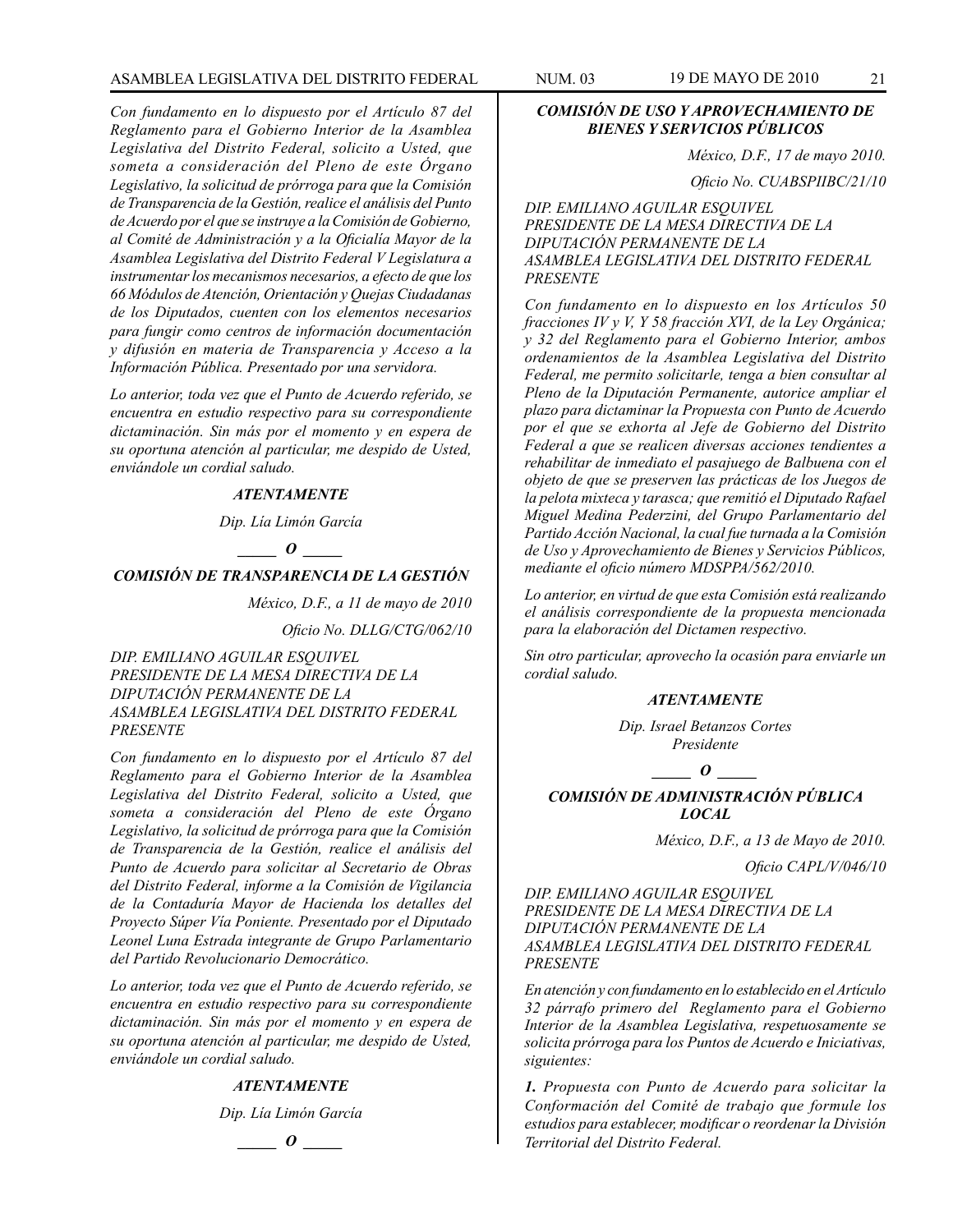*Con fundamento en lo dispuesto por el Artículo 87 del Reglamento para el Gobierno Interior de la Asamblea Legislativa del Distrito Federal, solicito a Usted, que someta a consideración del Pleno de este Órgano Legislativo, la solicitud de prórroga para que la Comisión de Transparencia de la Gestión, realice el análisis del Punto de Acuerdo por el que se instruye a la Comisión de Gobierno, al Comité de Administración y a la Oficialía Mayor de la Asamblea Legislativa del Distrito Federal V Legislatura a instrumentar los mecanismos necesarios, a efecto de que los 66 Módulos de Atención, Orientación y Quejas Ciudadanas de los Diputados, cuenten con los elementos necesarios para fungir como centros de información documentación y difusión en materia de Transparencia y Acceso a la Información Pública. Presentado por una servidora.*

*Lo anterior, toda vez que el Punto de Acuerdo referido, se encuentra en estudio respectivo para su correspondiente dictaminación. Sin más por el momento y en espera de su oportuna atención al particular, me despido de Usted, enviándole un cordial saludo.*

***ATENTAMENTE***

*Dip. Lía Limón García*

***\_\_\_\_\_ O \_\_\_\_\_***

***COMISIÓN DE TRANSPARENCIA DE LA GESTIÓN***

*México, D.F., a 11 de mayo de 2010*

*Oficio No. DLLG/CTG/062/10*

*DIP. EMILIANO AGUILAR ESQUIVEL*
*PRESIDENTE DE LA MESA DIRECTIVA DE LA DIPUTACIÓN PERMANENTE DE LA ASAMBLEA LEGISLATIVA DEL DISTRITO FEDERAL*
*PRESENTE*

*Con fundamento en lo dispuesto por el Artículo 87 del Reglamento para el Gobierno Interior de la Asamblea Legislativa del Distrito Federal, solicito a Usted, que someta a consideración del Pleno de este Órgano Legislativo, la solicitud de prórroga para que la Comisión de Transparencia de la Gestión, realice el análisis del Punto de Acuerdo para solicitar al Secretario de Obras del Distrito Federal, informe a la Comisión de Vigilancia de la Contaduría Mayor de Hacienda los detalles del Proyecto Súper Vía Poniente. Presentado por el Diputado Leonel Luna Estrada integrante de Grupo Parlamentario del Partido Revolucionario Democrático.*

*Lo anterior, toda vez que el Punto de Acuerdo referido, se encuentra en estudio respectivo para su correspondiente dictaminación. Sin más por el momento y en espera de su oportuna atención al particular, me despido de Usted, enviándole un cordial saludo.*

***ATENTAMENTE***

*Dip. Lía Limón García*

***\_\_\_\_\_ O \_\_\_\_\_***

***COMISIÓN DE USO Y APROVECHAMIENTO DE BIENES Y SERVICIOS PÚBLICOS***

*México, D.F., 17 de mayo 2010.*

*Oficio No. CUABSPIIBC/21/10*

*DIP. EMILIANO AGUILAR ESQUIVEL*
*PRESIDENTE DE LA MESA DIRECTIVA DE LA DIPUTACIÓN PERMANENTE DE LA ASAMBLEA LEGISLATIVA DEL DISTRITO FEDERAL*
*PRESENTE*

*Con fundamento en lo dispuesto en los Artículos 50 fracciones IV y V, Y 58 fracción XVI, de la Ley Orgánica; y 32 del Reglamento para el Gobierno Interior, ambos ordenamientos de la Asamblea Legislativa del Distrito Federal, me permito solicitarle, tenga a bien consultar al Pleno de la Diputación Permanente, autorice ampliar el plazo para dictaminar la Propuesta con Punto de Acuerdo por el que se exhorta al Jefe de Gobierno del Distrito Federal a que se realicen diversas acciones tendientes a rehabilitar de inmediato el pasajuego de Balbuena con el objeto de que se preserven las prácticas de los Juegos de la pelota mixteca y tarasca; que remitió el Diputado Rafael Miguel Medina Pederzini, del Grupo Parlamentario del Partido Acción Nacional, la cual fue turnada a la Comisión de Uso y Aprovechamiento de Bienes y Servicios Públicos, mediante el oficio número MDSPPA/562/2010.*

*Lo anterior, en virtud de que esta Comisión está realizando el análisis correspondiente de la propuesta mencionada para la elaboración del Dictamen respectivo.*

*Sin otro particular, aprovecho la ocasión para enviarle un cordial saludo.*

***ATENTAMENTE***

*Dip. Israel Betanzos Cortes*
*Presidente*

***\_\_\_\_\_ O \_\_\_\_\_***

***COMISIÓN DE ADMINISTRACIÓN PÚBLICA LOCAL***

*México, D.F., a 13 de Mayo de 2010.*

*Oficio CAPL/V/046/10*

*DIP. EMILIANO AGUILAR ESQUIVEL*
*PRESIDENTE DE LA MESA DIRECTIVA DE LA DIPUTACIÓN PERMANENTE DE LA ASAMBLEA LEGISLATIVA DEL DISTRITO FEDERAL*
*PRESENTE*

*En atención y con fundamento en lo establecido en el Artículo 32 párrafo primero del Reglamento para el Gobierno Interior de la Asamblea Legislativa, respetuosamente se solicita prórroga para los Puntos de Acuerdo e Iniciativas, siguientes:*

***1.** Propuesta con Punto de Acuerdo para solicitar la Conformación del Comité de trabajo que formule los estudios para establecer, modificar o reordenar la División Territorial del Distrito Federal.*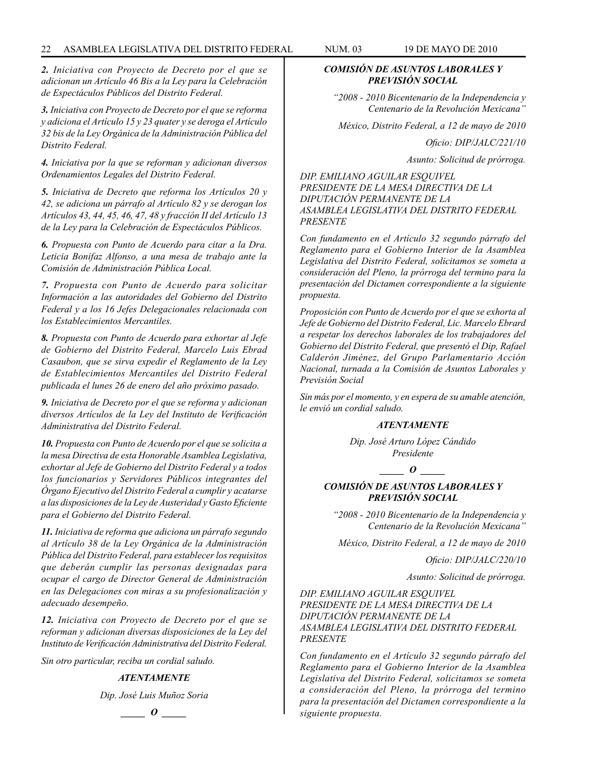***2.** Iniciativa con Proyecto de Decreto por el que se adicionan un Artículo 46 Bis a la Ley para la Celebración de Espectáculos Públicos del Distrito Federal.*

***3.** Iniciativa con Proyecto de Decreto por el que se reforma y adiciona el Artículo 15 y 23 quater y se deroga el Artículo 32 bis de la Ley Orgánica de la Administración Pública del Distrito Federal.*

***4.** Iniciativa por la que se reforman y adicionan diversos Ordenamientos Legales del Distrito Federal.*

***5.** Iniciativa de Decreto que reforma los Artículos 20 y 42, se adiciona un párrafo al Artículo 82 y se derogan los Artículos 43, 44, 45, 46, 47, 48 y fracción II del Artículo 13 de la Ley para la Celebración de Espectáculos Públicos.*

***6.** Propuesta con Punto de Acuerdo para citar a la Dra. Leticia Bonifaz Alfonso, a una mesa de trabajo ante la Comisión de Administración Pública Local.*

***7.** Propuesta con Punto de Acuerdo para solicitar Información a las autoridades del Gobierno del Distrito Federal y a los 16 Jefes Delegacionales relacionada con los Establecimientos Mercantiles.*

***8.** Propuesta con Punto de Acuerdo para exhortar al Jefe de Gobierno del Distrito Federal, Marcelo Luis Ebrad Casaubon, que se sirva expedir el Reglamento de la Ley de Establecimientos Mercantiles del Distrito Federal publicada el lunes 26 de enero del año próximo pasado.*

***9.** Iniciativa de Decreto por el que se reforma y adicionan diversos Artículos de la Ley del Instituto de Verificación Administrativa del Distrito Federal.*

***10.** Propuesta con Punto de Acuerdo por el que se solicita a la mesa Directiva de esta Honorable Asamblea Legislativa, exhortar al Jefe de Gobierno del Distrito Federal y a todos los funcionarios y Servidores Públicos integrantes del Órgano Ejecutivo del Distrito Federal a cumplir y acatarse a las disposiciones de la Ley de Austeridad y Gasto Eficiente para el Gobierno del Distrito Federal.*

***11.** Iniciativa de reforma que adiciona un párrafo segundo al Artículo 38 de la Ley Orgánica de la Administración Pública del Distrito Federal, para establecer los requisitos que deberán cumplir las personas designadas para ocupar el cargo de Director General de Administración en las Delegaciones con miras a su profesionalización y adecuado desempeño.*

***12.** Iniciativa con Proyecto de Decreto por el que se reforman y adicionan diversas disposiciones de la Ley del Instituto de Verificación Administrativa del Distrito Federal.*

*Sin otro particular, reciba un cordial saludo.*

***ATENTAMENTE***

*Dip. José Luis Muñoz Soria*

_____ **O** _____

### *COMISIÓN DE ASUNTOS LABORALES Y PREVISIÓN SOCIAL*

*"2008 - 2010 Bicentenario de la Independencia y Centenario de la Revolución Mexicana"*

*México, Distrito Federal, a 12 de mayo de 2010*

*Oficio: DIP/JALC/221/10*

*Asunto: Solicitud de prórroga.*

*DIP. EMILIANO AGUILAR ESQUIVEL*
*PRESIDENTE DE LA MESA DIRECTIVA DE LA DIPUTACIÓN PERMANENTE DE LA ASAMBLEA LEGISLATIVA DEL DISTRITO FEDERAL*
*PRESENTE*

*Con fundamento en el Artículo 32 segundo párrafo del Reglamento para el Gobierno Interior de la Asamblea Legislativa del Distrito Federal, solicitamos se someta a consideración del Pleno, la prórroga del termino para la presentación del Dictamen correspondiente a la siguiente propuesta.*

*Proposición con Punto de Acuerdo por el que se exhorta al Jefe de Gobierno del Distrito Federal, Lic. Marcelo Ebrard a respetar los derechos laborales de los trabajadores del Gobierno del Distrito Federal, que presentó el Dip, Rafael Calderón Jiménez, del Grupo Parlamentario Acción Nacional, turnada a la Comisión de Asuntos Laborales y Previsión Social*

*Sin más por el momento, y en espera de su amable atención, le envió un cordial saludo.*

***ATENTAMENTE***

*Dip. José Arturo López Cándido*
*Presidente*

_____ **O** _____

### *COMISIÓN DE ASUNTOS LABORALES Y PREVISIÓN SOCIAL*

*"2008 - 2010 Bicentenario de la Independencia y Centenario de la Revolución Mexicana"*

*México, Distrito Federal, a 12 de mayo de 2010*

*Oficio: DIP/JALC/220/10*

*Asunto: Solicitud de prórroga.*

*DIP. EMILIANO AGUILAR ESQUIVEL*
*PRESIDENTE DE LA MESA DIRECTIVA DE LA DIPUTACIÓN PERMANENTE DE LA ASAMBLEA LEGISLATIVA DEL DISTRITO FEDERAL*
*PRESENTE*

*Con fundamento en el Artículo 32 segundo párrafo del Reglamento para el Gobierno Interior de la Asamblea Legislativa del Distrito Federal, solicitamos se someta a consideración del Pleno, la prórroga del termino para la presentación del Dictamen correspondiente a la siguiente propuesta.*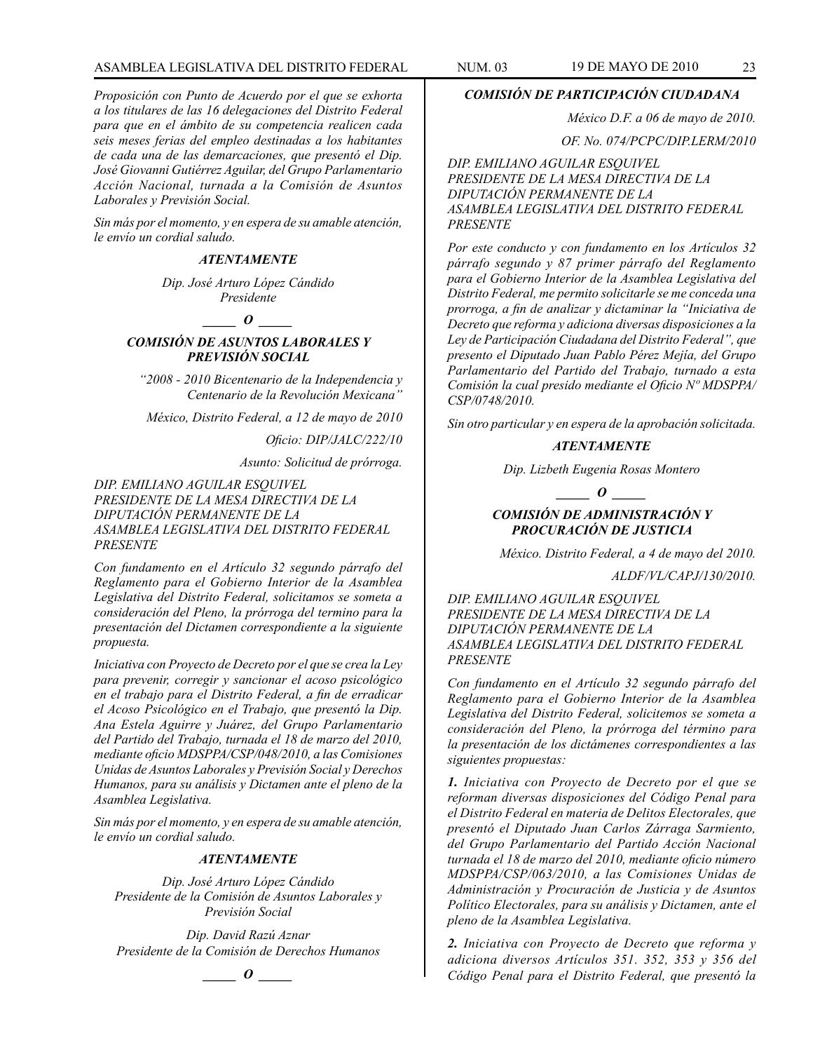*Proposición con Punto de Acuerdo por el que se exhorta a los titulares de las 16 delegaciones del Distrito Federal para que en el ámbito de su competencia realicen cada seis meses ferias del empleo destinadas a los habitantes de cada una de las demarcaciones, que presentó el Dip. José Giovanni Gutiérrez Aguilar, del Grupo Parlamentario Acción Nacional, turnada a la Comisión de Asuntos Laborales y Previsión Social.*

*Sin más por el momento, y en espera de su amable atención, le envío un cordial saludo.*

***ATENTAMENTE***

*Dip. José Arturo López Cándido*
*Presidente*

***_____ O _____***

***COMISIÓN DE ASUNTOS LABORALES Y PREVISIÓN SOCIAL***

*"2008 - 2010 Bicentenario de la Independencia y Centenario de la Revolución Mexicana"*

*México, Distrito Federal, a 12 de mayo de 2010*

*Oficio: DIP/JALC/222/10*

*Asunto: Solicitud de prórroga.*

*DIP. EMILIANO AGUILAR ESQUIVEL*
*PRESIDENTE DE LA MESA DIRECTIVA DE LA DIPUTACIÓN PERMANENTE DE LA ASAMBLEA LEGISLATIVA DEL DISTRITO FEDERAL*
*PRESENTE*

*Con fundamento en el Artículo 32 segundo párrafo del Reglamento para el Gobierno Interior de la Asamblea Legislativa del Distrito Federal, solicitamos se someta a consideración del Pleno, la prórroga del termino para la presentación del Dictamen correspondiente a la siguiente propuesta.*

*Iniciativa con Proyecto de Decreto por el que se crea la Ley para prevenir, corregir y sancionar el acoso psicológico en el trabajo para el Distrito Federal, a fin de erradicar el Acoso Psicológico en el Trabajo, que presentó la Dip. Ana Estela Aguirre y Juárez, del Grupo Parlamentario del Partido del Trabajo, turnada el 18 de marzo del 2010, mediante oficio MDSPPA/CSP/048/2010, a las Comisiones Unidas de Asuntos Laborales y Previsión Social y Derechos Humanos, para su análisis y Dictamen ante el pleno de la Asamblea Legislativa.*

*Sin más por el momento, y en espera de su amable atención, le envío un cordial saludo.*

***ATENTAMENTE***

*Dip. José Arturo López Cándido*
*Presidente de la Comisión de Asuntos Laborales y Previsión Social*

*Dip. David Razú Aznar*
*Presidente de la Comisión de Derechos Humanos*

***_____ O _____***

***COMISIÓN DE PARTICIPACIÓN CIUDADANA***

*México D.F. a 06 de mayo de 2010.*

*OF. No. 074/PCPC/DIP.LERM/2010*

*DIP. EMILIANO AGUILAR ESQUIVEL*
*PRESIDENTE DE LA MESA DIRECTIVA DE LA DIPUTACIÓN PERMANENTE DE LA ASAMBLEA LEGISLATIVA DEL DISTRITO FEDERAL*
*PRESENTE*

*Por este conducto y con fundamento en los Artículos 32 párrafo segundo y 87 primer párrafo del Reglamento para el Gobierno Interior de la Asamblea Legislativa del Distrito Federal, me permito solicitarle se me conceda una prorroga, a fin de analizar y dictaminar la "Iniciativa de Decreto que reforma y adiciona diversas disposiciones a la Ley de Participación Ciudadana del Distrito Federal", que presento el Diputado Juan Pablo Pérez Mejía, del Grupo Parlamentario del Partido del Trabajo, turnado a esta Comisión la cual presido mediante el Oficio Nº MDSPPA/CSP/0748/2010.*

*Sin otro particular y en espera de la aprobación solicitada.*

***ATENTAMENTE***

*Dip. Lizbeth Eugenia Rosas Montero*

***_____ O _____***

***COMISIÓN DE ADMINISTRACIÓN Y PROCURACIÓN DE JUSTICIA***

*México. Distrito Federal, a 4 de mayo del 2010.*

*ALDF/VL/CAPJ/130/2010.*

*DIP. EMILIANO AGUILAR ESQUIVEL*
*PRESIDENTE DE LA MESA DIRECTIVA DE LA DIPUTACIÓN PERMANENTE DE LA ASAMBLEA LEGISLATIVA DEL DISTRITO FEDERAL*
*PRESENTE*

*Con fundamento en el Artículo 32 segundo párrafo del Reglamento para el Gobierno Interior de la Asamblea Legislativa del Distrito Federal, solicitemos se someta a consideración del Pleno, la prórroga del término para la presentación de los dictámenes correspondientes a las siguientes propuestas:*

***1.** Iniciativa con Proyecto de Decreto por el que se reforman diversas disposiciones del Código Penal para el Distrito Federal en materia de Delitos Electorales, que presentó el Diputado Juan Carlos Zárraga Sarmiento, del Grupo Parlamentario del Partido Acción Nacional turnada el 18 de marzo del 2010, mediante oficio número MDSPPA/CSP/063/2010, a las Comisiones Unidas de Administración y Procuración de Justicia y de Asuntos Político Electorales, para su análisis y Dictamen, ante el pleno de la Asamblea Legislativa.*

***2.** Iniciativa con Proyecto de Decreto que reforma y adiciona diversos Artículos 351. 352, 353 y 356 del Código Penal para el Distrito Federal, que presentó la*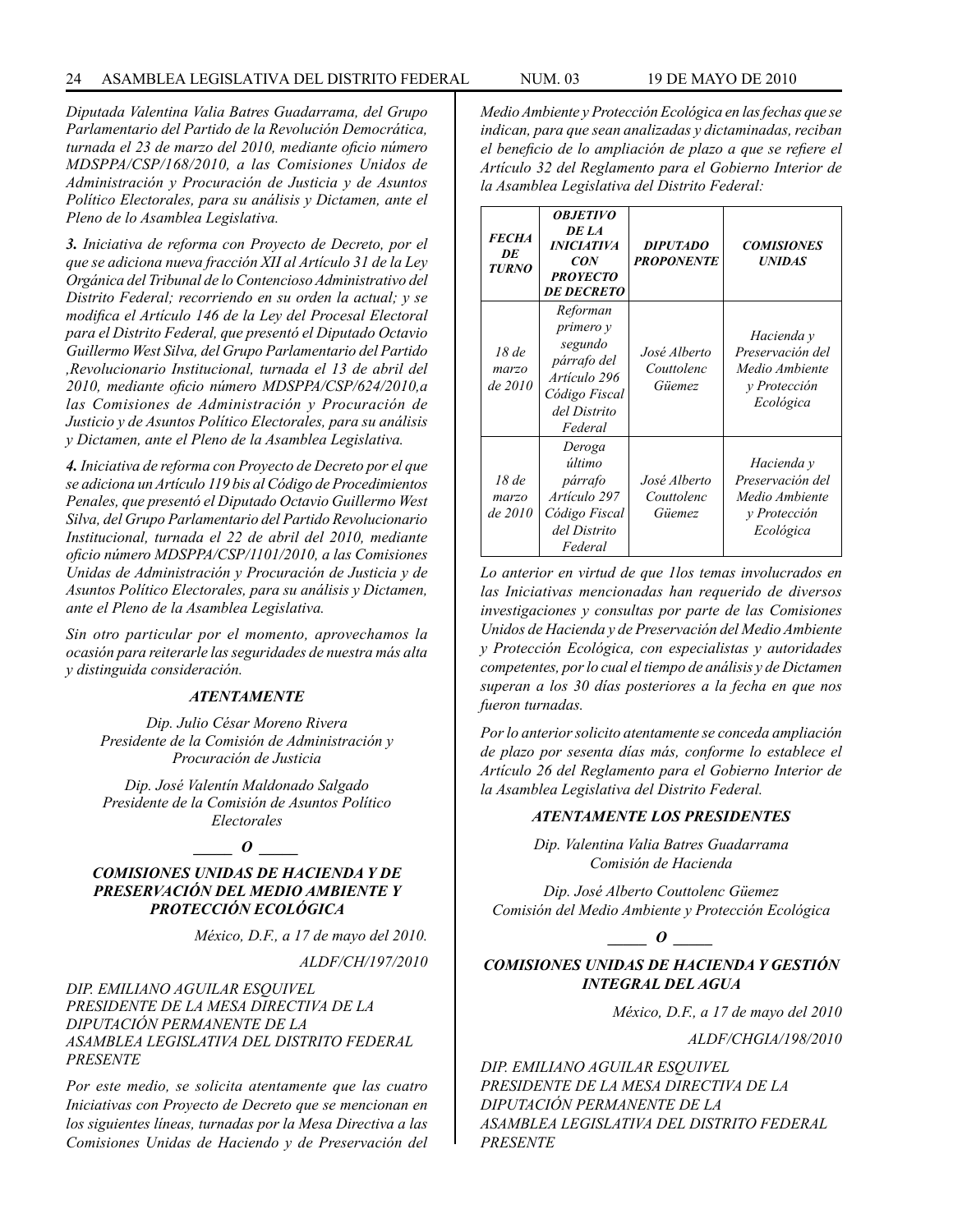*Diputada Valentina Valia Batres Guadarrama, del Grupo Parlamentario del Partido de la Revolución Democrática, turnada el 23 de marzo del 2010, mediante oficio número MDSPPA/CSP/168/2010, a las Comisiones Unidos de Administración y Procuración de Justicia y de Asuntos Político Electorales, para su análisis y Dictamen, ante el Pleno de lo Asamblea Legislativa.*

***3.** Iniciativa de reforma con Proyecto de Decreto, por el que se adiciona nueva fracción XII al Artículo 31 de la Ley Orgánica del Tribunal de lo Contencioso Administrativo del Distrito Federal; recorriendo en su orden la actual; y se modifica el Artículo 146 de la Ley del Procesal Electoral para el Distrito Federal, que presentó el Diputado Octavio Guillermo West Silva, del Grupo Parlamentario del Partido ,Revolucionario Institucional, turnada el 13 de abril del 2010, mediante oficio número MDSPPA/CSP/624/2010,a las Comisiones de Administración y Procuración de Justicio y de Asuntos Político Electorales, para su análisis y Dictamen, ante el Pleno de la Asamblea Legislativa.*

***4.** Iniciativa de reforma con Proyecto de Decreto por el que se adiciona un Artículo 119 bis al Código de Procedimientos Penales, que presentó el Diputado Octavio Guillermo West Silva, del Grupo Parlamentario del Partido Revolucionario Institucional, turnada el 22 de abril del 2010, mediante oficio número MDSPPA/CSP/1101/2010, a las Comisiones Unidas de Administración y Procuración de Justicia y de Asuntos Político Electorales, para su análisis y Dictamen, ante el Pleno de la Asamblea Legislativa.*

*Sin otro particular por el momento, aprovechamos la ocasión para reiterarle las seguridades de nuestra más alta y distinguida consideración.*

***ATENTAMENTE***

*Dip. Julio César Moreno Rivera*
*Presidente de la Comisión de Administración y Procuración de Justicia*

*Dip. José Valentín Maldonado Salgado*
*Presidente de la Comisión de Asuntos Político Electorales*

***_____ O _____***

### *COMISIONES UNIDAS DE HACIENDA Y DE PRESERVACIÓN DEL MEDIO AMBIENTE Y PROTECCIÓN ECOLÓGICA*

*México, D.F., a 17 de mayo del 2010.*

*ALDF/CH/197/2010*

*DIP. EMILIANO AGUILAR ESQUIVEL*
*PRESIDENTE DE LA MESA DIRECTIVA DE LA DIPUTACIÓN PERMANENTE DE LA ASAMBLEA LEGISLATIVA DEL DISTRITO FEDERAL*
*PRESENTE*

*Por este medio, se solicita atentamente que las cuatro Iniciativas con Proyecto de Decreto que se mencionan en los siguientes líneas, turnadas por la Mesa Directiva a las Comisiones Unidas de Haciendo y de Preservación del Medio Ambiente y Protección Ecológica en las fechas que se indican, para que sean analizadas y dictaminadas, reciban el beneficio de lo ampliación de plazo a que se refiere el Artículo 32 del Reglamento para el Gobierno Interior de la Asamblea Legislativa del Distrito Federal:*

| ***FECHA DE TURNO*** | ***OBJETIVO DE LA INICIATIVA CON PROYECTO DE DECRETO*** | ***DIPUTADO PROPONENTE*** | ***COMISIONES UNIDAS*** |
|---|---|---|---|
| *18 de marzo de 2010* | *Reforman primero y segundo párrafo del Artículo 296 Código Fiscal del Distrito Federal* | *José Alberto Couttolenc Güemez* | *Hacienda y Preservación del Medio Ambiente y Protección Ecológica* |
| *18 de marzo de 2010* | *Deroga último párrafo Artículo 297 Código Fiscal del Distrito Federal* | *José Alberto Couttolenc Güemez* | *Hacienda y Preservación del Medio Ambiente y Protección Ecológica* |

*Lo anterior en virtud de que 1los temas involucrados en las Iniciativas mencionadas han requerido de diversos investigaciones y consultas por parte de las Comisiones Unidos de Hacienda y de Preservación del Medio Ambiente y Protección Ecológica, con especialistas y autoridades competentes, por lo cual el tiempo de análisis y de Dictamen superan a los 30 días posteriores a la fecha en que nos fueron turnadas.*

*Por lo anterior solicito atentamente se conceda ampliación de plazo por sesenta días más, conforme lo establece el Artículo 26 del Reglamento para el Gobierno Interior de la Asamblea Legislativa del Distrito Federal.*

***ATENTAMENTE LOS PRESIDENTES***

*Dip. Valentina Valia Batres Guadarrama*
*Comisión de Hacienda*

*Dip. José Alberto Couttolenc Güemez*
*Comisión del Medio Ambiente y Protección Ecológica*

***_____ O _____***

### *COMISIONES UNIDAS DE HACIENDA Y GESTIÓN INTEGRAL DEL AGUA*

*México, D.F., a 17 de mayo del 2010*

*ALDF/CHGIA/198/2010*

*DIP. EMILIANO AGUILAR ESQUIVEL*
*PRESIDENTE DE LA MESA DIRECTIVA DE LA DIPUTACIÓN PERMANENTE DE LA ASAMBLEA LEGISLATIVA DEL DISTRITO FEDERAL*
*PRESENTE*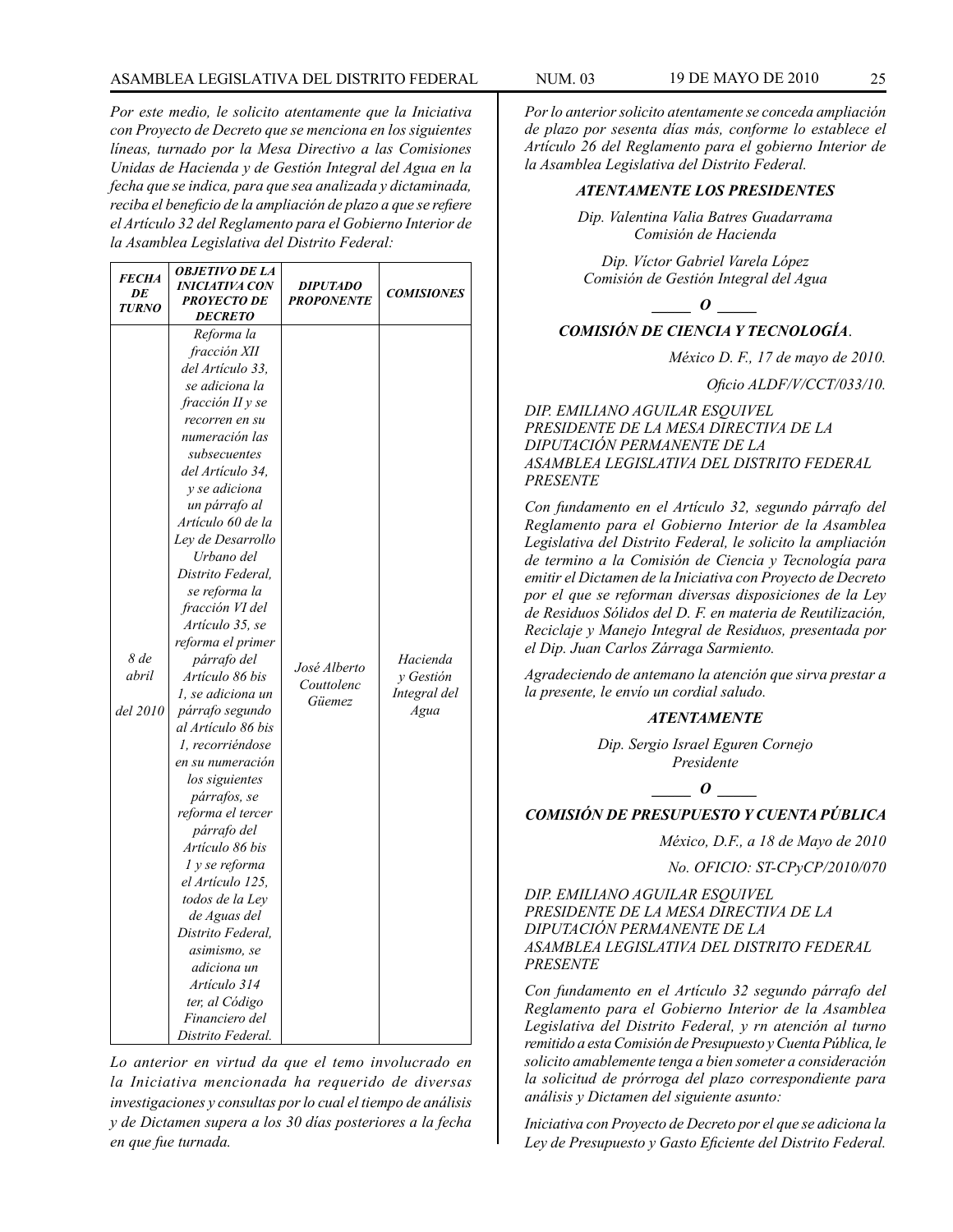*Por este medio, le solicito atentamente que la Iniciativa con Proyecto de Decreto que se menciona en los siguientes líneas, turnado por la Mesa Directivo a las Comisiones Unidas de Hacienda y de Gestión Integral del Agua en la fecha que se indica, para que sea analizada y dictaminada, reciba el beneficio de la ampliación de plazo a que se refiere el Artículo 32 del Reglamento para el Gobierno Interior de la Asamblea Legislativa del Distrito Federal:*

| FECHA DE TURNO | OBJETIVO DE LA INICIATIVA CON PROYECTO DE DECRETO | DIPUTADO PROPONENTE | COMISIONES |
|---|---|---|---|
| *8 de abril del 2010* | *Reforma la fracción XII del Artículo 33, se adiciona la fracción II y se recorren en su numeración las subsecuentes del Artículo 34, y se adiciona un párrafo al Artículo 60 de la Ley de Desarrollo Urbano del Distrito Federal, se reforma la fracción VI del Artículo 35, se reforma el primer párrafo del Artículo 86 bis 1, se adiciona un párrafo segundo al Artículo 86 bis 1, recorriéndose en su numeración los siguientes párrafos, se reforma el tercer párrafo del Artículo 86 bis 1 y se reforma el Artículo 125, todos de la Ley de Aguas del Distrito Federal, asimismo, se adiciona un Artículo 314 ter, al Código Financiero del Distrito Federal.* | *José Alberto Couttolenc Güemez* | *Hacienda y Gestión Integral del Agua* |

*Lo anterior en virtud da que el temo involucrado en la Iniciativa mencionada ha requerido de diversas investigaciones y consultas por lo cual el tiempo de análisis y de Dictamen supera a los 30 días posteriores a la fecha en que fue turnada.*

*Por lo anterior solicito atentamente se conceda ampliación de plazo por sesenta días más, conforme lo establece el Artículo 26 del Reglamento para el gobierno Interior de la Asamblea Legislativa del Distrito Federal.*

***ATENTAMENTE LOS PRESIDENTES***

*Dip. Valentina Valia Batres Guadarrama*
*Comisión de Hacienda*

*Dip. Víctor Gabriel Varela López*
*Comisión de Gestión Integral del Agua*

***_____ O _____***

***COMISIÓN DE CIENCIA Y TECNOLOGÍA**.*

*México D. F., 17 de mayo de 2010.*

*Oficio ALDF/V/CCT/033/10.*

*DIP. EMILIANO AGUILAR ESQUIVEL*
*PRESIDENTE DE LA MESA DIRECTIVA DE LA DIPUTACIÓN PERMANENTE DE LA ASAMBLEA LEGISLATIVA DEL DISTRITO FEDERAL*
*PRESENTE*

*Con fundamento en el Artículo 32, segundo párrafo del Reglamento para el Gobierno Interior de la Asamblea Legislativa del Distrito Federal, le solicito la ampliación de termino a la Comisión de Ciencia y Tecnología para emitir el Dictamen de la Iniciativa con Proyecto de Decreto por el que se reforman diversas disposiciones de la Ley de Residuos Sólidos del D. F. en materia de Reutilización, Reciclaje y Manejo Integral de Residuos, presentada por el Dip. Juan Carlos Zárraga Sarmiento.*

*Agradeciendo de antemano la atención que sirva prestar a la presente, le envío un cordial saludo.*

***ATENTAMENTE***

*Dip. Sergio Israel Eguren Cornejo*
*Presidente*

***_____ O _____***

***COMISIÓN DE PRESUPUESTO Y CUENTA PÚBLICA***

*México, D.F., a 18 de Mayo de 2010*

*No. OFICIO: ST-CPyCP/2010/070*

*DIP. EMILIANO AGUILAR ESQUIVEL*
*PRESIDENTE DE LA MESA DIRECTIVA DE LA DIPUTACIÓN PERMANENTE DE LA ASAMBLEA LEGISLATIVA DEL DISTRITO FEDERAL*
*PRESENTE*

*Con fundamento en el Artículo 32 segundo párrafo del Reglamento para el Gobierno Interior de la Asamblea Legislativa del Distrito Federal, y rn atención al turno remitido a esta Comisión de Presupuesto y Cuenta Pública, le solicito amablemente tenga a bien someter a consideración la solicitud de prórroga del plazo correspondiente para análisis y Dictamen del siguiente asunto:*

*Iniciativa con Proyecto de Decreto por el que se adiciona la Ley de Presupuesto y Gasto Eficiente del Distrito Federal.*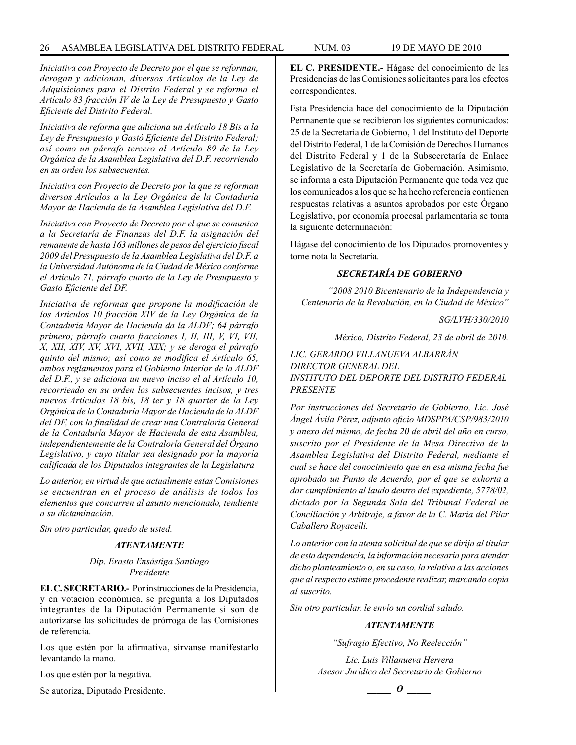*Iniciativa con Proyecto de Decreto por el que se reforman, derogan y adicionan, diversos Artículos de la Ley de Adquisiciones para el Distrito Federal y se reforma el Artículo 83 fracción IV de la Ley de Presupuesto y Gasto Eficiente del Distrito Federal.*

*Iniciativa de reforma que adiciona un Artículo 18 Bis a la Ley de Presupuesto y Gastó Eficiente del Distrito Federal; así como un párrafo tercero al Artículo 89 de la Ley Orgánica de la Asamblea Legislativa del D.F. recorriendo en su orden los subsecuentes.*

*Iniciativa con Proyecto de Decreto por la que se reforman diversos Artículos a la Ley Orgánica de la Contaduría Mayor de Hacienda de la Asamblea Legislativa del D.F.*

*Iniciativa con Proyecto de Decreto por el que se comunica a la Secretaría de Finanzas del D.F. la asignación del remanente de hasta 163 millones de pesos del ejercicio fiscal 2009 del Presupuesto de la Asamblea Legislativa del D.F. a la Universidad Autónoma de la Ciudad de México conforme el Artículo 71, párrafo cuarto de la Ley de Presupuesto y Gasto Eficiente del DF.*

*Iniciativa de reformas que propone la modificación de los Artículos 10 fracción XIV de la Ley Orgánica de la Contaduría Mayor de Hacienda da la ALDF; 64 párrafo primero; párrafo cuarto fracciones I, II, III, V, VI, VII, X, XII, XIV, XV, XVI, XVII, XIX; y se deroga el párrafo quinto del mismo; así como se modifica el Artículo 65, ambos reglamentos para el Gobierno Interior de la ALDF del D.F., y se adiciona un nuevo inciso el al Artículo 10, recorriendo en su orden los subsecuentes incisos, y tres nuevos Artículos 18 bis, 18 ter y 18 quarter de la Ley Orgánica de la Contaduría Mayor de Hacienda de la ALDF del DF, con la finalidad de crear una Contraloría General de la Contaduría Mayor de Hacienda de esta Asamblea, independientemente de la Contraloría General del Órgano Legislativo, y cuyo titular sea designado por la mayoría calificada de los Diputados integrantes de la Legislatura*

*Lo anterior, en virtud de que actualmente estas Comisiones se encuentran en el proceso de análisis de todos los elementos que concurren al asunto mencionado, tendiente a su dictaminación.*

*Sin otro particular, quedo de usted.*

***ATENTAMENTE***

*Dip. Erasto Ensástiga Santiago*
*Presidente*

**EL C. SECRETARIO.-** Por instrucciones de la Presidencia, y en votación económica, se pregunta a los Diputados integrantes de la Diputación Permanente si son de autorizarse las solicitudes de prórroga de las Comisiones de referencia.

Los que estén por la afirmativa, sírvanse manifestarlo levantando la mano.

Los que estén por la negativa.

Se autoriza, Diputado Presidente.

**EL C. PRESIDENTE.-** Hágase del conocimiento de las Presidencias de las Comisiones solicitantes para los efectos correspondientes.

Esta Presidencia hace del conocimiento de la Diputación Permanente que se recibieron los siguientes comunicados: 25 de la Secretaría de Gobierno, 1 del Instituto del Deporte del Distrito Federal, 1 de la Comisión de Derechos Humanos del Distrito Federal y 1 de la Subsecretaría de Enlace Legislativo de la Secretaría de Gobernación. Asimismo, se informa a esta Diputación Permanente que toda vez que los comunicados a los que se ha hecho referencia contienen respuestas relativas a asuntos aprobados por este Órgano Legislativo, por economía procesal parlamentaria se toma la siguiente determinación:

Hágase del conocimiento de los Diputados promoventes y tome nota la Secretaría.

***SECRETARÍA DE GOBIERNO***

*“2008 2010 Bicentenario de la Independencia y Centenario de la Revolución, en la Ciudad de México”*

*SG/LVH/330/2010*

*México, Distrito Federal, 23 de abril de 2010.*

*LIC. GERARDO VILLANUEVA ALBARRÁN*
*DIRECTOR GENERAL DEL*
*INSTITUTO DEL DEPORTE DEL DISTRITO FEDERAL*
*PRESENTE*

*Por instrucciones del Secretario de Gobierno, Lic. José Ángel Ávila Pérez, adjunto oficio MDSPPA/CSP/983/2010 y anexo del mismo, de fecha 20 de abril del año en curso, suscrito por el Presidente de la Mesa Directiva de la Asamblea Legislativa del Distrito Federal, mediante el cual se hace del conocimiento que en esa misma fecha fue aprobado un Punto de Acuerdo, por el que se exhorta a dar cumplimiento al laudo dentro del expediente, 5778/02, dictado por la Segunda Sala del Tribunal Federal de Conciliación y Arbitraje, a favor de la C. María del Pilar Caballero Royacelli.*

*Lo anterior con la atenta solicitud de que se dirija al titular de esta dependencia, la información necesaria para atender dicho planteamiento o, en su caso, la relativa a las acciones que al respecto estime procedente realizar, marcando copia al suscrito.*

*Sin otro particular, le envío un cordial saludo.*

***ATENTAMENTE***

*“Sufragio Efectivo, No Reelección”*

*Lic. Luis Villanueva Herrera*
*Asesor Jurídico del Secretario de Gobierno*

\_\_\_\_\_ *O* \_\_\_\_\_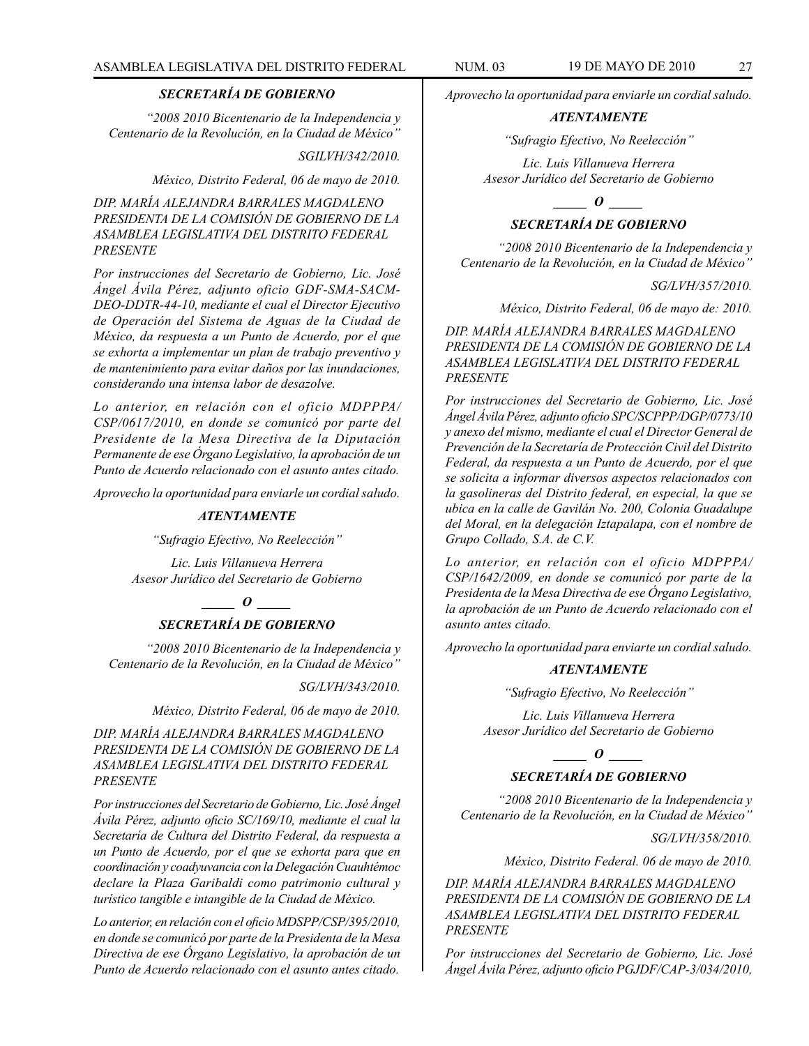***SECRETARÍA DE GOBIERNO***

*"2008 2010 Bicentenario de la Independencia y Centenario de la Revolución, en la Ciudad de México"*

*SGILVH/342/2010.*

*México, Distrito Federal, 06 de mayo de 2010.*

*DIP. MARÍA ALEJANDRA BARRALES MAGDALENO*
*PRESIDENTA DE LA COMISIÓN DE GOBIERNO DE LA ASAMBLEA LEGISLATIVA DEL DISTRITO FEDERAL*
*PRESENTE*

*Por instrucciones del Secretario de Gobierno, Lic. José Ángel Ávila Pérez, adjunto oficio GDF-SMA-SACM-DEO-DDTR-44-10, mediante el cual el Director Ejecutivo de Operación del Sistema de Aguas de la Ciudad de México, da respuesta a un Punto de Acuerdo, por el que se exhorta a implementar un plan de trabajo preventivo y de mantenimiento para evitar daños por las inundaciones, considerando una intensa labor de desazolve.*

*Lo anterior, en relación con el oficio MDPPPA/CSP/0617/2010, en donde se comunicó por parte del Presidente de la Mesa Directiva de la Diputación Permanente de ese Órgano Legislativo, la aprobación de un Punto de Acuerdo relacionado con el asunto antes citado.*

*Aprovecho la oportunidad para enviarle un cordial saludo.*

***ATENTAMENTE***

*"Sufragio Efectivo, No Reelección"*

*Lic. Luis Villanueva Herrera*
*Asesor Jurídico del Secretario de Gobierno*

***_____ O _____***

***SECRETARÍA DE GOBIERNO***

*"2008 2010 Bicentenario de la Independencia y Centenario de la Revolución, en la Ciudad de México"*

*SG/LVH/343/2010.*

*México, Distrito Federal, 06 de mayo de 2010.*

*DIP. MARÍA ALEJANDRA BARRALES MAGDALENO*
*PRESIDENTA DE LA COMISIÓN DE GOBIERNO DE LA ASAMBLEA LEGISLATIVA DEL DISTRITO FEDERAL*
*PRESENTE*

*Por instrucciones del Secretario de Gobierno, Lic. José Ángel Ávila Pérez, adjunto oficio SC/169/10, mediante el cual la Secretaría de Cultura del Distrito Federal, da respuesta a un Punto de Acuerdo, por el que se exhorta para que en coordinación y coadyuvancia con la Delegación Cuauhtémoc declare la Plaza Garibaldi como patrimonio cultural y turístico tangible e intangible de la Ciudad de México.*

*Lo anterior, en relación con el oficio MDSPP/CSP/395/2010, en donde se comunicó por parte de la Presidenta de la Mesa Directiva de ese Órgano Legislativo, la aprobación de un Punto de Acuerdo relacionado con el asunto antes citado.*

*Aprovecho la oportunidad para enviarle un cordial saludo.*

***ATENTAMENTE***

*"Sufragio Efectivo, No Reelección"*

*Lic. Luis Villanueva Herrera*
*Asesor Jurídico del Secretario de Gobierno*

***_____ O _____***

***SECRETARÍA DE GOBIERNO***

*"2008 2010 Bicentenario de la Independencia y Centenario de la Revolución, en la Ciudad de México"*

*SG/LVH/357/2010.*

*México, Distrito Federal, 06 de mayo de: 2010.*

*DIP. MARÍA ALEJANDRA BARRALES MAGDALENO*
*PRESIDENTA DE LA COMISIÓN DE GOBIERNO DE LA ASAMBLEA LEGISLATIVA DEL DISTRITO FEDERAL*
*PRESENTE*

*Por instrucciones del Secretario de Gobierno, Lic. José Ángel Ávila Pérez, adjunto oficio SPC/SCPPP/DGP/0773/10 y anexo del mismo, mediante el cual el Director General de Prevención de la Secretaría de Protección Civil del Distrito Federal, da respuesta a un Punto de Acuerdo, por el que se solicita a informar diversos aspectos relacionados con la gasolineras del Distrito federal, en especial, la que se ubica en la calle de Gavilán No. 200, Colonia Guadalupe del Moral, en la delegación Iztapalapa, con el nombre de Grupo Collado, S.A. de C.V.*

*Lo anterior, en relación con el oficio MDPPPA/CSP/1642/2009, en donde se comunicó por parte de la Presidenta de la Mesa Directiva de ese Órgano Legislativo, la aprobación de un Punto de Acuerdo relacionado con el asunto antes citado.*

*Aprovecho la oportunidad para enviarte un cordial saludo.*

***ATENTAMENTE***

*"Sufragio Efectivo, No Reelección"*

*Lic. Luis Villanueva Herrera*
*Asesor Jurídico del Secretario de Gobierno*

***_____ O _____***

***SECRETARÍA DE GOBIERNO***

*"2008 2010 Bicentenario de la Independencia y Centenario de la Revolución, en la Ciudad de México"*

*SG/LVH/358/2010.*

*México, Distrito Federal. 06 de mayo de 2010.*

*DIP. MARÍA ALEJANDRA BARRALES MAGDALENO*
*PRESIDENTA DE LA COMISIÓN DE GOBIERNO DE LA ASAMBLEA LEGISLATIVA DEL DISTRITO FEDERAL*
*PRESENTE*

*Por instrucciones del Secretario de Gobierno, Lic. José Ángel Ávila Pérez, adjunto oficio PGJDF/CAP-3/034/2010,*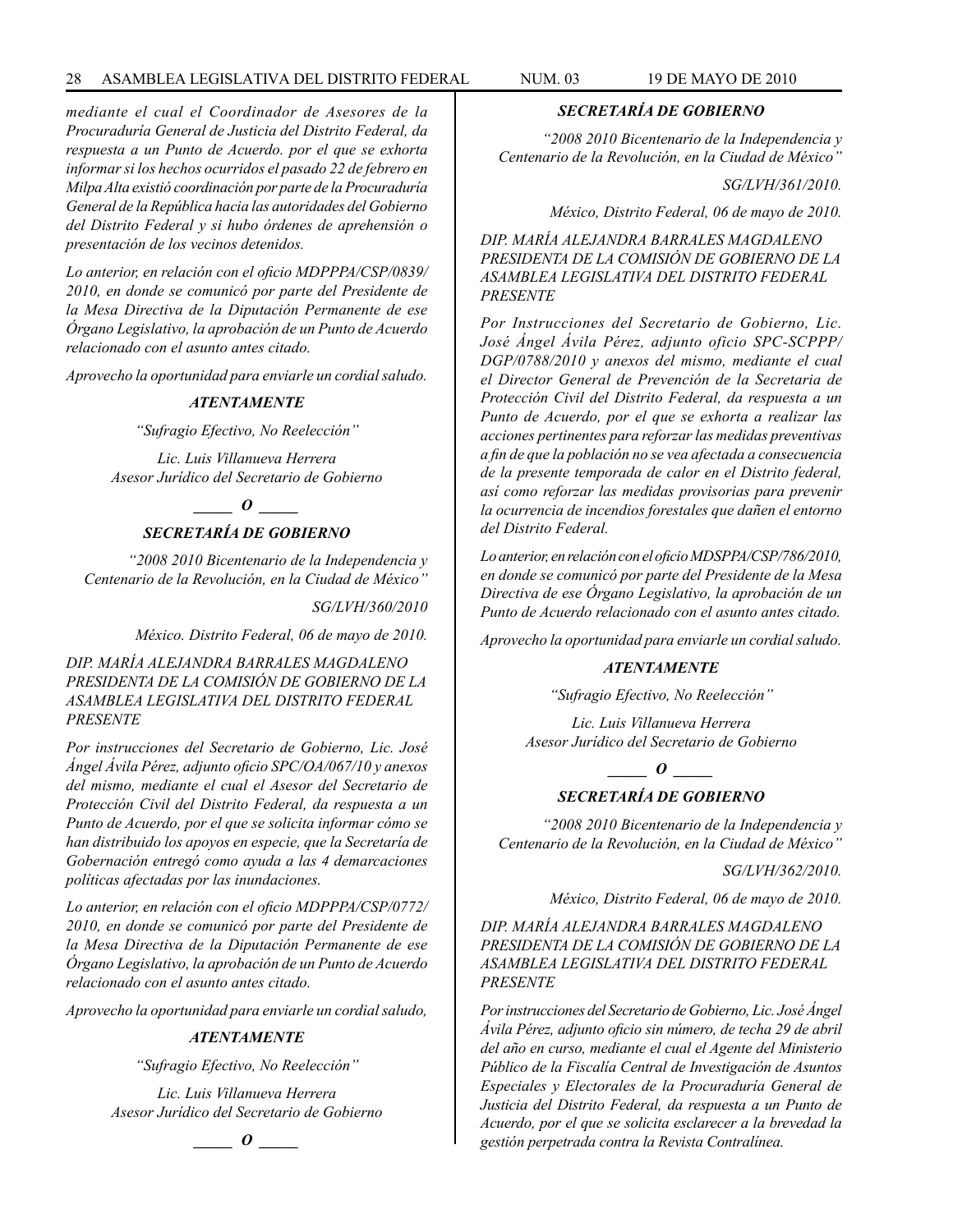*mediante el cual el Coordinador de Asesores de la Procuraduría General de Justicia del Distrito Federal, da respuesta a un Punto de Acuerdo. por el que se exhorta informar si los hechos ocurridos el pasado 22 de febrero en Milpa Alta existió coordinación por parte de la Procuraduría General de la República hacia las autoridades del Gobierno del Distrito Federal y si hubo órdenes de aprehensión o presentación de los vecinos detenidos.*

*Lo anterior, en relación con el oficio MDPPPA/CSP/0839/ 2010, en donde se comunicó por parte del Presidente de la Mesa Directiva de la Diputación Permanente de ese Órgano Legislativo, la aprobación de un Punto de Acuerdo relacionado con el asunto antes citado.*

*Aprovecho la oportunidad para enviarle un cordial saludo.*

***ATENTAMENTE***

*"Sufragio Efectivo, No Reelección"*

*Lic. Luis Villanueva Herrera*
*Asesor Jurídico del Secretario de Gobierno*

***_____ O _____***

***SECRETARÍA DE GOBIERNO***

*"2008 2010 Bicentenario de la Independencia y Centenario de la Revolución, en la Ciudad de México"*

*SG/LVH/360/2010*

*México. Distrito Federal, 06 de mayo de 2010.*

*DIP. MARÍA ALEJANDRA BARRALES MAGDALENO*
*PRESIDENTA DE LA COMISIÓN DE GOBIERNO DE LA ASAMBLEA LEGISLATIVA DEL DISTRITO FEDERAL*
*PRESENTE*

*Por instrucciones del Secretario de Gobierno, Lic. José Ángel Ávila Pérez, adjunto oficio SPC/OA/067/10 y anexos del mismo, mediante el cual el Asesor del Secretario de Protección Civil del Distrito Federal, da respuesta a un Punto de Acuerdo, por el que se solicita informar cómo se han distribuido los apoyos en especie, que la Secretaría de Gobernación entregó como ayuda a las 4 demarcaciones políticas afectadas por las inundaciones.*

*Lo anterior, en relación con el oficio MDPPPA/CSP/0772/ 2010, en donde se comunicó por parte del Presidente de la Mesa Directiva de la Diputación Permanente de ese Órgano Legislativo, la aprobación de un Punto de Acuerdo relacionado con el asunto antes citado.*

*Aprovecho la oportunidad para enviarle un cordial saludo,*

***ATENTAMENTE***

*"Sufragio Efectivo, No Reelección"*

*Lic. Luis Villanueva Herrera*
*Asesor Jurídico del Secretario de Gobierno*

***_____ O _____***

***SECRETARÍA DE GOBIERNO***

*"2008 2010 Bicentenario de la Independencia y Centenario de la Revolución, en la Ciudad de México"*

*SG/LVH/361/2010.*

*México, Distrito Federal, 06 de mayo de 2010.*

*DIP. MARÍA ALEJANDRA BARRALES MAGDALENO*
*PRESIDENTA DE LA COMISIÓN DE GOBIERNO DE LA ASAMBLEA LEGISLATIVA DEL DISTRITO FEDERAL*
*PRESENTE*

*Por Instrucciones del Secretario de Gobierno, Lic. José Ángel Ávila Pérez, adjunto oficio SPC-SCPPP/ DGP/0788/2010 y anexos del mismo, mediante el cual el Director General de Prevención de la Secretaria de Protección Civil del Distrito Federal, da respuesta a un Punto de Acuerdo, por el que se exhorta a realizar las acciones pertinentes para reforzar las medidas preventivas a fin de que la población no se vea afectada a consecuencia de la presente temporada de calor en el Distrito federal, así como reforzar las medidas provisorias para prevenir la ocurrencia de incendios forestales que dañen el entorno del Distrito Federal.*

*Lo anterior, en relación con el oficio MDSPPA/CSP/786/2010, en donde se comunicó por parte del Presidente de la Mesa Directiva de ese Órgano Legislativo, la aprobación de un Punto de Acuerdo relacionado con el asunto antes citado.*

*Aprovecho la oportunidad para enviarle un cordial saludo.*

***ATENTAMENTE***

*"Sufragio Efectivo, No Reelección"*

*Lic. Luis Villanueva Herrera*
*Asesor Jurídico del Secretario de Gobierno*

***_____ O _____***

***SECRETARÍA DE GOBIERNO***

*"2008 2010 Bicentenario de la Independencia y Centenario de la Revolución, en la Ciudad de México"*

*SG/LVH/362/2010.*

*México, Distrito Federal, 06 de mayo de 2010.*

*DIP. MARÍA ALEJANDRA BARRALES MAGDALENO*
*PRESIDENTA DE LA COMISIÓN DE GOBIERNO DE LA ASAMBLEA LEGISLATIVA DEL DISTRITO FEDERAL*
*PRESENTE*

*Por instrucciones del Secretario de Gobierno, Lic. José Ángel Ávila Pérez, adjunto oficio sin número, de techa 29 de abril del año en curso, mediante el cual el Agente del Ministerio Público de la Fiscalía Central de Investigación de Asuntos Especiales y Electorales de la Procuraduría General de Justicia del Distrito Federal, da respuesta a un Punto de Acuerdo, por el que se solicita esclarecer a la brevedad la gestión perpetrada contra la Revista Contralínea.*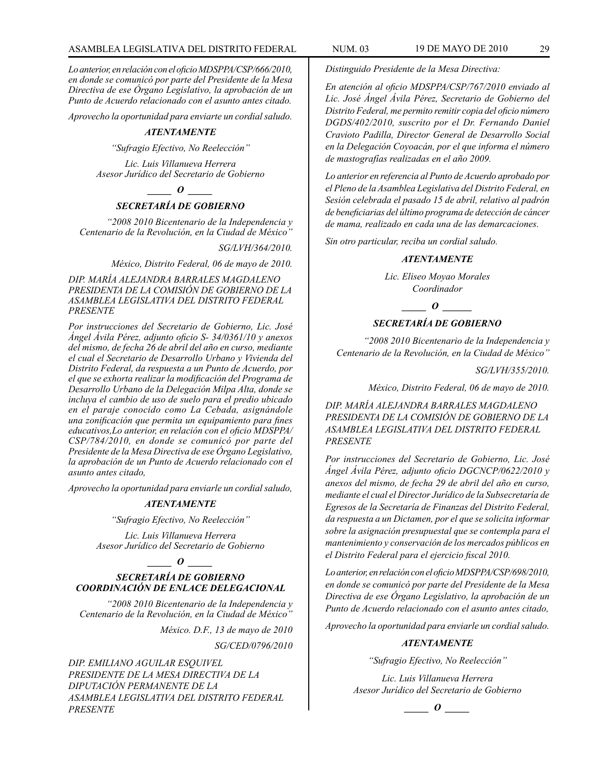*Lo anterior, en relación con el oficio MDSPPA/CSP/666/2010, en donde se comunicó por parte del Presidente de la Mesa Directiva de ese Órgano Legislativo, la aprobación de un Punto de Acuerdo relacionado con el asunto antes citado.*

*Aprovecho la oportunidad para enviarte un cordial saludo.*

***ATENTAMENTE***

*"Sufragio Efectivo, No Reelección"*

*Lic. Luis Villanueva Herrera*
*Asesor Jurídico del Secretario de Gobierno*

***_____ O _____***

### *SECRETARÍA DE GOBIERNO*

*"2008 2010 Bicentenario de la Independencia y Centenario de la Revolución, en la Ciudad de México"*

*SG/LVH/364/2010.*

*México, Distrito Federal, 06 de mayo de 2010.*

*DIP. MARÍA ALEJANDRA BARRALES MAGDALENO*
*PRESIDENTA DE LA COMISIÓN DE GOBIERNO DE LA ASAMBLEA LEGISLATIVA DEL DISTRITO FEDERAL*
*PRESENTE*

*Por instrucciones del Secretario de Gobierno, Lic. José Ángel Ávila Pérez, adjunto oficio S- 34/0361/10 y anexos del mismo, de fecha 26 de abril del año en curso, mediante el cual el Secretario de Desarrollo Urbano y Vivienda del Distrito Federal, da respuesta a un Punto de Acuerdo, por el que se exhorta realizar la modificación del Programa de Desarrollo Urbano de la Delegación Milpa Alta, donde se incluya el cambio de uso de suelo para el predio ubicado en el paraje conocido como La Cebada, asignándole una zonificación que permita un equipamiento para fines educativos,Lo anterior, en relación con el oficio MDSPPA/CSP/784/2010, en donde se comunicó por parte del Presidente de la Mesa Directiva de ese Órgano Legislativo, la aprobación de un Punto de Acuerdo relacionado con el asunto antes citado,*

*Aprovecho la oportunidad para enviarle un cordial saludo,*

***ATENTAMENTE***

*"Sufragio Efectivo, No Reelección"*

*Lic. Luis Villanueva Herrera*
*Asesor Jurídico del Secretario de Gobierno*

***_____ O _____***

### *SECRETARÍA DE GOBIERNO*
### *COORDINACIÓN DE ENLACE DELEGACIONAL*

*"2008 2010 Bicentenario de la Independencia y Centenario de la Revolución, en la Ciudad de México"*

*México. D.F., 13 de mayo de 2010*

*SG/CED/0796/2010*

*DIP. EMILIANO AGUILAR ESQUIVEL*
*PRESIDENTE DE LA MESA DIRECTIVA DE LA DIPUTACIÓN PERMANENTE DE LA ASAMBLEA LEGISLATIVA DEL DISTRITO FEDERAL*
*PRESENTE*

*Distinguido Presidente de la Mesa Directiva:*

*En atención al oficio MDSPPA/CSP/767/2010 enviado al Lic. José Ángel Ávila Pérez, Secretario de Gobierno del Distrito Federal, me permito remitir copia del oficio número DGDS/402/2010, suscrito por el Dr. Fernando Daniel Cravioto Padilla, Director General de Desarrollo Social en la Delegación Coyoacán, por el que informa el número de mastografías realizadas en el año 2009.*

*Lo anterior en referencia al Punto de Acuerdo aprobado por el Pleno de la Asamblea Legislativa del Distrito Federal, en Sesión celebrada el pasado 15 de abril, relativo al padrón de beneficiarias del último programa de detección de cáncer de mama, realizado en cada una de las demarcaciones.*

*Sin otro particular, reciba un cordial saludo.*

***ATENTAMENTE***

*Lic. Eliseo Moyao Morales*
*Coordinador*

***_____ O ______***

### *SECRETARÍA DE GOBIERNO*

*"2008 2010 Bicentenario de la Independencia y Centenario de la Revolución, en la Ciudad de México"*

*SG/LVH/355/2010.*

*México, Distrito Federal, 06 de mayo de 2010.*

*DIP. MARÍA ALEJANDRA BARRALES MAGDALENO*
*PRESIDENTA DE LA COMISIÓN DE GOBIERNO DE LA ASAMBLEA LEGISLATIVA DEL DISTRITO FEDERAL*
*PRESENTE*

*Por instrucciones del Secretario de Gobierno, Lic. José Ángel Ávila Pérez, adjunto oficio DGCNCP/0622/2010 y anexos del mismo, de fecha 29 de abril del año en curso, mediante el cual el Director Jurídico de la Subsecretaría de Egresos de la Secretaría de Finanzas del Distrito Federal, da respuesta a un Dictamen, por el que se solicita informar sobre la asignación presupuestal que se contempla para el mantenimiento y conservación de los mercados públicos en el Distrito Federal para el ejercicio fiscal 2010.*

*Lo anterior, en relación con el oficio MDSPPA/CSP/698/2010, en donde se comunicó por parte del Presidente de la Mesa Directiva de ese Órgano Legislativo, la aprobación de un Punto de Acuerdo relacionado con el asunto antes citado,*

*Aprovecho la oportunidad para enviarle un cordial saludo.*

***ATENTAMENTE***

*"Sufragio Efectivo, No Reelección"*

*Lic. Luis Villanueva Herrera*
*Asesor Jurídico del Secretario de Gobierno*

***_____ O _____***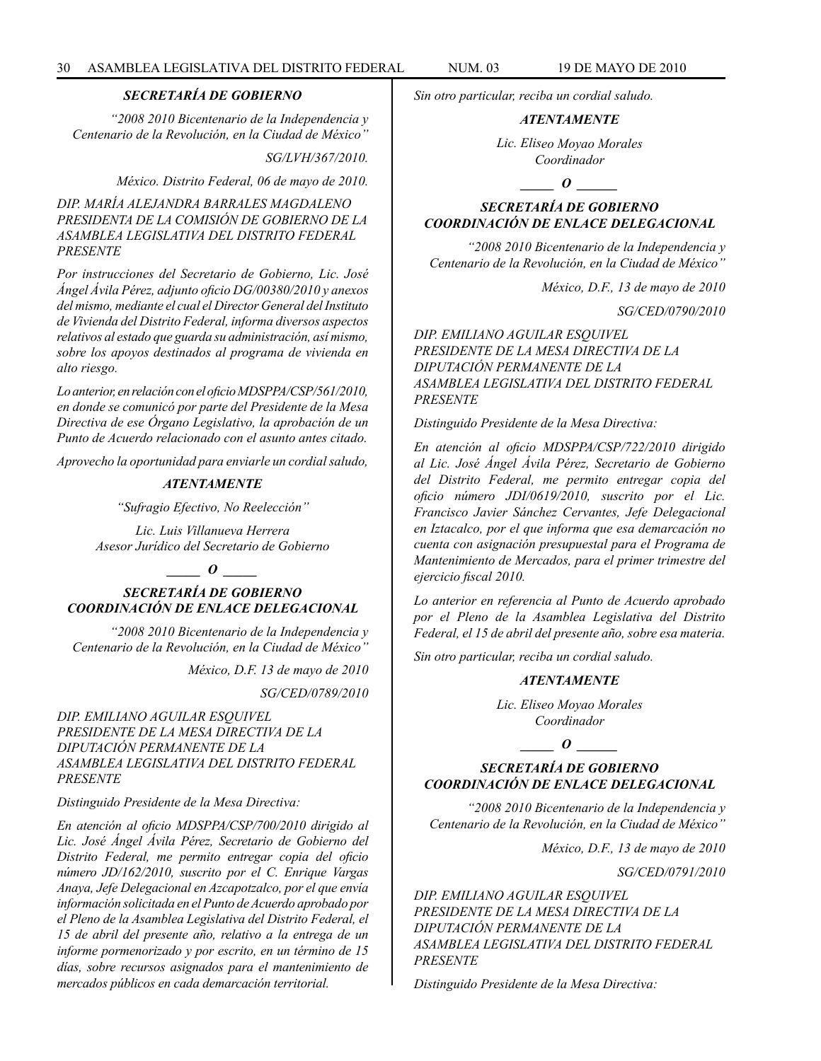***SECRETARÍA DE GOBIERNO***

*"2008 2010 Bicentenario de la Independencia y Centenario de la Revolución, en la Ciudad de México"*

*SG/LVH/367/2010.*

*México. Distrito Federal, 06 de mayo de 2010.*

*DIP. MARÍA ALEJANDRA BARRALES MAGDALENO*
*PRESIDENTA DE LA COMISIÓN DE GOBIERNO DE LA ASAMBLEA LEGISLATIVA DEL DISTRITO FEDERAL*
*PRESENTE*

*Por instrucciones del Secretario de Gobierno, Lic. José Ángel Ávila Pérez, adjunto oficio DG/00380/2010 y anexos del mismo, mediante el cual el Director General del Instituto de Vivienda del Distrito Federal, informa diversos aspectos relativos al estado que guarda su administración, así mismo, sobre los apoyos destinados al programa de vivienda en alto riesgo.*

*Lo anterior, en relación con el oficio MDSPPA/CSP/561/2010, en donde se comunicó por parte del Presidente de la Mesa Directiva de ese Órgano Legislativo, la aprobación de un Punto de Acuerdo relacionado con el asunto antes citado.*

*Aprovecho la oportunidad para enviarle un cordial saludo,*

***ATENTAMENTE***

*"Sufragio Efectivo, No Reelección"*

*Lic. Luis Villanueva Herrera*
*Asesor Jurídico del Secretario de Gobierno*

***\_\_\_\_\_ O \_\_\_\_\_***

***SECRETARÍA DE GOBIERNO***
***COORDINACIÓN DE ENLACE DELEGACIONAL***

*"2008 2010 Bicentenario de la Independencia y Centenario de la Revolución, en la Ciudad de México"*

*México, D.F. 13 de mayo de 2010*

*SG/CED/0789/2010*

*DIP. EMILIANO AGUILAR ESQUIVEL*
*PRESIDENTE DE LA MESA DIRECTIVA DE LA DIPUTACIÓN PERMANENTE DE LA ASAMBLEA LEGISLATIVA DEL DISTRITO FEDERAL*
*PRESENTE*

*Distinguido Presidente de la Mesa Directiva:*

*En atención al oficio MDSPPA/CSP/700/2010 dirigido al Lic. José Ángel Ávila Pérez, Secretario de Gobierno del Distrito Federal, me permito entregar copia del oficio número JD/162/2010, suscrito por el C. Enrique Vargas Anaya, Jefe Delegacional en Azcapotzalco, por el que envía información solicitada en el Punto de Acuerdo aprobado por el Pleno de la Asamblea Legislativa del Distrito Federal, el 15 de abril del presente año, relativo a la entrega de un informe pormenorizado y por escrito, en un término de 15 días, sobre recursos asignados para el mantenimiento de mercados públicos en cada demarcación territorial.*

*Sin otro particular, reciba un cordial saludo.*

***ATENTAMENTE***

*Lic. Eliseo Moyao Morales*
*Coordinador*

***\_\_\_\_\_ O \_\_\_\_\_***

***SECRETARÍA DE GOBIERNO***
***COORDINACIÓN DE ENLACE DELEGACIONAL***

*"2008 2010 Bicentenario de la Independencia y Centenario de la Revolución, en la Ciudad de México"*

*México, D.F., 13 de mayo de 2010*

*SG/CED/0790/2010*

*DIP. EMILIANO AGUILAR ESQUIVEL*
*PRESIDENTE DE LA MESA DIRECTIVA DE LA DIPUTACIÓN PERMANENTE DE LA ASAMBLEA LEGISLATIVA DEL DISTRITO FEDERAL*
*PRESENTE*

*Distinguido Presidente de la Mesa Directiva:*

*En atención al oficio MDSPPA/CSP/722/2010 dirigido al Lic. José Ángel Ávila Pérez, Secretario de Gobierno del Distrito Federal, me permito entregar copia del oficio número JDI/0619/2010, suscrito por el Lic. Francisco Javier Sánchez Cervantes, Jefe Delegacional en Iztacalco, por el que informa que esa demarcación no cuenta con asignación presupuestal para el Programa de Mantenimiento de Mercados, para el primer trimestre del ejercicio fiscal 2010.*

*Lo anterior en referencia al Punto de Acuerdo aprobado por el Pleno de la Asamblea Legislativa del Distrito Federal, el 15 de abril del presente año, sobre esa materia.*

*Sin otro particular, reciba un cordial saludo.*

***ATENTAMENTE***

*Lic. Eliseo Moyao Morales*
*Coordinador*

***\_\_\_\_\_ O \_\_\_\_\_***

***SECRETARÍA DE GOBIERNO***
***COORDINACIÓN DE ENLACE DELEGACIONAL***

*"2008 2010 Bicentenario de la Independencia y Centenario de la Revolución, en la Ciudad de México"*

*México, D.F., 13 de mayo de 2010*

*SG/CED/0791/2010*

*DIP. EMILIANO AGUILAR ESQUIVEL*
*PRESIDENTE DE LA MESA DIRECTIVA DE LA DIPUTACIÓN PERMANENTE DE LA ASAMBLEA LEGISLATIVA DEL DISTRITO FEDERAL*
*PRESENTE*

*Distinguido Presidente de la Mesa Directiva:*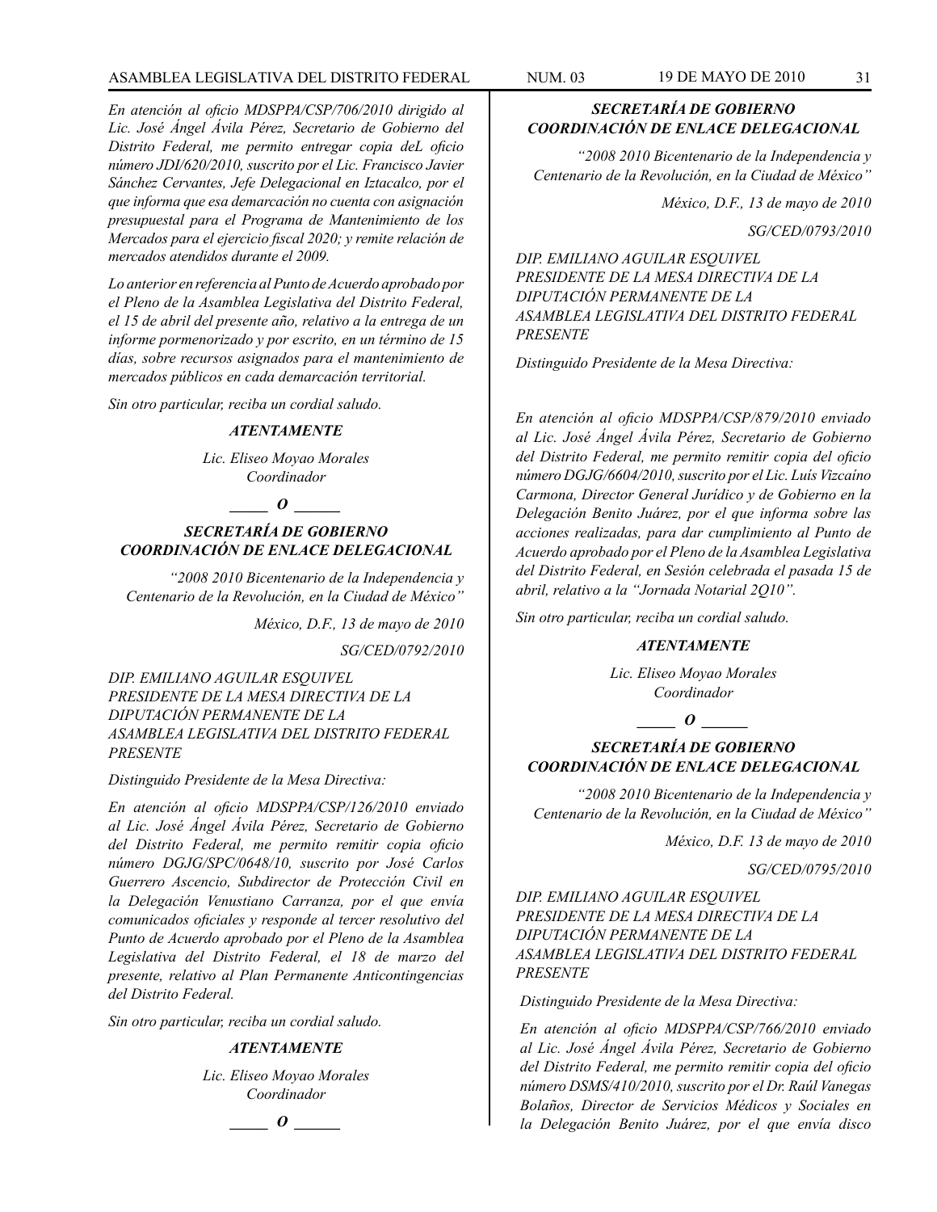*En atención al oficio MDSPPA/CSP/706/2010 dirigido al Lic. José Ángel Ávila Pérez, Secretario de Gobierno del Distrito Federal, me permito entregar copia deL oficio número JDI/620/2010, suscrito por el Lic. Francisco Javier Sánchez Cervantes, Jefe Delegacional en Iztacalco, por el que informa que esa demarcación no cuenta con asignación presupuestal para el Programa de Mantenimiento de los Mercados para el ejercicio fiscal 2020; y remite relación de mercados atendidos durante el 2009.*

*Lo anterior en referencia al Punto de Acuerdo aprobado por el Pleno de la Asamblea Legislativa del Distrito Federal, el 15 de abril del presente año, relativo a la entrega de un informe pormenorizado y por escrito, en un término de 15 días, sobre recursos asignados para el mantenimiento de mercados públicos en cada demarcación territorial.*

*Sin otro particular, reciba un cordial saludo.*

***ATENTAMENTE***

*Lic. Eliseo Moyao Morales*
*Coordinador*

***_____ O ______***

***SECRETARÍA DE GOBIERNO***
***COORDINACIÓN DE ENLACE DELEGACIONAL***

*"2008 2010 Bicentenario de la Independencia y Centenario de la Revolución, en la Ciudad de México"*

*México, D.F., 13 de mayo de 2010*

*SG/CED/0792/2010*

*DIP. EMILIANO AGUILAR ESQUIVEL*
*PRESIDENTE DE LA MESA DIRECTIVA DE LA DIPUTACIÓN PERMANENTE DE LA ASAMBLEA LEGISLATIVA DEL DISTRITO FEDERAL*
*PRESENTE*

*Distinguido Presidente de la Mesa Directiva:*

*En atención al oficio MDSPPA/CSP/126/2010 enviado al Lic. José Ángel Ávila Pérez, Secretario de Gobierno del Distrito Federal, me permito remitir copia oficio número DGJG/SPC/0648/10, suscrito por José Carlos Guerrero Ascencio, Subdirector de Protección Civil en la Delegación Venustiano Carranza, por el que envía comunicados oficiales y responde al tercer resolutivo del Punto de Acuerdo aprobado por el Pleno de la Asamblea Legislativa del Distrito Federal, el 18 de marzo del presente, relativo al Plan Permanente Anticontingencias del Distrito Federal.*

*Sin otro particular, reciba un cordial saludo.*

***ATENTAMENTE***

*Lic. Eliseo Moyao Morales*
*Coordinador*

***_____ O ______***

***SECRETARÍA DE GOBIERNO***
***COORDINACIÓN DE ENLACE DELEGACIONAL***

*"2008 2010 Bicentenario de la Independencia y Centenario de la Revolución, en la Ciudad de México"*

*México, D.F., 13 de mayo de 2010*

*SG/CED/0793/2010*

*DIP. EMILIANO AGUILAR ESQUIVEL*
*PRESIDENTE DE LA MESA DIRECTIVA DE LA DIPUTACIÓN PERMANENTE DE LA ASAMBLEA LEGISLATIVA DEL DISTRITO FEDERAL*
*PRESENTE*

*Distinguido Presidente de la Mesa Directiva:*

*En atención al oficio MDSPPA/CSP/879/2010 enviado al Lic. José Ángel Ávila Pérez, Secretario de Gobierno del Distrito Federal, me permito remitir copia del oficio número DGJG/6604/2010, suscrito por el Lic. Luís Vizcaíno Carmona, Director General Jurídico y de Gobierno en la Delegación Benito Juárez, por el que informa sobre las acciones realizadas, para dar cumplimiento al Punto de Acuerdo aprobado por el Pleno de la Asamblea Legislativa del Distrito Federal, en Sesión celebrada el pasada 15 de abril, relativo a la "Jornada Notarial 2Q10".*

*Sin otro particular, reciba un cordial saludo.*

***ATENTAMENTE***

*Lic. Eliseo Moyao Morales*
*Coordinador*

***_____ O ______***

***SECRETARÍA DE GOBIERNO***
***COORDINACIÓN DE ENLACE DELEGACIONAL***

*"2008 2010 Bicentenario de la Independencia y Centenario de la Revolución, en la Ciudad de México"*

*México, D.F. 13 de mayo de 2010*

*SG/CED/0795/2010*

*DIP. EMILIANO AGUILAR ESQUIVEL*
*PRESIDENTE DE LA MESA DIRECTIVA DE LA DIPUTACIÓN PERMANENTE DE LA ASAMBLEA LEGISLATIVA DEL DISTRITO FEDERAL*
*PRESENTE*

*Distinguido Presidente de la Mesa Directiva:*

*En atención al oficio MDSPPA/CSP/766/2010 enviado al Lic. José Ángel Ávila Pérez, Secretario de Gobierno del Distrito Federal, me permito remitir copia del oficio número DSMS/410/2010, suscrito por el Dr. Raúl Vanegas Bolaños, Director de Servicios Médicos y Sociales en la Delegación Benito Juárez, por el que envía disco*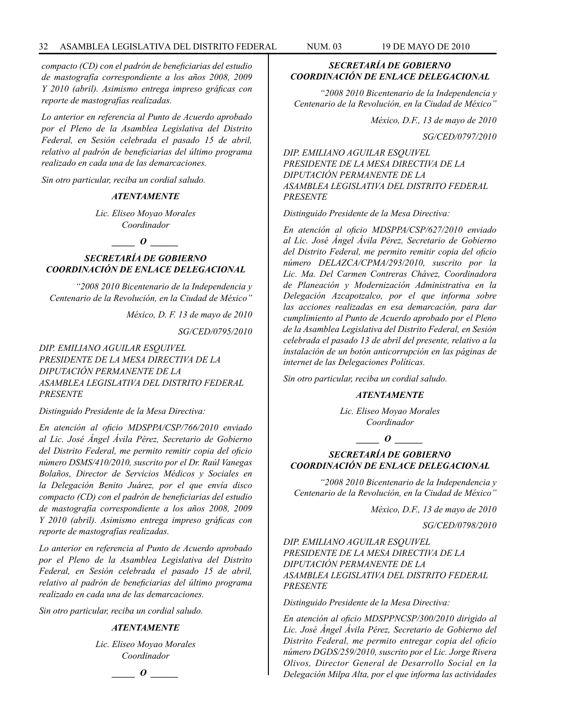*compacto (CD) con el padrón de beneficiarias del estudio de mastografía correspondiente a los años 2008, 2009 Y 2010 (abril). Asimismo entrega impreso gráficas con reporte de mastografías realizadas.*

*Lo anterior en referencia al Punto de Acuerdo aprobado por el Pleno de la Asamblea Legislativa del Distrito Federal, en Sesión celebrada el pasado 15 de abril, relativo al padrón de beneficiarias del último programa realizado en cada una de las demarcaciones.*

*Sin otro particular, reciba un cordial saludo.*

***ATENTAMENTE***

*Lic. Eliseo Moyao Morales*
*Coordinador*

***_____ O ______***

***SECRETARÍA DE GOBIERNO***
***COORDINACIÓN DE ENLACE DELEGACIONAL***

*"2008 2010 Bicentenario de la Independencia y Centenario de la Revolución, en la Ciudad de México"*

*México, D. F. 13 de mayo de 2010*

*SG/CED/0795/2010*

*DIP. EMILIANO AGUILAR ESQUIVEL*
*PRESIDENTE DE LA MESA DIRECTIVA DE LA DIPUTACIÓN PERMANENTE DE LA ASAMBLEA LEGISLATIVA DEL DISTRITO FEDERAL*
*PRESENTE*

*Distinguido Presidente de la Mesa Directiva:*

*En atención al oficio MDSPPA/CSP/766/2010 enviado al Lic. José Ángel Ávila Pérez, Secretario de Gobierno del Distrito Federal, me permito remitir copia del oficio número DSMS/410/2010, suscrito por el Dr. Raúl Vanegas Bolaños, Director de Servicios Médicos y Sociales en la Delegación Benito Juárez, por el que envía disco compacto (CD) con el padrón de beneficiarias del estudio de mastografía correspondiente a los años 2008, 2009 Y 2010 (abril). Asimismo entrega impreso gráficas con reporte de mastografías realizadas.*

*Lo anterior en referencia al Punto de Acuerdo aprobado por el Pleno de la Asamblea Legislativa del Distrito Federal, en Sesión celebrada el pasado 15 de abril, relativo al padrón de beneficiarias del último programa realizado en cada una de las demarcaciones.*

*Sin otro particular, reciba un cordial saludo.*

***ATENTAMENTE***

*Lic. Eliseo Moyao Morales*
*Coordinador*

***_____ O ______***

***SECRETARÍA DE GOBIERNO***
***COORDINACIÓN DE ENLACE DELEGACIONAL***

*"2008 2010 Bicentenario de la Independencia y Centenario de la Revolución, en la Ciudad de México"*

*México, D.F., 13 de mayo de 2010*

*SG/CED/0797/2010*

*DIP. EMILIANO AGUILAR ESQUIVEL*
*PRESIDENTE DE LA MESA DIRECTIVA DE LA DIPUTACIÓN PERMANENTE DE LA ASAMBLEA LEGISLATIVA DEL DISTRITO FEDERAL*
*PRESENTE*

*Distinguido Presidente de la Mesa Directiva:*

*En atención al oficio MDSPPA/CSP/627/2010 enviado al Lic. José Ángel Ávila Pérez, Secretario de Gobierno del Distrito Federal, me permito remitir copia del oficio número DELAZCA/CPMA/293/2010, suscrito por la Lic. Ma. Del Carmen Contreras Chávez, Coordinadora de Planeación y Modernización Administrativa en la Delegación Azcapotzalco, por el que informa sobre las acciones realizadas en esa demarcación, para dar cumplimiento al Punto de Acuerdo aprobado por el Pleno de la Asamblea Legislativa del Distrito Federal, en Sesión celebrada el pasado 13 de abril del presente, relativo a la instalación de un botón anticorrupción en las páginas de internet de las Delegaciones Políticas.*

*Sin otro particular, reciba un cordial saludo.*

***ATENTAMENTE***

*Lic. Eliseo Moyao Morales*
*Coordinador*

***_____ O ______***

***SECRETARÍA DE GOBIERNO***
***COORDINACIÓN DE ENLACE DELEGACIONAL***

*"2008 2010 Bicentenario de la Independencia y Centenario de la Revolución, en la Ciudad de México"*

*México, D.F., 13 de mayo de 2010*

*SG/CED/0798/2010*

*DIP. EMILIANO AGUILAR ESQUIVEL*
*PRESIDENTE DE LA MESA DIRECTIVA DE LA DIPUTACIÓN PERMANENTE DE LA ASAMBLEA LEGISLATIVA DEL DISTRITO FEDERAL*
*PRESENTE*

*Distinguido Presidente de la Mesa Directiva:*

*En atención al oficio MDSPPNCSP/300/2010 dirigido al Lic. José Ángel Ávila Pérez, Secretario de Gobierno del Distrito Federal, me permito entregar copia del oficio número DGDS/259/2010, suscrito por el Lic. Jorge Rivera Olivos, Director General de Desarrollo Social en la Delegación Milpa Alta, por el que informa las actividades*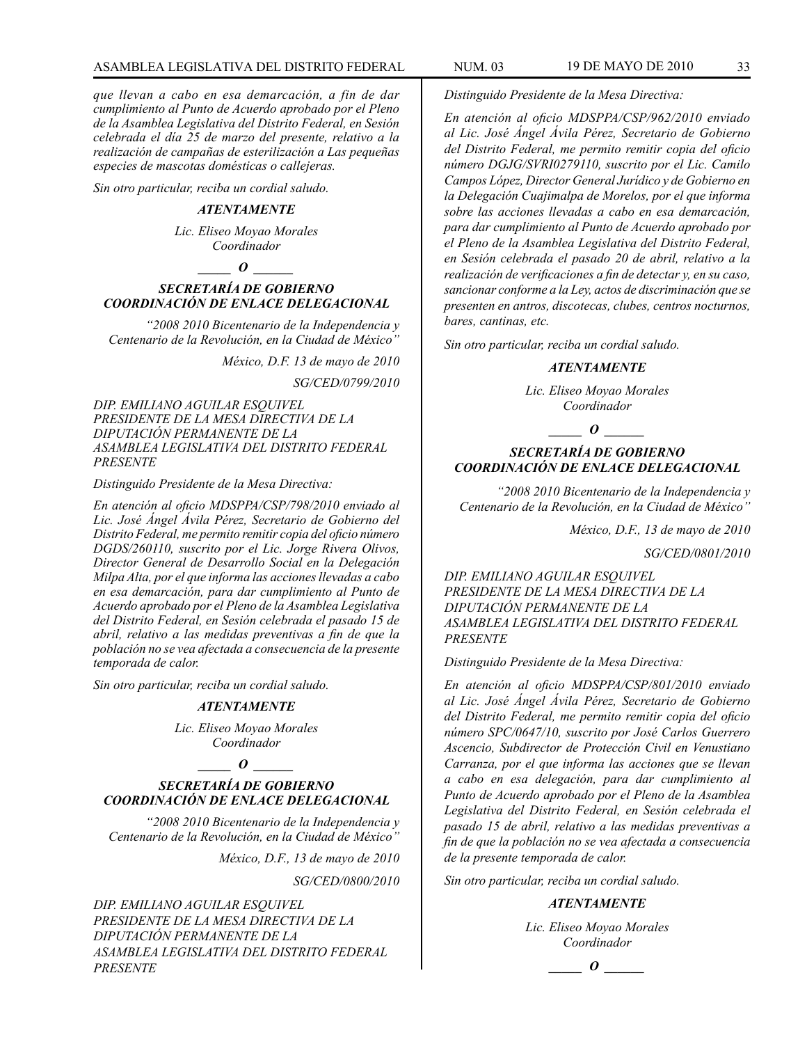*que llevan a cabo en esa demarcación, a fin de dar cumplimiento al Punto de Acuerdo aprobado por el Pleno de la Asamblea Legislativa del Distrito Federal, en Sesión celebrada el día 25 de marzo del presente, relativo a la realización de campañas de esterilización a Las pequeñas especies de mascotas domésticas o callejeras.*

*Sin otro particular, reciba un cordial saludo.*

***ATENTAMENTE***

*Lic. Eliseo Moyao Morales*
*Coordinador*

***_____ O ______***

***SECRETARÍA DE GOBIERNO***
***COORDINACIÓN DE ENLACE DELEGACIONAL***

*"2008 2010 Bicentenario de la Independencia y Centenario de la Revolución, en la Ciudad de México"*

*México, D.F. 13 de mayo de 2010*

*SG/CED/0799/2010*

*DIP. EMILIANO AGUILAR ESQUIVEL*
*PRESIDENTE DE LA MESA DIRECTIVA DE LA DIPUTACIÓN PERMANENTE DE LA ASAMBLEA LEGISLATIVA DEL DISTRITO FEDERAL*
*PRESENTE*

*Distinguido Presidente de la Mesa Directiva:*

*En atención al oficio MDSPPA/CSP/798/2010 enviado al Lic. José Ángel Ávila Pérez, Secretario de Gobierno del Distrito Federal, me permito remitir copia del oficio número DGDS/260110, suscrito por el Lic. Jorge Rivera Olivos, Director General de Desarrollo Social en la Delegación Milpa Alta, por el que informa las acciones llevadas a cabo en esa demarcación, para dar cumplimiento al Punto de Acuerdo aprobado por el Pleno de la Asamblea Legislativa del Distrito Federal, en Sesión celebrada el pasado 15 de abril, relativo a las medidas preventivas a fin de que la población no se vea afectada a consecuencia de la presente temporada de calor.*

*Sin otro particular, reciba un cordial saludo.*

***ATENTAMENTE***

*Lic. Eliseo Moyao Morales*
*Coordinador*

***_____ O ______***

***SECRETARÍA DE GOBIERNO***
***COORDINACIÓN DE ENLACE DELEGACIONAL***

*"2008 2010 Bicentenario de la Independencia y Centenario de la Revolución, en la Ciudad de México"*

*México, D.F., 13 de mayo de 2010*

*SG/CED/0800/2010*

*DIP. EMILIANO AGUILAR ESQUIVEL*
*PRESIDENTE DE LA MESA DIRECTIVA DE LA DIPUTACIÓN PERMANENTE DE LA ASAMBLEA LEGISLATIVA DEL DISTRITO FEDERAL*
*PRESENTE*

*Distinguido Presidente de la Mesa Directiva:*

*En atención al oficio MDSPPA/CSP/962/2010 enviado al Lic. José Ángel Ávila Pérez, Secretario de Gobierno del Distrito Federal, me permito remitir copia del oficio número DGJG/SVRI0279110, suscrito por el Lic. Camilo Campos López, Director General Jurídico y de Gobierno en la Delegación Cuajimalpa de Morelos, por el que informa sobre las acciones llevadas a cabo en esa demarcación, para dar cumplimiento al Punto de Acuerdo aprobado por el Pleno de la Asamblea Legislativa del Distrito Federal, en Sesión celebrada el pasado 20 de abril, relativo a la realización de verificaciones a fin de detectar y, en su caso, sancionar conforme a la Ley, actos de discriminación que se presenten en antros, discotecas, clubes, centros nocturnos, bares, cantinas, etc.*

*Sin otro particular, reciba un cordial saludo.*

***ATENTAMENTE***

*Lic. Eliseo Moyao Morales*
*Coordinador*

***_____ O ______***

***SECRETARÍA DE GOBIERNO***
***COORDINACIÓN DE ENLACE DELEGACIONAL***

*"2008 2010 Bicentenario de la Independencia y Centenario de la Revolución, en la Ciudad de México"*

*México, D.F., 13 de mayo de 2010*

*SG/CED/0801/2010*

*DIP. EMILIANO AGUILAR ESQUIVEL*
*PRESIDENTE DE LA MESA DIRECTIVA DE LA DIPUTACIÓN PERMANENTE DE LA ASAMBLEA LEGISLATIVA DEL DISTRITO FEDERAL*
*PRESENTE*

*Distinguido Presidente de la Mesa Directiva:*

*En atención al oficio MDSPPA/CSP/801/2010 enviado al Lic. José Ángel Ávila Pérez, Secretario de Gobierno del Distrito Federal, me permito remitir copia del oficio número SPC/0647/10, suscrito por José Carlos Guerrero Ascencio, Subdirector de Protección Civil en Venustiano Carranza, por el que informa sobre las acciones que se llevan a cabo en esa delegación, para dar cumplimiento al Punto de Acuerdo aprobado por el Pleno de la Asamblea Legislativa del Distrito Federal, en Sesión celebrada el pasado 15 de abril, relativo a las medidas preventivas a fin de que la población no se vea afectada a consecuencia de la presente temporada de calor.*

*Sin otro particular, reciba un cordial saludo.*

***ATENTAMENTE***

*Lic. Eliseo Moyao Morales*
*Coordinador*

***_____ O ______***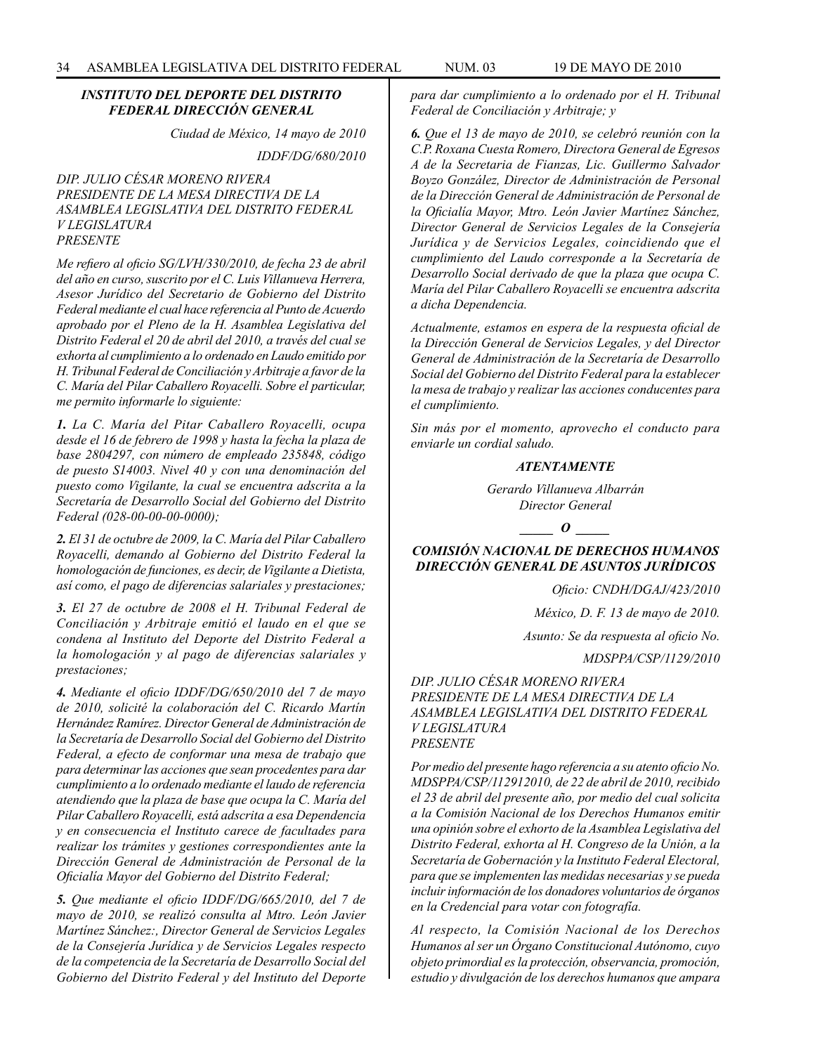***INSTITUTO DEL DEPORTE DEL DISTRITO FEDERAL DIRECCIÓN GENERAL***

*Ciudad de México, 14 mayo de 2010*

*IDDF/DG/680/2010*

*DIP. JULIO CÉSAR MORENO RIVERA*
*PRESIDENTE DE LA MESA DIRECTIVA DE LA ASAMBLEA LEGISLATIVA DEL DISTRITO FEDERAL*
*V LEGISLATURA*
*PRESENTE*

*Me refiero al oficio SG/LVH/330/2010, de fecha 23 de abril del año en curso, suscrito por el C. Luis Villanueva Herrera, Asesor Jurídico del Secretario de Gobierno del Distrito Federal mediante el cual hace referencia al Punto de Acuerdo aprobado por el Pleno de la H. Asamblea Legislativa del Distrito Federal el 20 de abril del 2010, a través del cual se exhorta al cumplimiento a lo ordenado en Laudo emitido por H. Tribunal Federal de Conciliación y Arbitraje a favor de la C. María del Pilar Caballero Royacelli. Sobre el particular, me permito informarle lo siguiente:*

***1.** La C. María del Pitar Caballero Royacelli, ocupa desde el 16 de febrero de 1998 y hasta la fecha la plaza de base 2804297, con número de empleado 235848, código de puesto S14003. Nivel 40 y con una denominación del puesto como Vigilante, la cual se encuentra adscrita a la Secretaría de Desarrollo Social del Gobierno del Distrito Federal (028-00-00-00-0000);*

***2.** El 31 de octubre de 2009, la C. María del Pilar Caballero Royacelli, demando al Gobierno del Distrito Federal la homologación de funciones, es decir, de Vigilante a Dietista, así como, el pago de diferencias salariales y prestaciones;*

***3.** El 27 de octubre de 2008 el H. Tribunal Federal de Conciliación y Arbitraje emitió el laudo en el que se condena al Instituto del Deporte del Distrito Federal a la homologación y al pago de diferencias salariales y prestaciones;*

***4.** Mediante el oficio IDDF/DG/650/2010 del 7 de mayo de 2010, solicité la colaboración del C. Ricardo Martín Hernández Ramírez. Director General de Administración de la Secretaría de Desarrollo Social del Gobierno del Distrito Federal, a efecto de conformar una mesa de trabajo que para determinar las acciones que sean procedentes para dar cumplimiento a lo ordenado mediante el laudo de referencia atendiendo que la plaza de base que ocupa la C. María del Pilar Caballero Royacelli, está adscrita a esa Dependencia y en consecuencia el Instituto carece de facultades para realizar los trámites y gestiones correspondientes ante la Dirección General de Administración de Personal de la Oficialía Mayor del Gobierno del Distrito Federal;*

***5.** Que mediante el oficio IDDF/DG/665/2010, del 7 de mayo de 2010, se realizó consulta al Mtro. León Javier Martínez Sánchez:, Director General de Servicios Legales de la Consejería Jurídica y de Servicios Legales respecto de la competencia de la Secretaría de Desarrollo Social del Gobierno del Distrito Federal y del Instituto del Deporte para dar cumplimiento a lo ordenado por el H. Tribunal Federal de Conciliación y Arbitraje; y*

***6.** Que el 13 de mayo de 2010, se celebró reunión con la C.P. Roxana Cuesta Romero, Directora General de Egresos A de la Secretaria de Fianzas, Lic. Guillermo Salvador Boyzo González, Director de Administración de Personal de la Dirección General de Administración de Personal de la Oficialía Mayor, Mtro. León Javier Martínez Sánchez, Director General de Servicios Legales de la Consejería Jurídica y de Servicios Legales, coincidiendo que el cumplimiento del Laudo corresponde a la Secretaría de Desarrollo Social derivado de que la plaza que ocupa C. María del Pilar Caballero Royacelli se encuentra adscrita a dicha Dependencia.*

*Actualmente, estamos en espera de la respuesta oficial de la Dirección General de Servicios Legales, y del Director General de Administración de la Secretaría de Desarrollo Social del Gobierno del Distrito Federal para la establecer la mesa de trabajo y realizar las acciones conducentes para el cumplimiento.*

*Sin más por el momento, aprovecho el conducto para enviarle un cordial saludo.*

***ATENTAMENTE***

*Gerardo Villanueva Albarrán*
*Director General*

**_____ O _____**

***COMISIÓN NACIONAL DE DERECHOS HUMANOS DIRECCIÓN GENERAL DE ASUNTOS JURÍDICOS***

*Oficio: CNDH/DGAJ/423/2010*

*México, D. F. 13 de mayo de 2010.*

*Asunto: Se da respuesta al oficio No.*

*MDSPPA/CSP/1129/2010*

*DIP. JULIO CÉSAR MORENO RIVERA*
*PRESIDENTE DE LA MESA DIRECTIVA DE LA ASAMBLEA LEGISLATIVA DEL DISTRITO FEDERAL*
*V LEGISLATURA*
*PRESENTE*

*Por medio del presente hago referencia a su atento oficio No. MDSPPA/CSP/112912010, de 22 de abril de 2010, recibido el 23 de abril del presente año, por medio del cual solicita a la Comisión Nacional de los Derechos Humanos emitir una opinión sobre el exhorto de la Asamblea Legislativa del Distrito Federal, exhorta al H. Congreso de la Unión, a la Secretaría de Gobernación y la Instituto Federal Electoral, para que se implementen las medidas necesarias y se pueda incluir información de los donadores voluntarios de órganos en la Credencial para votar con fotografía.*

*Al respecto, la Comisión Nacional de los Derechos Humanos al ser un Órgano Constitucional Autónomo, cuyo objeto primordial es la protección, observancia, promoción, estudio y divulgación de los derechos humanos que ampara*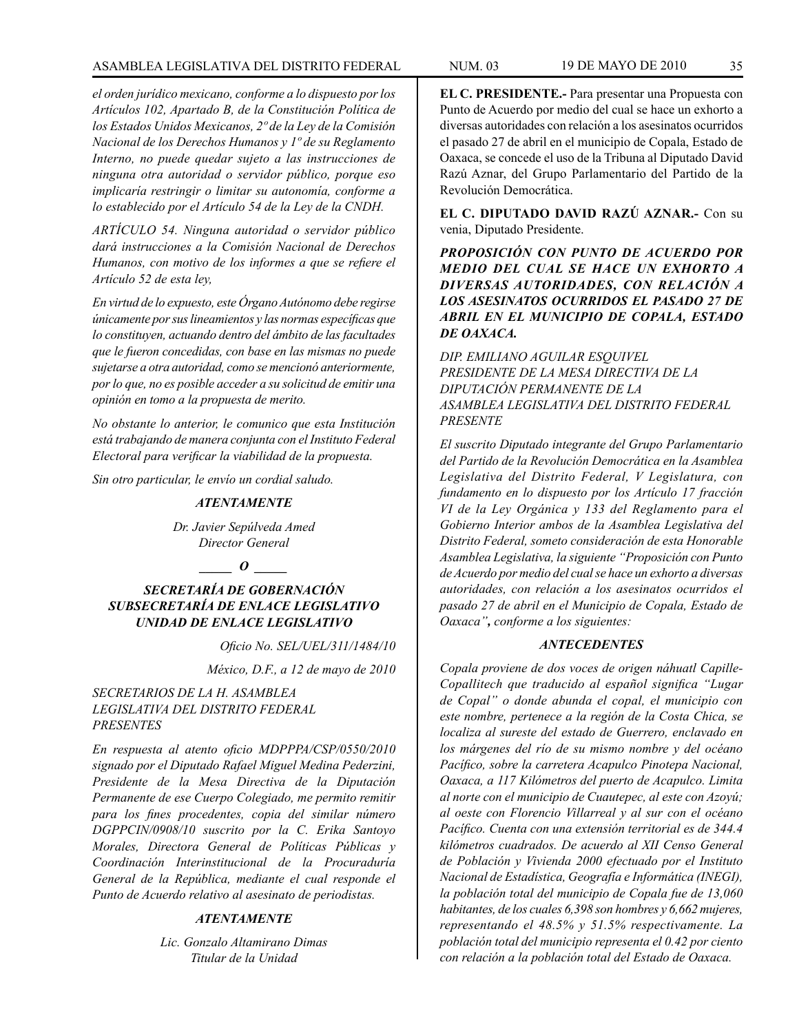*el orden jurídico mexicano, conforme a lo dispuesto por los Artículos 102, Apartado B, de la Constitución Política de los Estados Unidos Mexicanos, 2º de la Ley de la Comisión Nacional de los Derechos Humanos y 1º de su Reglamento Interno, no puede quedar sujeto a las instrucciones de ninguna otra autoridad o servidor público, porque eso implicaría restringir o limitar su autonomía, conforme a lo establecido por el Artículo 54 de la Ley de la CNDH.*

*ARTÍCULO 54. Ninguna autoridad o servidor público dará instrucciones a la Comisión Nacional de Derechos Humanos, con motivo de los informes a que se refiere el Artículo 52 de esta ley,*

*En virtud de lo expuesto, este Órgano Autónomo debe regirse únicamente por sus lineamientos y las normas específicas que lo constituyen, actuando dentro del ámbito de las facultades que le fueron concedidas, con base en las mismas no puede sujetarse a otra autoridad, como se mencionó anteriormente, por lo que, no es posible acceder a su solicitud de emitir una opinión en tomo a la propuesta de merito.*

*No obstante lo anterior, le comunico que esta Institución está trabajando de manera conjunta con el Instituto Federal Electoral para verificar la viabilidad de la propuesta.*

*Sin otro particular, le envío un cordial saludo.*

***ATENTAMENTE***

*Dr. Javier Sepúlveda Amed*
*Director General*

***_____ O _____***

***SECRETARÍA DE GOBERNACIÓN***
***SUBSECRETARÍA DE ENLACE LEGISLATIVO***
***UNIDAD DE ENLACE LEGISLATIVO***

*Oficio No. SEL/UEL/311/1484/10*

*México, D.F., a 12 de mayo de 2010*

*SECRETARIOS DE LA H. ASAMBLEA LEGISLATIVA DEL DISTRITO FEDERAL PRESENTES*

*En respuesta al atento oficio MDPPPA/CSP/0550/2010 signado por el Diputado Rafael Miguel Medina Pederzini, Presidente de la Mesa Directiva de la Diputación Permanente de ese Cuerpo Colegiado, me permito remitir para los fines procedentes, copia del similar número DGPPCIN/0908/10 suscrito por la C. Erika Santoyo Morales, Directora General de Políticas Públicas y Coordinación Interinstitucional de la Procuraduría General de la República, mediante el cual responde el Punto de Acuerdo relativo al asesinato de periodistas.*

***ATENTAMENTE***

*Lic. Gonzalo Altamirano Dimas*
*Titular de la Unidad*

**EL C. PRESIDENTE.-** Para presentar una Propuesta con Punto de Acuerdo por medio del cual se hace un exhorto a diversas autoridades con relación a los asesinatos ocurridos el pasado 27 de abril en el municipio de Copala, Estado de Oaxaca, se concede el uso de la Tribuna al Diputado David Razú Aznar, del Grupo Parlamentario del Partido de la Revolución Democrática.

**EL C. DIPUTADO DAVID RAZÚ AZNAR.-** Con su venia, Diputado Presidente.

***PROPOSICIÓN CON PUNTO DE ACUERDO POR MEDIO DEL CUAL SE HACE UN EXHORTO A DIVERSAS AUTORIDADES, CON RELACIÓN A LOS ASESINATOS OCURRIDOS EL PASADO 27 DE ABRIL EN EL MUNICIPIO DE COPALA, ESTADO DE OAXACA.***

*DIP. EMILIANO AGUILAR ESQUIVEL*
*PRESIDENTE DE LA MESA DIRECTIVA DE LA DIPUTACIÓN PERMANENTE DE LA ASAMBLEA LEGISLATIVA DEL DISTRITO FEDERAL*
*PRESENTE*

*El suscrito Diputado integrante del Grupo Parlamentario del Partido de la Revolución Democrática en la Asamblea Legislativa del Distrito Federal, V Legislatura, con fundamento en lo dispuesto por los Artículo 17 fracción VI de la Ley Orgánica y 133 del Reglamento para el Gobierno Interior ambos de la Asamblea Legislativa del Distrito Federal, someto consideración de esta Honorable Asamblea Legislativa, la siguiente "Proposición con Punto de Acuerdo por medio del cual se hace un exhorto a diversas autoridades, con relación a los asesinatos ocurridos el pasado 27 de abril en el Municipio de Copala, Estado de Oaxaca"**,** conforme a los siguientes:*

***ANTECEDENTES***

*Copala proviene de dos voces de origen náhuatl Capille-Copallitech que traducido al español significa "Lugar de Copal" o donde abunda el copal, el municipio con este nombre, pertenece a la región de la Costa Chica, se localiza al sureste del estado de Guerrero, enclavado en los márgenes del río de su mismo nombre y del océano Pacífico, sobre la carretera Acapulco Pinotepa Nacional, Oaxaca, a 117 Kilómetros del puerto de Acapulco. Limita al norte con el municipio de Cuautepec, al este con Azoyú; al oeste con Florencio Villarreal y al sur con el océano Pacífico. Cuenta con una extensión territorial es de 344.4 kilómetros cuadrados. De acuerdo al XII Censo General de Población y Vivienda 2000 efectuado por el Instituto Nacional de Estadística, Geografía e Informática (INEGI), la población total del municipio de Copala fue de 13,060 habitantes, de los cuales 6,398 son hombres y 6,662 mujeres, representando el 48.5% y 51.5% respectivamente. La población total del municipio representa el 0.42 por ciento con relación a la población total del Estado de Oaxaca.*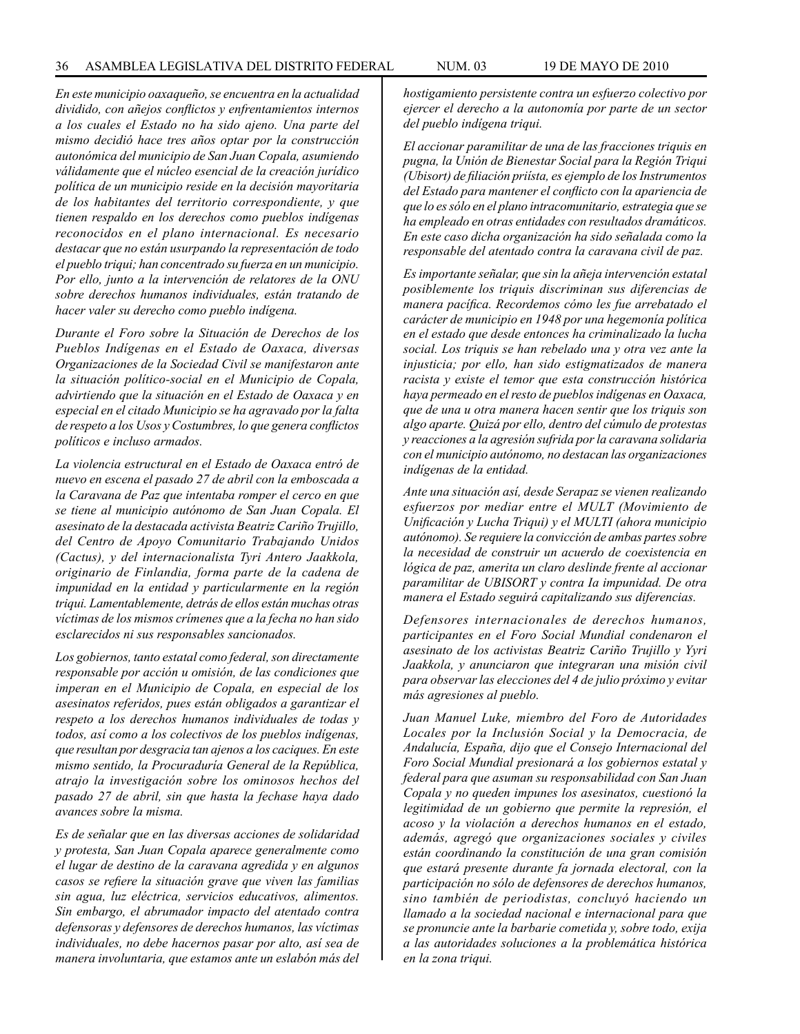*En este municipio oaxaqueño, se encuentra en la actualidad dividido, con añejos conflictos y enfrentamientos internos a los cuales el Estado no ha sido ajeno. Una parte del mismo decidió hace tres años optar por la construcción autonómica del municipio de San Juan Copala, asumiendo válidamente que el núcleo esencial de la creación jurídico política de un municipio reside en la decisión mayoritaria de los habitantes del territorio correspondiente, y que tienen respaldo en los derechos como pueblos indígenas reconocidos en el plano internacional. Es necesario destacar que no están usurpando la representación de todo el pueblo triqui; han concentrado su fuerza en un municipio. Por ello, junto a la intervención de relatores de la ONU sobre derechos humanos individuales, están tratando de hacer valer su derecho como pueblo indígena.*

*Durante el Foro sobre la Situación de Derechos de los Pueblos Indígenas en el Estado de Oaxaca, diversas Organizaciones de la Sociedad Civil se manifestaron ante la situación político-social en el Municipio de Copala, advirtiendo que la situación en el Estado de Oaxaca y en especial en el citado Municipio se ha agravado por la falta de respeto a los Usos y Costumbres, lo que genera conflictos políticos e incluso armados.*

*La violencia estructural en el Estado de Oaxaca entró de nuevo en escena el pasado 27 de abril con la emboscada a la Caravana de Paz que intentaba romper el cerco en que se tiene al municipio autónomo de San Juan Copala. El asesinato de la destacada activista Beatriz Cariño Trujillo, del Centro de Apoyo Comunitario Trabajando Unidos (Cactus), y del internacionalista Tyri Antero Jaakkola, originario de Finlandia, forma parte de la cadena de impunidad en la entidad y particularmente en la región triqui. Lamentablemente, detrás de ellos están muchas otras víctimas de los mismos crímenes que a la fecha no han sido esclarecidos ni sus responsables sancionados.*

*Los gobiernos, tanto estatal como federal, son directamente responsable por acción u omisión, de las condiciones que imperan en el Municipio de Copala, en especial de los asesinatos referidos, pues están obligados a garantizar el respeto a los derechos humanos individuales de todas y todos, así como a los colectivos de los pueblos indígenas, que resultan por desgracia tan ajenos a los caciques. En este mismo sentido, la Procuraduría General de la República, atrajo la investigación sobre los ominosos hechos del pasado 27 de abril, sin que hasta la fechase haya dado avances sobre la misma.*

*Es de señalar que en las diversas acciones de solidaridad y protesta, San Juan Copala aparece generalmente como el lugar de destino de la caravana agredida y en algunos casos se refiere la situación grave que viven las familias sin agua, luz eléctrica, servicios educativos, alimentos. Sin embargo, el abrumador impacto del atentado contra defensoras y defensores de derechos humanos, las víctimas individuales, no debe hacernos pasar por alto, así sea de manera involuntaria, que estamos ante un eslabón más del hostigamiento persistente contra un esfuerzo colectivo por ejercer el derecho a la autonomía por parte de un sector del pueblo indígena triqui.*

*El accionar paramilitar de una de las fracciones triquis en pugna, la Unión de Bienestar Social para la Región Triqui (Ubisort) de filiación priísta, es ejemplo de los Instrumentos del Estado para mantener el conflicto con la apariencia de que lo es sólo en el plano intracomunitario, estrategia que se ha empleado en otras entidades con resultados dramáticos. En este caso dicha organización ha sido señalada como la responsable del atentado contra la caravana civil de paz.*

*Es importante señalar, que sin la añeja intervención estatal posiblemente los triquis discriminan sus diferencias de manera pacífica. Recordemos cómo les fue arrebatado el carácter de municipio en 1948 por una hegemonía política en el estado que desde entonces ha criminalizado la lucha social. Los triquis se han rebelado una y otra vez ante la injusticia; por ello, han sido estigmatizados de manera racista y existe el temor que esta construcción histórica haya permeado en el resto de pueblos indígenas en Oaxaca, que de una u otra manera hacen sentir que los triquis son algo aparte. Quizá por ello, dentro del cúmulo de protestas y reacciones a la agresión sufrida por la caravana solidaria con el municipio autónomo, no destacan las organizaciones indígenas de la entidad.*

*Ante una situación así, desde Serapaz se vienen realizando esfuerzos por mediar entre el MULT (Movimiento de Unificación y Lucha Triqui) y el MULTI (ahora municipio autónomo). Se requiere la convicción de ambas partes sobre la necesidad de construir un acuerdo de coexistencia en lógica de paz, amerita un claro deslinde frente al accionar paramilitar de UBISORT y contra la impunidad. De otra manera el Estado seguirá capitalizando sus diferencias.*

*Defensores internacionales de derechos humanos, participantes en el Foro Social Mundial condenaron el asesinato de los activistas Beatriz Cariño Trujillo y Yyri Jaakkola, y anunciaron que integraran una misión civil para observar las elecciones del 4 de julio próximo y evitar más agresiones al pueblo.*

*Juan Manuel Luke, miembro del Foro de Autoridades Locales por la Inclusión Social y la Democracia, de Andalucía, España, dijo que el Consejo Internacional del Foro Social Mundial presionará a los gobiernos estatal y federal para que asuman su responsabilidad con San Juan Copala y no queden impunes los asesinatos, cuestionó la legitimidad de un gobierno que permite la represión, el acoso y la violación a derechos humanos en el estado, además, agregó que organizaciones sociales y civiles están coordinando la constitución de una gran comisión que estará presente durante fa jornada electoral, con la participación no sólo de defensores de derechos humanos, sino también de periodistas, concluyó haciendo un llamado a la sociedad nacional e internacional para que se pronuncie ante la barbarie cometida y, sobre todo, exija a las autoridades soluciones a la problemática histórica en la zona triqui.*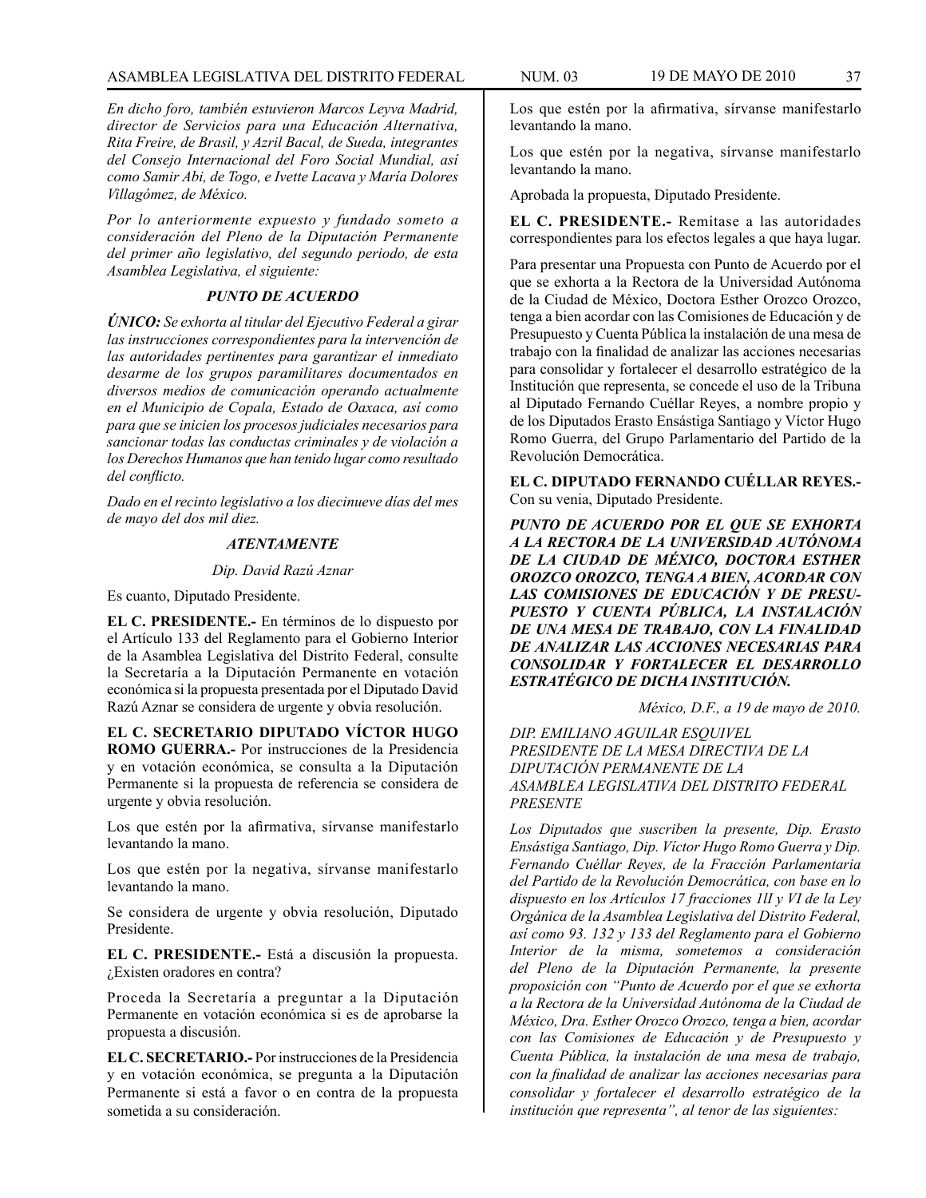*En dicho foro, también estuvieron Marcos Leyva Madrid, director de Servicios para una Educación Alternativa, Rita Freire, de Brasil, y Azril Bacal, de Sueda, integrantes del Consejo Internacional del Foro Social Mundial, así como Samir Abi, de Togo, e Ivette Lacava y María Dolores Villagómez, de México.*

*Por lo anteriormente expuesto y fundado someto a consideración del Pleno de la Diputación Permanente del primer año legislativo, del segundo periodo, de esta Asamblea Legislativa, el siguiente:*

***PUNTO DE ACUERDO***

***ÚNICO:** Se exhorta al titular del Ejecutivo Federal a girar las instrucciones correspondientes para la intervención de las autoridades pertinentes para garantizar el inmediato desarme de los grupos paramilitares documentados en diversos medios de comunicación operando actualmente en el Municipio de Copala, Estado de Oaxaca, así como para que se inicien los procesos judiciales necesarios para sancionar todas las conductas criminales y de violación a los Derechos Humanos que han tenido lugar como resultado del conflicto.*

*Dado en el recinto legislativo a los diecinueve días del mes de mayo del dos mil diez.*

***ATENTAMENTE***

*Dip. David Razú Aznar*

Es cuanto, Diputado Presidente.

**EL C. PRESIDENTE.-** En términos de lo dispuesto por el Artículo 133 del Reglamento para el Gobierno Interior de la Asamblea Legislativa del Distrito Federal, consulte la Secretaría a la Diputación Permanente en votación económica si la propuesta presentada por el Diputado David Razú Aznar se considera de urgente y obvia resolución.

**EL C. SECRETARIO DIPUTADO VÍCTOR HUGO ROMO GUERRA.-** Por instrucciones de la Presidencia y en votación económica, se consulta a la Diputación Permanente si la propuesta de referencia se considera de urgente y obvia resolución.

Los que estén por la afirmativa, sírvanse manifestarlo levantando la mano.

Los que estén por la negativa, sírvanse manifestarlo levantando la mano.

Se considera de urgente y obvia resolución, Diputado Presidente.

**EL C. PRESIDENTE.-** Está a discusión la propuesta. ¿Existen oradores en contra?

Proceda la Secretaría a preguntar a la Diputación Permanente en votación económica si es de aprobarse la propuesta a discusión.

**EL C. SECRETARIO.-** Por instrucciones de la Presidencia y en votación económica, se pregunta a la Diputación Permanente si está a favor o en contra de la propuesta sometida a su consideración.

Los que estén por la afirmativa, sírvanse manifestarlo levantando la mano.

Los que estén por la negativa, sírvanse manifestarlo levantando la mano.

Aprobada la propuesta, Diputado Presidente.

**EL C. PRESIDENTE.-** Remítase a las autoridades correspondientes para los efectos legales a que haya lugar.

Para presentar una Propuesta con Punto de Acuerdo por el que se exhorta a la Rectora de la Universidad Autónoma de la Ciudad de México, Doctora Esther Orozco Orozco, tenga a bien acordar con las Comisiones de Educación y de Presupuesto y Cuenta Pública la instalación de una mesa de trabajo con la finalidad de analizar las acciones necesarias para consolidar y fortalecer el desarrollo estratégico de la Institución que representa, se concede el uso de la Tribuna al Diputado Fernando Cuéllar Reyes, a nombre propio y de los Diputados Erasto Ensástiga Santiago y Víctor Hugo Romo Guerra, del Grupo Parlamentario del Partido de la Revolución Democrática.

**EL C. DIPUTADO FERNANDO CUÉLLAR REYES.-** Con su venia, Diputado Presidente.

***PUNTO DE ACUERDO POR EL QUE SE EXHORTA A LA RECTORA DE LA UNIVERSIDAD AUTÓNOMA DE LA CIUDAD DE MÉXICO, DOCTORA ESTHER OROZCO OROZCO, TENGA A BIEN, ACORDAR CON LAS COMISIONES DE EDUCACIÓN Y DE PRESUPUESTO Y CUENTA PÚBLICA, LA INSTALACIÓN DE UNA MESA DE TRABAJO, CON LA FINALIDAD DE ANALIZAR LAS ACCIONES NECESARIAS PARA CONSOLIDAR Y FORTALECER EL DESARROLLO ESTRATÉGICO DE DICHA INSTITUCIÓN.***

*México, D.F., a 19 de mayo de 2010.*

*DIP. EMILIANO AGUILAR ESQUIVEL*
*PRESIDENTE DE LA MESA DIRECTIVA DE LA DIPUTACIÓN PERMANENTE DE LA ASAMBLEA LEGISLATIVA DEL DISTRITO FEDERAL*
*PRESENTE*

*Los Diputados que suscriben la presente, Dip. Erasto Ensástiga Santiago, Dip. Víctor Hugo Romo Guerra y Dip. Fernando Cuéllar Reyes, de la Fracción Parlamentaria del Partido de la Revolución Democrática, con base en lo dispuesto en los Artículos 17 fracciones 1II y VI de la Ley Orgánica de la Asamblea Legislativa del Distrito Federal, así como 93. 132 y 133 del Reglamento para el Gobierno Interior de la misma, sometemos a consideración del Pleno de la Diputación Permanente, la presente proposición con "Punto de Acuerdo por el que se exhorta a la Rectora de la Universidad Autónoma de la Ciudad de México, Dra. Esther Orozco Orozco, tenga a bien, acordar con las Comisiones de Educación y de Presupuesto y Cuenta Pública, la instalación de una mesa de trabajo, con la finalidad de analizar las acciones necesarias para consolidar y fortalecer el desarrollo estratégico de la institución que representa", al tenor de las siguientes:*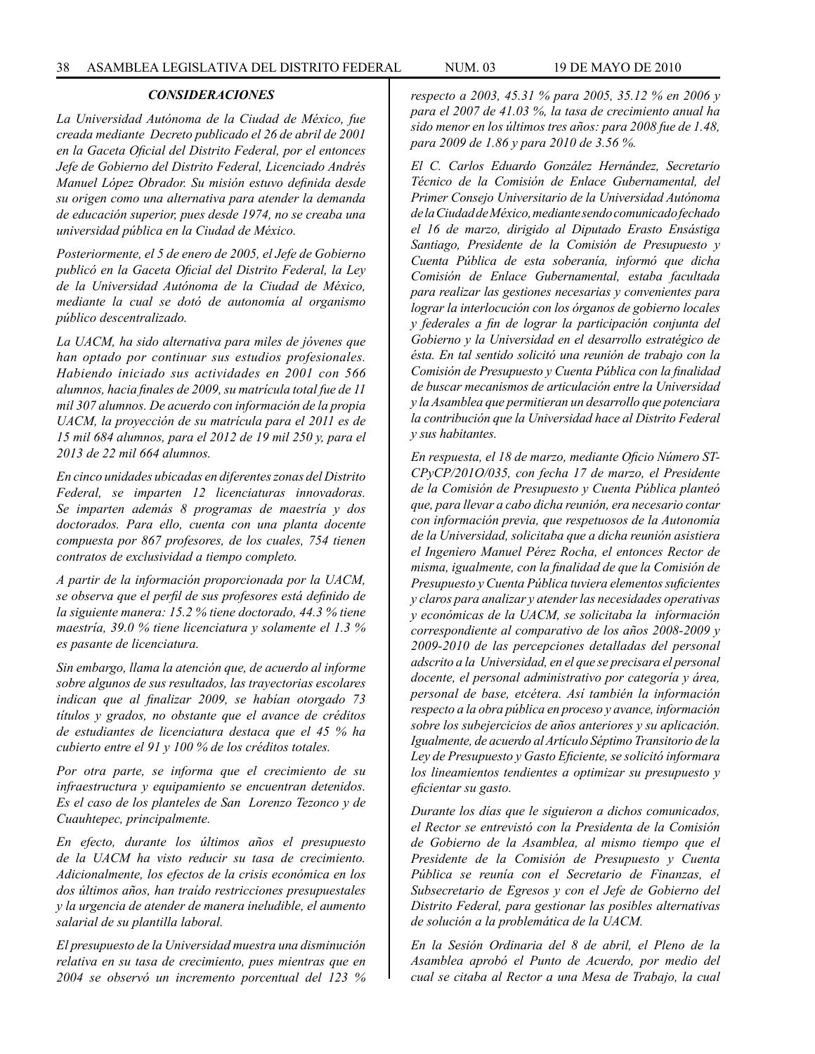### *CONSIDERACIONES*

*La Universidad Autónoma de la Ciudad de México, fue creada mediante Decreto publicado el 26 de abril de 2001 en la Gaceta Oficial del Distrito Federal, por el entonces Jefe de Gobierno del Distrito Federal, Licenciado Andrés Manuel López Obrador. Su misión estuvo definida desde su origen como una alternativa para atender la demanda de educación superior, pues desde 1974, no se creaba una universidad pública en la Ciudad de México.*

*Posteriormente, el 5 de enero de 2005, el Jefe de Gobierno publicó en la Gaceta Oficial del Distrito Federal, la Ley de la Universidad Autónoma de la Ciudad de México, mediante la cual se dotó de autonomía al organismo público descentralizado.*

*La UACM, ha sido alternativa para miles de jóvenes que han optado por continuar sus estudios profesionales. Habiendo iniciado sus actividades en 2001 con 566 alumnos, hacia finales de 2009, su matrícula total fue de 11 mil 307 alumnos. De acuerdo con información de la propia UACM, la proyección de su matrícula para el 2011 es de 15 mil 684 alumnos, para el 2012 de 19 mil 250 y, para el 2013 de 22 mil 664 alumnos.*

*En cinco unidades ubicadas en diferentes zonas del Distrito Federal, se imparten 12 licenciaturas innovadoras. Se imparten además 8 programas de maestría y dos doctorados. Para ello, cuenta con una planta docente compuesta por 867 profesores, de los cuales, 754 tienen contratos de exclusividad a tiempo completo.*

*A partir de la información proporcionada por la UACM, se observa que el perfil de sus profesores está definido de la siguiente manera: 15.2 % tiene doctorado, 44.3 % tiene maestría, 39.0 % tiene licenciatura y solamente el 1.3 % es pasante de licenciatura.*

*Sin embargo, llama la atención que, de acuerdo al informe sobre algunos de sus resultados, las trayectorias escolares indican que al finalizar 2009, se habían otorgado 73 títulos y grados, no obstante que el avance de créditos de estudiantes de licenciatura destaca que el 45 % ha cubierto entre el 91 y 100 % de los créditos totales.*

*Por otra parte, se informa que el crecimiento de su infraestructura y equipamiento se encuentran detenidos. Es el caso de los planteles de San Lorenzo Tezonco y de Cuauhtepec, principalmente.*

*En efecto, durante los últimos años el presupuesto de la UACM ha visto reducir su tasa de crecimiento. Adicionalmente, los efectos de la crisis económica en los dos últimos años, han traído restricciones presupuestales y la urgencia de atender de manera ineludible, el aumento salarial de su plantilla laboral.*

*El presupuesto de la Universidad muestra una disminución relativa en su tasa de crecimiento, pues mientras que en 2004 se observó un incremento porcentual del 123 % respecto a 2003, 45.31 % para 2005, 35.12 % en 2006 y para el 2007 de 41.03 %, la tasa de crecimiento anual ha sido menor en los últimos tres años: para 2008 fue de 1.48, para 2009 de 1.86 y para 2010 de 3.56 %.*

*El C. Carlos Eduardo González Hernández, Secretario Técnico de la Comisión de Enlace Gubernamental, del Primer Consejo Universitario de la Universidad Autónoma de la Ciudad de México, mediante sendo comunicado fechado el 16 de marzo, dirigido al Diputado Erasto Ensástiga Santiago, Presidente de la Comisión de Presupuesto y Cuenta Pública de esta soberanía, informó que dicha Comisión de Enlace Gubernamental, estaba facultada para realizar las gestiones necesarias y convenientes para lograr la interlocución con los órganos de gobierno locales y federales a fin de lograr la participación conjunta del Gobierno y la Universidad en el desarrollo estratégico de ésta. En tal sentido solicitó una reunión de trabajo con la Comisión de Presupuesto y Cuenta Pública con la finalidad de buscar mecanismos de articulación entre la Universidad y la Asamblea que permitieran un desarrollo que potenciara la contribución que la Universidad hace al Distrito Federal y sus habitantes.*

*En respuesta, el 18 de marzo, mediante Oficio Número ST-CPyCP/201O/035, con fecha 17 de marzo, el Presidente de la Comisión de Presupuesto y Cuenta Pública planteó que, para llevar a cabo dicha reunión, era necesario contar con información previa, que respetuosos de la Autonomía de la Universidad, solicitaba que a dicha reunión asistiera el Ingeniero Manuel Pérez Rocha, el entonces Rector de misma, igualmente, con la finalidad de que la Comisión de Presupuesto y Cuenta Pública tuviera elementos suficientes y claros para analizar y atender las necesidades operativas y económicas de la UACM, se solicitaba la información correspondiente al comparativo de los años 2008-2009 y 2009-2010 de las percepciones detalladas del personal adscrito a la Universidad, en el que se precisara el personal docente, el personal administrativo por categoría y área, personal de base, etcétera. Así también la información respecto a la obra pública en proceso y avance, información sobre los subejercicios de años anteriores y su aplicación. Igualmente, de acuerdo al Artículo Séptimo Transitorio de la Ley de Presupuesto y Gasto Eficiente, se solicitó informara los lineamientos tendientes a optimizar su presupuesto y eficientar su gasto.*

*Durante los días que le siguieron a dichos comunicados, el Rector se entrevistó con la Presidenta de la Comisión de Gobierno de la Asamblea, al mismo tiempo que el Presidente de la Comisión de Presupuesto y Cuenta Pública se reunía con el Secretario de Finanzas, el Subsecretario de Egresos y con el Jefe de Gobierno del Distrito Federal, para gestionar las posibles alternativas de solución a la problemática de la UACM.*

*En la Sesión Ordinaria del 8 de abril, el Pleno de la Asamblea aprobó el Punto de Acuerdo, por medio del cual se citaba al Rector a una Mesa de Trabajo, la cual*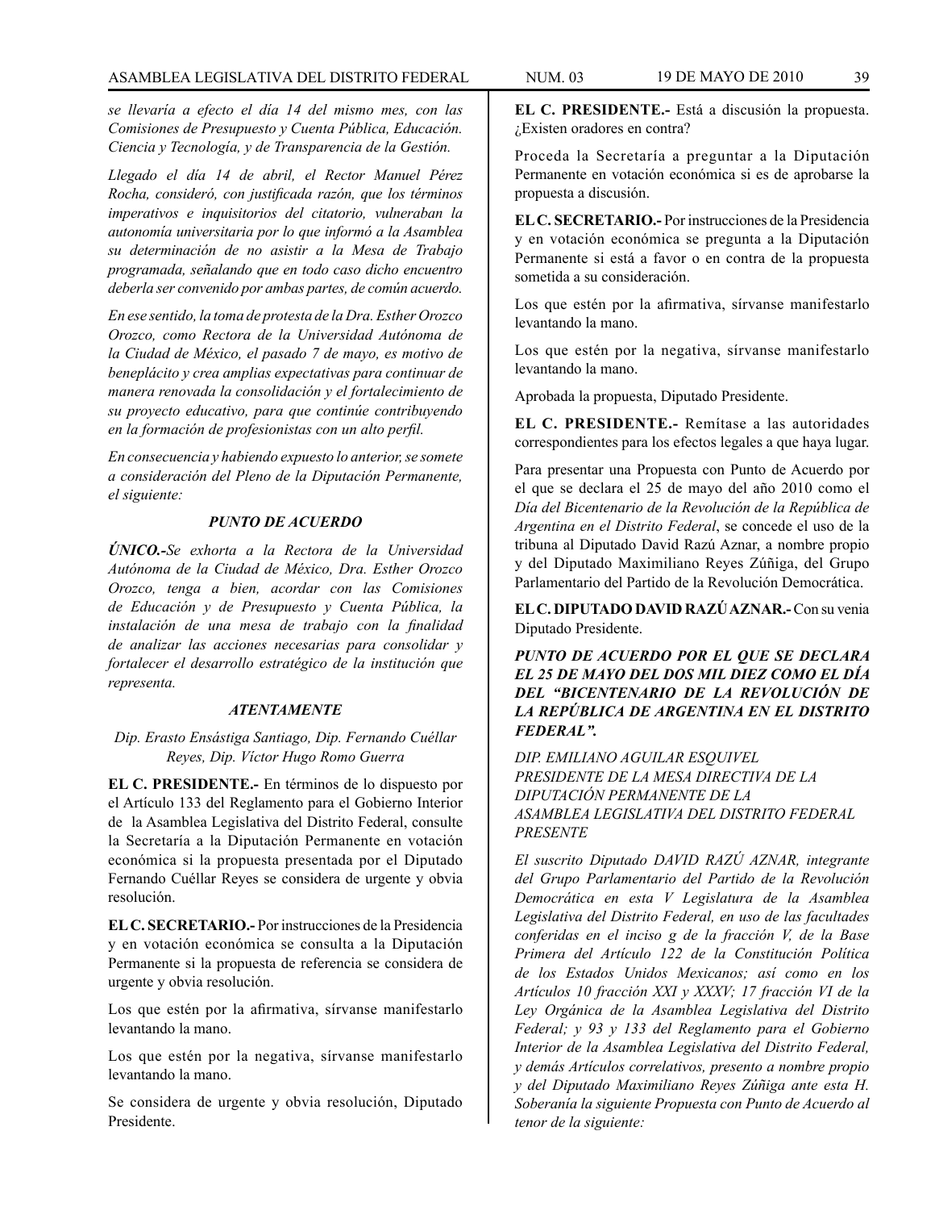*se llevaría a efecto el día 14 del mismo mes, con las Comisiones de Presupuesto y Cuenta Pública, Educación. Ciencia y Tecnología, y de Transparencia de la Gestión.*

*Llegado el día 14 de abril, el Rector Manuel Pérez Rocha, consideró, con justificada razón, que los términos imperativos e inquisitorios del citatorio, vulneraban la autonomía universitaria por lo que informó a la Asamblea su determinación de no asistir a la Mesa de Trabajo programada, señalando que en todo caso dicho encuentro deberla ser convenido por ambas partes, de común acuerdo.*

*En ese sentido, la toma de protesta de la Dra. Esther Orozco Orozco, como Rectora de la Universidad Autónoma de la Ciudad de México, el pasado 7 de mayo, es motivo de beneplácito y crea amplias expectativas para continuar de manera renovada la consolidación y el fortalecimiento de su proyecto educativo, para que continúe contribuyendo en la formación de profesionistas con un alto perfil.*

*En consecuencia y habiendo expuesto lo anterior, se somete a consideración del Pleno de la Diputación Permanente, el siguiente:*

***PUNTO DE ACUERDO***

***ÚNICO.-****Se exhorta a la Rectora de la Universidad Autónoma de la Ciudad de México, Dra. Esther Orozco Orozco, tenga a bien, acordar con las Comisiones de Educación y de Presupuesto y Cuenta Pública, la instalación de una mesa de trabajo con la finalidad de analizar las acciones necesarias para consolidar y fortalecer el desarrollo estratégico de la institución que representa.*

***ATENTAMENTE***

*Dip. Erasto Ensástiga Santiago, Dip. Fernando Cuéllar Reyes, Dip. Víctor Hugo Romo Guerra*

**EL C. PRESIDENTE.-** En términos de lo dispuesto por el Artículo 133 del Reglamento para el Gobierno Interior de la Asamblea Legislativa del Distrito Federal, consulte la Secretaría a la Diputación Permanente en votación económica si la propuesta presentada por el Diputado Fernando Cuéllar Reyes se considera de urgente y obvia resolución.

**EL C. SECRETARIO.-** Por instrucciones de la Presidencia y en votación económica se consulta a la Diputación Permanente si la propuesta de referencia se considera de urgente y obvia resolución.

Los que estén por la afirmativa, sírvanse manifestarlo levantando la mano.

Los que estén por la negativa, sírvanse manifestarlo levantando la mano.

Se considera de urgente y obvia resolución, Diputado Presidente.

**EL C. PRESIDENTE.-** Está a discusión la propuesta. ¿Existen oradores en contra?

Proceda la Secretaría a preguntar a la Diputación Permanente en votación económica si es de aprobarse la propuesta a discusión.

**EL C. SECRETARIO.-** Por instrucciones de la Presidencia y en votación económica se pregunta a la Diputación Permanente si está a favor o en contra de la propuesta sometida a su consideración.

Los que estén por la afirmativa, sírvanse manifestarlo levantando la mano.

Los que estén por la negativa, sírvanse manifestarlo levantando la mano.

Aprobada la propuesta, Diputado Presidente.

**EL C. PRESIDENTE.-** Remítase a las autoridades correspondientes para los efectos legales a que haya lugar.

Para presentar una Propuesta con Punto de Acuerdo por el que se declara el 25 de mayo del año 2010 como el *Día del Bicentenario de la Revolución de la República de Argentina en el Distrito Federal*, se concede el uso de la tribuna al Diputado David Razú Aznar, a nombre propio y del Diputado Maximiliano Reyes Zúñiga, del Grupo Parlamentario del Partido de la Revolución Democrática.

**EL C. DIPUTADO DAVID RAZÚ AZNAR.-** Con su venia Diputado Presidente.

***PUNTO DE ACUERDO POR EL QUE SE DECLARA EL 25 DE MAYO DEL DOS MIL DIEZ COMO EL DÍA DEL "BICENTENARIO DE LA REVOLUCIÓN DE LA REPÚBLICA DE ARGENTINA EN EL DISTRITO FEDERAL".***

*DIP. EMILIANO AGUILAR ESQUIVEL*
*PRESIDENTE DE LA MESA DIRECTIVA DE LA DIPUTACIÓN PERMANENTE DE LA ASAMBLEA LEGISLATIVA DEL DISTRITO FEDERAL*
*PRESENTE*

*El suscrito Diputado DAVID RAZÚ AZNAR, integrante del Grupo Parlamentario del Partido de la Revolución Democrática en esta V Legislatura de la Asamblea Legislativa del Distrito Federal, en uso de las facultades conferidas en el inciso g de la fracción V, de la Base Primera del Artículo 122 de la Constitución Política de los Estados Unidos Mexicanos; así como en los Artículos 10 fracción XXI y XXXV; 17 fracción VI de la Ley Orgánica de la Asamblea Legislativa del Distrito Federal; y 93 y 133 del Reglamento para el Gobierno Interior de la Asamblea Legislativa del Distrito Federal, y demás Artículos correlativos, presento a nombre propio y del Diputado Maximiliano Reyes Zúñiga ante esta H. Soberanía la siguiente Propuesta con Punto de Acuerdo al tenor de la siguiente:*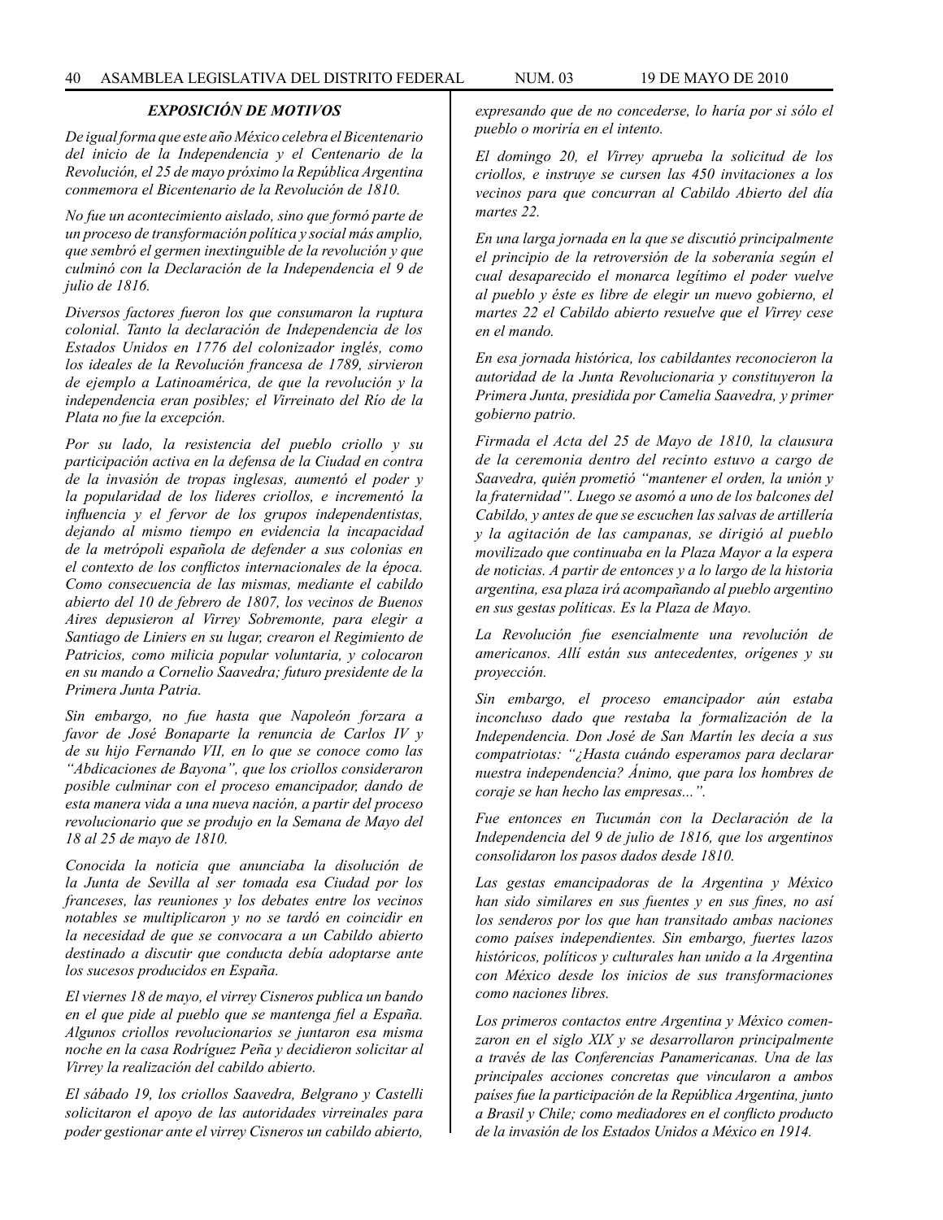### *EXPOSICIÓN DE MOTIVOS*

*De igual forma que este año México celebra el Bicentenario del inicio de la Independencia y el Centenario de la Revolución, el 25 de mayo próximo la República Argentina conmemora el Bicentenario de la Revolución de 1810.*

*No fue un acontecimiento aislado, sino que formó parte de un proceso de transformación política y social más amplio, que sembró el germen inextinguible de la revolución y que culminó con la Declaración de la Independencia el 9 de julio de 1816.*

*Diversos factores fueron los que consumaron la ruptura colonial. Tanto la declaración de Independencia de los Estados Unidos en 1776 del colonizador inglés, como los ideales de la Revolución francesa de 1789, sirvieron de ejemplo a Latinoamérica, de que la revolución y la independencia eran posibles; el Virreinato del Río de la Plata no fue la excepción.*

*Por su lado, la resistencia del pueblo criollo y su participación activa en la defensa de la Ciudad en contra de la invasión de tropas inglesas, aumentó el poder y la popularidad de los lideres criollos, e incrementó la influencia y el fervor de los grupos independentistas, dejando al mismo tiempo en evidencia la incapacidad de la metrópoli española de defender a sus colonias en el contexto de los conflictos internacionales de la época. Como consecuencia de las mismas, mediante el cabildo abierto del 10 de febrero de 1807, los vecinos de Buenos Aires depusieron al Virrey Sobremonte, para elegir a Santiago de Liniers en su lugar, crearon el Regimiento de Patricios, como milicia popular voluntaria, y colocaron en su mando a Cornelio Saavedra; futuro presidente de la Primera Junta Patria.*

*Sin embargo, no fue hasta que Napoleón forzara a favor de José Bonaparte la renuncia de Carlos IV y de su hijo Fernando VII, en lo que se conoce como las "Abdicaciones de Bayona", que los criollos consideraron posible culminar con el proceso emancipador, dando de esta manera vida a una nueva nación, a partir del proceso revolucionario que se produjo en la Semana de Mayo del 18 al 25 de mayo de 1810.*

*Conocida la noticia que anunciaba la disolución de la Junta de Sevilla al ser tomada esa Ciudad por los franceses, las reuniones y los debates entre los vecinos notables se multiplicaron y no se tardó en coincidir en la necesidad de que se convocara a un Cabildo abierto destinado a discutir que conducta debía adoptarse ante los sucesos producidos en España.*

*El viernes 18 de mayo, el virrey Cisneros publica un bando en el que pide al pueblo que se mantenga fiel a España. Algunos criollos revolucionarios se juntaron esa misma noche en la casa Rodríguez Peña y decidieron solicitar al Virrey la realización del cabildo abierto.*

*El sábado 19, los criollos Saavedra, Belgrano y Castelli solicitaron el apoyo de las autoridades virreinales para poder gestionar ante el virrey Cisneros un cabildo abierto, expresando que de no concederse, lo haría por si sólo el pueblo o moriría en el intento.*

*El domingo 20, el Virrey aprueba la solicitud de los criollos, e instruye se cursen las 450 invitaciones a los vecinos para que concurran al Cabildo Abierto del día martes 22.*

*En una larga jornada en la que se discutió principalmente el principio de la retroversión de la soberanía según el cual desaparecido el monarca legítimo el poder vuelve al pueblo y éste es libre de elegir un nuevo gobierno, el martes 22 el Cabildo abierto resuelve que el Virrey cese en el mando.*

*En esa jornada histórica, los cabildantes reconocieron la autoridad de la Junta Revolucionaria y constituyeron la Primera Junta, presidida por Camelia Saavedra, y primer gobierno patrio.*

*Firmada el Acta del 25 de Mayo de 1810, la clausura de la ceremonia dentro del recinto estuvo a cargo de Saavedra, quién prometió "mantener el orden, la unión y la fraternidad". Luego se asomó a uno de los balcones del Cabildo, y antes de que se escuchen las salvas de artillería y la agitación de las campanas, se dirigió al pueblo movilizado que continuaba en la Plaza Mayor a la espera de noticias. A partir de entonces y a lo largo de la historia argentina, esa plaza irá acompañando al pueblo argentino en sus gestas políticas. Es la Plaza de Mayo.*

*La Revolución fue esencialmente una revolución de americanos. Allí están sus antecedentes, orígenes y su proyección.*

*Sin embargo, el proceso emancipador aún estaba inconcluso dado que restaba la formalización de la Independencia. Don José de San Martín les decía a sus compatriotas: "¿Hasta cuándo esperamos para declarar nuestra independencia? Ánimo, que para los hombres de coraje se han hecho las empresas...".*

*Fue entonces en Tucumán con la Declaración de la Independencia del 9 de julio de 1816, que los argentinos consolidaron los pasos dados desde 1810.*

*Las gestas emancipadoras de la Argentina y México han sido similares en sus fuentes y en sus fines, no así los senderos por los que han transitado ambas naciones como países independientes. Sin embargo, fuertes lazos históricos, políticos y culturales han unido a la Argentina con México desde los inicios de sus transformaciones como naciones libres.*

*Los primeros contactos entre Argentina y México comenzaron en el siglo XIX y se desarrollaron principalmente a través de las Conferencias Panamericanas. Una de las principales acciones concretas que vincularon a ambos países fue la participación de la República Argentina, junto a Brasil y Chile; como mediadores en el conflicto producto de la invasión de los Estados Unidos a México en 1914.*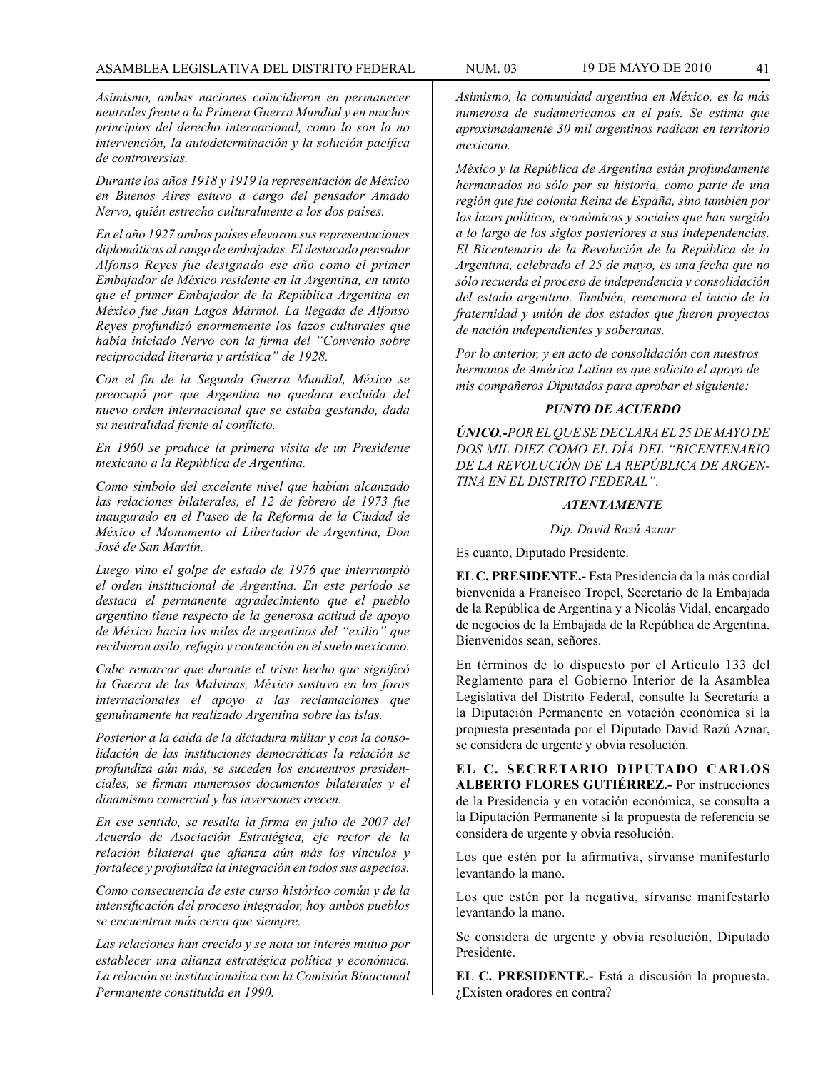*Asimismo, ambas naciones coincidieron en permanecer neutrales frente a la Primera Guerra Mundial y en muchos principios del derecho internacional, como lo son la no intervención, la autodeterminación y la solución pacífica de controversias.*

*Durante los años 1918 y 1919 la representación de México en Buenos Aires estuvo a cargo del pensador Amado Nervo, quién estrecho culturalmente a los dos países.*

*En el año 1927 ambos países elevaron sus representaciones diplomáticas al rango de embajadas. El destacado pensador Alfonso Reyes fue designado ese año como el primer Embajador de México residente en la Argentina, en tanto que el primer Embajador de la República Argentina en México fue Juan Lagos Mármol. La llegada de Alfonso Reyes profundizó enormemente los lazos culturales que había iniciado Nervo con la firma del "Convenio sobre reciprocidad literaria y artística" de 1928.*

*Con el fin de la Segunda Guerra Mundial, México se preocupó por que Argentina no quedara excluida del nuevo orden internacional que se estaba gestando, dada su neutralidad frente al conflicto.*

*En 1960 se produce la primera visita de un Presidente mexicano a la República de Argentina.*

*Como símbolo del excelente nivel que habían alcanzado las relaciones bilaterales, el 12 de febrero de 1973 fue inaugurado en el Paseo de la Reforma de la Ciudad de México el Monumento al Libertador de Argentina, Don José de San Martín.*

*Luego vino el golpe de estado de 1976 que interrumpió el orden institucional de Argentina. En este período se destaca el permanente agradecimiento que el pueblo argentino tiene respecto de la generosa actitud de apoyo de México hacia los miles de argentinos del "exilio" que recibieron asilo, refugio y contención en el suelo mexicano.*

*Cabe remarcar que durante el triste hecho que significó la Guerra de las Malvinas, México sostuvo en los foros internacionales el apoyo a las reclamaciones que genuinamente ha realizado Argentina sobre las islas.*

*Posterior a la caída de la dictadura militar y con la consolidación de las instituciones democráticas la relación se profundiza aún más, se suceden los encuentros presidenciales, se firman numerosos documentos bilaterales y el dinamismo comercial y las inversiones crecen.*

*En ese sentido, se resalta la firma en julio de 2007 del Acuerdo de Asociación Estratégica, eje rector de la relación bilateral que afianza aún más los vínculos y fortalece y profundiza la integración en todos sus aspectos.*

*Como consecuencia de este curso histórico común y de la intensificación del proceso integrador, hoy ambos pueblos se encuentran más cerca que siempre.*

*Las relaciones han crecido y se nota un interés mutuo por establecer una alianza estratégica política y económica. La relación se institucionaliza con la Comisión Binacional Permanente constituida en 1990.*

*Asimismo, la comunidad argentina en México, es la más numerosa de sudamericanos en el país. Se estima que aproximadamente 30 mil argentinos radican en territorio mexicano.*

*México y la República de Argentina están profundamente hermanados no sólo por su historia, como parte de una región que fue colonia Reina de España, sino también por los lazos políticos, económicos y sociales que han surgido a lo largo de los siglos posteriores a sus independencias. El Bicentenario de la Revolución de la República de la Argentina, celebrado el 25 de mayo, es una fecha que no sólo recuerda el proceso de independencia y consolidación del estado argentino. También, rememora el inicio de la fraternidad y unión de dos estados que fueron proyectos de nación independientes y soberanas.*

*Por lo anterior, y en acto de consolidación con nuestros hermanos de América Latina es que solicito el apoyo de mis compañeros Diputados para aprobar el siguiente:*

***PUNTO DE ACUERDO***

***ÚNICO.-****POR EL QUE SE DECLARA EL 25 DE MAYO DE DOS MIL DIEZ COMO EL DÍA DEL "BICENTENARIO DE LA REVOLUCIÓN DE LA REPÚBLICA DE ARGENTINA EN EL DISTRITO FEDERAL".*

***ATENTAMENTE***

*Dip. David Razú Aznar*

Es cuanto, Diputado Presidente.

**EL C. PRESIDENTE.-** Esta Presidencia da la más cordial bienvenida a Francisco Tropel, Secretario de la Embajada de la República de Argentina y a Nicolás Vidal, encargado de negocios de la Embajada de la República de Argentina. Bienvenidos sean, señores.

En términos de lo dispuesto por el Artículo 133 del Reglamento para el Gobierno Interior de la Asamblea Legislativa del Distrito Federal, consulte la Secretaría a la Diputación Permanente en votación económica si la propuesta presentada por el Diputado David Razú Aznar, se considera de urgente y obvia resolución.

**EL C. SECRETARIO DIPUTADO CARLOS ALBERTO FLORES GUTIÉRREZ.-** Por instrucciones de la Presidencia y en votación económica, se consulta a la Diputación Permanente si la propuesta de referencia se considera de urgente y obvia resolución.

Los que estén por la afirmativa, sírvanse manifestarlo levantando la mano.

Los que estén por la negativa, sírvanse manifestarlo levantando la mano.

Se considera de urgente y obvia resolución, Diputado Presidente.

**EL C. PRESIDENTE.-** Está a discusión la propuesta. ¿Existen oradores en contra?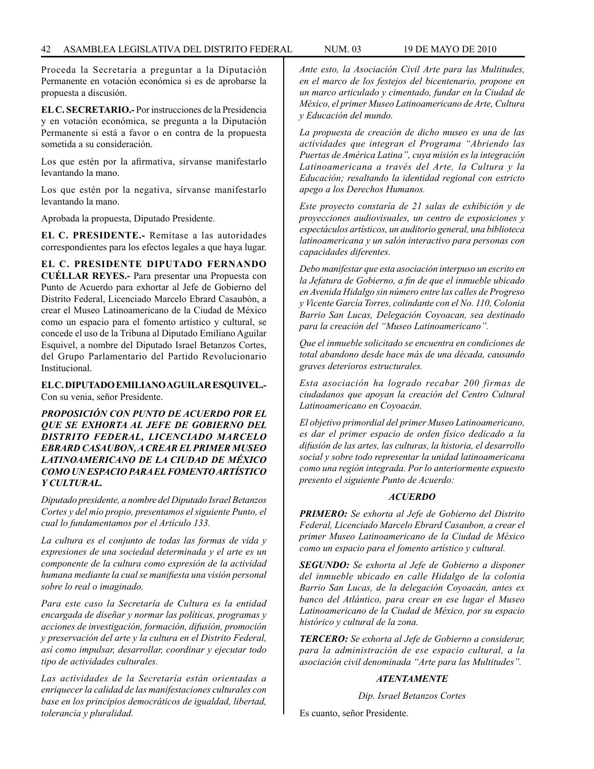Proceda la Secretaría a preguntar a la Diputación Permanente en votación económica si es de aprobarse la propuesta a discusión.

**EL C. SECRETARIO.-** Por instrucciones de la Presidencia y en votación económica, se pregunta a la Diputación Permanente si está a favor o en contra de la propuesta sometida a su consideración.

Los que estén por la afirmativa, sírvanse manifestarlo levantando la mano.

Los que estén por la negativa, sírvanse manifestarlo levantando la mano.

Aprobada la propuesta, Diputado Presidente.

**EL C. PRESIDENTE.-** Remítase a las autoridades correspondientes para los efectos legales a que haya lugar.

**EL C. PRESIDENTE DIPUTADO FERNANDO CUÉLLAR REYES.-** Para presentar una Propuesta con Punto de Acuerdo para exhortar al Jefe de Gobierno del Distrito Federal, Licenciado Marcelo Ebrard Casaubón, a crear el Museo Latinoamericano de la Ciudad de México como un espacio para el fomento artístico y cultural, se concede el uso de la Tribuna al Diputado Emiliano Aguilar Esquivel, a nombre del Diputado Israel Betanzos Cortes, del Grupo Parlamentario del Partido Revolucionario Institucional.

**EL C. DIPUTADO EMILIANO AGUILAR ESQUIVEL.-** Con su venia, señor Presidente.

***PROPOSICIÓN CON PUNTO DE ACUERDO POR EL QUE SE EXHORTA AL JEFE DE GOBIERNO DEL DISTRITO FEDERAL, LICENCIADO MARCELO EBRARD CASAUBON, A CREAR EL PRIMER MUSEO LATINOAMERICANO DE LA CIUDAD DE MÉXICO COMO UN ESPACIO PARA EL FOMENTO ARTÍSTICO Y CULTURAL.***

*Diputado presidente, a nombre del Diputado Israel Betanzos Cortes y del mío propio, presentamos el siguiente Punto, el cual lo fundamentamos por el Artículo 133.*

*La cultura es el conjunto de todas las formas de vida y expresiones de una sociedad determinada y el arte es un componente de la cultura como expresión de la actividad humana mediante la cual se manifiesta una visión personal sobre lo real o imaginado.*

*Para este caso la Secretaría de Cultura es la entidad encargada de diseñar y normar las políticas, programas y acciones de investigación, formación, difusión, promoción y preservación del arte y la cultura en el Distrito Federal, así como impulsar, desarrollar, coordinar y ejecutar todo tipo de actividades culturales.*

*Las actividades de la Secretaría están orientadas a enriquecer la calidad de las manifestaciones culturales con base en los principios democráticos de igualdad, libertad, tolerancia y pluralidad.*

*Ante esto, la Asociación Civil Arte para las Multitudes, en el marco de los festejos del bicentenario, propone en un marco articulado y cimentado, fundar en la Ciudad de México, el primer Museo Latinoamericano de Arte, Cultura y Educación del mundo.*

*La propuesta de creación de dicho museo es una de las actividades que integran el Programa "Abriendo las Puertas de América Latina", cuya misión es la integración Latinoamericana a través del Arte, la Cultura y la Educación; resaltando la identidad regional con estricto apego a los Derechos Humanos.*

*Este proyecto constaría de 21 salas de exhibición y de proyecciones audiovisuales, un centro de exposiciones y espectáculos artísticos, un auditorio general, una biblioteca latinoamericana y un salón interactivo para personas con capacidades diferentes.*

*Debo manifestar que esta asociación interpuso un escrito en la Jefatura de Gobierno, a fin de que el inmueble ubicado en Avenida Hidalgo sin número entre las calles de Progreso y Vicente García Torres, colindante con el No. 110, Colonia Barrio San Lucas, Delegación Coyoacan, sea destinado para la creación del "Museo Latinoamericano".*

*Que el inmueble solicitado se encuentra en condiciones de total abandono desde hace más de una década, causando graves deterioros estructurales.*

*Esta asociación ha logrado recabar 200 firmas de ciudadanos que apoyan la creación del Centro Cultural Latinoamericano en Coyoacán.*

*El objetivo primordial del primer Museo Latinoamericano, es dar el primer espacio de orden físico dedicado a la difusión de las artes, las culturas, la historia, el desarrollo social y sobre todo representar la unidad latinoamericana como una región integrada. Por lo anteriormente expuesto presento el siguiente Punto de Acuerdo:*

***ACUERDO***

***PRIMERO:*** *Se exhorta al Jefe de Gobierno del Distrito Federal, Licenciado Marcelo Ebrard Casaubon, a crear el primer Museo Latinoamericano de la Ciudad de México como un espacio para el fomento artístico y cultural.*

***SEGUNDO:*** *Se exhorta al Jefe de Gobierno a disponer del inmueble ubicado en calle Hidalgo de la colonia Barrio San Lucas, de la delegación Coyoacán, antes ex banco del Atlántico, para crear en ese lugar el Museo Latinoamericano de la Ciudad de México, por su espacio histórico y cultural de la zona.*

***TERCERO:*** *Se exhorta al Jefe de Gobierno a considerar, para la administración de ese espacio cultural, a la asociación civil denominada "Arte para las Multitudes".*

***ATENTAMENTE***

*Dip. Israel Betanzos Cortes*

Es cuanto, señor Presidente.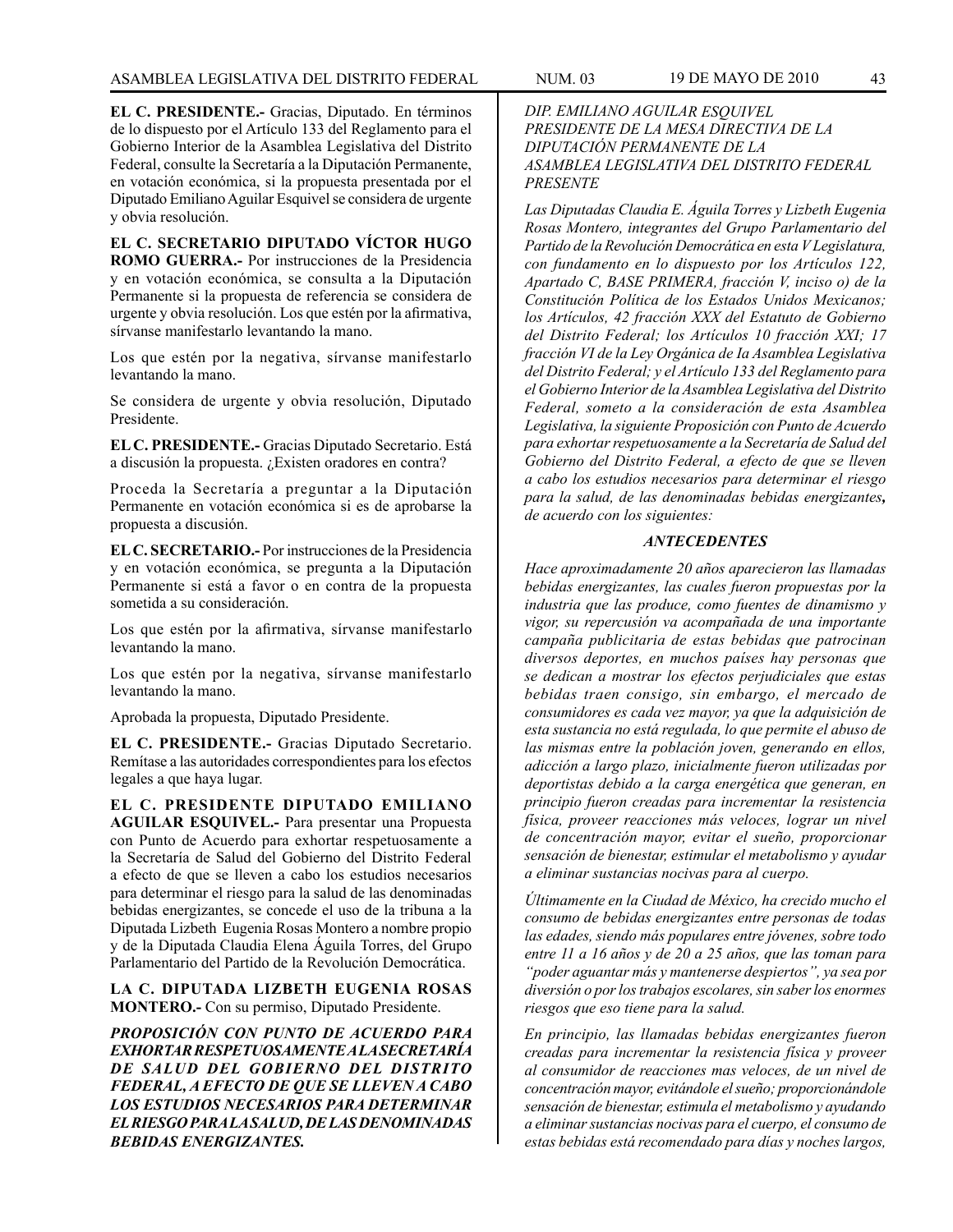**EL C. PRESIDENTE.-** Gracias, Diputado. En términos de lo dispuesto por el Artículo 133 del Reglamento para el Gobierno Interior de la Asamblea Legislativa del Distrito Federal, consulte la Secretaría a la Diputación Permanente, en votación económica, si la propuesta presentada por el Diputado Emiliano Aguilar Esquivel se considera de urgente y obvia resolución.

**EL C. SECRETARIO DIPUTADO VÍCTOR HUGO ROMO GUERRA.-** Por instrucciones de la Presidencia y en votación económica, se consulta a la Diputación Permanente si la propuesta de referencia se considera de urgente y obvia resolución. Los que estén por la afirmativa, sírvanse manifestarlo levantando la mano.

Los que estén por la negativa, sírvanse manifestarlo levantando la mano.

Se considera de urgente y obvia resolución, Diputado Presidente.

**EL C. PRESIDENTE.-** Gracias Diputado Secretario. Está a discusión la propuesta. ¿Existen oradores en contra?

Proceda la Secretaría a preguntar a la Diputación Permanente en votación económica si es de aprobarse la propuesta a discusión.

**EL C. SECRETARIO.-** Por instrucciones de la Presidencia y en votación económica, se pregunta a la Diputación Permanente si está a favor o en contra de la propuesta sometida a su consideración.

Los que estén por la afirmativa, sírvanse manifestarlo levantando la mano.

Los que estén por la negativa, sírvanse manifestarlo levantando la mano.

Aprobada la propuesta, Diputado Presidente.

**EL C. PRESIDENTE.-** Gracias Diputado Secretario. Remítase a las autoridades correspondientes para los efectos legales a que haya lugar.

**EL C. PRESIDENTE DIPUTADO EMILIANO AGUILAR ESQUIVEL.-** Para presentar una Propuesta con Punto de Acuerdo para exhortar respetuosamente a la Secretaría de Salud del Gobierno del Distrito Federal a efecto de que se lleven a cabo los estudios necesarios para determinar el riesgo para la salud de las denominadas bebidas energizantes, se concede el uso de la tribuna a la Diputada Lizbeth Eugenia Rosas Montero a nombre propio y de la Diputada Claudia Elena Águila Torres, del Grupo Parlamentario del Partido de la Revolución Democrática.

**LA C. DIPUTADA LIZBETH EUGENIA ROSAS MONTERO.-** Con su permiso, Diputado Presidente.

***PROPOSICIÓN CON PUNTO DE ACUERDO PARA EXHORTAR RESPETUOSAMENTE A LA SECRETARÍA DE SALUD DEL GOBIERNO DEL DISTRITO FEDERAL, A EFECTO DE QUE SE LLEVEN A CABO LOS ESTUDIOS NECESARIOS PARA DETERMINAR EL RIESGO PARA LA SALUD, DE LAS DENOMINADAS BEBIDAS ENERGIZANTES.***

*DIP. EMILIANO AGUILAR ESQUIVEL*
*PRESIDENTE DE LA MESA DIRECTIVA DE LA DIPUTACIÓN PERMANENTE DE LA ASAMBLEA LEGISLATIVA DEL DISTRITO FEDERAL*
*PRESENTE*

*Las Diputadas Claudia E. Águila Torres y Lizbeth Eugenia Rosas Montero, integrantes del Grupo Parlamentario del Partido de la Revolución Democrática en esta V Legislatura, con fundamento en lo dispuesto por los Artículos 122, Apartado C, BASE PRIMERA, fracción V, inciso o) de la Constitución Política de los Estados Unidos Mexicanos; los Artículos, 42 fracción XXX del Estatuto de Gobierno del Distrito Federal; los Artículos 10 fracción XXI; 17 fracción VI de la Ley Orgánica de Ia Asamblea Legislativa del Distrito Federal; y el Artículo 133 del Reglamento para el Gobierno Interior de la Asamblea Legislativa del Distrito Federal, someto a la consideración de esta Asamblea Legislativa, la siguiente Proposición con Punto de Acuerdo para exhortar respetuosamente a la Secretaría de Salud del Gobierno del Distrito Federal, a efecto de que se lleven a cabo los estudios necesarios para determinar el riesgo para la salud, de las denominadas bebidas energizantes**,** de acuerdo con los siguientes:*

***ANTECEDENTES***

*Hace aproximadamente 20 años aparecieron las llamadas bebidas energizantes, las cuales fueron propuestas por la industria que las produce, como fuentes de dinamismo y vigor, su repercusión va acompañada de una importante campaña publicitaria de estas bebidas que patrocinan diversos deportes, en muchos países hay personas que se dedican a mostrar los efectos perjudiciales que estas bebidas traen consigo, sin embargo, el mercado de consumidores es cada vez mayor, ya que la adquisición de esta sustancia no está regulada, lo que permite el abuso de las mismas entre la población joven, generando en ellos, adicción a largo plazo, inicialmente fueron utilizadas por deportistas debido a la carga energética que generan, en principio fueron creadas para incrementar la resistencia física, proveer reacciones más veloces, lograr un nivel de concentración mayor, evitar el sueño, proporcionar sensación de bienestar, estimular el metabolismo y ayudar a eliminar sustancias nocivas para al cuerpo.*

*Últimamente en la Ciudad de México, ha crecido mucho el consumo de bebidas energizantes entre personas de todas las edades, siendo más populares entre jóvenes, sobre todo entre 11 a 16 años y de 20 a 25 años, que las toman para "poder aguantar más y mantenerse despiertos", ya sea por diversión o por los trabajos escolares, sin saber los enormes riesgos que eso tiene para la salud.*

*En principio, las llamadas bebidas energizantes fueron creadas para incrementar la resistencia física y proveer al consumidor de reacciones mas veloces, de un nivel de concentración mayor, evitándole el sueño; proporcionándole sensación de bienestar, estimula el metabolismo y ayudando a eliminar sustancias nocivas para el cuerpo, el consumo de estas bebidas está recomendado para días y noches largos,*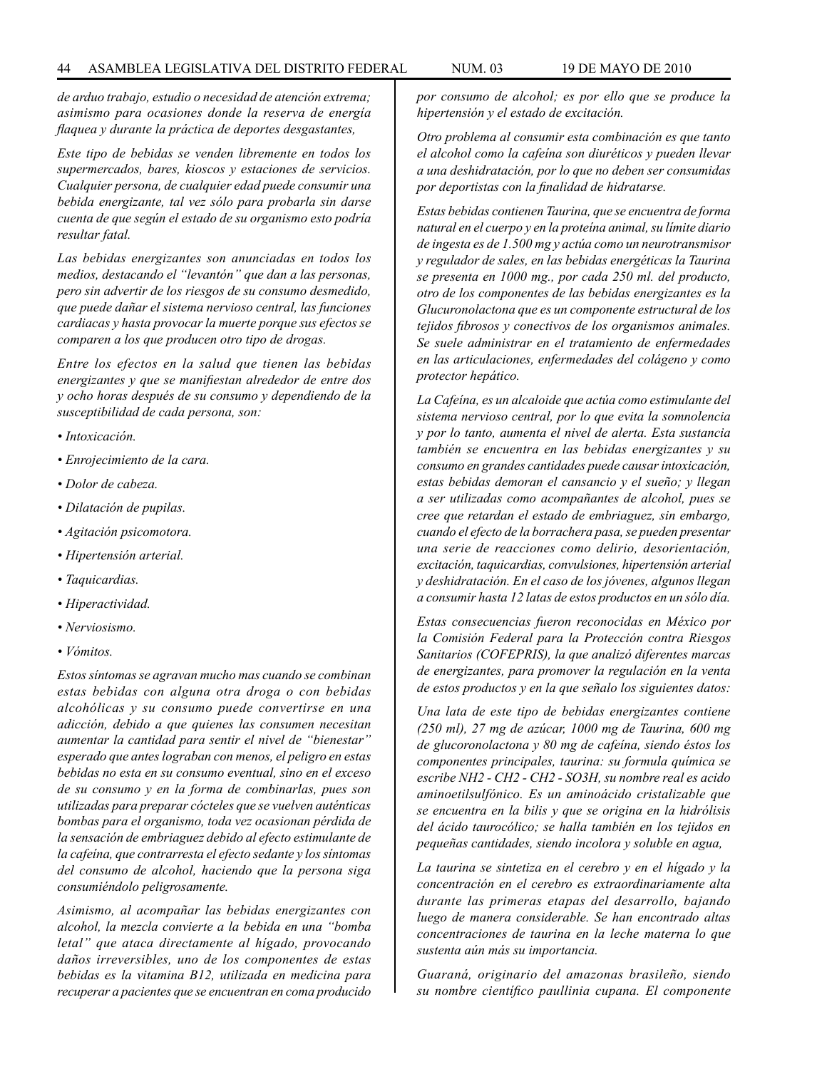*de arduo trabajo, estudio o necesidad de atención extrema; asimismo para ocasiones donde la reserva de energía flaquea y durante la práctica de deportes desgastantes,*

*Este tipo de bebidas se venden libremente en todos los supermercados, bares, kioscos y estaciones de servicios. Cualquier persona, de cualquier edad puede consumir una bebida energizante, tal vez sólo para probarla sin darse cuenta de que según el estado de su organismo esto podría resultar fatal.*

*Las bebidas energizantes son anunciadas en todos los medios, destacando el "levantón" que dan a las personas, pero sin advertir de los riesgos de su consumo desmedido, que puede dañar el sistema nervioso central, las funciones cardiacas y hasta provocar la muerte porque sus efectos se comparen a los que producen otro tipo de drogas.*

*Entre los efectos en la salud que tienen las bebidas energizantes y que se manifiestan alrededor de entre dos y ocho horas después de su consumo y dependiendo de la susceptibilidad de cada persona, son:*

- *Intoxicación.*
- *Enrojecimiento de la cara.*
- *Dolor de cabeza.*
- *Dilatación de pupilas.*
- *Agitación psicomotora.*
- *Hipertensión arterial.*
- *Taquicardias.*
- *Hiperactividad.*
- *Nerviosismo.*
- *Vómitos.*

*Estos síntomas se agravan mucho mas cuando se combinan estas bebidas con alguna otra droga o con bebidas alcohólicas y su consumo puede convertirse en una adicción, debido a que quienes las consumen necesitan aumentar la cantidad para sentir el nivel de "bienestar" esperado que antes lograban con menos, el peligro en estas bebidas no esta en su consumo eventual, sino en el exceso de su consumo y en la forma de combinarlas, pues son utilizadas para preparar cócteles que se vuelven auténticas bombas para el organismo, toda vez ocasionan pérdida de la sensación de embriaguez debido al efecto estimulante de la cafeína, que contrarresta el efecto sedante y los síntomas del consumo de alcohol, haciendo que la persona siga consumiéndolo peligrosamente.*

*Asimismo, al acompañar las bebidas energizantes con alcohol, la mezcla convierte a la bebida en una "bomba letal" que ataca directamente al hígado, provocando daños irreversibles, uno de los componentes de estas bebidas es la vitamina B12, utilizada en medicina para recuperar a pacientes que se encuentran en coma producido por consumo de alcohol; es por ello que se produce la hipertensión y el estado de excitación.*

*Otro problema al consumir esta combinación es que tanto el alcohol como la cafeína son diuréticos y pueden llevar a una deshidratación, por lo que no deben ser consumidas por deportistas con la finalidad de hidratarse.*

*Estas bebidas contienen Taurina, que se encuentra de forma natural en el cuerpo y en la proteína animal, su límite diario de ingesta es de 1.500 mg y actúa como un neurotransmisor y regulador de sales, en las bebidas energéticas la Taurina se presenta en 1000 mg., por cada 250 ml. del producto, otro de los componentes de las bebidas energizantes es la Glucuronolactona que es un componente estructural de los tejidos fibrosos y conectivos de los organismos animales. Se suele administrar en el tratamiento de enfermedades en las articulaciones, enfermedades del colágeno y como protector hepático.*

*La Cafeína, es un alcaloide que actúa como estimulante del sistema nervioso central, por lo que evita la somnolencia y por lo tanto, aumenta el nivel de alerta. Esta sustancia también se encuentra en las bebidas energizantes y su consumo en grandes cantidades puede causar intoxicación, estas bebidas demoran el cansancio y el sueño; y llegan a ser utilizadas como acompañantes de alcohol, pues se cree que retardan el estado de embriaguez, sin embargo, cuando el efecto de la borrachera pasa, se pueden presentar una serie de reacciones como delirio, desorientación, excitación, taquicardias, convulsiones, hipertensión arterial y deshidratación. En el caso de los jóvenes, algunos llegan a consumir hasta 12 latas de estos productos en un sólo día.*

*Estas consecuencias fueron reconocidas en México por la Comisión Federal para la Protección contra Riesgos Sanitarios (COFEPRIS), la que analizó diferentes marcas de energizantes, para promover la regulación en la venta de estos productos y en la que señalo los siguientes datos:*

*Una lata de este tipo de bebidas energizantes contiene (250 ml), 27 mg de azúcar, 1000 mg de Taurina, 600 mg de glucoronolactona y 80 mg de cafeína, siendo éstos los componentes principales, taurina: su formula química se escribe NH2 - CH2 - CH2 - SO3H, su nombre real es acido aminoetilsulfónico. Es un aminoácido cristalizable que se encuentra en la bilis y que se origina en la hidrólisis del ácido taurocólico; se halla también en los tejidos en pequeñas cantidades, siendo incolora y soluble en agua,*

*La taurina se sintetiza en el cerebro y en el hígado y la concentración en el cerebro es extraordinariamente alta durante las primeras etapas del desarrollo, bajando luego de manera considerable. Se han encontrado altas concentraciones de taurina en la leche materna lo que sustenta aún más su importancia.*

*Guaraná, originario del amazonas brasileño, siendo su nombre científico paullinia cupana. El componente*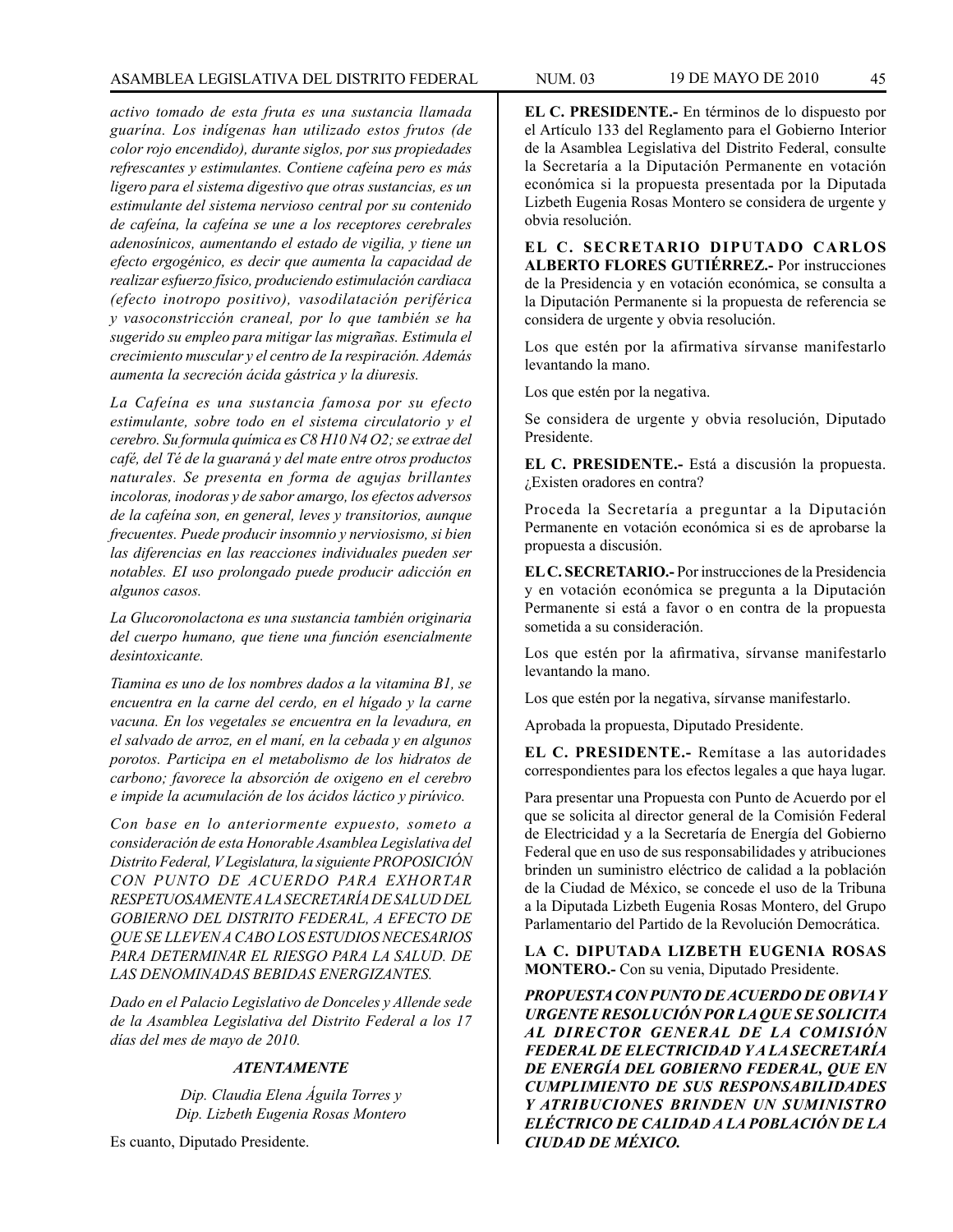*activo tomado de esta fruta es una sustancia llamada guarina. Los indígenas han utilizado estos frutos (de color rojo encendido), durante siglos, por sus propiedades refrescantes y estimulantes. Contiene cafeína pero es más ligero para el sistema digestivo que otras sustancias, es un estimulante del sistema nervioso central por su contenido de cafeína, la cafeína se une a los receptores cerebrales adenosínicos, aumentando el estado de vigilia, y tiene un efecto ergogénico, es decir que aumenta la capacidad de realizar esfuerzo físico, produciendo estimulación cardiaca (efecto inotropo positivo), vasodilatación periférica y vasoconstricción craneal, por lo que también se ha sugerido su empleo para mitigar las migrañas. Estimula el crecimiento muscular y el centro de Ia respiración. Además aumenta la secreción ácida gástrica y la diuresis.*

*La Cafeína es una sustancia famosa por su efecto estimulante, sobre todo en el sistema circulatorio y el cerebro. Su formula química es* $C_8H_{10}N_4O_2$*; se extrae del café, del Té de la guaraná y del mate entre otros productos naturales. Se presenta en forma de agujas brillantes incoloras, inodoras y de sabor amargo, los efectos adversos de la cafeína son, en general, leves y transitorios, aunque frecuentes. Puede producir insomnio y nerviosismo, si bien las diferencias en las reacciones individuales pueden ser notables. EI uso prolongado puede producir adicción en algunos casos.*

*La Glucoronolactona es una sustancia también originaria del cuerpo humano, que tiene una función esencialmente desintoxicante.*

*Tiamina es uno de los nombres dados a la vitamina B1, se encuentra en la carne del cerdo, en el hígado y la carne vacuna. En los vegetales se encuentra en la levadura, en el salvado de arroz, en el maní, en la cebada y en algunos porotos. Participa en el metabolismo de los hidratos de carbono; favorece la absorción de oxigeno en el cerebro e impide la acumulación de los ácidos láctico y pirúvico.*

*Con base en lo anteriormente expuesto, someto a consideración de esta Honorable Asamblea Legislativa del Distrito Federal, V Legislatura, la siguiente PROPOSICIÓN CON PUNTO DE ACUERDO PARA EXHORTAR RESPETUOSAMENTE A LA SECRETARÍA DE SALUD DEL GOBIERNO DEL DISTRITO FEDERAL, A EFECTO DE QUE SE LLEVEN A CABO LOS ESTUDIOS NECESARIOS PARA DETERMINAR EL RIESGO PARA LA SALUD. DE LAS DENOMINADAS BEBIDAS ENERGIZANTES.*

*Dado en el Palacio Legislativo de Donceles y Allende sede de la Asamblea Legislativa del Distrito Federal a los 17 días del mes de mayo de 2010.*

***ATENTAMENTE***

*Dip. Claudia Elena Águila Torres y*
*Dip. Lizbeth Eugenia Rosas Montero*

Es cuanto, Diputado Presidente.

**EL C. PRESIDENTE.-** En términos de lo dispuesto por el Artículo 133 del Reglamento para el Gobierno Interior de la Asamblea Legislativa del Distrito Federal, consulte la Secretaría a la Diputación Permanente en votación económica si la propuesta presentada por la Diputada Lizbeth Eugenia Rosas Montero se considera de urgente y obvia resolución.

**EL C. SECRETARIO DIPUTADO CARLOS ALBERTO FLORES GUTIÉRREZ.-** Por instrucciones de la Presidencia y en votación económica, se consulta a la Diputación Permanente si la propuesta de referencia se considera de urgente y obvia resolución.

Los que estén por la afirmativa sírvanse manifestarlo levantando la mano.

Los que estén por la negativa.

Se considera de urgente y obvia resolución, Diputado Presidente.

**EL C. PRESIDENTE.-** Está a discusión la propuesta. ¿Existen oradores en contra?

Proceda la Secretaría a preguntar a la Diputación Permanente en votación económica si es de aprobarse la propuesta a discusión.

**EL C. SECRETARIO.-** Por instrucciones de la Presidencia y en votación económica se pregunta a la Diputación Permanente si está a favor o en contra de la propuesta sometida a su consideración.

Los que estén por la afirmativa, sírvanse manifestarlo levantando la mano.

Los que estén por la negativa, sírvanse manifestarlo.

Aprobada la propuesta, Diputado Presidente.

**EL C. PRESIDENTE.-** Remítase a las autoridades correspondientes para los efectos legales a que haya lugar.

Para presentar una Propuesta con Punto de Acuerdo por el que se solicita al director general de la Comisión Federal de Electricidad y a la Secretaría de Energía del Gobierno Federal que en uso de sus responsabilidades y atribuciones brinden un suministro eléctrico de calidad a la población de la Ciudad de México, se concede el uso de la Tribuna a la Diputada Lizbeth Eugenia Rosas Montero, del Grupo Parlamentario del Partido de la Revolución Democrática.

**LA C. DIPUTADA LIZBETH EUGENIA ROSAS MONTERO.-** Con su venia, Diputado Presidente.

***PROPUESTA CON PUNTO DE ACUERDO DE OBVIA Y URGENTE RESOLUCIÓN POR LA QUE SE SOLICITA AL DIRECTOR GENERAL DE LA COMISIÓN FEDERAL DE ELECTRICIDAD Y A LA SECRETARÍA DE ENERGÍA DEL GOBIERNO FEDERAL, QUE EN CUMPLIMIENTO DE SUS RESPONSABILIDADES Y ATRIBUCIONES BRINDEN UN SUMINISTRO ELÉCTRICO DE CALIDAD A LA POBLACIÓN DE LA CIUDAD DE MÉXICO.***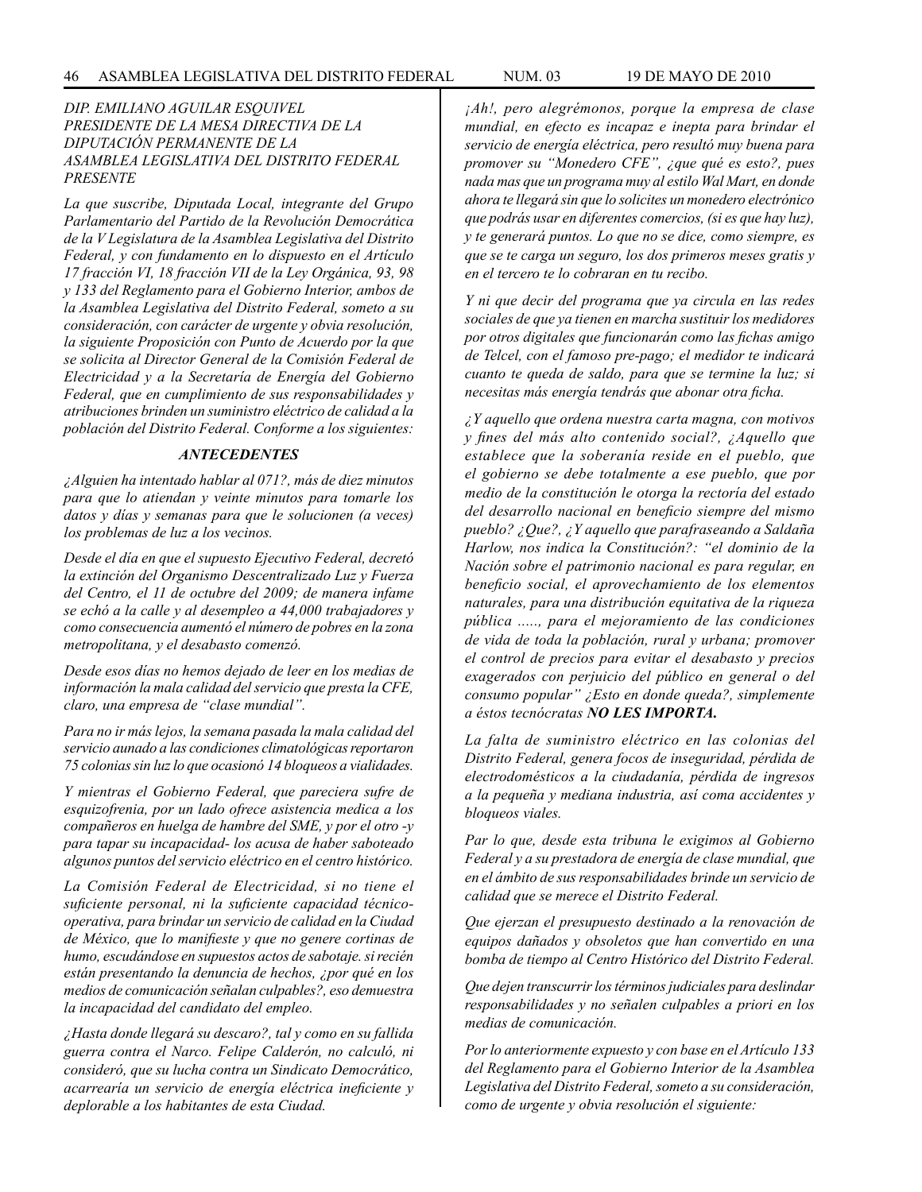*DIP. EMILIANO AGUILAR ESQUIVEL*
*PRESIDENTE DE LA MESA DIRECTIVA DE LA DIPUTACIÓN PERMANENTE DE LA ASAMBLEA LEGISLATIVA DEL DISTRITO FEDERAL*
*PRESENTE*

*La que suscribe, Diputada Local, integrante del Grupo Parlamentario del Partido de la Revolución Democrática de la V Legislatura de la Asamblea Legislativa del Distrito Federal, y con fundamento en lo dispuesto en el Artículo 17 fracción VI, 18 fracción VII de la Ley Orgánica, 93, 98 y 133 del Reglamento para el Gobierno Interior, ambos de la Asamblea Legislativa del Distrito Federal, someto a su consideración, con carácter de urgente y obvia resolución, la siguiente Proposición con Punto de Acuerdo por la que se solicita al Director General de la Comisión Federal de Electricidad y a la Secretaría de Energía del Gobierno Federal, que en cumplimiento de sus responsabilidades y atribuciones brinden un suministro eléctrico de calidad a la población del Distrito Federal. Conforme a los siguientes:*

***ANTECEDENTES***

*¿Alguien ha intentado hablar al 071?, más de diez minutos para que lo atiendan y veinte minutos para tomarle los datos y días y semanas para que le solucionen (a veces) los problemas de luz a los vecinos.*

*Desde el día en que el supuesto Ejecutivo Federal, decretó la extinción del Organismo Descentralizado Luz y Fuerza del Centro, el 11 de octubre del 2009; de manera infame se echó a la calle y al desempleo a 44,000 trabajadores y como consecuencia aumentó el número de pobres en la zona metropolitana, y el desabasto comenzó.*

*Desde esos días no hemos dejado de leer en los medias de información la mala calidad del servicio que presta la CFE, claro, una empresa de "clase mundial".*

*Para no ir más lejos, la semana pasada la mala calidad del servicio aunado a las condiciones climatológicas reportaron 75 colonias sin luz lo que ocasionó 14 bloqueos a vialidades.*

*Y mientras el Gobierno Federal, que pareciera sufre de esquizofrenia, por un lado ofrece asistencia medica a los compañeros en huelga de hambre del SME, y por el otro -y para tapar su incapacidad- los acusa de haber saboteado algunos puntos del servicio eléctrico en el centro histórico.*

*La Comisión Federal de Electricidad, si no tiene el suficiente personal, ni la suficiente capacidad técnico-operativa, para brindar un servicio de calidad en la Ciudad de México, que lo manifieste y que no genere cortinas de humo, escudándose en supuestos actos de sabotaje. si recién están presentando la denuncia de hechos, ¿por qué en los medios de comunicación señalan culpables?, eso demuestra la incapacidad del candidato del empleo.*

*¿Hasta donde llegará su descaro?, tal y como en su fallida guerra contra el Narco. Felipe Calderón, no calculó, ni consideró, que su lucha contra un Sindicato Democrático, acarrearía un servicio de energía eléctrica ineficiente y deplorable a los habitantes de esta Ciudad.*

*¡Ah!, pero alegrémonos, porque la empresa de clase mundial, en efecto es incapaz e inepta para brindar el servicio de energía eléctrica, pero resultó muy buena para promover su "Monedero CFE", ¿que qué es esto?, pues nada mas que un programa muy al estilo Wal Mart, en donde ahora te llegará sin que lo solicites un monedero electrónico que podrás usar en diferentes comercios, (si es que hay luz), y te generará puntos. Lo que no se dice, como siempre, es que se te carga un seguro, los dos primeros meses gratis y en el tercero te lo cobraran en tu recibo.*

*Y ni que decir del programa que ya circula en las redes sociales de que ya tienen en marcha sustituir los medidores por otros digitales que funcionarán como las fichas amigo de Telcel, con el famoso pre-pago; el medidor te indicará cuanto te queda de saldo, para que se termine la luz; si necesitas más energía tendrás que abonar otra ficha.*

*¿Y aquello que ordena nuestra carta magna, con motivos y fines del más alto contenido social?, ¿Aquello que establece que la soberanía reside en el pueblo, que el gobierno se debe totalmente a ese pueblo, que por medio de la constitución le otorga la rectoría del estado del desarrollo nacional en beneficio siempre del mismo pueblo? ¿Que?, ¿Y aquello que parafraseando a Saldaña Harlow, nos indica la Constitución?: "el dominio de la Nación sobre el patrimonio nacional es para regular, en beneficio social, el aprovechamiento de los elementos naturales, para una distribución equitativa de la riqueza pública ....., para el mejoramiento de las condiciones de vida de toda la población, rural y urbana; promover el control de precios para evitar el desabasto y precios exagerados con perjuicio del público en general o del consumo popular" ¿Esto en donde queda?, simplemente a éstos tecnócratas **NO LES IMPORTA.***

*La falta de suministro eléctrico en las colonias del Distrito Federal, genera focos de inseguridad, pérdida de electrodomésticos a la ciudadanía, pérdida de ingresos a la pequeña y mediana industria, así coma accidentes y bloqueos viales.*

*Par lo que, desde esta tribuna le exigimos al Gobierno Federal y a su prestadora de energía de clase mundial, que en el ámbito de sus responsabilidades brinde un servicio de calidad que se merece el Distrito Federal.*

*Que ejerzan el presupuesto destinado a la renovación de equipos dañados y obsoletos que han convertido en una bomba de tiempo al Centro Histórico del Distrito Federal.*

*Que dejen transcurrir los términos judiciales para deslindar responsabilidades y no señalen culpables a priori en los medias de comunicación.*

*Por lo anteriormente expuesto y con base en el Artículo 133 del Reglamento para el Gobierno Interior de la Asamblea Legislativa del Distrito Federal, someto a su consideración, como de urgente y obvia resolución el siguiente:*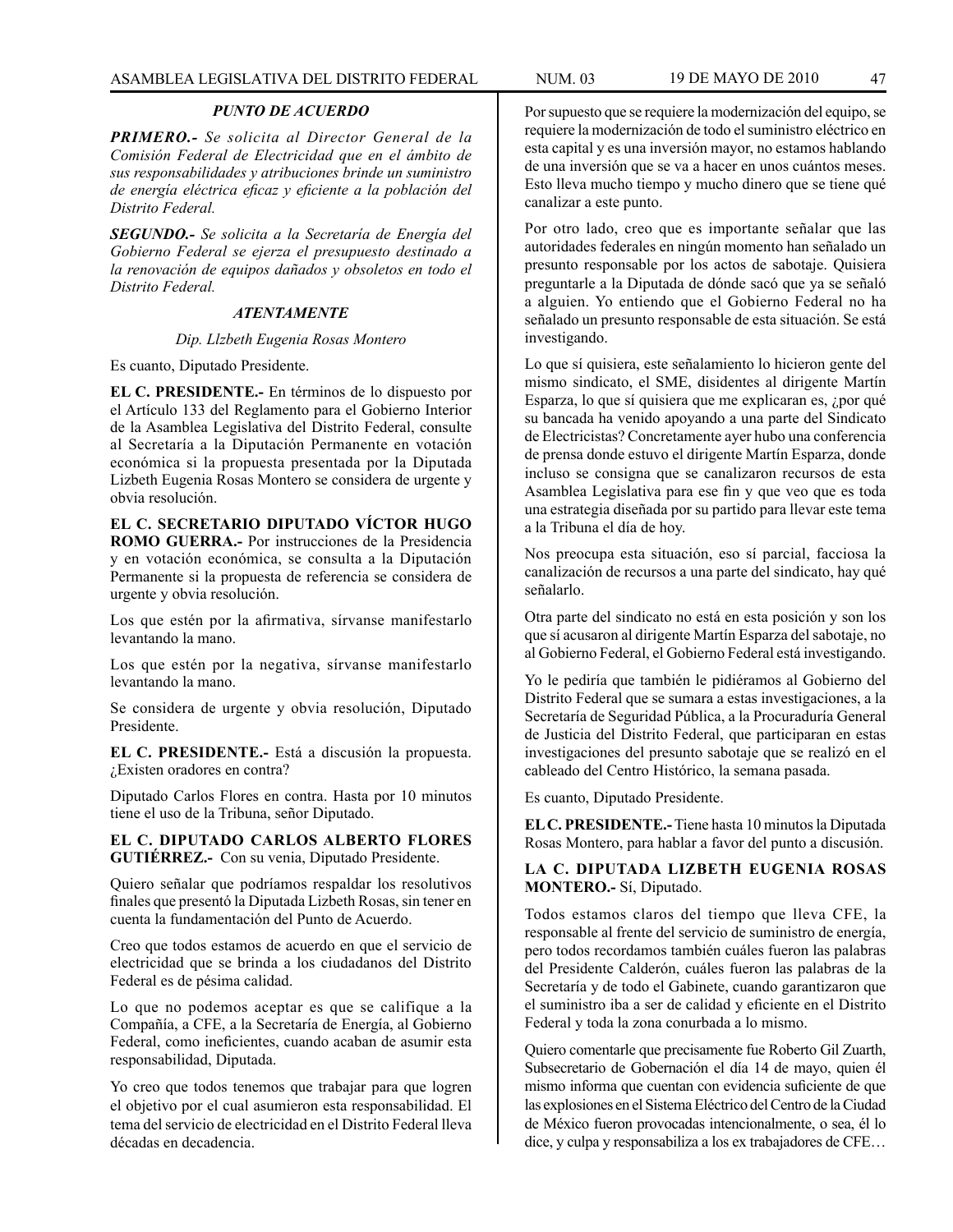### *PUNTO DE ACUERDO*

***PRIMERO.-*** *Se solicita al Director General de la Comisión Federal de Electricidad que en el ámbito de sus responsabilidades y atribuciones brinde un suministro de energía eléctrica eficaz y eficiente a la población del Distrito Federal.*

***SEGUNDO.-*** *Se solicita a la Secretaría de Energía del Gobierno Federal se ejerza el presupuesto destinado a la renovación de equipos dañados y obsoletos en todo el Distrito Federal.*

### *ATENTAMENTE*

*Dip. Llzbeth Eugenia Rosas Montero*

Es cuanto, Diputado Presidente.

**EL C. PRESIDENTE.-** En términos de lo dispuesto por el Artículo 133 del Reglamento para el Gobierno Interior de la Asamblea Legislativa del Distrito Federal, consulte al Secretaría a la Diputación Permanente en votación económica si la propuesta presentada por la Diputada Lizbeth Eugenia Rosas Montero se considera de urgente y obvia resolución.

**EL C. SECRETARIO DIPUTADO VÍCTOR HUGO ROMO GUERRA.-** Por instrucciones de la Presidencia y en votación económica, se consulta a la Diputación Permanente si la propuesta de referencia se considera de urgente y obvia resolución.

Los que estén por la afirmativa, sírvanse manifestarlo levantando la mano.

Los que estén por la negativa, sírvanse manifestarlo levantando la mano.

Se considera de urgente y obvia resolución, Diputado Presidente.

**EL C. PRESIDENTE.-** Está a discusión la propuesta. ¿Existen oradores en contra?

Diputado Carlos Flores en contra. Hasta por 10 minutos tiene el uso de la Tribuna, señor Diputado.

**EL C. DIPUTADO CARLOS ALBERTO FLORES GUTIÉRREZ.-** Con su venia, Diputado Presidente.

Quiero señalar que podríamos respaldar los resolutivos finales que presentó la Diputada Lizbeth Rosas, sin tener en cuenta la fundamentación del Punto de Acuerdo.

Creo que todos estamos de acuerdo en que el servicio de electricidad que se brinda a los ciudadanos del Distrito Federal es de pésima calidad.

Lo que no podemos aceptar es que se califique a la Compañía, a CFE, a la Secretaría de Energía, al Gobierno Federal, como ineficientes, cuando acaban de asumir esta responsabilidad, Diputada.

Yo creo que todos tenemos que trabajar para que logren el objetivo por el cual asumieron esta responsabilidad. El tema del servicio de electricidad en el Distrito Federal lleva décadas en decadencia.

Por supuesto que se requiere la modernización del equipo, se requiere la modernización de todo el suministro eléctrico en esta capital y es una inversión mayor, no estamos hablando de una inversión que se va a hacer en unos cuántos meses. Esto lleva mucho tiempo y mucho dinero que se tiene qué canalizar a este punto.

Por otro lado, creo que es importante señalar que las autoridades federales en ningún momento han señalado un presunto responsable por los actos de sabotaje. Quisiera preguntarle a la Diputada de dónde sacó que ya se señaló a alguien. Yo entiendo que el Gobierno Federal no ha señalado un presunto responsable de esta situación. Se está investigando.

Lo que sí quisiera, este señalamiento lo hicieron gente del mismo sindicato, el SME, disidentes al dirigente Martín Esparza, lo que sí quisiera que me explicaran es, ¿por qué su bancada ha venido apoyando a una parte del Sindicato de Electricistas? Concretamente ayer hubo una conferencia de prensa donde estuvo el dirigente Martín Esparza, donde incluso se consigna que se canalizaron recursos de esta Asamblea Legislativa para ese fin y que veo que es toda una estrategia diseñada por su partido para llevar este tema a la Tribuna el día de hoy.

Nos preocupa esta situación, eso sí parcial, facciosa la canalización de recursos a una parte del sindicato, hay qué señalarlo.

Otra parte del sindicato no está en esta posición y son los que sí acusaron al dirigente Martín Esparza del sabotaje, no al Gobierno Federal, el Gobierno Federal está investigando.

Yo le pediría que también le pidiéramos al Gobierno del Distrito Federal que se sumara a estas investigaciones, a la Secretaría de Seguridad Pública, a la Procuraduría General de Justicia del Distrito Federal, que participaran en estas investigaciones del presunto sabotaje que se realizó en el cableado del Centro Histórico, la semana pasada.

Es cuanto, Diputado Presidente.

**EL C. PRESIDENTE.-** Tiene hasta 10 minutos la Diputada Rosas Montero, para hablar a favor del punto a discusión.

**LA C. DIPUTADA LIZBETH EUGENIA ROSAS MONTERO.-** Sí, Diputado.

Todos estamos claros del tiempo que lleva CFE, la responsable al frente del servicio de suministro de energía, pero todos recordamos también cuáles fueron las palabras del Presidente Calderón, cuáles fueron las palabras de la Secretaría y de todo el Gabinete, cuando garantizaron que el suministro iba a ser de calidad y eficiente en el Distrito Federal y toda la zona conurbada a lo mismo.

Quiero comentarle que precisamente fue Roberto Gil Zuarth, Subsecretario de Gobernación el día 14 de mayo, quien él mismo informa que cuentan con evidencia suficiente de que las explosiones en el Sistema Eléctrico del Centro de la Ciudad de México fueron provocadas intencionalmente, o sea, él lo dice, y culpa y responsabiliza a los ex trabajadores de CFE…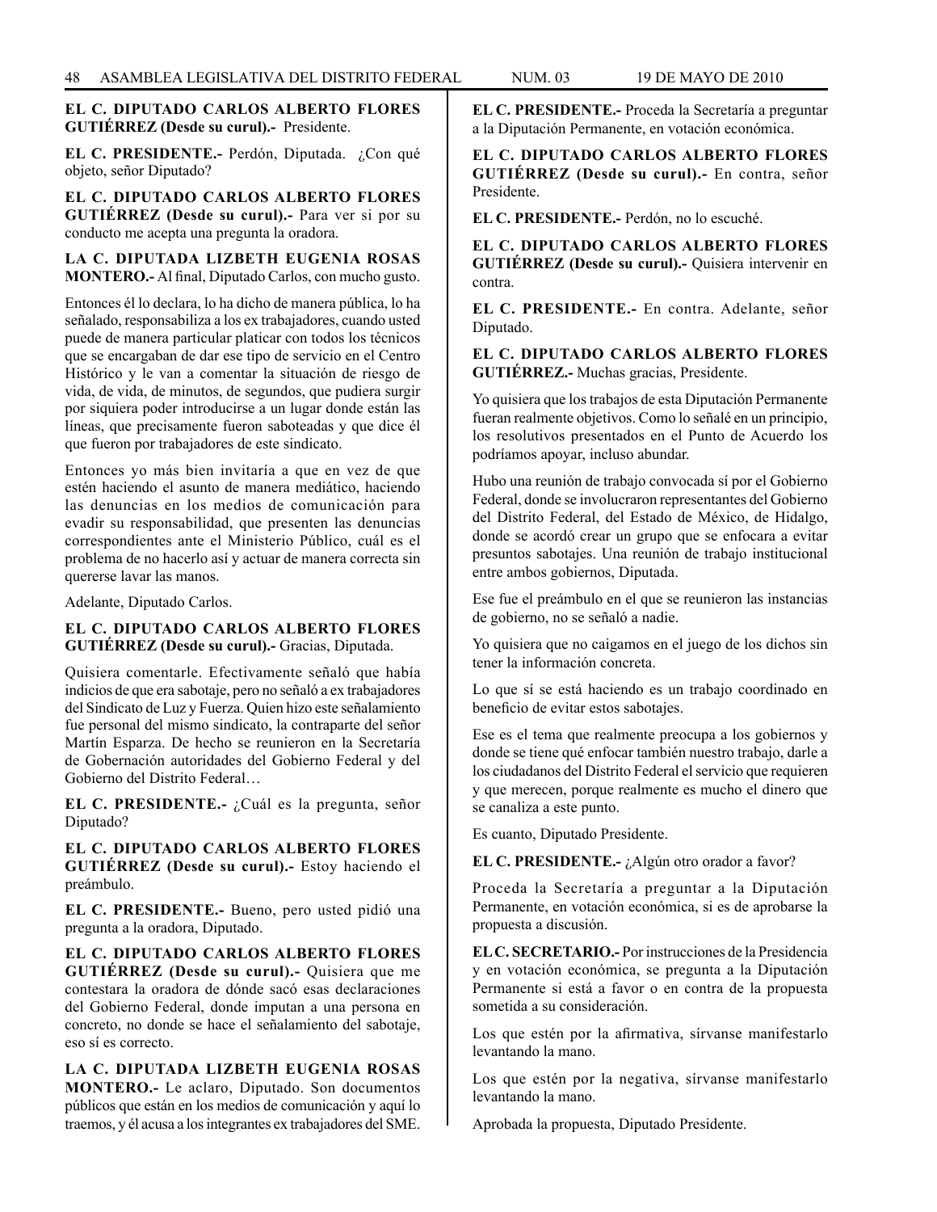**EL C. DIPUTADO CARLOS ALBERTO FLORES GUTIÉRREZ (Desde su curul).-** Presidente.

**EL C. PRESIDENTE.-** Perdón, Diputada. ¿Con qué objeto, señor Diputado?

**EL C. DIPUTADO CARLOS ALBERTO FLORES GUTIÉRREZ (Desde su curul).-** Para ver si por su conducto me acepta una pregunta la oradora.

**LA C. DIPUTADA LIZBETH EUGENIA ROSAS MONTERO.-** Al final, Diputado Carlos, con mucho gusto.

Entonces él lo declara, lo ha dicho de manera pública, lo ha señalado, responsabiliza a los ex trabajadores, cuando usted puede de manera particular platicar con todos los técnicos que se encargaban de dar ese tipo de servicio en el Centro Histórico y le van a comentar la situación de riesgo de vida, de vida, de minutos, de segundos, que pudiera surgir por siquiera poder introducirse a un lugar donde están las líneas, que precisamente fueron saboteadas y que dice él que fueron por trabajadores de este sindicato.

Entonces yo más bien invitaría a que en vez de que estén haciendo el asunto de manera mediático, haciendo las denuncias en los medios de comunicación para evadir su responsabilidad, que presenten las denuncias correspondientes ante el Ministerio Público, cuál es el problema de no hacerlo así y actuar de manera correcta sin quererse lavar las manos.

Adelante, Diputado Carlos.

**EL C. DIPUTADO CARLOS ALBERTO FLORES GUTIÉRREZ (Desde su curul).-** Gracias, Diputada.

Quisiera comentarle. Efectivamente señaló que había indicios de que era sabotaje, pero no señaló a ex trabajadores del Sindicato de Luz y Fuerza. Quien hizo este señalamiento fue personal del mismo sindicato, la contraparte del señor Martín Esparza. De hecho se reunieron en la Secretaría de Gobernación autoridades del Gobierno Federal y del Gobierno del Distrito Federal…

**EL C. PRESIDENTE.-** ¿Cuál es la pregunta, señor Diputado?

**EL C. DIPUTADO CARLOS ALBERTO FLORES GUTIÉRREZ (Desde su curul).-** Estoy haciendo el preámbulo.

**EL C. PRESIDENTE.-** Bueno, pero usted pidió una pregunta a la oradora, Diputado.

**EL C. DIPUTADO CARLOS ALBERTO FLORES GUTIÉRREZ (Desde su curul).-** Quisiera que me contestara la oradora de dónde sacó esas declaraciones del Gobierno Federal, donde imputan a una persona en concreto, no donde se hace el señalamiento del sabotaje, eso sí es correcto.

**LA C. DIPUTADA LIZBETH EUGENIA ROSAS MONTERO.-** Le aclaro, Diputado. Son documentos públicos que están en los medios de comunicación y aquí lo traemos, y él acusa a los integrantes ex trabajadores del SME.

**EL C. PRESIDENTE.-** Proceda la Secretaría a preguntar a la Diputación Permanente, en votación económica.

**EL C. DIPUTADO CARLOS ALBERTO FLORES GUTIÉRREZ (Desde su curul).-** En contra, señor Presidente.

**EL C. PRESIDENTE.-** Perdón, no lo escuché.

**EL C. DIPUTADO CARLOS ALBERTO FLORES GUTIÉRREZ (Desde su curul).-** Quisiera intervenir en contra.

**EL C. PRESIDENTE.-** En contra. Adelante, señor Diputado.

**EL C. DIPUTADO CARLOS ALBERTO FLORES GUTIÉRREZ.-** Muchas gracias, Presidente.

Yo quisiera que los trabajos de esta Diputación Permanente fueran realmente objetivos. Como lo señalé en un principio, los resolutivos presentados en el Punto de Acuerdo los podríamos apoyar, incluso abundar.

Hubo una reunión de trabajo convocada sí por el Gobierno Federal, donde se involucraron representantes del Gobierno del Distrito Federal, del Estado de México, de Hidalgo, donde se acordó crear un grupo que se enfocara a evitar presuntos sabotajes. Una reunión de trabajo institucional entre ambos gobiernos, Diputada.

Ese fue el preámbulo en el que se reunieron las instancias de gobierno, no se señaló a nadie.

Yo quisiera que no caigamos en el juego de los dichos sin tener la información concreta.

Lo que sí se está haciendo es un trabajo coordinado en beneficio de evitar estos sabotajes.

Ese es el tema que realmente preocupa a los gobiernos y donde se tiene qué enfocar también nuestro trabajo, darle a los ciudadanos del Distrito Federal el servicio que requieren y que merecen, porque realmente es mucho el dinero que se canaliza a este punto.

Es cuanto, Diputado Presidente.

**EL C. PRESIDENTE.-** ¿Algún otro orador a favor?

Proceda la Secretaría a preguntar a la Diputación Permanente, en votación económica, si es de aprobarse la propuesta a discusión.

**EL C. SECRETARIO.-** Por instrucciones de la Presidencia y en votación económica, se pregunta a la Diputación Permanente si está a favor o en contra de la propuesta sometida a su consideración.

Los que estén por la afirmativa, sírvanse manifestarlo levantando la mano.

Los que estén por la negativa, sírvanse manifestarlo levantando la mano.

Aprobada la propuesta, Diputado Presidente.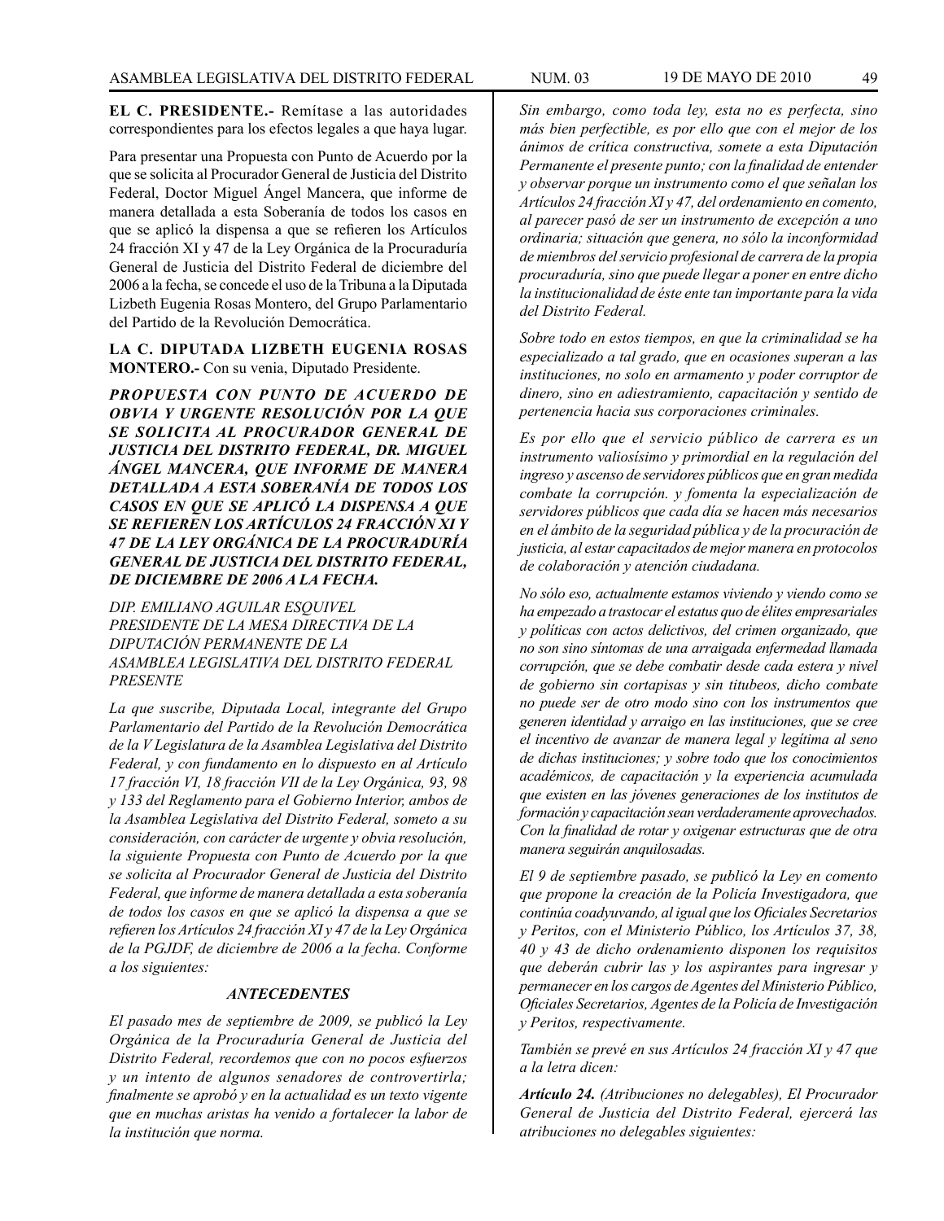**EL C. PRESIDENTE.-** Remítase a las autoridades correspondientes para los efectos legales a que haya lugar.

Para presentar una Propuesta con Punto de Acuerdo por la que se solicita al Procurador General de Justicia del Distrito Federal, Doctor Miguel Ángel Mancera, que informe de manera detallada a esta Soberanía de todos los casos en que se aplicó la dispensa a que se refieren los Artículos 24 fracción XI y 47 de la Ley Orgánica de la Procuraduría General de Justicia del Distrito Federal de diciembre del 2006 a la fecha, se concede el uso de la Tribuna a la Diputada Lizbeth Eugenia Rosas Montero, del Grupo Parlamentario del Partido de la Revolución Democrática.

**LA C. DIPUTADA LIZBETH EUGENIA ROSAS MONTERO.-** Con su venia, Diputado Presidente.

***PROPUESTA CON PUNTO DE ACUERDO DE OBVIA Y URGENTE RESOLUCIÓN POR LA QUE SE SOLICITA AL PROCURADOR GENERAL DE JUSTICIA DEL DISTRITO FEDERAL, DR. MIGUEL ÁNGEL MANCERA, QUE INFORME DE MANERA DETALLADA A ESTA SOBERANÍA DE TODOS LOS CASOS EN QUE SE APLICÓ LA DISPENSA A QUE SE REFIEREN LOS ARTÍCULOS 24 FRACCIÓN XI Y 47 DE LA LEY ORGÁNICA DE LA PROCURADURÍA GENERAL DE JUSTICIA DEL DISTRITO FEDERAL, DE DICIEMBRE DE 2006 A LA FECHA.***

*DIP. EMILIANO AGUILAR ESQUIVEL*
*PRESIDENTE DE LA MESA DIRECTIVA DE LA DIPUTACIÓN PERMANENTE DE LA ASAMBLEA LEGISLATIVA DEL DISTRITO FEDERAL*
*PRESENTE*

*La que suscribe, Diputada Local, integrante del Grupo Parlamentario del Partido de la Revolución Democrática de la V Legislatura de la Asamblea Legislativa del Distrito Federal, y con fundamento en lo dispuesto en al Artículo 17 fracción VI, 18 fracción VII de la Ley Orgánica, 93, 98 y 133 del Reglamento para el Gobierno Interior, ambos de la Asamblea Legislativa del Distrito Federal, someto a su consideración, con carácter de urgente y obvia resolución, la siguiente Propuesta con Punto de Acuerdo por la que se solicita al Procurador General de Justicia del Distrito Federal, que informe de manera detallada a esta soberanía de todos los casos en que se aplicó la dispensa a que se refieren los Artículos 24 fracción XI y 47 de la Ley Orgánica de la PGJDF, de diciembre de 2006 a la fecha. Conforme a los siguientes:*

***ANTECEDENTES***

*El pasado mes de septiembre de 2009, se publicó la Ley Orgánica de la Procuraduría General de Justicia del Distrito Federal, recordemos que con no pocos esfuerzos y un intento de algunos senadores de controvertirla; finalmente se aprobó y en la actualidad es un texto vigente que en muchas aristas ha venido a fortalecer la labor de la institución que norma.*

*Sin embargo, como toda ley, esta no es perfecta, sino más bien perfectible, es por ello que con el mejor de los ánimos de crítica constructiva, somete a esta Diputación Permanente el presente punto; con la finalidad de entender y observar porque un instrumento como el que señalan los Artículos 24 fracción XI y 47, del ordenamiento en comento, al parecer pasó de ser un instrumento de excepción a uno ordinaria; situación que genera, no sólo la inconformidad de miembros del servicio profesional de carrera de la propia procuraduría, sino que puede llegar a poner en entre dicho la institucionalidad de éste ente tan importante para la vida del Distrito Federal.*

*Sobre todo en estos tiempos, en que la criminalidad se ha especializado a tal grado, que en ocasiones superan a las instituciones, no solo en armamento y poder corruptor de dinero, sino en adiestramiento, capacitación y sentido de pertenencia hacia sus corporaciones criminales.*

*Es por ello que el servicio público de carrera es un instrumento valiosísimo y primordial en la regulación del ingreso y ascenso de servidores públicos que en gran medida combate la corrupción. y fomenta la especialización de servidores públicos que cada día se hacen más necesarios en el ámbito de la seguridad pública y de la procuración de justicia, al estar capacitados de mejor manera en protocolos de colaboración y atención ciudadana.*

*No sólo eso, actualmente estamos viviendo y viendo como se ha empezado a trastocar el estatus quo de élites empresariales y políticas con actos delictivos, del crimen organizado, que no son sino síntomas de una arraigada enfermedad llamada corrupción, que se debe combatir desde cada estera y nivel de gobierno sin cortapisas y sin titubeos, dicho combate no puede ser de otro modo sino con los instrumentos que generen identidad y arraigo en las instituciones, que se cree el incentivo de avanzar de manera legal y legítima al seno de dichas instituciones; y sobre todo que los conocimientos académicos, de capacitación y la experiencia acumulada que existen en las jóvenes generaciones de los institutos de formación y capacitación sean verdaderamente aprovechados. Con la finalidad de rotar y oxigenar estructuras que de otra manera seguirán anquilosadas.*

*El 9 de septiembre pasado, se publicó la Ley en comento que propone la creación de la Policía Investigadora, que continúa coadyuvando, al igual que los Oficiales Secretarios y Peritos, con el Ministerio Público, los Artículos 37, 38, 40 y 43 de dicho ordenamiento disponen los requisitos que deberán cubrir las y los aspirantes para ingresar y permanecer en los cargos de Agentes del Ministerio Público, Oficiales Secretarios, Agentes de la Policía de Investigación y Peritos, respectivamente.*

*También se prevé en sus Artículos 24 fracción XI y 47 que a la letra dicen:*

***Artículo 24.** (Atribuciones no delegables), El Procurador General de Justicia del Distrito Federal, ejercerá las atribuciones no delegables siguientes:*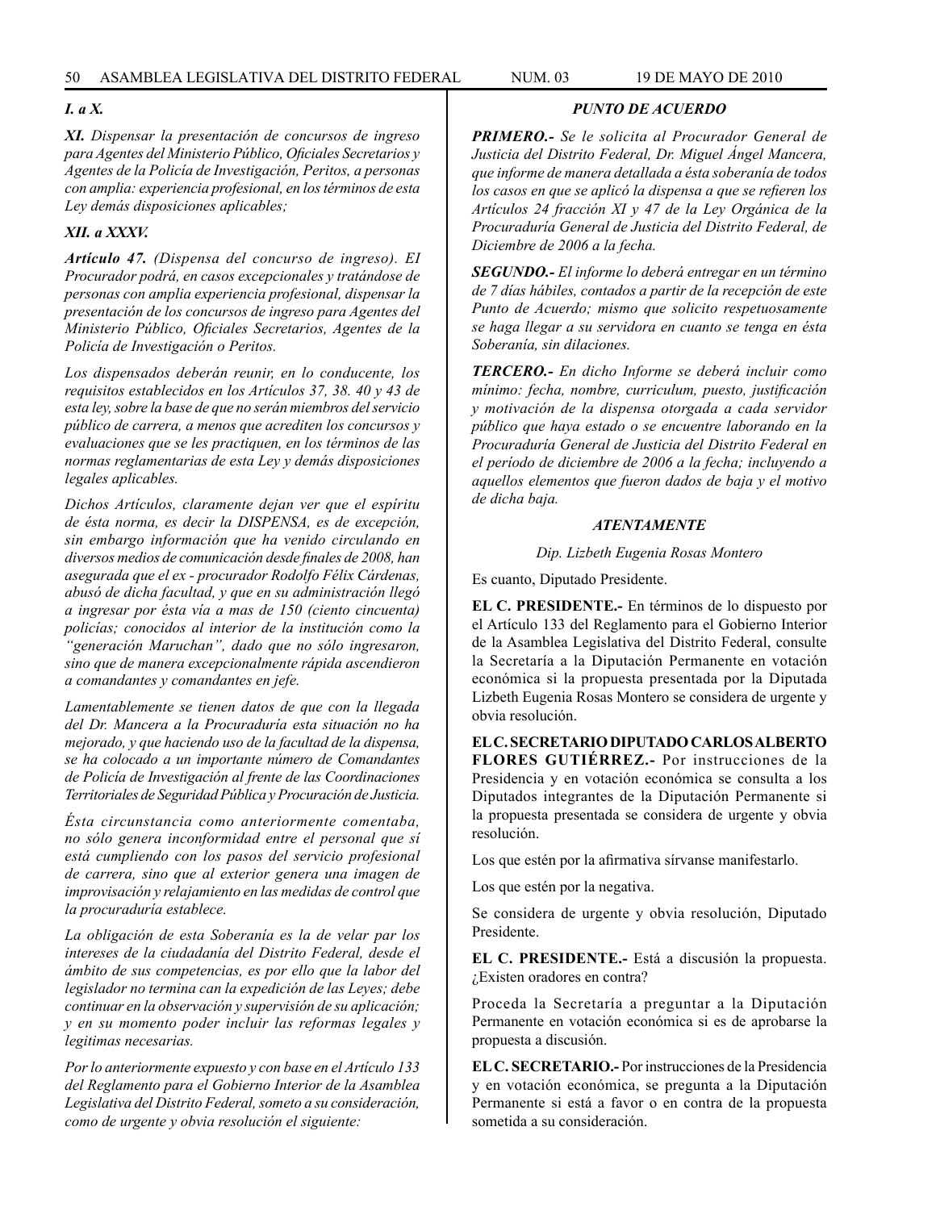***I. a X.***

***XI.*** *Dispensar la presentación de concursos de ingreso para Agentes del Ministerio Público, Oficiales Secretarios y Agentes de la Policía de Investigación, Peritos, a personas con amplia: experiencia profesional, en los términos de esta Ley demás disposiciones aplicables;*

***XII. a XXXV.***

***Artículo 47.*** *(Dispensa del concurso de ingreso). EI Procurador podrá, en casos excepcionales y tratándose de personas con amplia experiencia profesional, dispensar la presentación de los concursos de ingreso para Agentes del Ministerio Público, Oficiales Secretarios, Agentes de la Policía de Investigación o Peritos.*

*Los dispensados deberán reunir, en lo conducente, los requisitos establecidos en los Artículos 37, 38. 40 y 43 de esta ley, sobre la base de que no serán miembros del servicio público de carrera, a menos que acrediten los concursos y evaluaciones que se les practiquen, en los términos de las normas reglamentarias de esta Ley y demás disposiciones legales aplicables.*

*Dichos Artículos, claramente dejan ver que el espíritu de ésta norma, es decir la DISPENSA, es de excepción, sin embargo información que ha venido circulando en diversos medios de comunicación desde finales de 2008, han asegurada que el ex - procurador Rodolfo Félix Cárdenas, abusó de dicha facultad, y que en su administración llegó a ingresar por ésta vía a mas de 150 (ciento cincuenta) policías; conocidos al interior de la institución como la "generación Maruchan", dado que no sólo ingresaron, sino que de manera excepcionalmente rápida ascendieron a comandantes y comandantes en jefe.*

*Lamentablemente se tienen datos de que con la llegada del Dr. Mancera a la Procuraduría esta situación no ha mejorado, y que haciendo uso de la facultad de la dispensa, se ha colocado a un importante número de Comandantes de Policía de Investigación al frente de las Coordinaciones Territoriales de Seguridad Pública y Procuración de Justicia.*

*Ésta circunstancia como anteriormente comentaba, no sólo genera inconformidad entre el personal que sí está cumpliendo con los pasos del servicio profesional de carrera, sino que al exterior genera una imagen de improvisación y relajamiento en las medidas de control que la procuraduría establece.*

*La obligación de esta Soberanía es la de velar par los intereses de la ciudadanía del Distrito Federal, desde el ámbito de sus competencias, es por ello que la labor del legislador no termina can la expedición de las Leyes; debe continuar en la observación y supervisión de su aplicación; y en su momento poder incluir las reformas legales y legitimas necesarias.*

*Por lo anteriormente expuesto y con base en el Artículo 133 del Reglamento para el Gobierno Interior de la Asamblea Legislativa del Distrito Federal, someto a su consideración, como de urgente y obvia resolución el siguiente:*

***PUNTO DE ACUERDO***

***PRIMERO.-*** *Se le solicita al Procurador General de Justicia del Distrito Federal, Dr. Miguel Ángel Mancera, que informe de manera detallada a ésta soberanía de todos los casos en que se aplicó la dispensa a que se refieren los Artículos 24 fracción XI y 47 de la Ley Orgánica de la Procuraduría General de Justicia del Distrito Federal, de Diciembre de 2006 a la fecha.*

***SEGUNDO.-*** *El informe lo deberá entregar en un término de 7 días hábiles, contados a partir de la recepción de este Punto de Acuerdo; mismo que solicito respetuosamente se haga llegar a su servidora en cuanto se tenga en ésta Soberanía, sin dilaciones.*

***TERCERO.-*** *En dicho Informe se deberá incluir como mínimo: fecha, nombre, curriculum, puesto, justificación y motivación de la dispensa otorgada a cada servidor público que haya estado o se encuentre laborando en la Procuraduría General de Justicia del Distrito Federal en el período de diciembre de 2006 a la fecha; incluyendo a aquellos elementos que fueron dados de baja y el motivo de dicha baja.*

***ATENTAMENTE***

*Dip. Lizbeth Eugenia Rosas Montero*

Es cuanto, Diputado Presidente.

**EL C. PRESIDENTE.-** En términos de lo dispuesto por el Artículo 133 del Reglamento para el Gobierno Interior de la Asamblea Legislativa del Distrito Federal, consulte la Secretaría a la Diputación Permanente en votación económica si la propuesta presentada por la Diputada Lizbeth Eugenia Rosas Montero se considera de urgente y obvia resolución.

**EL C. SECRETARIO DIPUTADO CARLOS ALBERTO FLORES GUTIÉRREZ.-** Por instrucciones de la Presidencia y en votación económica se consulta a los Diputados integrantes de la Diputación Permanente si la propuesta presentada se considera de urgente y obvia resolución.

Los que estén por la afirmativa sírvanse manifestarlo.

Los que estén por la negativa.

Se considera de urgente y obvia resolución, Diputado Presidente.

**EL C. PRESIDENTE.-** Está a discusión la propuesta. ¿Existen oradores en contra?

Proceda la Secretaría a preguntar a la Diputación Permanente en votación económica si es de aprobarse la propuesta a discusión.

**EL C. SECRETARIO.-** Por instrucciones de la Presidencia y en votación económica, se pregunta a la Diputación Permanente si está a favor o en contra de la propuesta sometida a su consideración.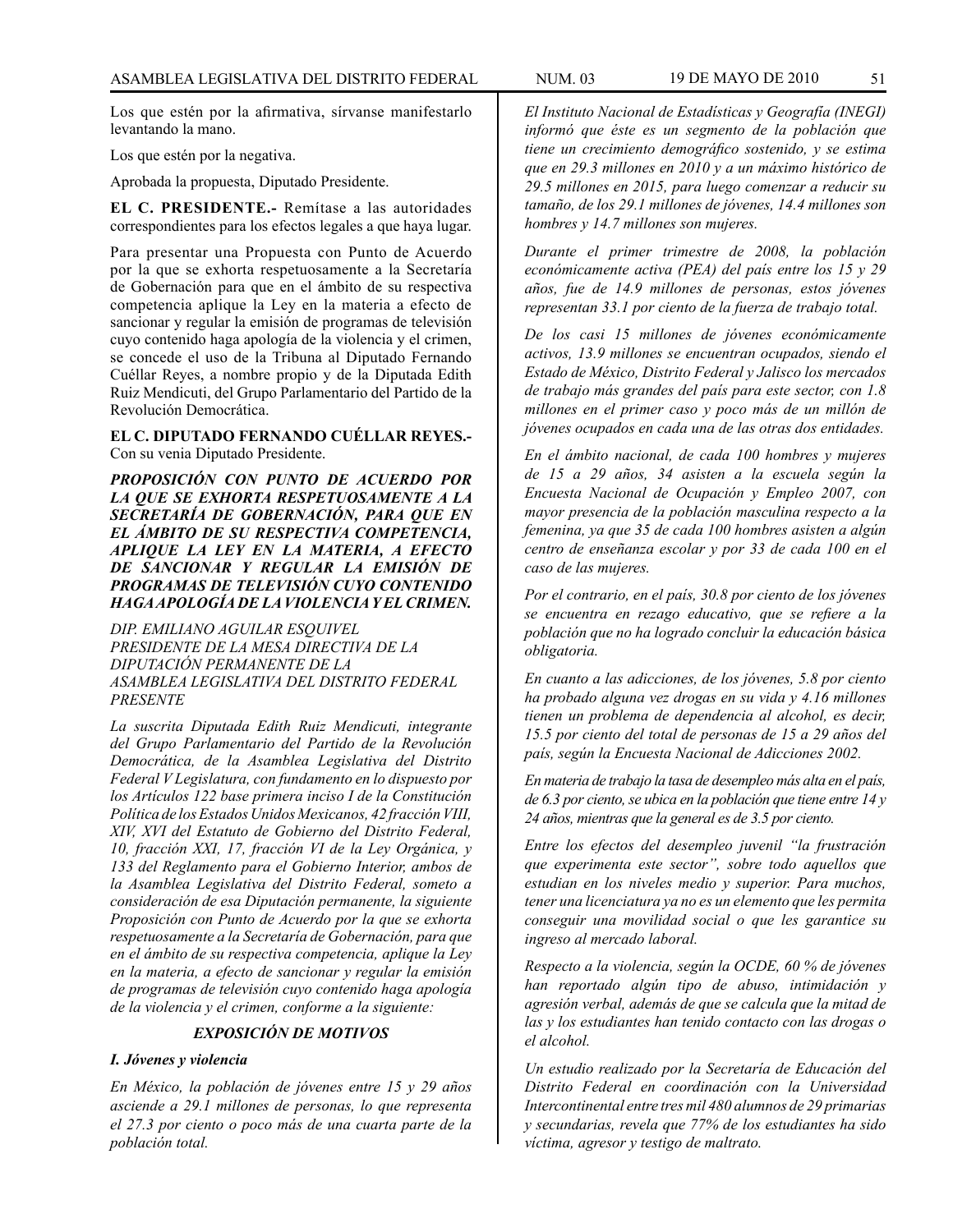Los que estén por la afirmativa, sírvanse manifestarlo levantando la mano.

Los que estén por la negativa.

Aprobada la propuesta, Diputado Presidente.

**EL C. PRESIDENTE.-** Remítase a las autoridades correspondientes para los efectos legales a que haya lugar.

Para presentar una Propuesta con Punto de Acuerdo por la que se exhorta respetuosamente a la Secretaría de Gobernación para que en el ámbito de su respectiva competencia aplique la Ley en la materia a efecto de sancionar y regular la emisión de programas de televisión cuyo contenido haga apología de la violencia y el crimen, se concede el uso de la Tribuna al Diputado Fernando Cuéllar Reyes, a nombre propio y de la Diputada Edith Ruiz Mendicuti, del Grupo Parlamentario del Partido de la Revolución Democrática.

**EL C. DIPUTADO FERNANDO CUÉLLAR REYES.-** Con su venia Diputado Presidente.

***PROPOSICIÓN CON PUNTO DE ACUERDO POR LA QUE SE EXHORTA RESPETUOSAMENTE A LA SECRETARÍA DE GOBERNACIÓN, PARA QUE EN EL ÁMBITO DE SU RESPECTIVA COMPETENCIA, APLIQUE LA LEY EN LA MATERIA, A EFECTO DE SANCIONAR Y REGULAR LA EMISIÓN DE PROGRAMAS DE TELEVISIÓN CUYO CONTENIDO HAGA APOLOGÍA DE LA VIOLENCIA Y EL CRIMEN.***

*DIP. EMILIANO AGUILAR ESQUIVEL*
*PRESIDENTE DE LA MESA DIRECTIVA DE LA DIPUTACIÓN PERMANENTE DE LA ASAMBLEA LEGISLATIVA DEL DISTRITO FEDERAL*
*PRESENTE*

*La suscrita Diputada Edith Ruiz Mendicuti, integrante del Grupo Parlamentario del Partido de la Revolución Democrática, de la Asamblea Legislativa del Distrito Federal V Legislatura, con fundamento en lo dispuesto por los Artículos 122 base primera inciso I de la Constitución Política de los Estados Unidos Mexicanos, 42 fracción VIII, XIV, XVI del Estatuto de Gobierno del Distrito Federal, 10, fracción XXI, 17, fracción VI de la Ley Orgánica, y 133 del Reglamento para el Gobierno Interior, ambos de la Asamblea Legislativa del Distrito Federal, someto a consideración de esa Diputación permanente, la siguiente Proposición con Punto de Acuerdo por la que se exhorta respetuosamente a la Secretaría de Gobernación, para que en el ámbito de su respectiva competencia, aplique la Ley en la materia, a efecto de sancionar y regular la emisión de programas de televisión cuyo contenido haga apología de la violencia y el crimen, conforme a la siguiente:*

***EXPOSICIÓN DE MOTIVOS***

***I. Jóvenes y violencia***

*En México, la población de jóvenes entre 15 y 29 años asciende a 29.1 millones de personas, lo que representa el 27.3 por ciento o poco más de una cuarta parte de la población total.*

*El Instituto Nacional de Estadísticas y Geografía (INEGI) informó que éste es un segmento de la población que tiene un crecimiento demográfico sostenido, y se estima que en 29.3 millones en 2010 y a un máximo histórico de 29.5 millones en 2015, para luego comenzar a reducir su tamaño, de los 29.1 millones de jóvenes, 14.4 millones son hombres y 14.7 millones son mujeres.*

*Durante el primer trimestre de 2008, la población económicamente activa (PEA) del país entre los 15 y 29 años, fue de 14.9 millones de personas, estos jóvenes representan 33.1 por ciento de la fuerza de trabajo total.*

*De los casi 15 millones de jóvenes económicamente activos, 13.9 millones se encuentran ocupados, siendo el Estado de México, Distrito Federal y Jalisco los mercados de trabajo más grandes del país para este sector, con 1.8 millones en el primer caso y poco más de un millón de jóvenes ocupados en cada una de las otras dos entidades.*

*En el ámbito nacional, de cada 100 hombres y mujeres de 15 a 29 años, 34 asisten a la escuela según la Encuesta Nacional de Ocupación y Empleo 2007, con mayor presencia de la población masculina respecto a la femenina, ya que 35 de cada 100 hombres asisten a algún centro de enseñanza escolar y por 33 de cada 100 en el caso de las mujeres.*

*Por el contrario, en el país, 30.8 por ciento de los jóvenes se encuentra en rezago educativo, que se refiere a la población que no ha logrado concluir la educación básica obligatoria.*

*En cuanto a las adicciones, de los jóvenes, 5.8 por ciento ha probado alguna vez drogas en su vida y 4.16 millones tienen un problema de dependencia al alcohol, es decir, 15.5 por ciento del total de personas de 15 a 29 años del país, según la Encuesta Nacional de Adicciones 2002.*

*En materia de trabajo la tasa de desempleo más alta en el país, de 6.3 por ciento, se ubica en la población que tiene entre 14 y 24 años, mientras que la general es de 3.5 por ciento.*

*Entre los efectos del desempleo juvenil "la frustración que experimenta este sector", sobre todo aquellos que estudian en los niveles medio y superior. Para muchos, tener una licenciatura ya no es un elemento que les permita conseguir una movilidad social o que les garantice su ingreso al mercado laboral.*

*Respecto a la violencia, según la OCDE, 60 % de jóvenes han reportado algún tipo de abuso, intimidación y agresión verbal, además de que se calcula que la mitad de las y los estudiantes han tenido contacto con las drogas o el alcohol.*

*Un estudio realizado por la Secretaría de Educación del Distrito Federal en coordinación con la Universidad Intercontinental entre tres mil 480 alumnos de 29 primarias y secundarias, revela que 77% de los estudiantes ha sido víctima, agresor y testigo de maltrato.*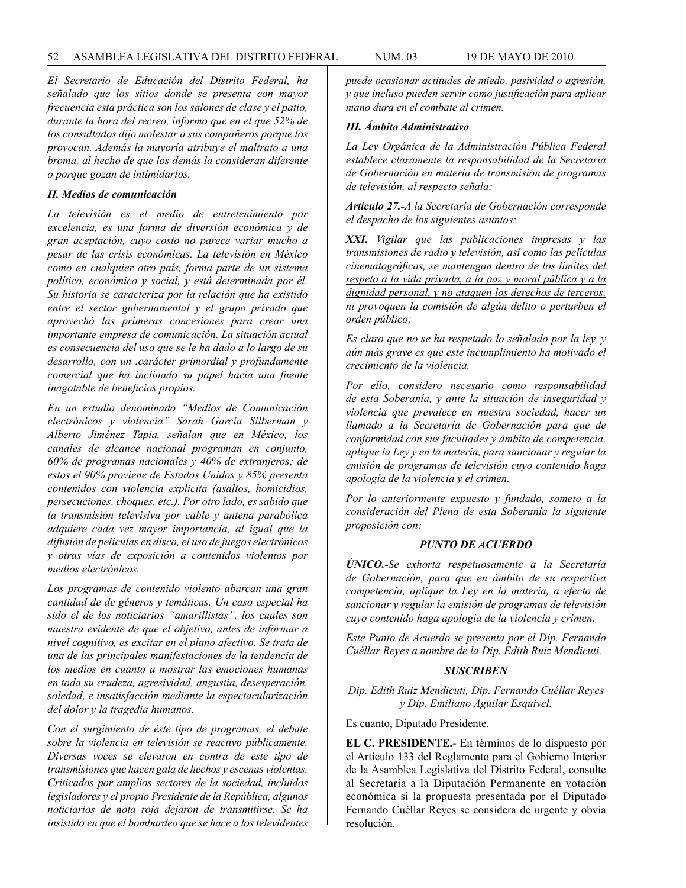*El Secretario de Educación del Distrito Federal, ha señalado que los sitios donde se presenta con mayor frecuencia esta práctica son los salones de clase y el patio, durante la hora del recreo, informo que en el que 52% de los consultados dijo molestar a sus compañeros porque los provocan. Además la mayoría atribuye el maltrato a una broma, al hecho de que los demás la consideran diferente o porque gozan de intimidarlos.*

***II. Medios de comunicación***

*La televisión es el medio de entretenimiento por excelencia, es una forma de diversión económica y de gran aceptación, cuyo costo no parece variar mucho a pesar de las crisis económicas. La televisión en México como en cualquier otro país, forma parte de un sistema político, económico y social, y está determinada por él. Su historia se caracteriza por la relación que ha existido entre el sector gubernamental y el grupo privado que aprovechó las primeras concesiones para crear una importante empresa de comunicación. La situación actual es consecuencia del uso que se le ha dado a lo largo de su desarrollo, con un .carácter primordial y profundamente comercial que ha inclinado su papel hacia una fuente inagotable de beneficios propios.*

*En un estudio denominado "Medios de Comunicación electrónicos y violencia" Sarah García Silberman y Alberto Jiménez Tapia, señalan que en México, los canales de alcance nacional programan en conjunto, 60% de programas nacionales y 40% de extranjeros; de estos el 90% proviene de Estados Unidos y 85% presenta contenidos con violencia explicita (asaltos, homicidios, persecuciones, choques, etc.). Por otro lado, es sabido que la transmisión televisiva por cable y antena parabólica adquiere cada vez mayor importancia, al igual que la difusión de películas en disco, el uso de juegos electrónicos y otras vías de exposición a contenidos violentos por medios electrónicos.*

*Los programas de contenido violento abarcan una gran cantidad de de géneros y temáticas. Un caso especial ha sido el de los noticiarios "amarillistas", los cuales son muestra evidente de que el objetivo, antes de informar a nivel cognitivo, es excitar en el plano afectivo. Se trata de una de las principales manifestaciones de la tendencia de los medios en cuanto a mostrar las emociones humanas en toda su crudeza, agresividad, angustia, desesperación, soledad, e insatisfacción mediante la espectacularización del dolor y la tragedia humanos.*

*Con el surgimiento de éste tipo de programas, el debate sobre la violencia en televisión se reactivo públicamente. Diversas voces se elevaron en contra de este tipo de transmisiones que hacen gala de hechos y escenas violentas. Criticados por amplios sectores de la sociedad, incluidos legisladores y el propio Presidente de la República, algunos noticiarios de nota roja dejaron de transmitirse. Se ha insistido en que el bombardeo que se hace a los televidentes puede ocasionar actitudes de miedo, pasividad o agresión, y que incluso pueden servir como justificación para aplicar mano dura en el combate al crimen.*

***III. Ámbito Administrativo***

*La Ley Orgánica de la Administración Pública Federal establece claramente la responsabilidad de la Secretaría de Gobernación en materia de transmisión de programas de televisión, al respecto señala:*

***Artículo 27.-****A la Secretaría de Gobernación corresponde el despacho de los siguientes asuntos:*

***XXI.*** *Vigilar que las publicaciones impresas y las transmisiones de radio y televisión, así como las películas cinematográficas, <u>se mantengan dentro de los límites del respeto a la vida privada, a la paz y moral pública y a la dignidad personal, y no ataquen los derechos de terceros, ni provoquen la comisión de algún delito o perturben el orden público</u>;*

*Es claro que no se ha respetado lo señalado por la ley, y aún más grave es que este incumplimiento ha motivado el crecimiento de la violencia.*

*Por ello, considero necesario como responsabilidad de esta Soberanía, y ante la situación de inseguridad y violencia que prevalece en nuestra sociedad, hacer un llamado a la Secretaría de Gobernación para que de conformidad con sus facultades y ámbito de competencia, aplique la Ley y en la materia, para sancionar y regular la emisión de programas de televisión cuyo contenido haga apología de la violencia y el crimen.*

*Por lo anteriormente expuesto y fundado, someto a la consideración del Pleno de esta Soberanía la siguiente proposición con:*

***PUNTO DE ACUERDO***

***ÚNICO.-****Se exhorta respetuosamente a la Secretaría de Gobernación, para que en ámbito de su respectiva competencia, aplique la Ley en la materia, a efecto de sancionar y regular la emisión de programas de televisión cuyo contenido haga apología de la violencia y crimen.*

*Este Punto de Acuerdo se presenta por el Dip. Fernando Cuéllar Reyes a nombre de la Dip. Edith Ruiz Mendicuti.*

***SUSCRIBEN***

*Dip. Edith Ruiz Mendicuti, Dip. Fernando Cuéllar Reyes y Dip. Emiliano Aguilar Esquivel.*

Es cuanto, Diputado Presidente.

**EL C. PRESIDENTE.-** En términos de lo dispuesto por el Artículo 133 del Reglamento para el Gobierno Interior de la Asamblea Legislativa del Distrito Federal, consulte al Secretaría a la Diputación Permanente en votación económica si la propuesta presentada por el Diputado Fernando Cuéllar Reyes se considera de urgente y obvia resolución.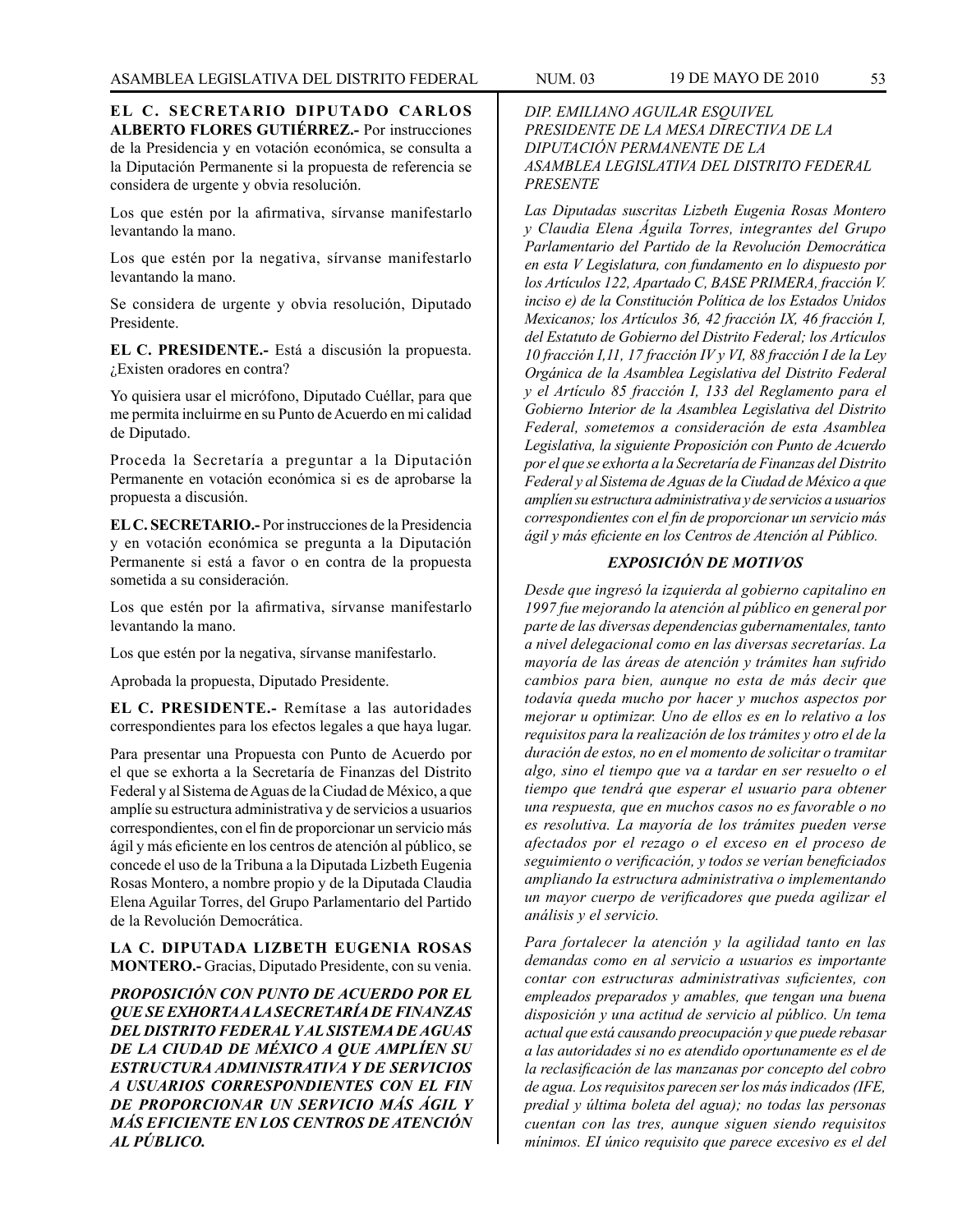**EL C. SECRETARIO DIPUTADO CARLOS ALBERTO FLORES GUTIÉRREZ.-** Por instrucciones de la Presidencia y en votación económica, se consulta a la Diputación Permanente si la propuesta de referencia se considera de urgente y obvia resolución.

Los que estén por la afirmativa, sírvanse manifestarlo levantando la mano.

Los que estén por la negativa, sírvanse manifestarlo levantando la mano.

Se considera de urgente y obvia resolución, Diputado Presidente.

**EL C. PRESIDENTE.-** Está a discusión la propuesta. ¿Existen oradores en contra?

Yo quisiera usar el micrófono, Diputado Cuéllar, para que me permita incluirme en su Punto de Acuerdo en mi calidad de Diputado.

Proceda la Secretaría a preguntar a la Diputación Permanente en votación económica si es de aprobarse la propuesta a discusión.

**EL C. SECRETARIO.-** Por instrucciones de la Presidencia y en votación económica se pregunta a la Diputación Permanente si está a favor o en contra de la propuesta sometida a su consideración.

Los que estén por la afirmativa, sírvanse manifestarlo levantando la mano.

Los que estén por la negativa, sírvanse manifestarlo.

Aprobada la propuesta, Diputado Presidente.

**EL C. PRESIDENTE.-** Remítase a las autoridades correspondientes para los efectos legales a que haya lugar.

Para presentar una Propuesta con Punto de Acuerdo por el que se exhorta a la Secretaría de Finanzas del Distrito Federal y al Sistema de Aguas de la Ciudad de México, a que amplíe su estructura administrativa y de servicios a usuarios correspondientes, con el fin de proporcionar un servicio más ágil y más eficiente en los centros de atención al público, se concede el uso de la Tribuna a la Diputada Lizbeth Eugenia Rosas Montero, a nombre propio y de la Diputada Claudia Elena Aguilar Torres, del Grupo Parlamentario del Partido de la Revolución Democrática.

**LA C. DIPUTADA LIZBETH EUGENIA ROSAS MONTERO.-** Gracias, Diputado Presidente, con su venia.

***PROPOSICIÓN CON PUNTO DE ACUERDO POR EL QUE SE EXHORTA A LA SECRETARÍA DE FINANZAS DEL DISTRITO FEDERAL Y AL SISTEMA DE AGUAS DE LA CIUDAD DE MÉXICO A QUE AMPLÍEN SU ESTRUCTURA ADMINISTRATIVA Y DE SERVICIOS A USUARIOS CORRESPONDIENTES CON EL FIN DE PROPORCIONAR UN SERVICIO MÁS ÁGIL Y MÁS EFICIENTE EN LOS CENTROS DE ATENCIÓN AL PÚBLICO.***

*DIP. EMILIANO AGUILAR ESQUIVEL*
*PRESIDENTE DE LA MESA DIRECTIVA DE LA DIPUTACIÓN PERMANENTE DE LA ASAMBLEA LEGISLATIVA DEL DISTRITO FEDERAL*
*PRESENTE*

*Las Diputadas suscritas Lizbeth Eugenia Rosas Montero y Claudia Elena Águila Torres, integrantes del Grupo Parlamentario del Partido de la Revolución Democrática en esta V Legislatura, con fundamento en lo dispuesto por los Artículos 122, Apartado C, BASE PRIMERA, fracción V. inciso e) de la Constitución Política de los Estados Unidos Mexicanos; los Artículos 36, 42 fracción IX, 46 fracción I, del Estatuto de Gobierno del Distrito Federal; los Artículos 10 fracción I,11, 17 fracción IV y VI, 88 fracción I de la Ley Orgánica de la Asamblea Legislativa del Distrito Federal y el Artículo 85 fracción I, 133 del Reglamento para el Gobierno Interior de la Asamblea Legislativa del Distrito Federal, sometemos a consideración de esta Asamblea Legislativa, la siguiente Proposición con Punto de Acuerdo por el que se exhorta a la Secretaría de Finanzas del Distrito Federal y al Sistema de Aguas de la Ciudad de México a que amplíen su estructura administrativa y de servicios a usuarios correspondientes con el fin de proporcionar un servicio más ágil y más eficiente en los Centros de Atención al Público.*

***EXPOSICIÓN DE MOTIVOS***

*Desde que ingresó la izquierda al gobierno capitalino en 1997 fue mejorando la atención al público en general por parte de las diversas dependencias gubernamentales, tanto a nivel delegacional como en las diversas secretarías. La mayoría de las áreas de atención y trámites han sufrido cambios para bien, aunque no esta de más decir que todavía queda mucho por hacer y muchos aspectos por mejorar u optimizar. Uno de ellos es en lo relativo a los requisitos para la realización de los trámites y otro el de la duración de estos, no en el momento de solicitar o tramitar algo, sino el tiempo que va a tardar en ser resuelto o el tiempo que tendrá que esperar el usuario para obtener una respuesta, que en muchos casos no es favorable o no es resolutiva. La mayoría de los trámites pueden verse afectados por el rezago o el exceso en el proceso de seguimiento o verificación, y todos se verían beneficiados ampliando Ia estructura administrativa o implementando un mayor cuerpo de verificadores que pueda agilizar el análisis y el servicio.*

*Para fortalecer la atención y la agilidad tanto en las demandas como en al servicio a usuarios es importante contar con estructuras administrativas suficientes, con empleados preparados y amables, que tengan una buena disposición y una actitud de servicio al público. Un tema actual que está causando preocupación y que puede rebasar a las autoridades si no es atendido oportunamente es el de la reclasificación de las manzanas por concepto del cobro de agua. Los requisitos parecen ser los más indicados (IFE, predial y última boleta del agua); no todas las personas cuentan con las tres, aunque siguen siendo requisitos mínimos. El único requisito que parece excesivo es el del*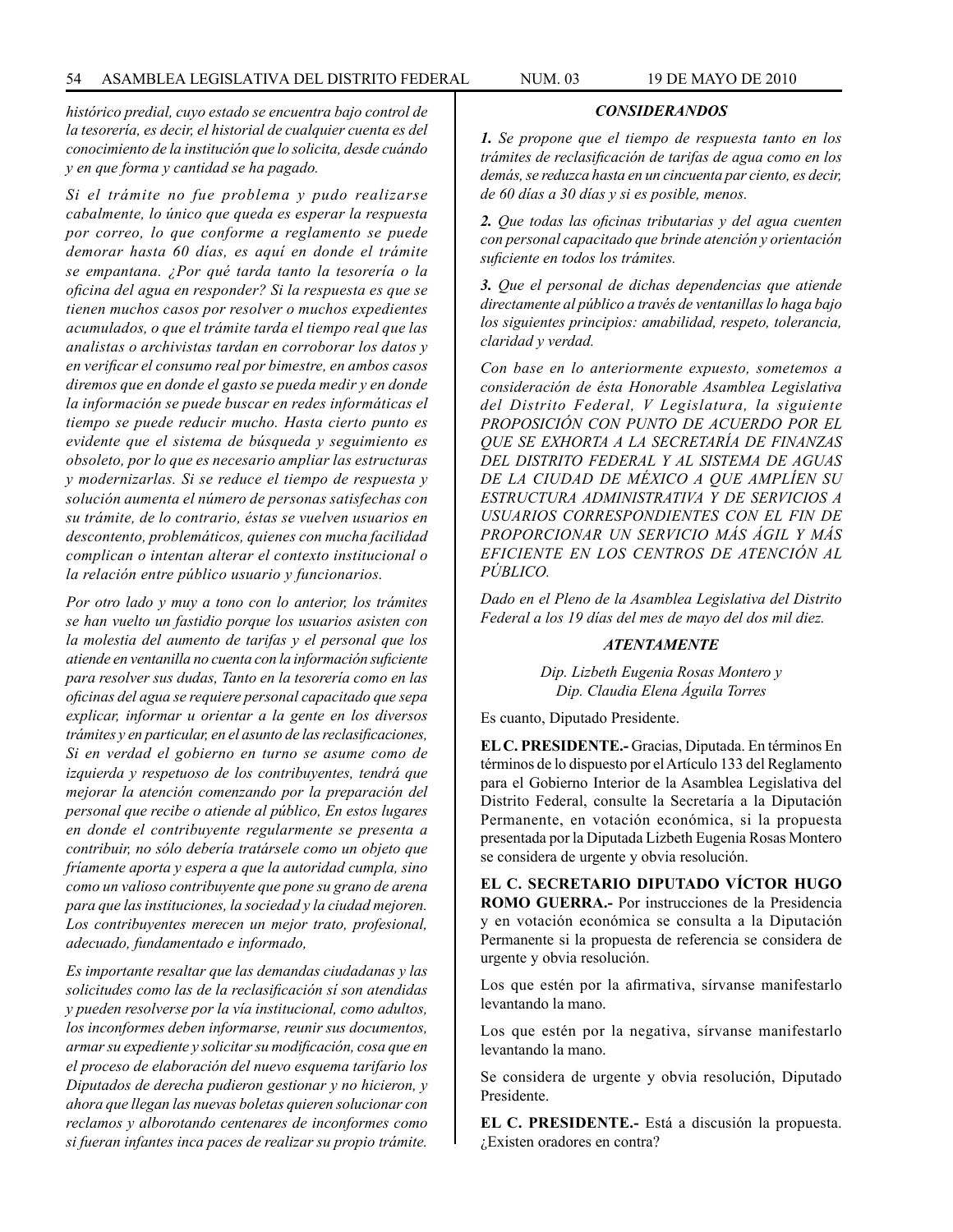*histórico predial, cuyo estado se encuentra bajo control de la tesorería, es decir, el historial de cualquier cuenta es del conocimiento de la institución que lo solicita, desde cuándo y en que forma y cantidad se ha pagado.*

*Si el trámite no fue problema y pudo realizarse cabalmente, lo único que queda es esperar la respuesta por correo, lo que conforme a reglamento se puede demorar hasta 60 días, es aquí en donde el trámite se empantana. ¿Por qué tarda tanto la tesorería o la oficina del agua en responder? Si la respuesta es que se tienen muchos casos por resolver o muchos expedientes acumulados, o que el trámite tarda el tiempo real que las analistas o archivistas tardan en corroborar los datos y en verificar el consumo real por bimestre, en ambos casos diremos que en donde el gasto se pueda medir y en donde la información se puede buscar en redes informáticas el tiempo se puede reducir mucho. Hasta cierto punto es evidente que el sistema de búsqueda y seguimiento es obsoleto, por lo que es necesario ampliar las estructuras y modernizarlas. Si se reduce el tiempo de respuesta y solución aumenta el número de personas satisfechas con su trámite, de lo contrario, éstas se vuelven usuarios en descontento, problemáticos, quienes con mucha facilidad complican o intentan alterar el contexto institucional o la relación entre público usuario y funcionarios.*

*Por otro lado y muy a tono con lo anterior, los trámites se han vuelto un fastidio porque los usuarios asisten con la molestia del aumento de tarifas y el personal que los atiende en ventanilla no cuenta con la información suficiente para resolver sus dudas, Tanto en la tesorería como en las oficinas del agua se requiere personal capacitado que sepa explicar, informar u orientar a la gente en los diversos trámites y en particular, en el asunto de las reclasificaciones, Si en verdad el gobierno en turno se asume como de izquierda y respetuoso de los contribuyentes, tendrá que mejorar la atención comenzando por la preparación del personal que recibe o atiende al público, En estos lugares en donde el contribuyente regularmente se presenta a contribuir, no sólo debería tratársele como un objeto que fríamente aporta y espera a que la autoridad cumpla, sino como un valioso contribuyente que pone su grano de arena para que las instituciones, la sociedad y la ciudad mejoren. Los contribuyentes merecen un mejor trato, profesional, adecuado, fundamentado e informado,*

*Es importante resaltar que las demandas ciudadanas y las solicitudes como las de la reclasificación sí son atendidas y pueden resolverse por la vía institucional, como adultos, los inconformes deben informarse, reunir sus documentos, armar su expediente y solicitar su modificación, cosa que en el proceso de elaboración del nuevo esquema tarifario los Diputados de derecha pudieron gestionar y no hicieron, y ahora que llegan las nuevas boletas quieren solucionar con reclamos y alborotando centenares de inconformes como si fueran infantes inca paces de realizar su propio trámite.*

***CONSIDERANDOS***

***1.*** *Se propone que el tiempo de respuesta tanto en los trámites de reclasificación de tarifas de agua como en los demás, se reduzca hasta en un cincuenta par ciento, es decir, de 60 días a 30 días y si es posible, menos.*

***2.*** *Que todas las oficinas tributarias y del agua cuenten con personal capacitado que brinde atención y orientación suficiente en todos los trámites.*

***3.*** *Que el personal de dichas dependencias que atiende directamente al público a través de ventanillas lo haga bajo los siguientes principios: amabilidad, respeto, tolerancia, claridad y verdad.*

*Con base en lo anteriormente expuesto, sometemos a consideración de ésta Honorable Asamblea Legislativa del Distrito Federal, V Legislatura, la siguiente PROPOSICIÓN CON PUNTO DE ACUERDO POR EL QUE SE EXHORTA A LA SECRETARÍA DE FINANZAS DEL DISTRITO FEDERAL Y AL SISTEMA DE AGUAS DE LA CIUDAD DE MÉXICO A QUE AMPLÍEN SU ESTRUCTURA ADMINISTRATIVA Y DE SERVICIOS A USUARIOS CORRESPONDIENTES CON EL FIN DE PROPORCIONAR UN SERVICIO MÁS ÁGIL Y MÁS EFICIENTE EN LOS CENTROS DE ATENCIÓN AL PÚBLICO.*

*Dado en el Pleno de la Asamblea Legislativa del Distrito Federal a los 19 días del mes de mayo del dos mil diez.*

***ATENTAMENTE***

*Dip. Lizbeth Eugenia Rosas Montero y*
*Dip. Claudia Elena Águila Torres*

Es cuanto, Diputado Presidente.

**EL C. PRESIDENTE.-** Gracias, Diputada. En términos En términos de lo dispuesto por el Artículo 133 del Reglamento para el Gobierno Interior de la Asamblea Legislativa del Distrito Federal, consulte la Secretaría a la Diputación Permanente, en votación económica, si la propuesta presentada por la Diputada Lizbeth Eugenia Rosas Montero se considera de urgente y obvia resolución.

**EL C. SECRETARIO DIPUTADO VÍCTOR HUGO ROMO GUERRA.-** Por instrucciones de la Presidencia y en votación económica se consulta a la Diputación Permanente si la propuesta de referencia se considera de urgente y obvia resolución.

Los que estén por la afirmativa, sírvanse manifestarlo levantando la mano.

Los que estén por la negativa, sírvanse manifestarlo levantando la mano.

Se considera de urgente y obvia resolución, Diputado Presidente.

**EL C. PRESIDENTE.-** Está a discusión la propuesta. ¿Existen oradores en contra?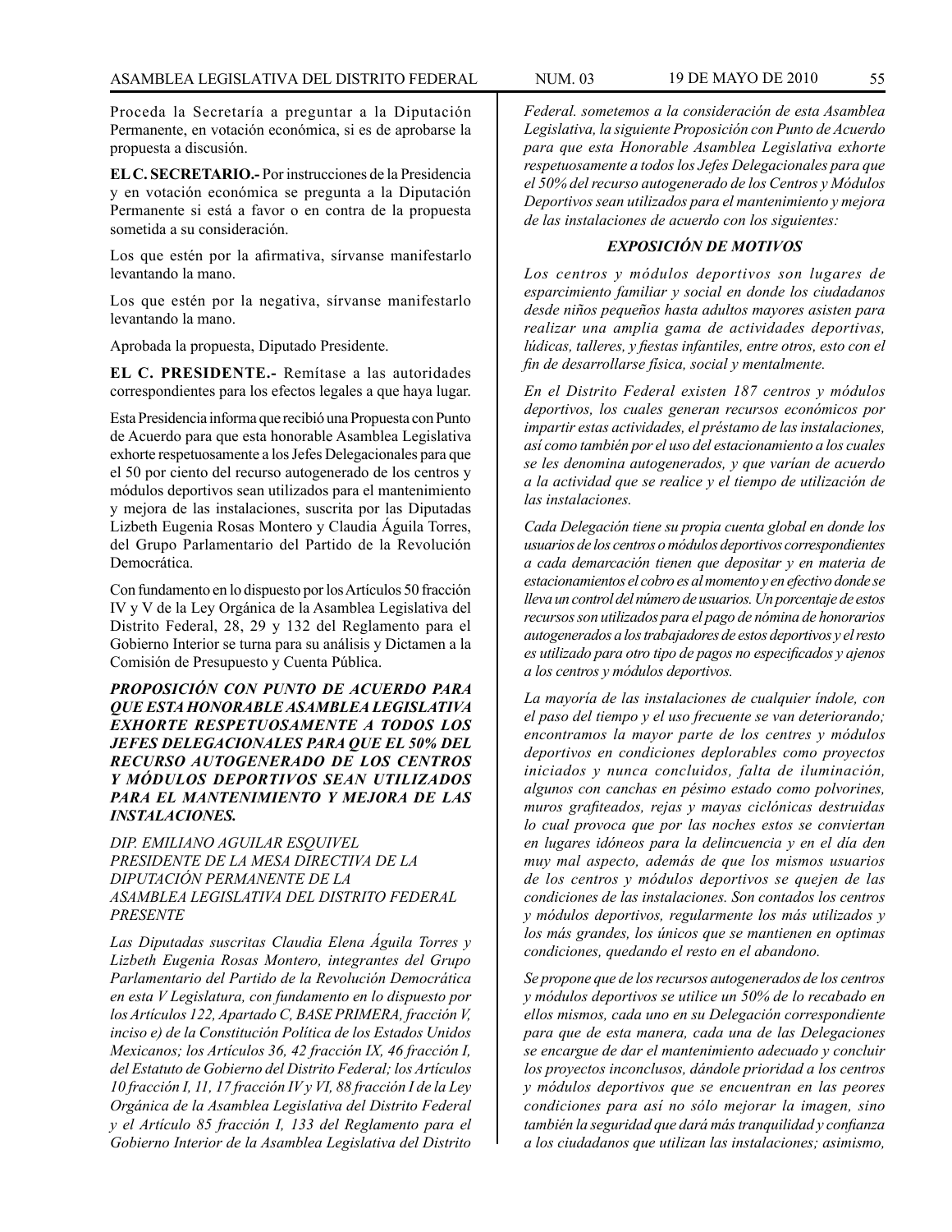Proceda la Secretaría a preguntar a la Diputación Permanente, en votación económica, si es de aprobarse la propuesta a discusión.

**EL C. SECRETARIO.-** Por instrucciones de la Presidencia y en votación económica se pregunta a la Diputación Permanente si está a favor o en contra de la propuesta sometida a su consideración.

Los que estén por la afirmativa, sírvanse manifestarlo levantando la mano.

Los que estén por la negativa, sírvanse manifestarlo levantando la mano.

Aprobada la propuesta, Diputado Presidente.

**EL C. PRESIDENTE.-** Remítase a las autoridades correspondientes para los efectos legales a que haya lugar.

Esta Presidencia informa que recibió una Propuesta con Punto de Acuerdo para que esta honorable Asamblea Legislativa exhorte respetuosamente a los Jefes Delegacionales para que el 50 por ciento del recurso autogenerado de los centros y módulos deportivos sean utilizados para el mantenimiento y mejora de las instalaciones, suscrita por las Diputadas Lizbeth Eugenia Rosas Montero y Claudia Águila Torres, del Grupo Parlamentario del Partido de la Revolución Democrática.

Con fundamento en lo dispuesto por los Artículos 50 fracción IV y V de la Ley Orgánica de la Asamblea Legislativa del Distrito Federal, 28, 29 y 132 del Reglamento para el Gobierno Interior se turna para su análisis y Dictamen a la Comisión de Presupuesto y Cuenta Pública.

***PROPOSICIÓN CON PUNTO DE ACUERDO PARA QUE ESTA HONORABLE ASAMBLEA LEGISLATIVA EXHORTE RESPETUOSAMENTE A TODOS LOS JEFES DELEGACIONALES PARA QUE EL 50% DEL RECURSO AUTOGENERADO DE LOS CENTROS Y MÓDULOS DEPORTIVOS SEAN UTILIZADOS PARA EL MANTENIMIENTO Y MEJORA DE LAS INSTALACIONES.***

*DIP. EMILIANO AGUILAR ESQUIVEL*
*PRESIDENTE DE LA MESA DIRECTIVA DE LA DIPUTACIÓN PERMANENTE DE LA ASAMBLEA LEGISLATIVA DEL DISTRITO FEDERAL*
*PRESENTE*

*Las Diputadas suscritas Claudia Elena Águila Torres y Lizbeth Eugenia Rosas Montero, integrantes del Grupo Parlamentario del Partido de la Revolución Democrática en esta V Legislatura, con fundamento en lo dispuesto por los Artículos 122, Apartado C, BASE PRIMERA, fracción V, inciso e) de la Constitución Política de los Estados Unidos Mexicanos; los Artículos 36, 42 fracción IX, 46 fracción I, del Estatuto de Gobierno del Distrito Federal; los Artículos 10 fracción I, 11, 17 fracción IV y VI, 88 fracción I de la Ley Orgánica de la Asamblea Legislativa del Distrito Federal y el Artículo 85 fracción I, 133 del Reglamento para el Gobierno Interior de la Asamblea Legislativa del Distrito Federal. sometemos a la consideración de esta Asamblea Legislativa, la siguiente Proposición con Punto de Acuerdo para que esta Honorable Asamblea Legislativa exhorte respetuosamente a todos los Jefes Delegacionales para que el 50% del recurso autogenerado de los Centros y Módulos Deportivos sean utilizados para el mantenimiento y mejora de las instalaciones de acuerdo con los siguientes:*

***EXPOSICIÓN DE MOTIVOS***

*Los centros y módulos deportivos son lugares de esparcimiento familiar y social en donde los ciudadanos desde niños pequeños hasta adultos mayores asisten para realizar una amplia gama de actividades deportivas, lúdicas, talleres, y fiestas infantiles, entre otros, esto con el fin de desarrollarse física, social y mentalmente.*

*En el Distrito Federal existen 187 centros y módulos deportivos, los cuales generan recursos económicos por impartir estas actividades, el préstamo de las instalaciones, así como también por el uso del estacionamiento a los cuales se les denomina autogenerados, y que varían de acuerdo a la actividad que se realice y el tiempo de utilización de las instalaciones.*

*Cada Delegación tiene su propia cuenta global en donde los usuarios de los centros o módulos deportivos correspondientes a cada demarcación tienen que depositar y en materia de estacionamientos el cobro es al momento y en efectivo donde se lleva un control del número de usuarios. Un porcentaje de estos recursos son utilizados para el pago de nómina de honorarios autogenerados a los trabajadores de estos deportivos y el resto es utilizado para otro tipo de pagos no especificados y ajenos a los centros y módulos deportivos.*

*La mayoría de las instalaciones de cualquier índole, con el paso del tiempo y el uso frecuente se van deteriorando; encontramos la mayor parte de los centres y módulos deportivos en condiciones deplorables como proyectos iniciados y nunca concluidos, falta de iluminación, algunos con canchas en pésimo estado como polvorines, muros grafiteados, rejas y mayas ciclónicas destruidas lo cual provoca que por las noches estos se conviertan en lugares idóneos para la delincuencia y en el día den muy mal aspecto, además de que los mismos usuarios de los centros y módulos deportivos se quejen de las condiciones de las instalaciones. Son contados los centros y módulos deportivos, regularmente los más utilizados y los más grandes, los únicos que se mantienen en optimas condiciones, quedando el resto en el abandono.*

*Se propone que de los recursos autogenerados de los centros y módulos deportivos se utilice un 50% de lo recabado en ellos mismos, cada uno en su Delegación correspondiente para que de esta manera, cada una de las Delegaciones se encargue de dar el mantenimiento adecuado y concluir los proyectos inconclusos, dándole prioridad a los centros y módulos deportivos que se encuentran en las peores condiciones para así no sólo mejorar la imagen, sino también la seguridad que dará más tranquilidad y confianza a los ciudadanos que utilizan las instalaciones; asimismo,*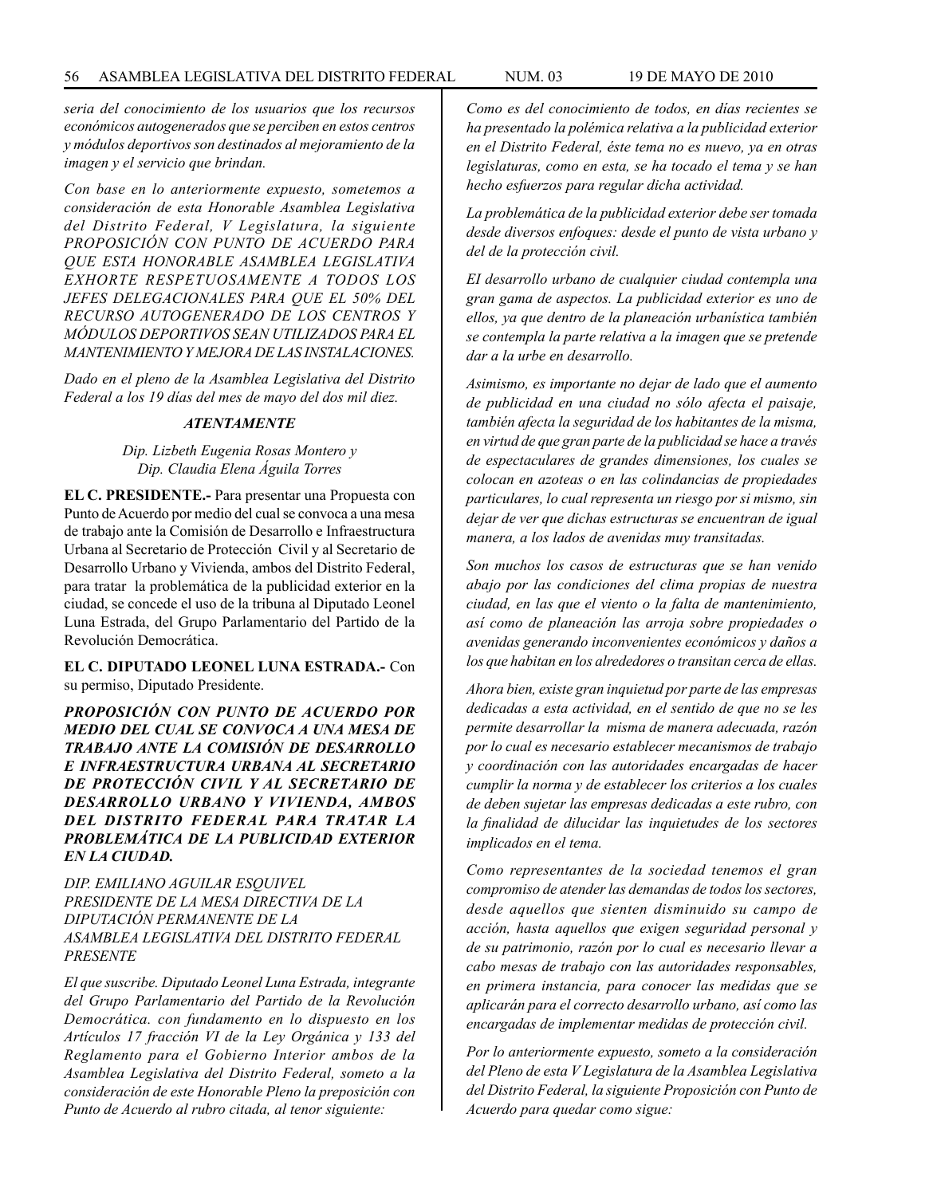*seria del conocimiento de los usuarios que los recursos económicos autogenerados que se perciben en estos centros y módulos deportivos son destinados al mejoramiento de la imagen y el servicio que brindan.*

*Con base en lo anteriormente expuesto, sometemos a consideración de esta Honorable Asamblea Legislativa del Distrito Federal, V Legislatura, la siguiente PROPOSICIÓN CON PUNTO DE ACUERDO PARA QUE ESTA HONORABLE ASAMBLEA LEGISLATIVA EXHORTE RESPETUOSAMENTE A TODOS LOS JEFES DELEGACIONALES PARA QUE EL 50% DEL RECURSO AUTOGENERADO DE LOS CENTROS Y MÓDULOS DEPORTIVOS SEAN UTILIZADOS PARA EL MANTENIMIENTO Y MEJORA DE LAS INSTALACIONES.*

*Dado en el pleno de la Asamblea Legislativa del Distrito Federal a los 19 días del mes de mayo del dos mil diez.*

***ATENTAMENTE***

*Dip. Lizbeth Eugenia Rosas Montero y*
*Dip. Claudia Elena Águila Torres*

**EL C. PRESIDENTE.-** Para presentar una Propuesta con Punto de Acuerdo por medio del cual se convoca a una mesa de trabajo ante la Comisión de Desarrollo e Infraestructura Urbana al Secretario de Protección Civil y al Secretario de Desarrollo Urbano y Vivienda, ambos del Distrito Federal, para tratar la problemática de la publicidad exterior en la ciudad, se concede el uso de la tribuna al Diputado Leonel Luna Estrada, del Grupo Parlamentario del Partido de la Revolución Democrática.

**EL C. DIPUTADO LEONEL LUNA ESTRADA.-** Con su permiso, Diputado Presidente.

***PROPOSICIÓN CON PUNTO DE ACUERDO POR MEDIO DEL CUAL SE CONVOCA A UNA MESA DE TRABAJO ANTE LA COMISIÓN DE DESARROLLO E INFRAESTRUCTURA URBANA AL SECRETARIO DE PROTECCIÓN CIVIL Y AL SECRETARIO DE DESARROLLO URBANO Y VIVIENDA, AMBOS DEL DISTRITO FEDERAL PARA TRATAR LA PROBLEMÁTICA DE LA PUBLICIDAD EXTERIOR EN LA CIUDAD.***

*DIP. EMILIANO AGUILAR ESQUIVEL*
*PRESIDENTE DE LA MESA DIRECTIVA DE LA DIPUTACIÓN PERMANENTE DE LA ASAMBLEA LEGISLATIVA DEL DISTRITO FEDERAL*
*PRESENTE*

*El que suscribe. Diputado Leonel Luna Estrada, integrante del Grupo Parlamentario del Partido de la Revolución Democrática. con fundamento en lo dispuesto en los Artículos 17 fracción VI de la Ley Orgánica y 133 del Reglamento para el Gobierno Interior ambos de la Asamblea Legislativa del Distrito Federal, someto a la consideración de este Honorable Pleno la preposición con Punto de Acuerdo al rubro citada, al tenor siguiente:*

*Como es del conocimiento de todos, en días recientes se ha presentado la polémica relativa a la publicidad exterior en el Distrito Federal, éste tema no es nuevo, ya en otras legislaturas, como en esta, se ha tocado el tema y se han hecho esfuerzos para regular dicha actividad.*

*La problemática de la publicidad exterior debe ser tomada desde diversos enfoques: desde el punto de vista urbano y del de la protección civil.*

*EI desarrollo urbano de cualquier ciudad contempla una gran gama de aspectos. La publicidad exterior es uno de ellos, ya que dentro de la planeación urbanística también se contempla la parte relativa a la imagen que se pretende dar a la urbe en desarrollo.*

*Asimismo, es importante no dejar de lado que el aumento de publicidad en una ciudad no sólo afecta el paisaje, también afecta la seguridad de los habitantes de la misma, en virtud de que gran parte de la publicidad se hace a través de espectaculares de grandes dimensiones, los cuales se colocan en azoteas o en las colindancias de propiedades particulares, lo cual representa un riesgo por si mismo, sin dejar de ver que dichas estructuras se encuentran de igual manera, a los lados de avenidas muy transitadas.*

*Son muchos los casos de estructuras que se han venido abajo por las condiciones del clima propias de nuestra ciudad, en las que el viento o la falta de mantenimiento, así como de planeación las arroja sobre propiedades o avenidas generando inconvenientes económicos y daños a los que habitan en los alrededores o transitan cerca de ellas.*

*Ahora bien, existe gran inquietud por parte de las empresas dedicadas a esta actividad, en el sentido de que no se les permite desarrollar la misma de manera adecuada, razón por lo cual es necesario establecer mecanismos de trabajo y coordinación con las autoridades encargadas de hacer cumplir la norma y de establecer los criterios a los cuales de deben sujetar las empresas dedicadas a este rubro, con la finalidad de dilucidar las inquietudes de los sectores implicados en el tema.*

*Como representantes de la sociedad tenemos el gran compromiso de atender las demandas de todos los sectores, desde aquellos que sienten disminuido su campo de acción, hasta aquellos que exigen seguridad personal y de su patrimonio, razón por lo cual es necesario llevar a cabo mesas de trabajo con las autoridades responsables, en primera instancia, para conocer las medidas que se aplicarán para el correcto desarrollo urbano, así como las encargadas de implementar medidas de protección civil.*

*Por lo anteriormente expuesto, someto a la consideración del Pleno de esta V Legislatura de la Asamblea Legislativa del Distrito Federal, la siguiente Proposición con Punto de Acuerdo para quedar como sigue:*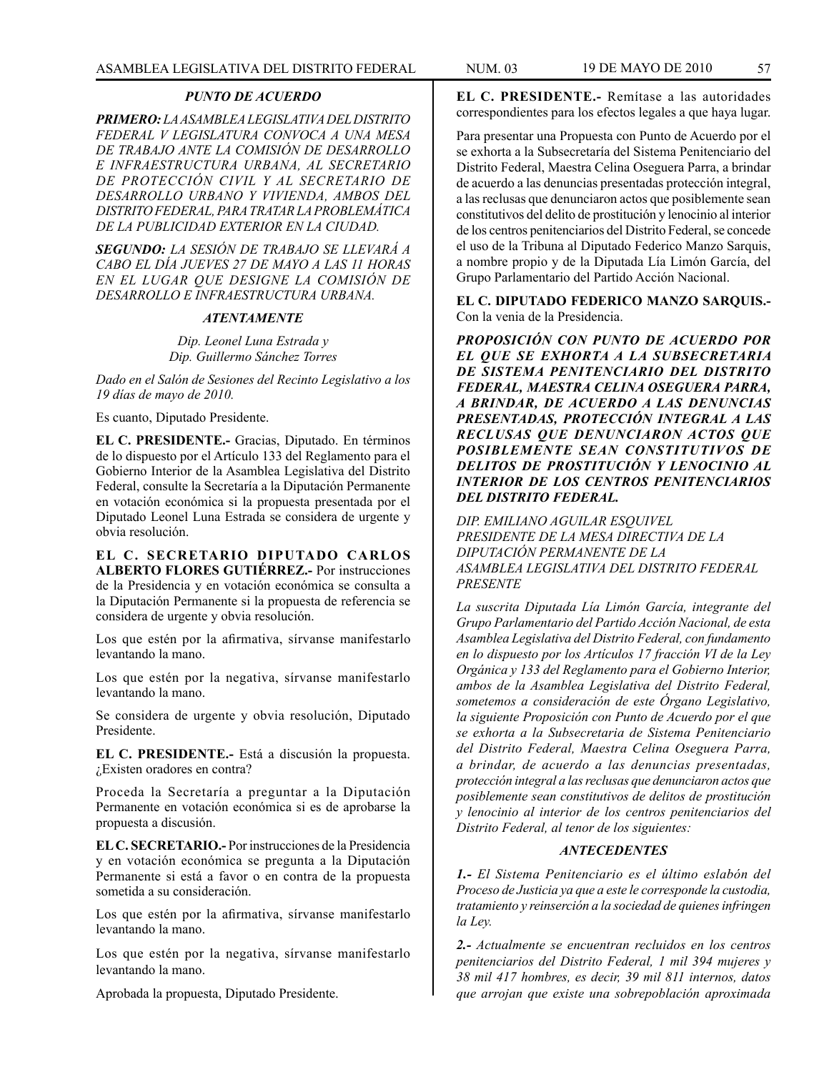***PUNTO DE ACUERDO***

***PRIMERO:** LA ASAMBLEA LEGISLATIVA DEL DISTRITO FEDERAL V LEGISLATURA CONVOCA A UNA MESA DE TRABAJO ANTE LA COMISIÓN DE DESARROLLO E INFRAESTRUCTURA URBANA, AL SECRETARIO DE PROTECCIÓN CIVIL Y AL SECRETARIO DE DESARROLLO URBANO Y VIVIENDA, AMBOS DEL DISTRITO FEDERAL, PARA TRATAR LA PROBLEMÁTICA DE LA PUBLICIDAD EXTERIOR EN LA CIUDAD.*

***SEGUNDO:** LA SESIÓN DE TRABAJO SE LLEVARÁ A CABO EL DÍA JUEVES 27 DE MAYO A LAS 11 HORAS EN EL LUGAR QUE DESIGNE LA COMISIÓN DE DESARROLLO E INFRAESTRUCTURA URBANA.*

***ATENTAMENTE***

*Dip. Leonel Luna Estrada y*
*Dip. Guillermo Sánchez Torres*

*Dado en el Salón de Sesiones del Recinto Legislativo a los 19 días de mayo de 2010.*

Es cuanto, Diputado Presidente.

**EL C. PRESIDENTE.-** Gracias, Diputado. En términos de lo dispuesto por el Artículo 133 del Reglamento para el Gobierno Interior de la Asamblea Legislativa del Distrito Federal, consulte la Secretaría a la Diputación Permanente en votación económica si la propuesta presentada por el Diputado Leonel Luna Estrada se considera de urgente y obvia resolución.

**EL C. SECRETARIO DIPUTADO CARLOS ALBERTO FLORES GUTIÉRREZ.-** Por instrucciones de la Presidencia y en votación económica se consulta a la Diputación Permanente si la propuesta de referencia se considera de urgente y obvia resolución.

Los que estén por la afirmativa, sírvanse manifestarlo levantando la mano.

Los que estén por la negativa, sírvanse manifestarlo levantando la mano.

Se considera de urgente y obvia resolución, Diputado Presidente.

**EL C. PRESIDENTE.-** Está a discusión la propuesta. ¿Existen oradores en contra?

Proceda la Secretaría a preguntar a la Diputación Permanente en votación económica si es de aprobarse la propuesta a discusión.

**EL C. SECRETARIO.-** Por instrucciones de la Presidencia y en votación económica se pregunta a la Diputación Permanente si está a favor o en contra de la propuesta sometida a su consideración.

Los que estén por la afirmativa, sírvanse manifestarlo levantando la mano.

Los que estén por la negativa, sírvanse manifestarlo levantando la mano.

Aprobada la propuesta, Diputado Presidente.

**EL C. PRESIDENTE.-** Remítase a las autoridades correspondientes para los efectos legales a que haya lugar.

Para presentar una Propuesta con Punto de Acuerdo por el se exhorta a la Subsecretaría del Sistema Penitenciario del Distrito Federal, Maestra Celina Oseguera Parra, a brindar de acuerdo a las denuncias presentadas protección integral, a las reclusas que denunciaron actos que posiblemente sean constitutivos del delito de prostitución y lenocinio al interior de los centros penitenciarios del Distrito Federal, se concede el uso de la Tribuna al Diputado Federico Manzo Sarquis, a nombre propio y de la Diputada Lía Limón García, del Grupo Parlamentario del Partido Acción Nacional.

**EL C. DIPUTADO FEDERICO MANZO SARQUIS.-** Con la venia de la Presidencia.

***PROPOSICIÓN CON PUNTO DE ACUERDO POR EL QUE SE EXHORTA A LA SUBSECRETARIA DE SISTEMA PENITENCIARIO DEL DISTRITO FEDERAL, MAESTRA CELINA OSEGUERA PARRA, A BRINDAR, DE ACUERDO A LAS DENUNCIAS PRESENTADAS, PROTECCIÓN INTEGRAL A LAS RECLUSAS QUE DENUNCIARON ACTOS QUE POSIBLEMENTE SEAN CONSTITUTIVOS DE DELITOS DE PROSTITUCIÓN Y LENOCINIO AL INTERIOR DE LOS CENTROS PENITENCIARIOS DEL DISTRITO FEDERAL.***

*DIP. EMILIANO AGUILAR ESQUIVEL*
*PRESIDENTE DE LA MESA DIRECTIVA DE LA DIPUTACIÓN PERMANENTE DE LA ASAMBLEA LEGISLATIVA DEL DISTRITO FEDERAL*
*PRESENTE*

*La suscrita Diputada Lía Limón García, integrante del Grupo Parlamentario del Partido Acción Nacional, de esta Asamblea Legislativa del Distrito Federal, con fundamento en lo dispuesto por los Artículos 17 fracción VI de la Ley Orgánica y 133 del Reglamento para el Gobierno Interior, ambos de la Asamblea Legislativa del Distrito Federal, sometemos a consideración de este Órgano Legislativo, la siguiente Proposición con Punto de Acuerdo por el que se exhorta a la Subsecretaria de Sistema Penitenciario del Distrito Federal, Maestra Celina Oseguera Parra, a brindar, de acuerdo a las denuncias presentadas, protección integral a las reclusas que denunciaron actos que posiblemente sean constitutivos de delitos de prostitución y lenocinio al interior de los centros penitenciarios del Distrito Federal, al tenor de los siguientes:*

***ANTECEDENTES***

***1.-** El Sistema Penitenciario es el último eslabón del Proceso de Justicia ya que a este le corresponde la custodia, tratamiento y reinserción a la sociedad de quienes infringen la Ley.*

***2.-** Actualmente se encuentran recluidos en los centros penitenciarios del Distrito Federal, 1 mil 394 mujeres y 38 mil 417 hombres, es decir, 39 mil 811 internos, datos que arrojan que existe una sobrepoblación aproximada*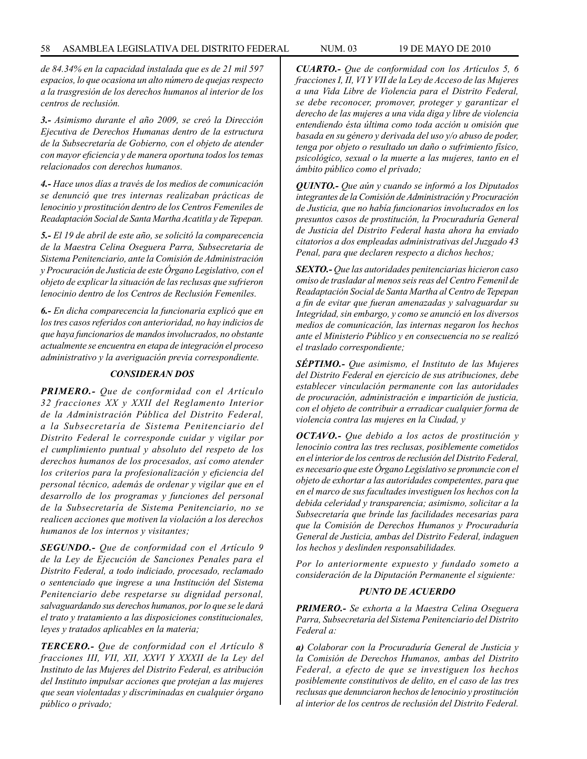*de 84.34% en la capacidad instalada que es de 21 mil 597 espacios, lo que ocasiona un alto número de quejas respecto a la trasgresión de los derechos humanos al interior de los centros de reclusión.*

***3.-*** *Asimismo durante el año 2009, se creó la Dirección Ejecutiva de Derechos Humanas dentro de la estructura de la Subsecretaría de Gobierno, con el objeto de atender con mayor eficiencia y de manera oportuna todos los temas relacionados con derechos humanos.*

***4.-*** *Hace unos días a través de los medios de comunicación se denunció que tres internas realizaban prácticas de lenocinio y prostitución dentro de los Centros Femeniles de Readaptación Social de Santa Martha Acatitla y de Tepepan.*

***5.-*** *El 19 de abril de este año, se solicitó la comparecencia de la Maestra Celina Oseguera Parra, Subsecretaria de Sistema Penitenciario, ante la Comisión de Administración y Procuración de Justicia de este Órgano Legislativo, con el objeto de explicar la situación de las reclusas que sufrieron lenocinio dentro de los Centros de Reclusión Femeniles.*

***6.-*** *En dicha comparecencia la funcionaria explicó que en los tres casos referidos con anterioridad, no hay indicios de que haya funcionarios de mandos involucrados, no obstante actualmente se encuentra en etapa de integración el proceso administrativo y la averiguación previa correspondiente.*

***CONSIDERAN DOS***

***PRIMERO.-*** *Que de conformidad con el Artículo 32 fracciones XX y XXII del Reglamento Interior de la Administración Pública del Distrito Federal, a la Subsecretaría de Sistema Penitenciario del Distrito Federal le corresponde cuidar y vigilar por el cumplimiento puntual y absoluto del respeto de los derechos humanos de los procesados, así como atender los criterios para la profesionalización y eficiencia del personal técnico, además de ordenar y vigilar que en el desarrollo de los programas y funciones del personal de la Subsecretaría de Sistema Penitenciario, no se realicen acciones que motiven la violación a los derechos humanos de los internos y visitantes;*

***SEGUNDO.-*** *Que de conformidad con el Artículo 9 de la Ley de Ejecución de Sanciones Penales para el Distrito Federal, a todo indiciado, procesado, reclamado o sentenciado que ingrese a una Institución del Sistema Penitenciario debe respetarse su dignidad personal, salvaguardando sus derechos humanos, por lo que se le dará el trato y tratamiento a las disposiciones constitucionales, leyes y tratados aplicables en la materia;*

***TERCERO.-*** *Que de conformidad con el Artículo 8 fracciones III, VII, XII, XXVI Y XXXII de la Ley del Instituto de las Mujeres del Distrito Federal, es atribución del Instituto impulsar acciones que protejan a las mujeres que sean violentadas y discriminadas en cualquier órgano público o privado;*

***CUARTO.-*** *Que de conformidad con los Artículos 5, 6 fracciones I, II, VI Y VII de la Ley de Acceso de las Mujeres a una Vida Libre de Violencia para el Distrito Federal, se debe reconocer, promover, proteger y garantizar el derecho de las mujeres a una vida diga y libre de violencia entendiendo ésta última como toda acción u omisión que basada en su género y derivada del uso y/o abuso de poder, tenga por objeto o resultado un daño o sufrimiento físico, psicológico, sexual o la muerte a las mujeres, tanto en el ámbito público como el privado;*

***QUINTO.-*** *Que aún y cuando se informó a los Diputados integrantes de la Comisión de Administración y Procuración de Justicia, que no había funcionarios involucrados en los presuntos casos de prostitución, la Procuraduría General de Justicia del Distrito Federal hasta ahora ha enviado citatorios a dos empleadas administrativas del Juzgado 43 Penal, para que declaren respecto a dichos hechos;*

***SEXTO.-*** *Que las autoridades penitenciarias hicieron caso omiso de trasladar al menos seis reas del Centro Femenil de Readaptación Social de Santa Martha al Centro de Tepepan a fin de evitar que fueran amenazadas y salvaguardar su Integridad, sin embargo, y como se anunció en los diversos medios de comunicación, las internas negaron los hechos ante el Ministerio Público y en consecuencia no se realizó el traslado correspondiente;*

***SÉPTIMO.-*** *Que asimismo, el Instituto de las Mujeres del Distrito Federal en ejercicio de sus atribuciones, debe establecer vinculación permanente con las autoridades de procuración, administración e impartición de justicia, con el objeto de contribuir a erradicar cualquier forma de violencia contra las mujeres en la Ciudad, y*

***OCTAVO.-*** *Que debido a los actos de prostitución y lenocinio contra las tres reclusas, posiblemente cometidos en el interior de los centros de reclusión del Distrito Federal, es necesario que este Órgano Legislativo se pronuncie con el objeto de exhortar a las autoridades competentes, para que en el marco de sus facultades investiguen los hechos con la debida celeridad y transparencia; asimismo, solicitar a la Subsecretaría que brinde las facilidades necesarias para que la Comisión de Derechos Humanos y Procuraduría General de Justicia, ambas del Distrito Federal, indaguen los hechos y deslinden responsabilidades.*

*Por lo anteriormente expuesto y fundado someto a consideración de la Diputación Permanente el siguiente:*

***PUNTO DE ACUERDO***

***PRIMERO.-*** *Se exhorta a la Maestra Celina Oseguera Parra, Subsecretaria del Sistema Penitenciario del Distrito Federal a:*

***a)*** *Colaborar con la Procuraduría General de Justicia y la Comisión de Derechos Humanos, ambas del Distrito Federal, a efecto de que se investiguen los hechos posiblemente constitutivos de delito, en el caso de las tres reclusas que denunciaron hechos de lenocinio y prostitución al interior de los centros de reclusión del Distrito Federal.*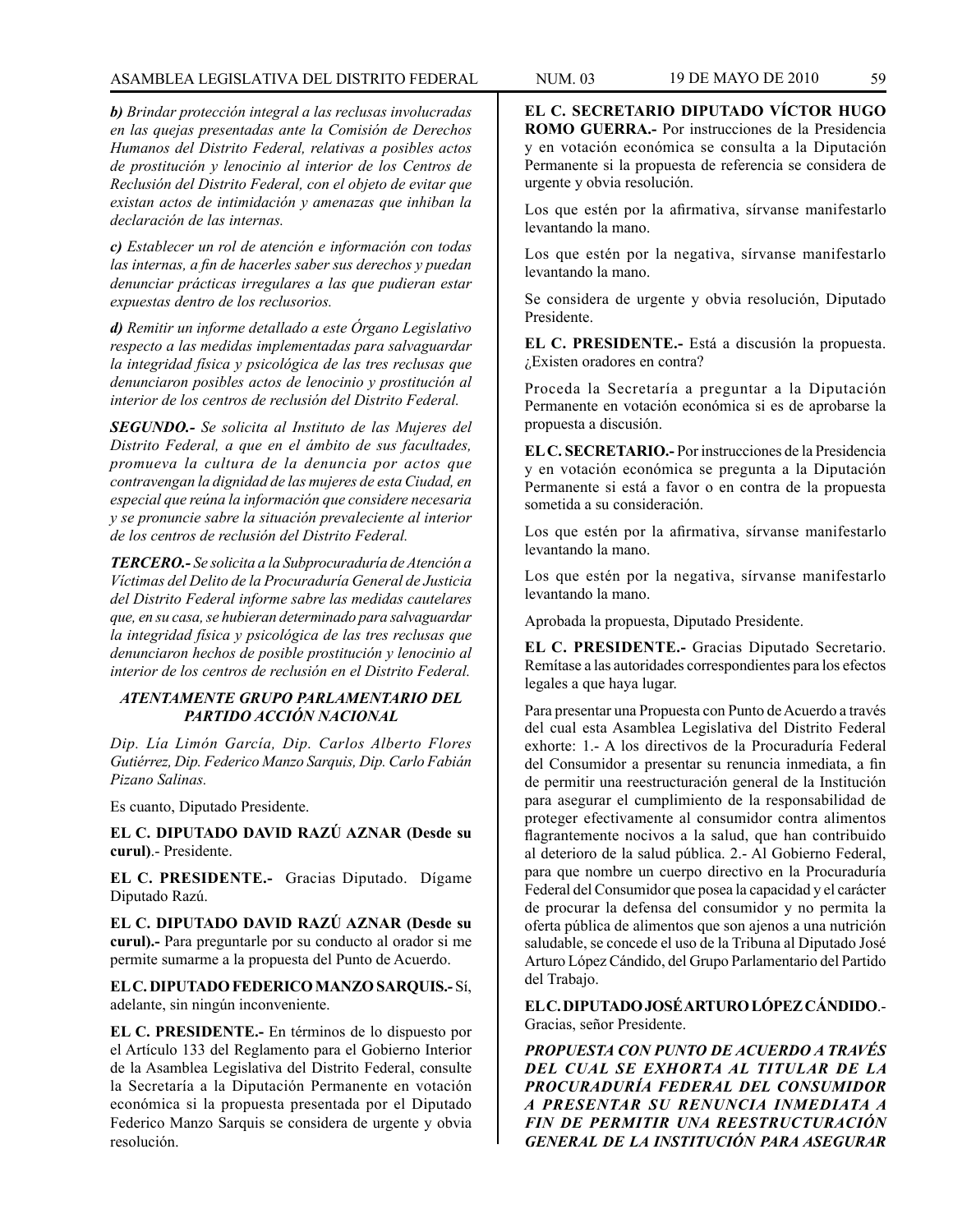***b)*** *Brindar protección integral a las reclusas involucradas en las quejas presentadas ante la Comisión de Derechos Humanos del Distrito Federal, relativas a posibles actos de prostitución y lenocinio al interior de los Centros de Reclusión del Distrito Federal, con el objeto de evitar que existan actos de intimidación y amenazas que inhiban la declaración de las internas.*

***c)*** *Establecer un rol de atención e información con todas las internas, a fin de hacerles saber sus derechos y puedan denunciar prácticas irregulares a las que pudieran estar expuestas dentro de los reclusorios.*

***d)*** *Remitir un informe detallado a este Órgano Legislativo respecto a las medidas implementadas para salvaguardar la integridad física y psicológica de las tres reclusas que denunciaron posibles actos de lenocinio y prostitución al interior de los centros de reclusión del Distrito Federal.*

***SEGUNDO.-*** *Se solicita al Instituto de las Mujeres del Distrito Federal, a que en el ámbito de sus facultades, promueva la cultura de la denuncia por actos que contravengan la dignidad de las mujeres de esta Ciudad, en especial que reúna la información que considere necesaria y se pronuncie sabre la situación prevaleciente al interior de los centros de reclusión del Distrito Federal.*

***TERCERO.-*** *Se solicita a la Subprocuraduría de Atención a Víctimas del Delito de la Procuraduría General de Justicia del Distrito Federal informe sabre las medidas cautelares que, en su caso, se hubieran determinado para salvaguardar la integridad física y psicológica de las tres reclusas que denunciaron hechos de posible prostitución y lenocinio al interior de los centros de reclusión en el Distrito Federal.*

***ATENTAMENTE GRUPO PARLAMENTARIO DEL PARTIDO ACCIÓN NACIONAL***

*Dip. Lía Limón García, Dip. Carlos Alberto Flores Gutiérrez, Dip. Federico Manzo Sarquis, Dip. Carlo Fabián Pizano Salinas.*

Es cuanto, Diputado Presidente.

**EL C. DIPUTADO DAVID RAZÚ AZNAR (Desde su curul)**.- Presidente.

**EL C. PRESIDENTE.-** Gracias Diputado. Dígame Diputado Razú.

**EL C. DIPUTADO DAVID RAZÚ AZNAR (Desde su curul).-** Para preguntarle por su conducto al orador si me permite sumarme a la propuesta del Punto de Acuerdo.

**EL C. DIPUTADO FEDERICO MANZO SARQUIS.-** Sí, adelante, sin ningún inconveniente.

**EL C. PRESIDENTE.-** En términos de lo dispuesto por el Artículo 133 del Reglamento para el Gobierno Interior de la Asamblea Legislativa del Distrito Federal, consulte la Secretaría a la Diputación Permanente en votación económica si la propuesta presentada por el Diputado Federico Manzo Sarquis se considera de urgente y obvia resolución.

**EL C. SECRETARIO DIPUTADO VÍCTOR HUGO ROMO GUERRA.-** Por instrucciones de la Presidencia y en votación económica se consulta a la Diputación Permanente si la propuesta de referencia se considera de urgente y obvia resolución.

Los que estén por la afirmativa, sírvanse manifestarlo levantando la mano.

Los que estén por la negativa, sírvanse manifestarlo levantando la mano.

Se considera de urgente y obvia resolución, Diputado Presidente.

**EL C. PRESIDENTE.-** Está a discusión la propuesta. ¿Existen oradores en contra?

Proceda la Secretaría a preguntar a la Diputación Permanente en votación económica si es de aprobarse la propuesta a discusión.

**EL C. SECRETARIO.-** Por instrucciones de la Presidencia y en votación económica se pregunta a la Diputación Permanente si está a favor o en contra de la propuesta sometida a su consideración.

Los que estén por la afirmativa, sírvanse manifestarlo levantando la mano.

Los que estén por la negativa, sírvanse manifestarlo levantando la mano.

Aprobada la propuesta, Diputado Presidente.

**EL C. PRESIDENTE.-** Gracias Diputado Secretario. Remítase a las autoridades correspondientes para los efectos legales a que haya lugar.

Para presentar una Propuesta con Punto de Acuerdo a través del cual esta Asamblea Legislativa del Distrito Federal exhorte: 1.- A los directivos de la Procuraduría Federal del Consumidor a presentar su renuncia inmediata, a fin de permitir una reestructuración general de la Institución para asegurar el cumplimiento de la responsabilidad de proteger efectivamente al consumidor contra alimentos flagrantemente nocivos a la salud, que han contribuido al deterioro de la salud pública. 2.- Al Gobierno Federal, para que nombre un cuerpo directivo en la Procuraduría Federal del Consumidor que posea la capacidad y el carácter de procurar la defensa del consumidor y no permita la oferta pública de alimentos que son ajenos a una nutrición saludable, se concede el uso de la Tribuna al Diputado José Arturo López Cándido, del Grupo Parlamentario del Partido del Trabajo.

**EL C. DIPUTADO JOSÉ ARTURO LÓPEZ CÁNDIDO**.- Gracias, señor Presidente.

***PROPUESTA CON PUNTO DE ACUERDO A TRAVÉS DEL CUAL SE EXHORTA AL TITULAR DE LA PROCURADURÍA FEDERAL DEL CONSUMIDOR A PRESENTAR SU RENUNCIA INMEDIATA A FIN DE PERMITIR UNA REESTRUCTURACIÓN GENERAL DE LA INSTITUCIÓN PARA ASEGURAR***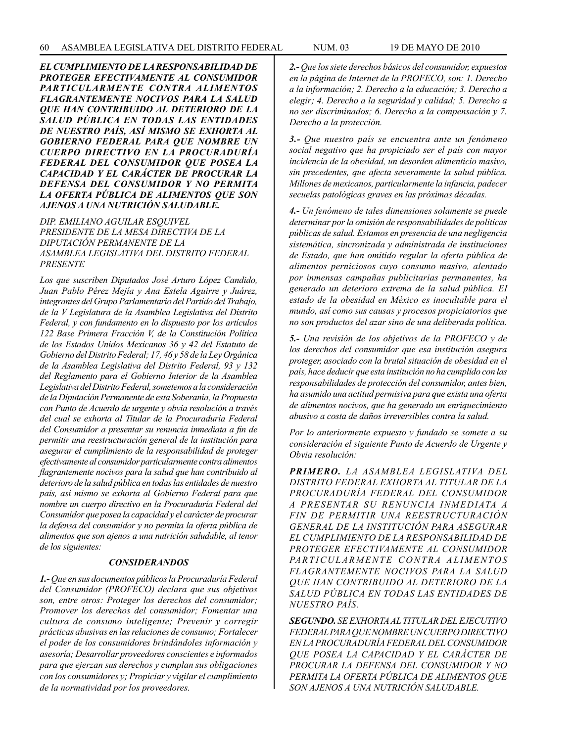***EL CUMPLIMIENTO DE LA RESPONSABILIDAD DE PROTEGER EFECTIVAMENTE AL CONSUMIDOR PARTICULARMENTE CONTRA ALIMENTOS FLAGRANTEMENTE NOCIVOS PARA LA SALUD QUE HAN CONTRIBUIDO AL DETERIORO DE LA SALUD PÚBLICA EN TODAS LAS ENTIDADES DE NUESTRO PAÍS, ASÍ MISMO SE EXHORTA AL GOBIERNO FEDERAL PARA QUE NOMBRE UN CUERPO DIRECTIVO EN LA PROCURADURÍA FEDERAL DEL CONSUMIDOR QUE POSEA LA CAPACIDAD Y EL CARÁCTER DE PROCURAR LA DEFENSA DEL CONSUMIDOR Y NO PERMITA LA OFERTA PÚBLICA DE ALIMENTOS QUE SON AJENOS A UNA NUTRICIÓN SALUDABLE.***

*DIP. EMILIANO AGUILAR ESQUIVEL*
*PRESIDENTE DE LA MESA DIRECTIVA DE LA DIPUTACIÓN PERMANENTE DE LA ASAMBLEA LEGISLATIVA DEL DISTRITO FEDERAL*
*PRESENTE*

*Los que suscriben Diputados José Arturo López Candido, Juan Pablo Pérez Mejía y Ana Estela Aguirre y Juárez, integrantes del Grupo Parlamentario del Partido del Trabajo, de la V Legislatura de la Asamblea Legislativa del Distrito Federal, y con fundamento en lo dispuesto por los artículos 122 Base Primera Fracción V, de la Constitución Política de los Estados Unidos Mexicanos 36 y 42 del Estatuto de Gobierno del Distrito Federal; 17, 46 y 58 de la Ley Orgánica de la Asamblea Legislativa del Distrito Federal, 93 y 132 del Reglamento para el Gobierno Interior de la Asamblea Legislativa del Distrito Federal, sometemos a la consideración de la Diputación Permanente de esta Soberanía, la Propuesta con Punto de Acuerdo de urgente y obvia resolución a través del cual se exhorta al Titular de la Procuraduría Federal del Consumidor a presentar su renuncia inmediata a fin de permitir una reestructuración general de la institución para asegurar el cumplimiento de la responsabilidad de proteger efectivamente al consumidor particularmente contra alimentos flagrantemente nocivos para la salud que han contribuido al deterioro de la salud pública en todas las entidades de nuestro país, así mismo se exhorta al Gobierno Federal para que nombre un cuerpo directivo en la Procuraduría Federal del Consumidor que posea la capacidad y el carácter de procurar la defensa del consumidor y no permita la oferta pública de alimentos que son ajenos a una nutrición saludable, al tenor de los siguientes:*

***CONSIDERANDOS***

***1.-*** *Que en sus documentos públicos la Procuraduría Federal del Consumidor (PROFECO) declara que sus objetivos son, entre otros: Proteger los derechos del consumidor; Promover los derechos del consumidor; Fomentar una cultura de consumo inteligente; Prevenir y corregir prácticas abusivas en las relaciones de consumo; Fortalecer el poder de los consumidores brindándoles información y asesoría; Desarrollar proveedores conscientes e informados para que ejerzan sus derechos y cumplan sus obligaciones con los consumidores y; Propiciar y vigilar el cumplimiento de la normatividad por los proveedores.*

***2.-*** *Que los siete derechos básicos del consumidor, expuestos en la página de Internet de la PROFECO, son: 1. Derecho a la información; 2. Derecho a la educación; 3. Derecho a elegir; 4. Derecho a la seguridad y calidad; 5. Derecho a no ser discriminados; 6. Derecho a la compensación y 7. Derecho a la protección.*

***3.-*** *Que nuestro país se encuentra ante un fenómeno social negativo que ha propiciado ser el país con mayor incidencia de la obesidad, un desorden alimenticio masivo, sin precedentes, que afecta severamente la salud pública. Millones de mexicanos, particularmente la infancia, padecer secuelas patológicas graves en las próximas décadas.*

***4.-*** *Un fenómeno de tales dimensiones solamente se puede determinar por la omisión de responsabilidades de políticas públicas de salud. Estamos en presencia de una negligencia sistemática, sincronizada y administrada de instituciones de Estado, que han omitido regular la oferta pública de alimentos perniciosos cuyo consumo masivo, alentado por inmensas campañas publicitarias permanentes, ha generado un deterioro extrema de la salud pública. EI estado de la obesidad en México es inocultable para el mundo, así como sus causas y procesos propiciatorios que no son productos del azar sino de una deliberada política.*

***5.-*** *Una revisión de los objetivos de la PROFECO y de los derechos del consumidor que esa institución asegura proteger, asociado con la brutal situación de obesidad en el país, hace deducir que esta institución no ha cumplido con las responsabilidades de protección del consumidor, antes bien, ha asumido una actitud permisiva para que exista una oferta de alimentos nocivos, que ha generado un enriquecimiento abusivo a costa de daños irreversibles contra la salud.*

*Por lo anteriormente expuesto y fundado se somete a su consideración el siguiente Punto de Acuerdo de Urgente y Obvia resolución:*

***PRIMERO.*** *LA ASAMBLEA LEGISLATIVA DEL DISTRITO FEDERAL EXHORTA AL TITULAR DE LA PROCURADURÍA FEDERAL DEL CONSUMIDOR A PRESENTAR SU RENUNCIA INMEDIATA A FIN DE PERMITIR UNA REESTRUCTURACIÓN GENERAL DE LA INSTITUCIÓN PARA ASEGURAR EL CUMPLIMIENTO DE LA RESPONSABILIDAD DE PROTEGER EFECTIVAMENTE AL CONSUMIDOR PARTICULARMENTE CONTRA ALIMENTOS FLAGRANTEMENTE NOCIVOS PARA LA SALUD QUE HAN CONTRIBUIDO AL DETERIORO DE LA SALUD PÚBLICA EN TODAS LAS ENTIDADES DE NUESTRO PAÍS.*

***SEGUNDO.*** *SE EXHORTA AL TITULAR DEL EJECUTIVO FEDERAL PARA QUE NOMBRE UN CUERPO DIRECTIVO EN LA PROCURADURÍA FEDERAL DEL CONSUMIDOR QUE POSEA LA CAPACIDAD Y EL CARÁCTER DE PROCURAR LA DEFENSA DEL CONSUMIDOR Y NO PERMITA LA OFERTA PÚBLICA DE ALIMENTOS QUE SON AJENOS A UNA NUTRICIÓN SALUDABLE.*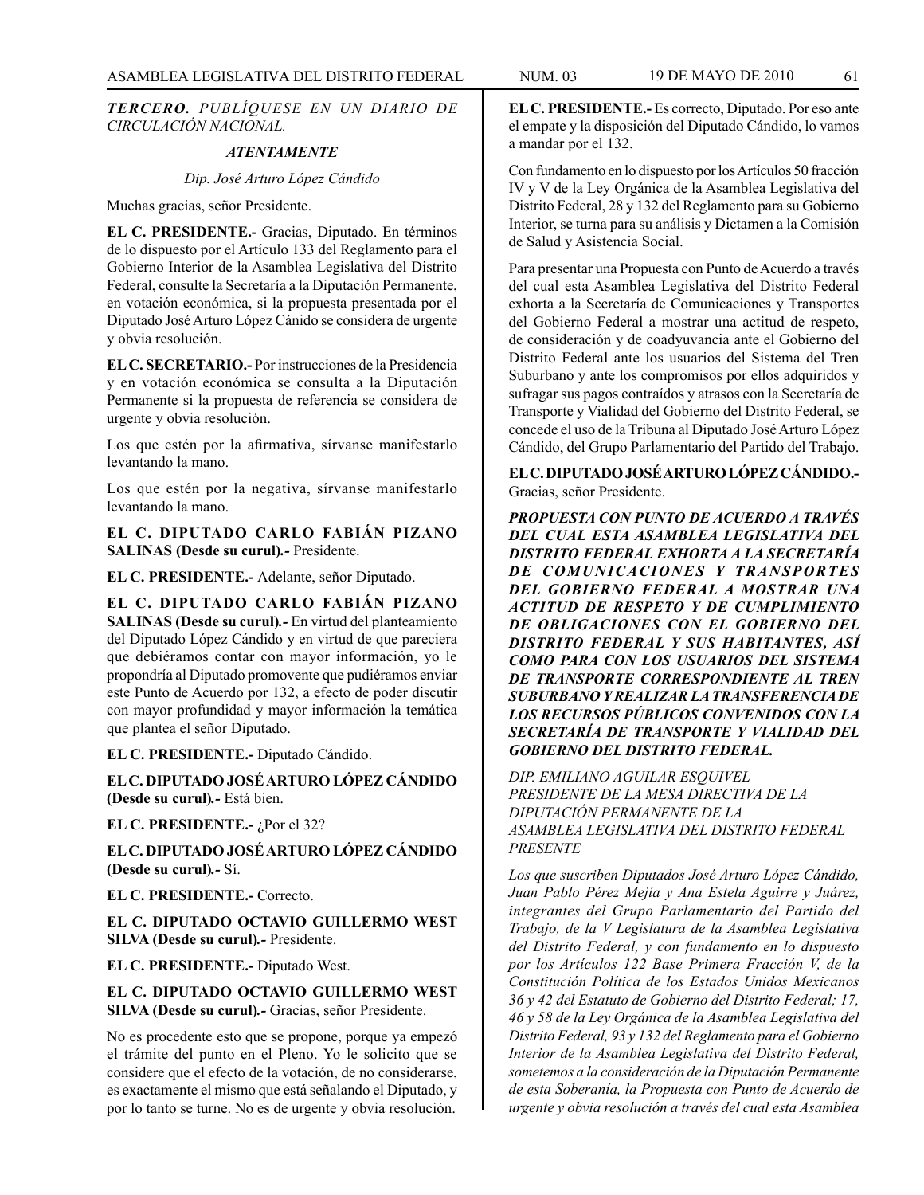***TERCERO.*** *PUBLÍQUESE EN UN DIARIO DE CIRCULACIÓN NACIONAL.*

***ATENTAMENTE***

*Dip. José Arturo López Cándido*

Muchas gracias, señor Presidente.

**EL C. PRESIDENTE.-** Gracias, Diputado. En términos de lo dispuesto por el Artículo 133 del Reglamento para el Gobierno Interior de la Asamblea Legislativa del Distrito Federal, consulte la Secretaría a la Diputación Permanente, en votación económica, si la propuesta presentada por el Diputado José Arturo López Cánido se considera de urgente y obvia resolución.

**EL C. SECRETARIO.-** Por instrucciones de la Presidencia y en votación económica se consulta a la Diputación Permanente si la propuesta de referencia se considera de urgente y obvia resolución.

Los que estén por la afirmativa, sírvanse manifestarlo levantando la mano.

Los que estén por la negativa, sírvanse manifestarlo levantando la mano.

**EL C. DIPUTADO CARLO FABIÁN PIZANO SALINAS (Desde su curul).-** Presidente.

**EL C. PRESIDENTE.-** Adelante, señor Diputado.

**EL C. DIPUTADO CARLO FABIÁN PIZANO SALINAS (Desde su curul).-** En virtud del planteamiento del Diputado López Cándido y en virtud de que pareciera que debiéramos contar con mayor información, yo le propondría al Diputado promovente que pudiéramos enviar este Punto de Acuerdo por 132, a efecto de poder discutir con mayor profundidad y mayor información la temática que plantea el señor Diputado.

**EL C. PRESIDENTE.-** Diputado Cándido.

**EL C. DIPUTADO JOSÉ ARTURO LÓPEZ CÁNDIDO (Desde su curul).-** Está bien.

**EL C. PRESIDENTE.-** ¿Por el 32?

**EL C. DIPUTADO JOSÉ ARTURO LÓPEZ CÁNDIDO (Desde su curul).-** Sí.

**EL C. PRESIDENTE.-** Correcto.

**EL C. DIPUTADO OCTAVIO GUILLERMO WEST SILVA (Desde su curul).-** Presidente.

**EL C. PRESIDENTE.-** Diputado West.

**EL C. DIPUTADO OCTAVIO GUILLERMO WEST SILVA (Desde su curul).-** Gracias, señor Presidente.

No es procedente esto que se propone, porque ya empezó el trámite del punto en el Pleno. Yo le solicito que se considere que el efecto de la votación, de no considerarse, es exactamente el mismo que está señalando el Diputado, y por lo tanto se turne. No es de urgente y obvia resolución.

**EL C. PRESIDENTE.-** Es correcto, Diputado. Por eso ante el empate y la disposición del Diputado Cándido, lo vamos a mandar por el 132.

Con fundamento en lo dispuesto por los Artículos 50 fracción IV y V de la Ley Orgánica de la Asamblea Legislativa del Distrito Federal, 28 y 132 del Reglamento para su Gobierno Interior, se turna para su análisis y Dictamen a la Comisión de Salud y Asistencia Social.

Para presentar una Propuesta con Punto de Acuerdo a través del cual esta Asamblea Legislativa del Distrito Federal exhorta a la Secretaría de Comunicaciones y Transportes del Gobierno Federal a mostrar una actitud de respeto, de consideración y de coadyuvancia ante el Gobierno del Distrito Federal ante los usuarios del Sistema del Tren Suburbano y ante los compromisos por ellos adquiridos y sufragar sus pagos contraídos y atrasos con la Secretaría de Transporte y Vialidad del Gobierno del Distrito Federal, se concede el uso de la Tribuna al Diputado José Arturo López Cándido, del Grupo Parlamentario del Partido del Trabajo.

**EL C. DIPUTADO JOSÉ ARTURO LÓPEZ CÁNDIDO.-** Gracias, señor Presidente.

***PROPUESTA CON PUNTO DE ACUERDO A TRAVÉS DEL CUAL ESTA ASAMBLEA LEGISLATIVA DEL DISTRITO FEDERAL EXHORTA A LA SECRETARÍA DE COMUNICACIONES Y TRANSPORTES DEL GOBIERNO FEDERAL A MOSTRAR UNA ACTITUD DE RESPETO Y DE CUMPLIMIENTO DE OBLIGACIONES CON EL GOBIERNO DEL DISTRITO FEDERAL Y SUS HABITANTES, ASÍ COMO PARA CON LOS USUARIOS DEL SISTEMA DE TRANSPORTE CORRESPONDIENTE AL TREN SUBURBANO Y REALIZAR LA TRANSFERENCIA DE LOS RECURSOS PÚBLICOS CONVENIDOS CON LA SECRETARÍA DE TRANSPORTE Y VIALIDAD DEL GOBIERNO DEL DISTRITO FEDERAL.***

*DIP. EMILIANO AGUILAR ESQUIVEL*
*PRESIDENTE DE LA MESA DIRECTIVA DE LA DIPUTACIÓN PERMANENTE DE LA ASAMBLEA LEGISLATIVA DEL DISTRITO FEDERAL*
*PRESENTE*

*Los que suscriben Diputados José Arturo López Cándido, Juan Pablo Pérez Mejía y Ana Estela Aguirre y Juárez, integrantes del Grupo Parlamentario del Partido del Trabajo, de la V Legislatura de la Asamblea Legislativa del Distrito Federal, y con fundamento en lo dispuesto por los Artículos 122 Base Primera Fracción V, de la Constitución Política de los Estados Unidos Mexicanos 36 y 42 del Estatuto de Gobierno del Distrito Federal; 17, 46 y 58 de la Ley Orgánica de la Asamblea Legislativa del Distrito Federal, 93 y 132 del Reglamento para el Gobierno Interior de la Asamblea Legislativa del Distrito Federal, sometemos a la consideración de la Diputación Permanente de esta Soberanía, la Propuesta con Punto de Acuerdo de urgente y obvia resolución a través del cual esta Asamblea*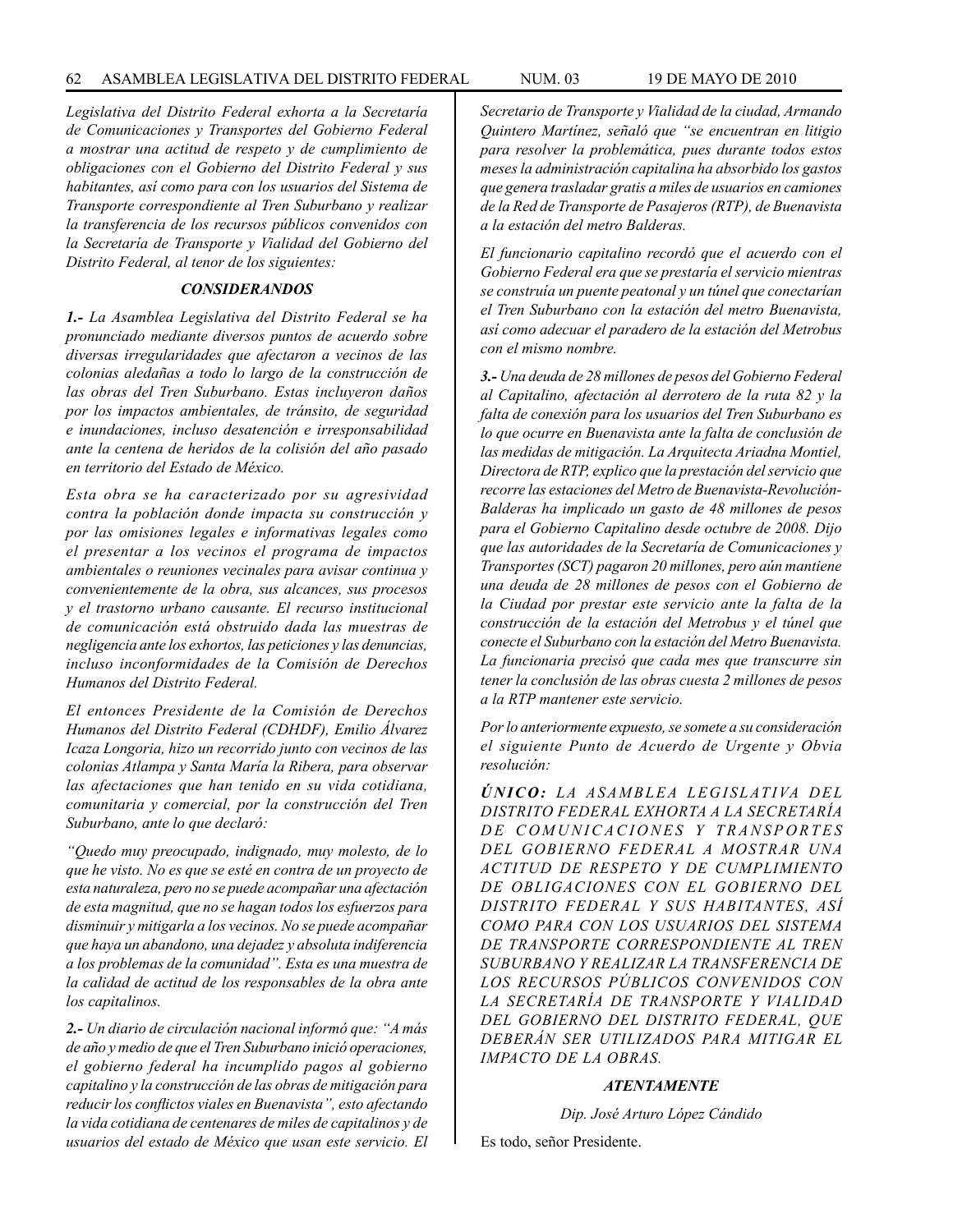*Legislativa del Distrito Federal exhorta a la Secretaría de Comunicaciones y Transportes del Gobierno Federal a mostrar una actitud de respeto y de cumplimiento de obligaciones con el Gobierno del Distrito Federal y sus habitantes, así como para con los usuarios del Sistema de Transporte correspondiente al Tren Suburbano y realizar la transferencia de los recursos públicos convenidos con la Secretaría de Transporte y Vialidad del Gobierno del Distrito Federal, al tenor de los siguientes:*

### *CONSIDERANDOS*

***1.-*** *La Asamblea Legislativa del Distrito Federal se ha pronunciado mediante diversos puntos de acuerdo sobre diversas irregularidades que afectaron a vecinos de las colonias aledañas a todo lo largo de la construcción de las obras del Tren Suburbano. Estas incluyeron daños por los impactos ambientales, de tránsito, de seguridad e inundaciones, incluso desatención e irresponsabilidad ante la centena de heridos de la colisión del año pasado en territorio del Estado de México.*

*Esta obra se ha caracterizado por su agresividad contra la población donde impacta su construcción y por las omisiones legales e informativas legales como el presentar a los vecinos el programa de impactos ambientales o reuniones vecinales para avisar continua y convenientemente de la obra, sus alcances, sus procesos y el trastorno urbano causante. El recurso institucional de comunicación está obstruido dada las muestras de negligencia ante los exhortos, las peticiones y las denuncias, incluso inconformidades de la Comisión de Derechos Humanos del Distrito Federal.*

*El entonces Presidente de la Comisión de Derechos Humanos del Distrito Federal (CDHDF), Emilio Álvarez Icaza Longoria, hizo un recorrido junto con vecinos de las colonias Atlampa y Santa María la Ribera, para observar las afectaciones que han tenido en su vida cotidiana, comunitaria y comercial, por la construcción del Tren Suburbano, ante lo que declaró:*

*"Quedo muy preocupado, indignado, muy molesto, de lo que he visto. No es que se esté en contra de un proyecto de esta naturaleza, pero no se puede acompañar una afectación de esta magnitud, que no se hagan todos los esfuerzos para disminuir y mitigarla a los vecinos. No se puede acompañar que haya un abandono, una dejadez y absoluta indiferencia a los problemas de la comunidad". Esta es una muestra de la calidad de actitud de los responsables de la obra ante los capitalinos.*

***2.-*** *Un diario de circulación nacional informó que: "A más de año y medio de que el Tren Suburbano inició operaciones, el gobierno federal ha incumplido pagos al gobierno capitalino y la construcción de las obras de mitigación para reducir los conflictos viales en Buenavista", esto afectando la vida cotidiana de centenares de miles de capitalinos y de usuarios del estado de México que usan este servicio. El Secretario de Transporte y Vialidad de la ciudad, Armando Quintero Martínez, señaló que "se encuentran en litigio para resolver la problemática, pues durante todos estos meses la administración capitalina ha absorbido los gastos que genera trasladar gratis a miles de usuarios en camiones de la Red de Transporte de Pasajeros (RTP), de Buenavista a la estación del metro Balderas.*

*El funcionario capitalino recordó que el acuerdo con el Gobierno Federal era que se prestaría el servicio mientras se construía un puente peatonal y un túnel que conectarían el Tren Suburbano con la estación del metro Buenavista, así como adecuar el paradero de la estación del Metrobus con el mismo nombre.*

***3.-*** *Una deuda de 28 millones de pesos del Gobierno Federal al Capitalino, afectación al derrotero de la ruta 82 y la falta de conexión para los usuarios del Tren Suburbano es lo que ocurre en Buenavista ante la falta de conclusión de las medidas de mitigación. La Arquitecta Ariadna Montiel, Directora de RTP, explico que la prestación del servicio que recorre las estaciones del Metro de Buenavista-Revolución-Balderas ha implicado un gasto de 48 millones de pesos para el Gobierno Capitalino desde octubre de 2008. Dijo que las autoridades de la Secretaría de Comunicaciones y Transportes (SCT) pagaron 20 millones, pero aún mantiene una deuda de 28 millones de pesos con el Gobierno de la Ciudad por prestar este servicio ante la falta de la construcción de la estación del Metrobus y el túnel que conecte el Suburbano con la estación del Metro Buenavista. La funcionaria precisó que cada mes que transcurre sin tener la conclusión de las obras cuesta 2 millones de pesos a la RTP mantener este servicio.*

*Por lo anteriormente expuesto, se somete a su consideración el siguiente Punto de Acuerdo de Urgente y Obvia resolución:*

***ÚNICO:*** *LA ASAMBLEA LEGISLATIVA DEL DISTRITO FEDERAL EXHORTA A LA SECRETARÍA DE COMUNICACIONES Y TRANSPORTES DEL GOBIERNO FEDERAL A MOSTRAR UNA ACTITUD DE RESPETO Y DE CUMPLIMIENTO DE OBLIGACIONES CON EL GOBIERNO DEL DISTRITO FEDERAL Y SUS HABITANTES, ASÍ COMO PARA CON LOS USUARIOS DEL SISTEMA DE TRANSPORTE CORRESPONDIENTE AL TREN SUBURBANO Y REALIZAR LA TRANSFERENCIA DE LOS RECURSOS PÚBLICOS CONVENIDOS CON LA SECRETARÍA DE TRANSPORTE Y VIALIDAD DEL GOBIERNO DEL DISTRITO FEDERAL, QUE DEBERÁN SER UTILIZADOS PARA MITIGAR EL IMPACTO DE LA OBRAS.*

***ATENTAMENTE***

*Dip. José Arturo López Cándido*

Es todo, señor Presidente.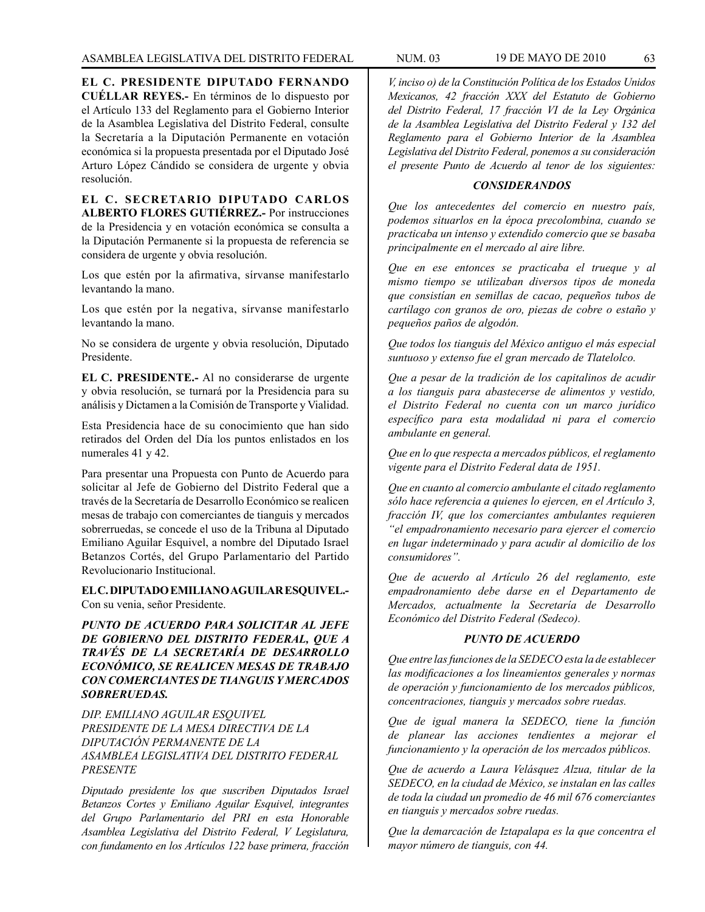**EL C. PRESIDENTE DIPUTADO FERNANDO CUÉLLAR REYES.-** En términos de lo dispuesto por el Artículo 133 del Reglamento para el Gobierno Interior de la Asamblea Legislativa del Distrito Federal, consulte la Secretaría a la Diputación Permanente en votación económica si la propuesta presentada por el Diputado José Arturo López Cándido se considera de urgente y obvia resolución.

**EL C. SECRETARIO DIPUTADO CARLOS ALBERTO FLORES GUTIÉRREZ.-** Por instrucciones de la Presidencia y en votación económica se consulta a la Diputación Permanente si la propuesta de referencia se considera de urgente y obvia resolución.

Los que estén por la afirmativa, sírvanse manifestarlo levantando la mano.

Los que estén por la negativa, sírvanse manifestarlo levantando la mano.

No se considera de urgente y obvia resolución, Diputado Presidente.

**EL C. PRESIDENTE.-** Al no considerarse de urgente y obvia resolución, se turnará por la Presidencia para su análisis y Dictamen a la Comisión de Transporte y Vialidad.

Esta Presidencia hace de su conocimiento que han sido retirados del Orden del Día los puntos enlistados en los numerales 41 y 42.

Para presentar una Propuesta con Punto de Acuerdo para solicitar al Jefe de Gobierno del Distrito Federal que a través de la Secretaría de Desarrollo Económico se realicen mesas de trabajo con comerciantes de tianguis y mercados sobrerruedas, se concede el uso de la Tribuna al Diputado Emiliano Aguilar Esquivel, a nombre del Diputado Israel Betanzos Cortés, del Grupo Parlamentario del Partido Revolucionario Institucional.

**EL C. DIPUTADO EMILIANO AGUILAR ESQUIVEL.-** Con su venia, señor Presidente.

***PUNTO DE ACUERDO PARA SOLICITAR AL JEFE DE GOBIERNO DEL DISTRITO FEDERAL, QUE A TRAVÉS DE LA SECRETARÍA DE DESARROLLO ECONÓMICO, SE REALICEN MESAS DE TRABAJO CON COMERCIANTES DE TIANGUIS Y MERCADOS SOBRERUEDAS.***

*DIP. EMILIANO AGUILAR ESQUIVEL*
*PRESIDENTE DE LA MESA DIRECTIVA DE LA DIPUTACIÓN PERMANENTE DE LA ASAMBLEA LEGISLATIVA DEL DISTRITO FEDERAL*
*PRESENTE*

*Diputado presidente los que suscriben Diputados Israel Betanzos Cortes y Emiliano Aguilar Esquivel, integrantes del Grupo Parlamentario del PRI en esta Honorable Asamblea Legislativa del Distrito Federal, V Legislatura, con fundamento en los Artículos 122 base primera, fracción V, inciso o) de la Constitución Política de los Estados Unidos Mexicanos, 42 fracción XXX del Estatuto de Gobierno del Distrito Federal, 17 fracción VI de la Ley Orgánica de la Asamblea Legislativa del Distrito Federal y 132 del Reglamento para el Gobierno Interior de la Asamblea Legislativa del Distrito Federal, ponemos a su consideración el presente Punto de Acuerdo al tenor de los siguientes:*

***CONSIDERANDOS***

*Que los antecedentes del comercio en nuestro país, podemos situarlos en la época precolombina, cuando se practicaba un intenso y extendido comercio que se basaba principalmente en el mercado al aire libre.*

*Que en ese entonces se practicaba el trueque y al mismo tiempo se utilizaban diversos tipos de moneda que consistían en semillas de cacao, pequeños tubos de cartílago con granos de oro, piezas de cobre o estaño y pequeños paños de algodón.*

*Que todos los tianguis del México antiguo el más especial suntuoso y extenso fue el gran mercado de Tlatelolco.*

*Que a pesar de la tradición de los capitalinos de acudir a los tianguis para abastecerse de alimentos y vestido, el Distrito Federal no cuenta con un marco jurídico específico para esta modalidad ni para el comercio ambulante en general.*

*Que en lo que respecta a mercados públicos, el reglamento vigente para el Distrito Federal data de 1951.*

*Que en cuanto al comercio ambulante el citado reglamento sólo hace referencia a quienes lo ejercen, en el Artículo 3, fracción IV, que los comerciantes ambulantes requieren "el empadronamiento necesario para ejercer el comercio en lugar indeterminado y para acudir al domicilio de los consumidores".*

*Que de acuerdo al Artículo 26 del reglamento, este empadronamiento debe darse en el Departamento de Mercados, actualmente la Secretaría de Desarrollo Económico del Distrito Federal (Sedeco).*

***PUNTO DE ACUERDO***

*Que entre las funciones de la SEDECO esta la de establecer las modificaciones a los lineamientos generales y normas de operación y funcionamiento de los mercados públicos, concentraciones, tianguis y mercados sobre ruedas.*

*Que de igual manera la SEDECO, tiene la función de planear las acciones tendientes a mejorar el funcionamiento y la operación de los mercados públicos.*

*Que de acuerdo a Laura Velásquez Alzua, titular de la SEDECO, en la ciudad de México, se instalan en las calles de toda la ciudad un promedio de 46 mil 676 comerciantes en tianguis y mercados sobre ruedas.*

*Que la demarcación de Iztapalapa es la que concentra el mayor número de tianguis, con 44.*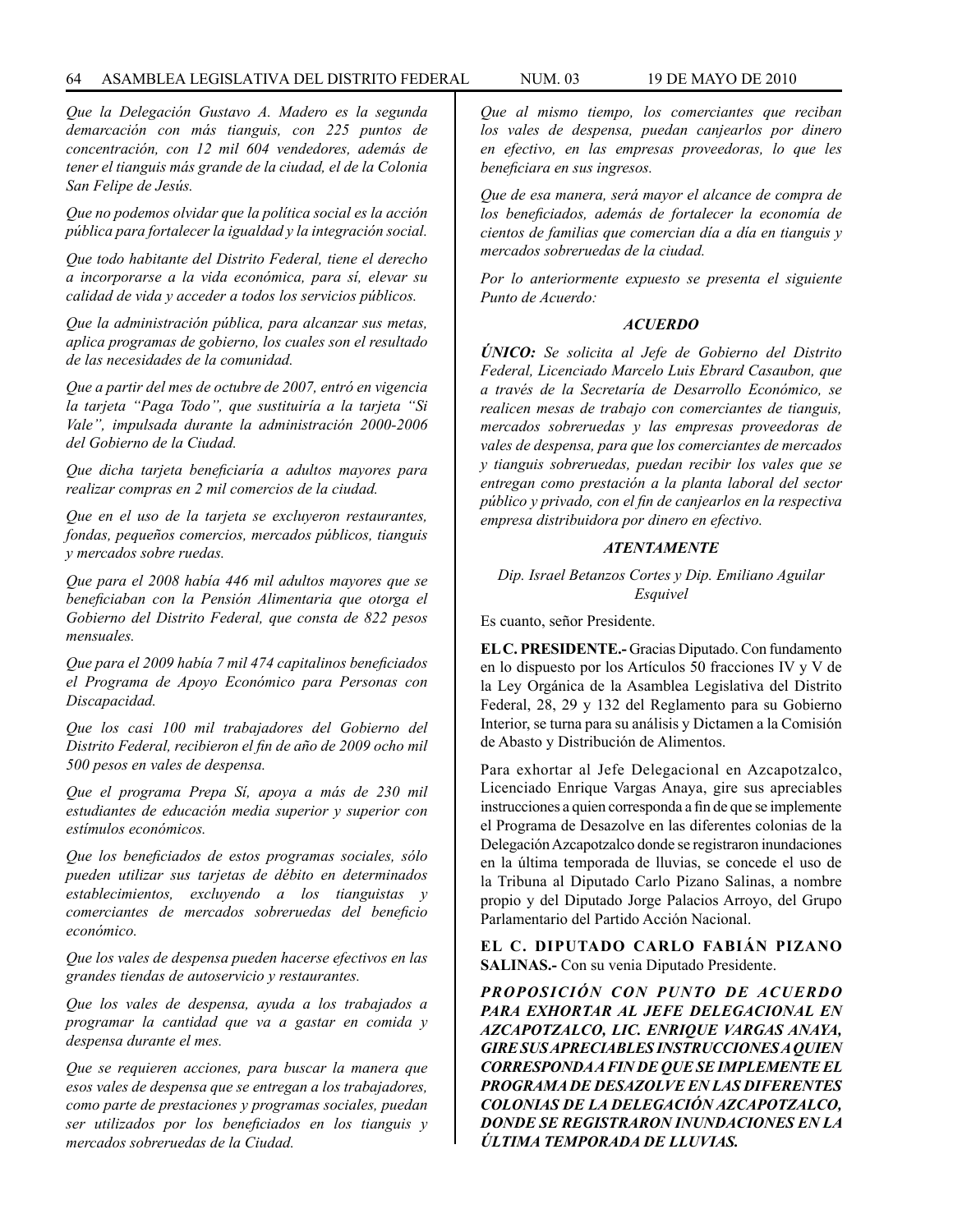*Que la Delegación Gustavo A. Madero es la segunda demarcación con más tianguis, con 225 puntos de concentración, con 12 mil 604 vendedores, además de tener el tianguis más grande de la ciudad, el de la Colonia San Felipe de Jesús.*

*Que no podemos olvidar que la política social es la acción pública para fortalecer la igualdad y la integración social.*

*Que todo habitante del Distrito Federal, tiene el derecho a incorporarse a la vida económica, para sí, elevar su calidad de vida y acceder a todos los servicios públicos.*

*Que la administración pública, para alcanzar sus metas, aplica programas de gobierno, los cuales son el resultado de las necesidades de la comunidad.*

*Que a partir del mes de octubre de 2007, entró en vigencia la tarjeta "Paga Todo", que sustituiría a la tarjeta "Si Vale", impulsada durante la administración 2000-2006 del Gobierno de la Ciudad.*

*Que dicha tarjeta beneficiaría a adultos mayores para realizar compras en 2 mil comercios de la ciudad.*

*Que en el uso de la tarjeta se excluyeron restaurantes, fondas, pequeños comercios, mercados públicos, tianguis y mercados sobre ruedas.*

*Que para el 2008 había 446 mil adultos mayores que se beneficiaban con la Pensión Alimentaria que otorga el Gobierno del Distrito Federal, que consta de 822 pesos mensuales.*

*Que para el 2009 había 7 mil 474 capitalinos beneficiados el Programa de Apoyo Económico para Personas con Discapacidad.*

*Que los casi 100 mil trabajadores del Gobierno del Distrito Federal, recibieron el fin de año de 2009 ocho mil 500 pesos en vales de despensa.*

*Que el programa Prepa Sí, apoya a más de 230 mil estudiantes de educación media superior y superior con estímulos económicos.*

*Que los beneficiados de estos programas sociales, sólo pueden utilizar sus tarjetas de débito en determinados establecimientos, excluyendo a los tianguistas y comerciantes de mercados sobreruedas del beneficio económico.*

*Que los vales de despensa pueden hacerse efectivos en las grandes tiendas de autoservicio y restaurantes.*

*Que los vales de despensa, ayuda a los trabajados a programar la cantidad que va a gastar en comida y despensa durante el mes.*

*Que se requieren acciones, para buscar la manera que esos vales de despensa que se entregan a los trabajadores, como parte de prestaciones y programas sociales, puedan ser utilizados por los beneficiados en los tianguis y mercados sobreruedas de la Ciudad.*

*Que al mismo tiempo, los comerciantes que reciban los vales de despensa, puedan canjearlos por dinero en efectivo, en las empresas proveedoras, lo que les beneficiara en sus ingresos.*

*Que de esa manera, será mayor el alcance de compra de los beneficiados, además de fortalecer la economía de cientos de familias que comercian día a día en tianguis y mercados sobreruedas de la ciudad.*

*Por lo anteriormente expuesto se presenta el siguiente Punto de Acuerdo:*

***ACUERDO***

***ÚNICO:*** *Se solicita al Jefe de Gobierno del Distrito Federal, Licenciado Marcelo Luis Ebrard Casaubon, que a través de la Secretaría de Desarrollo Económico, se realicen mesas de trabajo con comerciantes de tianguis, mercados sobreruedas y las empresas proveedoras de vales de despensa, para que los comerciantes de mercados y tianguis sobreruedas, puedan recibir los vales que se entregan como prestación a la planta laboral del sector público y privado, con el fin de canjearlos en la respectiva empresa distribuidora por dinero en efectivo.*

***ATENTAMENTE***

*Dip. Israel Betanzos Cortes y Dip. Emiliano Aguilar Esquivel*

Es cuanto, señor Presidente.

**EL C. PRESIDENTE.-** Gracias Diputado. Con fundamento en lo dispuesto por los Artículos 50 fracciones IV y V de la Ley Orgánica de la Asamblea Legislativa del Distrito Federal, 28, 29 y 132 del Reglamento para su Gobierno Interior, se turna para su análisis y Dictamen a la Comisión de Abasto y Distribución de Alimentos.

Para exhortar al Jefe Delegacional en Azcapotzalco, Licenciado Enrique Vargas Anaya, gire sus apreciables instrucciones a quien corresponda a fin de que se implemente el Programa de Desazolve en las diferentes colonias de la Delegación Azcapotzalco donde se registraron inundaciones en la última temporada de lluvias, se concede el uso de la Tribuna al Diputado Carlo Pizano Salinas, a nombre propio y del Diputado Jorge Palacios Arroyo, del Grupo Parlamentario del Partido Acción Nacional.

**EL C. DIPUTADO CARLO FABIÁN PIZANO SALINAS.-** Con su venia Diputado Presidente.

***PROPOSICIÓN CON PUNTO DE ACUERDO PARA EXHORTAR AL JEFE DELEGACIONAL EN AZCAPOTZALCO, LIC. ENRIQUE VARGAS ANAYA, GIRE SUS APRECIABLES INSTRUCCIONES A QUIEN CORRESPONDA A FIN DE QUE SE IMPLEMENTE EL PROGRAMA DE DESAZOLVE EN LAS DIFERENTES COLONIAS DE LA DELEGACIÓN AZCAPOTZALCO, DONDE SE REGISTRARON INUNDACIONES EN LA ÚLTIMA TEMPORADA DE LLUVIAS.***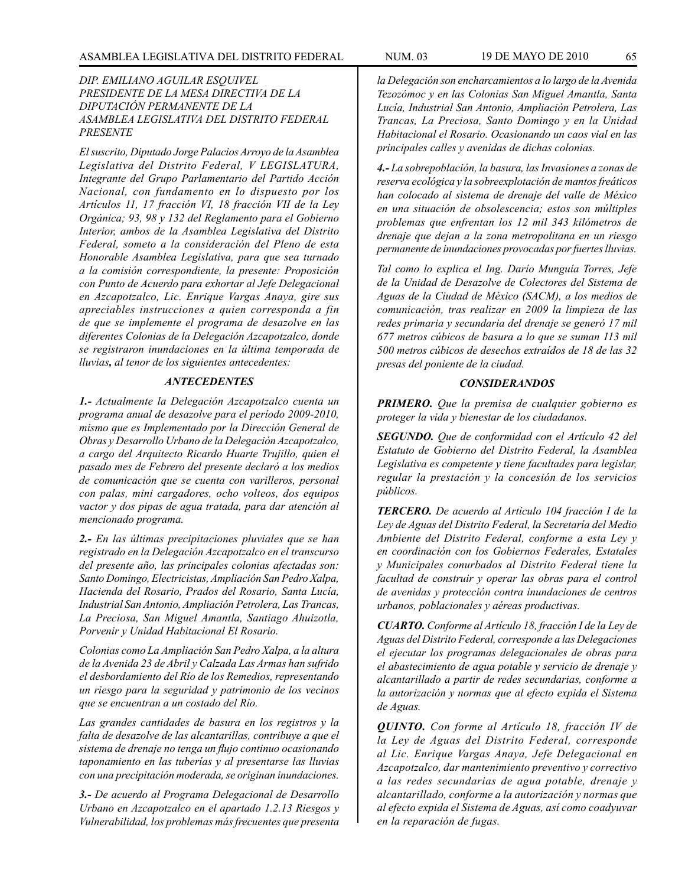*DIP. EMILIANO AGUILAR ESQUIVEL*
*PRESIDENTE DE LA MESA DIRECTIVA DE LA DIPUTACIÓN PERMANENTE DE LA ASAMBLEA LEGISLATIVA DEL DISTRITO FEDERAL*
*PRESENTE*

*El suscrito, Diputado Jorge Palacios Arroyo de la Asamblea Legislativa del Distrito Federal, V LEGISLATURA, Integrante del Grupo Parlamentario del Partido Acción Nacional, con fundamento en lo dispuesto por los Artículos 11, 17 fracción VI, 18 fracción VII de la Ley Orgánica; 93, 98 y 132 del Reglamento para el Gobierno Interior, ambos de la Asamblea Legislativa del Distrito Federal, someto a la consideración del Pleno de esta Honorable Asamblea Legislativa, para que sea turnado a la comisión correspondiente, la presente: Proposición con Punto de Acuerdo para exhortar al Jefe Delegacional en Azcapotzalco, Lic. Enrique Vargas Anaya, gire sus apreciables instrucciones a quien corresponda a fin de que se implemente el programa de desazolve en las diferentes Colonias de la Delegación Azcapotzalco, donde se registraron inundaciones en la última temporada de lluvias**,** al tenor de los siguientes antecedentes:*

### *ANTECEDENTES*

***1.-*** *Actualmente la Delegación Azcapotzalco cuenta un programa anual de desazolve para el período 2009-2010, mismo que es Implementado por la Dirección General de Obras y Desarrollo Urbano de la Delegación Azcapotzalco, a cargo del Arquitecto Ricardo Huarte Trujillo, quien el pasado mes de Febrero del presente declaró a los medios de comunicación que se cuenta con varilleros, personal con palas, mini cargadores, ocho volteos, dos equipos vactor y dos pipas de agua tratada, para dar atención al mencionado programa.*

***2.-*** *En las últimas precipitaciones pluviales que se han registrado en la Delegación Azcapotzalco en el transcurso del presente año, las principales colonias afectadas son: Santo Domingo, Electricistas, Ampliación San Pedro Xalpa, Hacienda del Rosario, Prados del Rosario, Santa Lucía, Industrial San Antonio, Ampliación Petrolera, Las Trancas, La Preciosa, San Miguel Amantla, Santiago Ahuizotla, Porvenir y Unidad Habitacional El Rosario.*

*Colonias como La Ampliación San Pedro Xalpa, a la altura de la Avenida 23 de Abril y Calzada Las Armas han sufrido el desbordamiento del Río de los Remedios, representando un riesgo para la seguridad y patrimonio de los vecinos que se encuentran a un costado del Río.*

*Las grandes cantidades de basura en los registros y la falta de desazolve de las alcantarillas, contribuye a que el sistema de drenaje no tenga un flujo continuo ocasionando taponamiento en las tuberías y al presentarse las lluvias con una precipitación moderada, se originan inundaciones.*

***3.-*** *De acuerdo al Programa Delegacional de Desarrollo Urbano en Azcapotzalco en el apartado 1.2.13 Riesgos y Vulnerabilidad, los problemas más frecuentes que presenta la Delegación son encharcamientos a lo largo de la Avenida Tezozómoc y en las Colonias San Miguel Amantla, Santa Lucía, Industrial San Antonio, Ampliación Petrolera, Las Trancas, La Preciosa, Santo Domingo y en la Unidad Habitacional el Rosario. Ocasionando un caos vial en las principales calles y avenidas de dichas colonias.*

***4.-*** *La sobrepoblación, la basura, las Invasiones a zonas de reserva ecológica y la sobreexplotación de mantos freáticos han colocado al sistema de drenaje del valle de México en una situación de obsolescencia; estos son múltiples problemas que enfrentan los 12 mil 343 kilómetros de drenaje que dejan a la zona metropolitana en un riesgo permanente de inundaciones provocadas por fuertes lluvias.*

*Tal como lo explica el Ing. Darío Munguía Torres, Jefe de la Unidad de Desazolve de Colectores del Sistema de Aguas de la Ciudad de México (SACM), a los medios de comunicación, tras realizar en 2009 la limpieza de las redes primaria y secundaria del drenaje se generó 17 mil 677 metros cúbicos de basura a lo que se suman 113 mil 500 metros cúbicos de desechos extraídos de 18 de las 32 presas del poniente de la ciudad.*

### *CONSIDERANDOS*

***PRIMERO.*** *Que la premisa de cualquier gobierno es proteger la vida y bienestar de los ciudadanos.*

***SEGUNDO.*** *Que de conformidad con el Artículo 42 del Estatuto de Gobierno del Distrito Federal, la Asamblea Legislativa es competente y tiene facultades para legislar, regular la prestación y la concesión de los servicios públicos.*

***TERCERO.*** *De acuerdo al Artículo 104 fracción I de la Ley de Aguas del Distrito Federal, la Secretaría del Medio Ambiente del Distrito Federal, conforme a esta Ley y en coordinación con los Gobiernos Federales, Estatales y Municipales conurbados al Distrito Federal tiene la facultad de construir y operar las obras para el control de avenidas y protección contra inundaciones de centros urbanos, poblacionales y aéreas productivas.*

***CUARTO.*** *Conforme al Artículo 18, fracción I de la Ley de Aguas del Distrito Federal, corresponde a las Delegaciones el ejecutar los programas delegacionales de obras para el abastecimiento de agua potable y servicio de drenaje y alcantarillado a partir de redes secundarias, conforme a la autorización y normas que al efecto expida el Sistema de Aguas.*

***QUINTO.*** *Con forme al Artículo 18, fracción IV de la Ley de Aguas del Distrito Federal, corresponde al Lic. Enrique Vargas Anaya, Jefe Delegacional en Azcapotzalco, dar mantenimiento preventivo y correctivo a las redes secundarias de agua potable, drenaje y alcantarillado, conforme a la autorización y normas que al efecto expida el Sistema de Aguas, así como coadyuvar en la reparación de fugas.*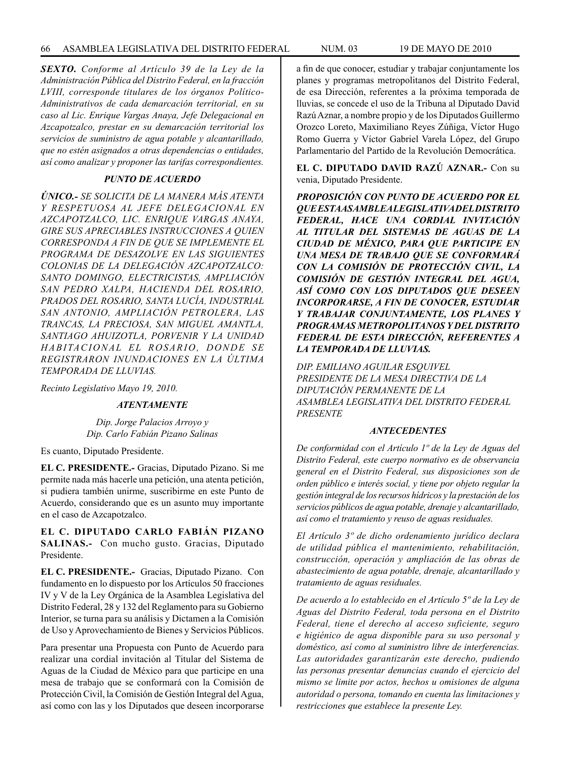***SEXTO.*** *Conforme al Artículo 39 de la Ley de la Administración Pública del Distrito Federal, en la fracción LVIII, corresponde titulares de los órganos Político-Administrativos de cada demarcación territorial, en su caso al Lic. Enrique Vargas Anaya, Jefe Delegacional en Azcapotzalco, prestar en su demarcación territorial los servicios de suministro de agua potable y alcantarillado, que no estén asignados a otras dependencias o entidades, así como analizar y proponer las tarifas correspondientes.*

***PUNTO DE ACUERDO***

***ÚNICO.-*** *SE SOLICITA DE LA MANERA MÁS ATENTA Y RESPETUOSA AL JEFE DELEGACIONAL EN AZCAPOTZALCO, LIC. ENRIQUE VARGAS ANAYA, GIRE SUS APRECIABLES INSTRUCCIONES A QUIEN CORRESPONDA A FIN DE QUE SE IMPLEMENTE EL PROGRAMA DE DESAZOLVE EN LAS SIGUIENTES COLONIAS DE LA DELEGACIÓN AZCAPOTZALCO: SANTO DOMINGO, ELECTRICISTAS, AMPLIACIÓN SAN PEDRO XALPA, HACIENDA DEL ROSARIO, PRADOS DEL ROSARIO, SANTA LUCÍA, INDUSTRIAL SAN ANTONIO, AMPLIACIÓN PETROLERA, LAS TRANCAS, LA PRECIOSA, SAN MIGUEL AMANTLA, SANTIAGO AHUIZOTLA, PORVENIR Y LA UNIDAD HABITACIONAL EL ROSARIO, DONDE SE REGISTRARON INUNDACIONES EN LA ÚLTIMA TEMPORADA DE LLUVIAS.*

*Recinto Legislativo Mayo 19, 2010.*

***ATENTAMENTE***

*Dip. Jorge Palacios Arroyo y*
*Dip. Carlo Fabián Pizano Salinas*

Es cuanto, Diputado Presidente.

**EL C. PRESIDENTE.-** Gracias, Diputado Pizano. Si me permite nada más hacerle una petición, una atenta petición, si pudiera también unirme, suscribirme en este Punto de Acuerdo, considerando que es un asunto muy importante en el caso de Azcapotzalco.

**EL C. DIPUTADO CARLO FABIÁN PIZANO SALINAS.-** Con mucho gusto. Gracias, Diputado Presidente.

**EL C. PRESIDENTE.-** Gracias, Diputado Pizano. Con fundamento en lo dispuesto por los Artículos 50 fracciones IV y V de la Ley Orgánica de la Asamblea Legislativa del Distrito Federal, 28 y 132 del Reglamento para su Gobierno Interior, se turna para su análisis y Dictamen a la Comisión de Uso y Aprovechamiento de Bienes y Servicios Públicos.

Para presentar una Propuesta con Punto de Acuerdo para realizar una cordial invitación al Titular del Sistema de Aguas de la Ciudad de México para que participe en una mesa de trabajo que se conformará con la Comisión de Protección Civil, la Comisión de Gestión Integral del Agua, así como con las y los Diputados que deseen incorporarse a fin de que conocer, estudiar y trabajar conjuntamente los planes y programas metropolitanos del Distrito Federal, de esa Dirección, referentes a la próxima temporada de lluvias, se concede el uso de la Tribuna al Diputado David Razú Aznar, a nombre propio y de los Diputados Guillermo Orozco Loreto, Maximiliano Reyes Zúñiga, Víctor Hugo Romo Guerra y Víctor Gabriel Varela López, del Grupo Parlamentario del Partido de la Revolución Democrática.

**EL C. DIPUTADO DAVID RAZÚ AZNAR.-** Con su venia, Diputado Presidente.

***PROPOSICIÓN CON PUNTO DE ACUERDO POR EL QUE ESTA ASAMBLEA LEGISLATIVA DEL DISTRITO FEDERAL, HACE UNA CORDIAL INVITACIÓN AL TITULAR DEL SISTEMAS DE AGUAS DE LA CIUDAD DE MÉXICO, PARA QUE PARTICIPE EN UNA MESA DE TRABAJO QUE SE CONFORMARÁ CON LA COMISIÓN DE PROTECCIÓN CIVIL, LA COMISIÓN DE GESTIÓN INTEGRAL DEL AGUA, ASÍ COMO CON LOS DIPUTADOS QUE DESEEN INCORPORARSE, A FIN DE CONOCER, ESTUDIAR Y TRABAJAR CONJUNTAMENTE, LOS PLANES Y PROGRAMAS METROPOLITANOS Y DEL DISTRITO FEDERAL DE ESTA DIRECCIÓN, REFERENTES A LA TEMPORADA DE LLUVIAS.***

*DIP. EMILIANO AGUILAR ESQUIVEL*
*PRESIDENTE DE LA MESA DIRECTIVA DE LA DIPUTACIÓN PERMANENTE DE LA ASAMBLEA LEGISLATIVA DEL DISTRITO FEDERAL*
*PRESENTE*

***ANTECEDENTES***

*De conformidad con el Artículo 1º de la Ley de Aguas del Distrito Federal, este cuerpo normativo es de observancia general en el Distrito Federal, sus disposiciones son de orden público e interés social, y tiene por objeto regular la gestión integral de los recursos hídricos y la prestación de los servicios públicos de agua potable, drenaje y alcantarillado, así como el tratamiento y reuso de aguas residuales.*

*El Artículo 3º de dicho ordenamiento jurídico declara de utilidad pública el mantenimiento, rehabilitación, construcción, operación y ampliación de las obras de abastecimiento de agua potable, drenaje, alcantarillado y tratamiento de aguas residuales.*

*De acuerdo a lo establecido en el Artículo 5º de la Ley de Aguas del Distrito Federal, toda persona en el Distrito Federal, tiene el derecho al acceso suficiente, seguro e higiénico de agua disponible para su uso personal y doméstico, así como al suministro libre de interferencias. Las autoridades garantizarán este derecho, pudiendo las personas presentar denuncias cuando el ejercicio del mismo se limite por actos, hechos u omisiones de alguna autoridad o persona, tomando en cuenta las limitaciones y restricciones que establece la presente Ley.*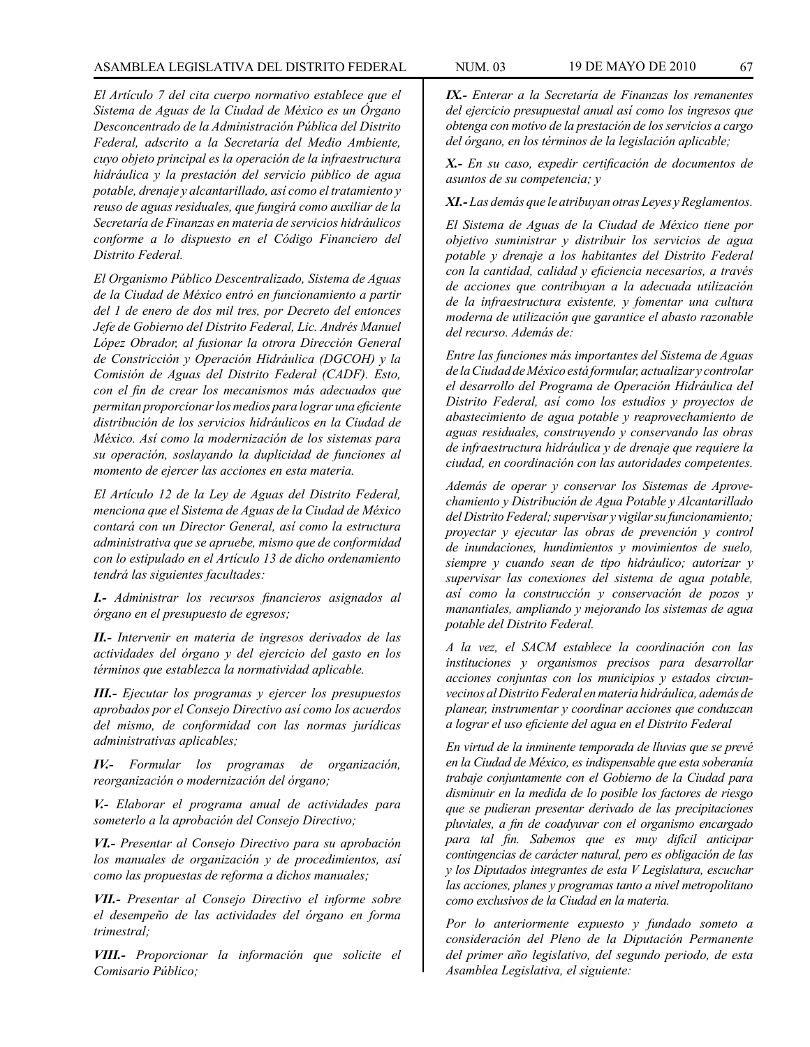*El Artículo 7 del cita cuerpo normativo establece que el Sistema de Aguas de la Ciudad de México es un Órgano Desconcentrado de la Administración Pública del Distrito Federal, adscrito a la Secretaría del Medio Ambiente, cuyo objeto principal es la operación de la infraestructura hidráulica y la prestación del servicio público de agua potable, drenaje y alcantarillado, así como el tratamiento y reuso de aguas residuales, que fungirá como auxiliar de la Secretaría de Finanzas en materia de servicios hidráulicos conforme a lo dispuesto en el Código Financiero del Distrito Federal.*

*El Organismo Público Descentralizado, Sistema de Aguas de la Ciudad de México entró en funcionamiento a partir del 1 de enero de dos mil tres, por Decreto del entonces Jefe de Gobierno del Distrito Federal, Lic. Andrés Manuel López Obrador, al fusionar la otrora Dirección General de Constricción y Operación Hidráulica (DGCOH) y la Comisión de Aguas del Distrito Federal (CADF). Esto, con el fin de crear los mecanismos más adecuados que permitan proporcionar los medios para lograr una eficiente distribución de los servicios hidráulicos en la Ciudad de México. Así como la modernización de los sistemas para su operación, soslayando la duplicidad de funciones al momento de ejercer las acciones en esta materia.*

*El Artículo 12 de la Ley de Aguas del Distrito Federal, menciona que el Sistema de Aguas de la Ciudad de México contará con un Director General, así como la estructura administrativa que se apruebe, mismo que de conformidad con lo estipulado en el Artículo 13 de dicho ordenamiento tendrá las siguientes facultades:*

***I.-** Administrar los recursos financieros asignados al órgano en el presupuesto de egresos;*

***II.-** Intervenir en materia de ingresos derivados de las actividades del órgano y del ejercicio del gasto en los términos que establezca la normatividad aplicable.*

***III.-** Ejecutar los programas y ejercer los presupuestos aprobados por el Consejo Directivo así como los acuerdos del mismo, de conformidad con las normas jurídicas administrativas aplicables;*

***IV.-** Formular los programas de organización, reorganización o modernización del órgano;*

***V.-** Elaborar el programa anual de actividades para someterlo a la aprobación del Consejo Directivo;*

***VI.-** Presentar al Consejo Directivo para su aprobación los manuales de organización y de procedimientos, así como las propuestas de reforma a dichos manuales;*

***VII.-** Presentar al Consejo Directivo el informe sobre el desempeño de las actividades del órgano en forma trimestral;*

***VIII.-** Proporcionar la información que solicite el Comisario Público;*

***IX.-** Enterar a la Secretaría de Finanzas los remanentes del ejercicio presupuestal anual así como los ingresos que obtenga con motivo de la prestación de los servicios a cargo del órgano, en los términos de la legislación aplicable;*

***X.-** En su caso, expedir certificación de documentos de asuntos de su competencia; y*

***XI.-** Las demás que le atribuyan otras Leyes y Reglamentos.*

*El Sistema de Aguas de la Ciudad de México tiene por objetivo suministrar y distribuir los servicios de agua potable y drenaje a los habitantes del Distrito Federal con la cantidad, calidad y eficiencia necesarios, a través de acciones que contribuyan a la adecuada utilización de la infraestructura existente, y fomentar una cultura moderna de utilización que garantice el abasto razonable del recurso. Además de:*

*Entre las funciones más importantes del Sistema de Aguas de la Ciudad de México está formular, actualizar y controlar el desarrollo del Programa de Operación Hidráulica del Distrito Federal, así como los estudios y proyectos de abastecimiento de agua potable y reaprovechamiento de aguas residuales, construyendo y conservando las obras de infraestructura hidráulica y de drenaje que requiere la ciudad, en coordinación con las autoridades competentes.*

*Además de operar y conservar los Sistemas de Aprovechamiento y Distribución de Agua Potable y Alcantarillado del Distrito Federal; supervisar y vigilar su funcionamiento; proyectar y ejecutar las obras de prevención y control de inundaciones, hundimientos y movimientos de suelo, siempre y cuando sean de tipo hidráulico; autorizar y supervisar las conexiones del sistema de agua potable, así como la construcción y conservación de pozos y manantiales, ampliando y mejorando los sistemas de agua potable del Distrito Federal.*

*A la vez, el SACM establece la coordinación con las instituciones y organismos precisos para desarrollar acciones conjuntas con los municipios y estados circunvecinos al Distrito Federal en materia hidráulica, además de planear, instrumentar y coordinar acciones que conduzcan a lograr el uso eficiente del agua en el Distrito Federal*

*En virtud de la inminente temporada de lluvias que se prevé en la Ciudad de México, es indispensable que esta soberanía trabaje conjuntamente con el Gobierno de la Ciudad para disminuir en la medida de lo posible los factores de riesgo que se pudieran presentar derivado de las precipitaciones pluviales, a fin de coadyuvar con el organismo encargado para tal fin. Sabemos que es muy difícil anticipar contingencias de carácter natural, pero es obligación de las y los Diputados integrantes de esta V Legislatura, escuchar las acciones, planes y programas tanto a nivel metropolitano como exclusivos de la Ciudad en la materia.*

*Por lo anteriormente expuesto y fundado someto a consideración del Pleno de la Diputación Permanente del primer año legislativo, del segundo periodo, de esta Asamblea Legislativa, el siguiente:*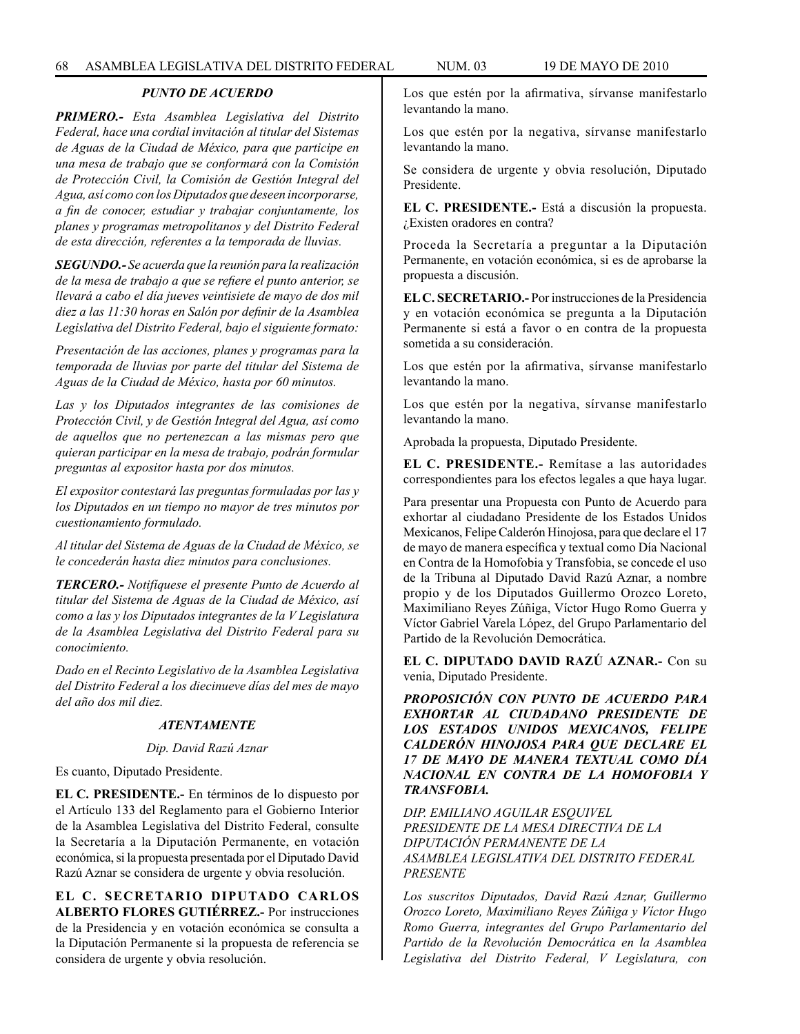### *PUNTO DE ACUERDO*

***PRIMERO.-*** *Esta Asamblea Legislativa del Distrito Federal, hace una cordial invitación al titular del Sistemas de Aguas de la Ciudad de México, para que participe en una mesa de trabajo que se conformará con la Comisión de Protección Civil, la Comisión de Gestión Integral del Agua, así como con los Diputados que deseen incorporarse, a fin de conocer, estudiar y trabajar conjuntamente, los planes y programas metropolitanos y del Distrito Federal de esta dirección, referentes a la temporada de lluvias.*

***SEGUNDO.-*** *Se acuerda que la reunión para la realización de la mesa de trabajo a que se refiere el punto anterior, se llevará a cabo el día jueves veintisiete de mayo de dos mil diez a las 11:30 horas en Salón por definir de la Asamblea Legislativa del Distrito Federal, bajo el siguiente formato:*

*Presentación de las acciones, planes y programas para la temporada de lluvias por parte del titular del Sistema de Aguas de la Ciudad de México, hasta por 60 minutos.*

*Las y los Diputados integrantes de las comisiones de Protección Civil, y de Gestión Integral del Agua, así como de aquellos que no pertenezcan a las mismas pero que quieran participar en la mesa de trabajo, podrán formular preguntas al expositor hasta por dos minutos.*

*El expositor contestará las preguntas formuladas por las y los Diputados en un tiempo no mayor de tres minutos por cuestionamiento formulado.*

*Al titular del Sistema de Aguas de la Ciudad de México, se le concederán hasta diez minutos para conclusiones.*

***TERCERO.-*** *Notifíquese el presente Punto de Acuerdo al titular del Sistema de Aguas de la Ciudad de México, así como a las y los Diputados integrantes de la V Legislatura de la Asamblea Legislativa del Distrito Federal para su conocimiento.*

*Dado en el Recinto Legislativo de la Asamblea Legislativa del Distrito Federal a los diecinueve días del mes de mayo del año dos mil diez.*

*ATENTAMENTE*

*Dip. David Razú Aznar*

Es cuanto, Diputado Presidente.

**EL C. PRESIDENTE.-** En términos de lo dispuesto por el Artículo 133 del Reglamento para el Gobierno Interior de la Asamblea Legislativa del Distrito Federal, consulte la Secretaría a la Diputación Permanente, en votación económica, si la propuesta presentada por el Diputado David Razú Aznar se considera de urgente y obvia resolución.

**EL C. SECRETARIO DIPUTADO CARLOS ALBERTO FLORES GUTIÉRREZ.-** Por instrucciones de la Presidencia y en votación económica se consulta a la Diputación Permanente si la propuesta de referencia se considera de urgente y obvia resolución.

Los que estén por la afirmativa, sírvanse manifestarlo levantando la mano.

Los que estén por la negativa, sírvanse manifestarlo levantando la mano.

Se considera de urgente y obvia resolución, Diputado Presidente.

**EL C. PRESIDENTE.-** Está a discusión la propuesta. ¿Existen oradores en contra?

Proceda la Secretaría a preguntar a la Diputación Permanente, en votación económica, si es de aprobarse la propuesta a discusión.

**EL C. SECRETARIO.-** Por instrucciones de la Presidencia y en votación económica se pregunta a la Diputación Permanente si está a favor o en contra de la propuesta sometida a su consideración.

Los que estén por la afirmativa, sírvanse manifestarlo levantando la mano.

Los que estén por la negativa, sírvanse manifestarlo levantando la mano.

Aprobada la propuesta, Diputado Presidente.

**EL C. PRESIDENTE.-** Remítase a las autoridades correspondientes para los efectos legales a que haya lugar.

Para presentar una Propuesta con Punto de Acuerdo para exhortar al ciudadano Presidente de los Estados Unidos Mexicanos, Felipe Calderón Hinojosa, para que declare el 17 de mayo de manera específica y textual como Día Nacional en Contra de la Homofobia y Transfobia, se concede el uso de la Tribuna al Diputado David Razú Aznar, a nombre propio y de los Diputados Guillermo Orozco Loreto, Maximiliano Reyes Zúñiga, Víctor Hugo Romo Guerra y Víctor Gabriel Varela López, del Grupo Parlamentario del Partido de la Revolución Democrática.

**EL C. DIPUTADO DAVID RAZÚ AZNAR.-** Con su venia, Diputado Presidente.

***PROPOSICIÓN CON PUNTO DE ACUERDO PARA EXHORTAR AL CIUDADANO PRESIDENTE DE LOS ESTADOS UNIDOS MEXICANOS, FELIPE CALDERÓN HINOJOSA PARA QUE DECLARE EL 17 DE MAYO DE MANERA TEXTUAL COMO DÍA NACIONAL EN CONTRA DE LA HOMOFOBIA Y TRANSFOBIA.***

*DIP. EMILIANO AGUILAR ESQUIVEL*
*PRESIDENTE DE LA MESA DIRECTIVA DE LA DIPUTACIÓN PERMANENTE DE LA ASAMBLEA LEGISLATIVA DEL DISTRITO FEDERAL*
*PRESENTE*

*Los suscritos Diputados, David Razú Aznar, Guillermo Orozco Loreto, Maximiliano Reyes Zúñiga y Víctor Hugo Romo Guerra, integrantes del Grupo Parlamentario del Partido de la Revolución Democrática en la Asamblea Legislativa del Distrito Federal, V Legislatura, con*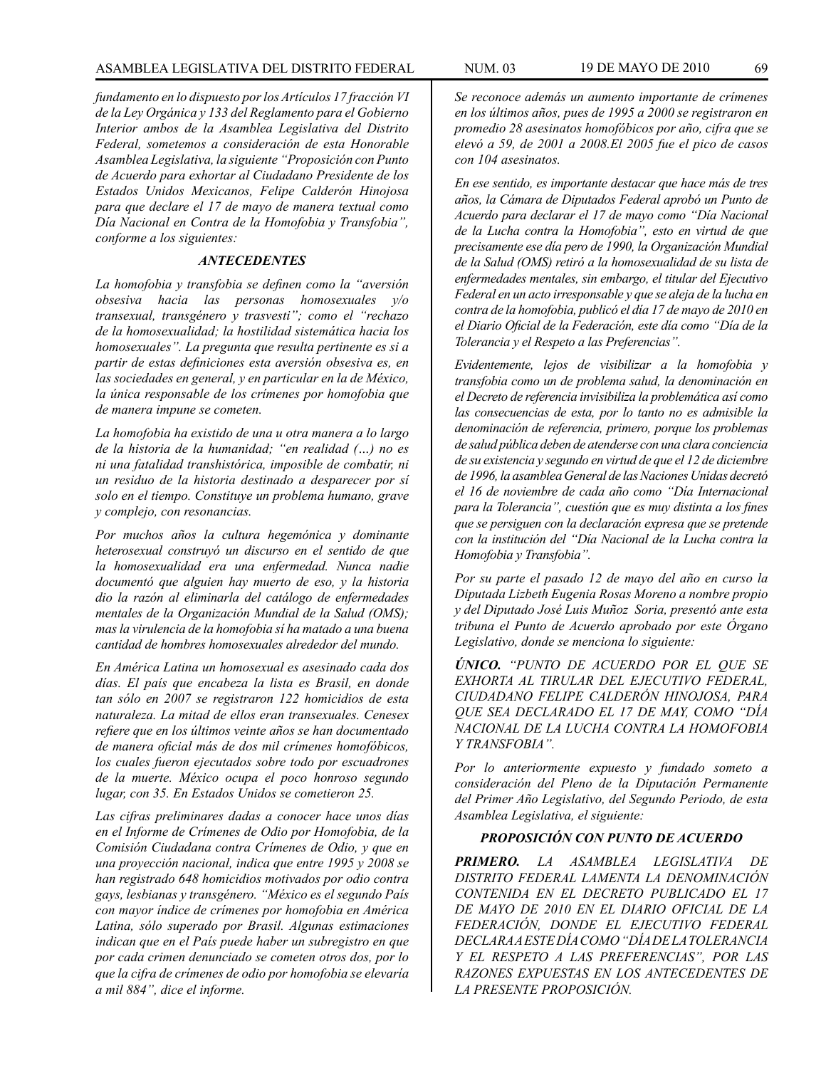*fundamento en lo dispuesto por los Artículos 17 fracción VI de la Ley Orgánica y 133 del Reglamento para el Gobierno Interior ambos de la Asamblea Legislativa del Distrito Federal, sometemos a consideración de esta Honorable Asamblea Legislativa, la siguiente "Proposición con Punto de Acuerdo para exhortar al Ciudadano Presidente de los Estados Unidos Mexicanos, Felipe Calderón Hinojosa para que declare el 17 de mayo de manera textual como Día Nacional en Contra de la Homofobia y Transfobia", conforme a los siguientes:*

### *ANTECEDENTES*

*La homofobia y transfobia se definen como la "aversión obsesiva hacia las personas homosexuales y/o transexual, transgénero y trasvesti"; como el "rechazo de la homosexualidad; la hostilidad sistemática hacia los homosexuales". La pregunta que resulta pertinente es si a partir de estas definiciones esta aversión obsesiva es, en las sociedades en general, y en particular en la de México, la única responsable de los crímenes por homofobia que de manera impune se cometen.*

*La homofobia ha existido de una u otra manera a lo largo de la historia de la humanidad; "en realidad (…) no es ni una fatalidad transhistórica, imposible de combatir, ni un residuo de la historia destinado a desparecer por sí solo en el tiempo. Constituye un problema humano, grave y complejo, con resonancias.*

*Por muchos años la cultura hegemónica y dominante heterosexual construyó un discurso en el sentido de que la homosexualidad era una enfermedad. Nunca nadie documentó que alguien hay muerto de eso, y la historia dio la razón al eliminarla del catálogo de enfermedades mentales de la Organización Mundial de la Salud (OMS); mas la virulencia de la homofobia sí ha matado a una buena cantidad de hombres homosexuales alrededor del mundo.*

*En América Latina un homosexual es asesinado cada dos días. El país que encabeza la lista es Brasil, en donde tan sólo en 2007 se registraron 122 homicidios de esta naturaleza. La mitad de ellos eran transexuales. Cenesex refiere que en los últimos veinte años se han documentado de manera oficial más de dos mil crímenes homofóbicos, los cuales fueron ejecutados sobre todo por escuadrones de la muerte. México ocupa el poco honroso segundo lugar, con 35. En Estados Unidos se cometieron 25.*

*Las cifras preliminares dadas a conocer hace unos días en el Informe de Crímenes de Odio por Homofobia, de la Comisión Ciudadana contra Crímenes de Odio, y que en una proyección nacional, indica que entre 1995 y 2008 se han registrado 648 homicidios motivados por odio contra gays, lesbianas y transgénero. "México es el segundo País con mayor índice de crímenes por homofobia en América Latina, sólo superado por Brasil. Algunas estimaciones indican que en el País puede haber un subregistro en que por cada crimen denunciado se cometen otros dos, por lo que la cifra de crímenes de odio por homofobia se elevaría a mil 884", dice el informe.*

*Se reconoce además un aumento importante de crímenes en los últimos años, pues de 1995 a 2000 se registraron en promedio 28 asesinatos homofóbicos por año, cifra que se elevó a 59, de 2001 a 2008.El 2005 fue el pico de casos con 104 asesinatos.*

*En ese sentido, es importante destacar que hace más de tres años, la Cámara de Diputados Federal aprobó un Punto de Acuerdo para declarar el 17 de mayo como "Día Nacional de la Lucha contra la Homofobia", esto en virtud de que precisamente ese día pero de 1990, la Organización Mundial de la Salud (OMS) retiró a la homosexualidad de su lista de enfermedades mentales, sin embargo, el titular del Ejecutivo Federal en un acto irresponsable y que se aleja de la lucha en contra de la homofobia, publicó el día 17 de mayo de 2010 en el Diario Oficial de la Federación, este día como "Día de la Tolerancia y el Respeto a las Preferencias".*

*Evidentemente, lejos de visibilizar a la homofobia y transfobia como un de problema salud, la denominación en el Decreto de referencia invisibiliza la problemática así como las consecuencias de esta, por lo tanto no es admisible la denominación de referencia, primero, porque los problemas de salud pública deben de atenderse con una clara conciencia de su existencia y segundo en virtud de que el 12 de diciembre de 1996, la asamblea General de las Naciones Unidas decretó el 16 de noviembre de cada año como "Día Internacional para la Tolerancia", cuestión que es muy distinta a los fines que se persiguen con la declaración expresa que se pretende con la institución del "Día Nacional de la Lucha contra la Homofobia y Transfobia".*

*Por su parte el pasado 12 de mayo del año en curso la Diputada Lizbeth Eugenia Rosas Moreno a nombre propio y del Diputado José Luis Muñoz Soria, presentó ante esta tribuna el Punto de Acuerdo aprobado por este Órgano Legislativo, donde se menciona lo siguiente:*

***ÚNICO.** "PUNTO DE ACUERDO POR EL QUE SE EXHORTA AL TIRULAR DEL EJECUTIVO FEDERAL, CIUDADANO FELIPE CALDERÓN HINOJOSA, PARA QUE SEA DECLARADO EL 17 DE MAY, COMO "DÍA NACIONAL DE LA LUCHA CONTRA LA HOMOFOBIA Y TRANSFOBIA".*

*Por lo anteriormente expuesto y fundado someto a consideración del Pleno de la Diputación Permanente del Primer Año Legislativo, del Segundo Periodo, de esta Asamblea Legislativa, el siguiente:*

### *PROPOSICIÓN CON PUNTO DE ACUERDO*

***PRIMERO.** LA ASAMBLEA LEGISLATIVA DE DISTRITO FEDERAL LAMENTA LA DENOMINACIÓN CONTENIDA EN EL DECRETO PUBLICADO EL 17 DE MAYO DE 2010 EN EL DIARIO OFICIAL DE LA FEDERACIÓN, DONDE EL EJECUTIVO FEDERAL DECLARA A ESTE DÍA COMO "DÍA DE LA TOLERANCIA Y EL RESPETO A LAS PREFERENCIAS", POR LAS RAZONES EXPUESTAS EN LOS ANTECEDENTES DE LA PRESENTE PROPOSICIÓN.*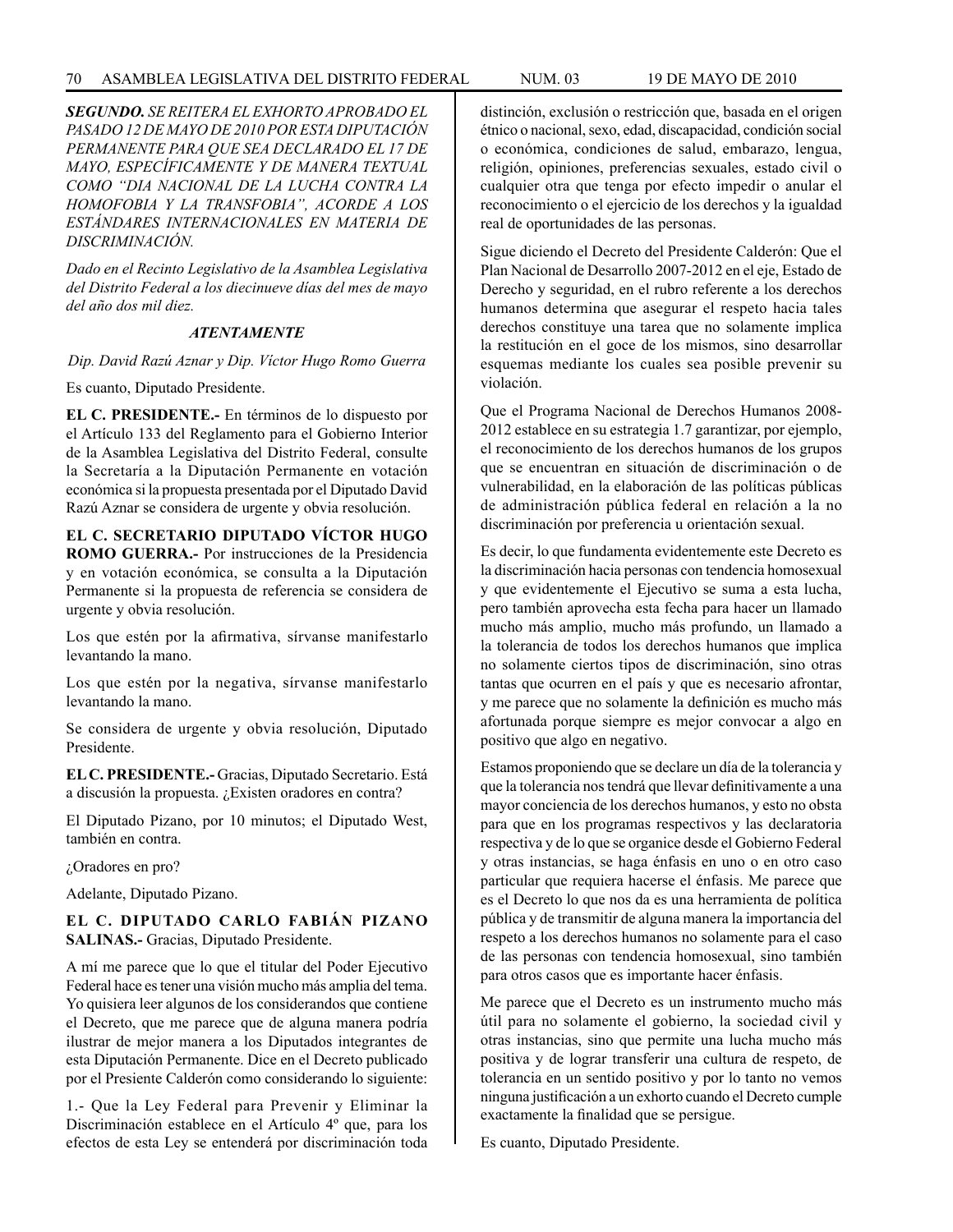***SEGUNDO.*** *SE REITERA EL EXHORTO APROBADO EL PASADO 12 DE MAYO DE 2010 POR ESTA DIPUTACIÓN PERMANENTE PARA QUE SEA DECLARADO EL 17 DE MAYO, ESPECÍFICAMENTE Y DE MANERA TEXTUAL COMO "DIA NACIONAL DE LA LUCHA CONTRA LA HOMOFOBIA Y LA TRANSFOBIA", ACORDE A LOS ESTÁNDARES INTERNACIONALES EN MATERIA DE DISCRIMINACIÓN.*

*Dado en el Recinto Legislativo de la Asamblea Legislativa del Distrito Federal a los diecinueve días del mes de mayo del año dos mil diez.*

***ATENTAMENTE***

*Dip. David Razú Aznar y Dip. Víctor Hugo Romo Guerra*

Es cuanto, Diputado Presidente.

**EL C. PRESIDENTE.-** En términos de lo dispuesto por el Artículo 133 del Reglamento para el Gobierno Interior de la Asamblea Legislativa del Distrito Federal, consulte la Secretaría a la Diputación Permanente en votación económica si la propuesta presentada por el Diputado David Razú Aznar se considera de urgente y obvia resolución.

**EL C. SECRETARIO DIPUTADO VÍCTOR HUGO ROMO GUERRA.-** Por instrucciones de la Presidencia y en votación económica, se consulta a la Diputación Permanente si la propuesta de referencia se considera de urgente y obvia resolución.

Los que estén por la afirmativa, sírvanse manifestarlo levantando la mano.

Los que estén por la negativa, sírvanse manifestarlo levantando la mano.

Se considera de urgente y obvia resolución, Diputado Presidente.

**EL C. PRESIDENTE.-** Gracias, Diputado Secretario. Está a discusión la propuesta. ¿Existen oradores en contra?

El Diputado Pizano, por 10 minutos; el Diputado West, también en contra.

¿Oradores en pro?

Adelante, Diputado Pizano.

**EL C. DIPUTADO CARLO FABIÁN PIZANO SALINAS.-** Gracias, Diputado Presidente.

A mí me parece que lo que el titular del Poder Ejecutivo Federal hace es tener una visión mucho más amplia del tema. Yo quisiera leer algunos de los considerandos que contiene el Decreto, que me parece que de alguna manera podría ilustrar de mejor manera a los Diputados integrantes de esta Diputación Permanente. Dice en el Decreto publicado por el Presiente Calderón como considerando lo siguiente:

1.- Que la Ley Federal para Prevenir y Eliminar la Discriminación establece en el Artículo 4º que, para los efectos de esta Ley se entenderá por discriminación toda distinción, exclusión o restricción que, basada en el origen étnico o nacional, sexo, edad, discapacidad, condición social o económica, condiciones de salud, embarazo, lengua, religión, opiniones, preferencias sexuales, estado civil o cualquier otra que tenga por efecto impedir o anular el reconocimiento o el ejercicio de los derechos y la igualdad real de oportunidades de las personas.

Sigue diciendo el Decreto del Presidente Calderón: Que el Plan Nacional de Desarrollo 2007-2012 en el eje, Estado de Derecho y seguridad, en el rubro referente a los derechos humanos determina que asegurar el respeto hacia tales derechos constituye una tarea que no solamente implica la restitución en el goce de los mismos, sino desarrollar esquemas mediante los cuales sea posible prevenir su violación.

Que el Programa Nacional de Derechos Humanos 2008-2012 establece en su estrategia 1.7 garantizar, por ejemplo, el reconocimiento de los derechos humanos de los grupos que se encuentran en situación de discriminación o de vulnerabilidad, en la elaboración de las políticas públicas de administración pública federal en relación a la no discriminación por preferencia u orientación sexual.

Es decir, lo que fundamenta evidentemente este Decreto es la discriminación hacia personas con tendencia homosexual y que evidentemente el Ejecutivo se suma a esta lucha, pero también aprovecha esta fecha para hacer un llamado mucho más amplio, mucho más profundo, un llamado a la tolerancia de todos los derechos humanos que implica no solamente ciertos tipos de discriminación, sino otras tantas que ocurren en el país y que es necesario afrontar, y me parece que no solamente la definición es mucho más afortunada porque siempre es mejor convocar a algo en positivo que algo en negativo.

Estamos proponiendo que se declare un día de la tolerancia y que la tolerancia nos tendrá que llevar definitivamente a una mayor conciencia de los derechos humanos, y esto no obsta para que en los programas respectivos y las declaratoria respectiva y de lo que se organice desde el Gobierno Federal y otras instancias, se haga énfasis en uno o en otro caso particular que requiera hacerse el énfasis. Me parece que es el Decreto lo que nos da es una herramienta de política pública y de transmitir de alguna manera la importancia del respeto a los derechos humanos no solamente para el caso de las personas con tendencia homosexual, sino también para otros casos que es importante hacer énfasis.

Me parece que el Decreto es un instrumento mucho más útil para no solamente el gobierno, la sociedad civil y otras instancias, sino que permite una lucha mucho más positiva y de lograr transferir una cultura de respeto, de tolerancia en un sentido positivo y por lo tanto no vemos ninguna justificación a un exhorto cuando el Decreto cumple exactamente la finalidad que se persigue.

Es cuanto, Diputado Presidente.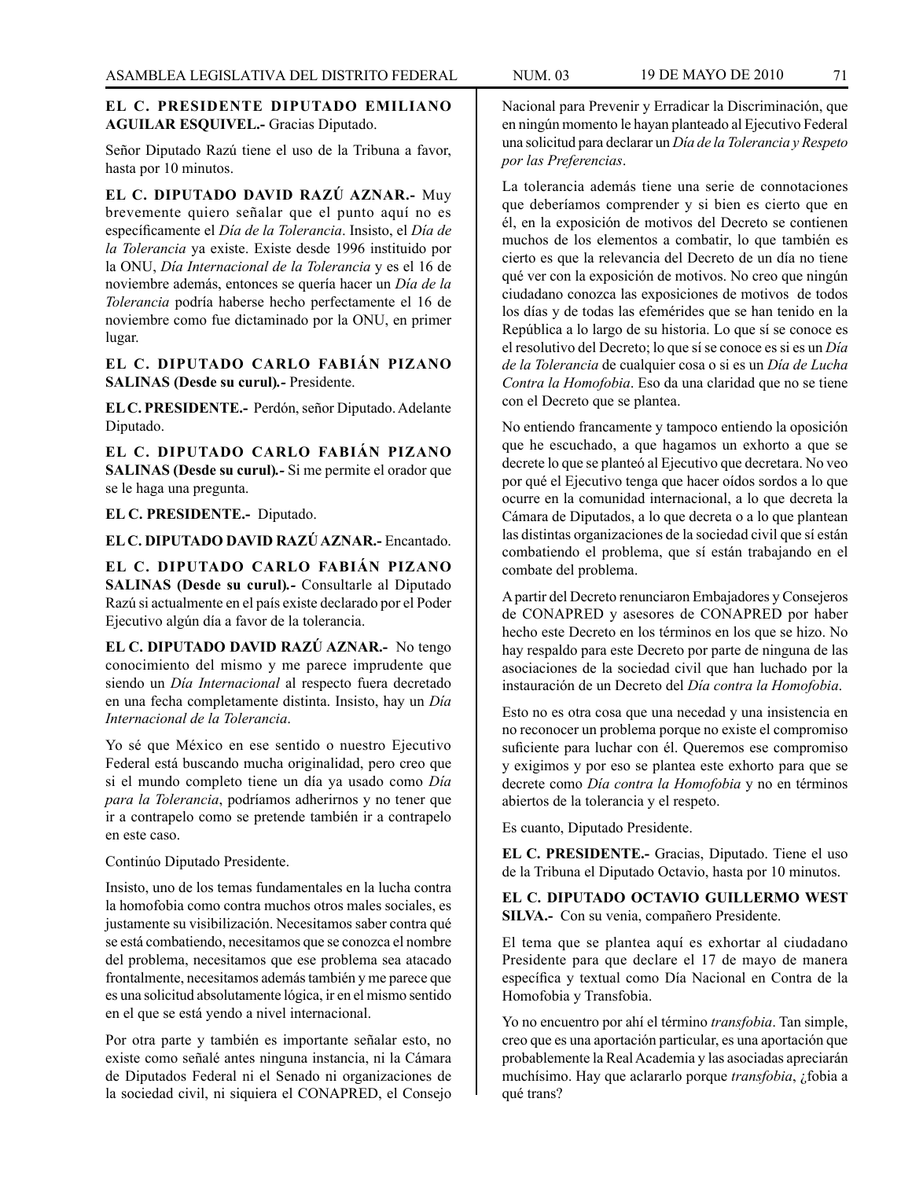**EL C. PRESIDENTE DIPUTADO EMILIANO AGUILAR ESQUIVEL.-** Gracias Diputado.

Señor Diputado Razú tiene el uso de la Tribuna a favor, hasta por 10 minutos.

**EL C. DIPUTADO DAVID RAZÚ AZNAR.-** Muy brevemente quiero señalar que el punto aquí no es específicamente el *Día de la Tolerancia*. Insisto, el *Día de la Tolerancia* ya existe. Existe desde 1996 instituido por la ONU, *Día Internacional de la Tolerancia* y es el 16 de noviembre además, entonces se quería hacer un *Día de la Tolerancia* podría haberse hecho perfectamente el 16 de noviembre como fue dictaminado por la ONU, en primer lugar.

**EL C. DIPUTADO CARLO FABIÁN PIZANO SALINAS (Desde su curul).-** Presidente.

**EL C. PRESIDENTE.-** Perdón, señor Diputado. Adelante Diputado.

**EL C. DIPUTADO CARLO FABIÁN PIZANO SALINAS (Desde su curul).-** Si me permite el orador que se le haga una pregunta.

**EL C. PRESIDENTE.-** Diputado.

**EL C. DIPUTADO DAVID RAZÚ AZNAR.-** Encantado.

**EL C. DIPUTADO CARLO FABIÁN PIZANO SALINAS (Desde su curul).-** Consultarle al Diputado Razú si actualmente en el país existe declarado por el Poder Ejecutivo algún día a favor de la tolerancia.

**EL C. DIPUTADO DAVID RAZÚ AZNAR.-** No tengo conocimiento del mismo y me parece imprudente que siendo un *Día Internacional* al respecto fuera decretado en una fecha completamente distinta. Insisto, hay un *Día Internacional de la Tolerancia*.

Yo sé que México en ese sentido o nuestro Ejecutivo Federal está buscando mucha originalidad, pero creo que si el mundo completo tiene un día ya usado como *Día para la Tolerancia*, podríamos adherirnos y no tener que ir a contrapelo como se pretende también ir a contrapelo en este caso.

Continúo Diputado Presidente.

Insisto, uno de los temas fundamentales en la lucha contra la homofobia como contra muchos otros males sociales, es justamente su visibilización. Necesitamos saber contra qué se está combatiendo, necesitamos que se conozca el nombre del problema, necesitamos que ese problema sea atacado frontalmente, necesitamos además también y me parece que es una solicitud absolutamente lógica, ir en el mismo sentido en el que se está yendo a nivel internacional.

Por otra parte y también es importante señalar esto, no existe como señalé antes ninguna instancia, ni la Cámara de Diputados Federal ni el Senado ni organizaciones de la sociedad civil, ni siquiera el CONAPRED, el Consejo Nacional para Prevenir y Erradicar la Discriminación, que en ningún momento le hayan planteado al Ejecutivo Federal una solicitud para declarar un *Día de la Tolerancia y Respeto por las Preferencias*.

La tolerancia además tiene una serie de connotaciones que deberíamos comprender y si bien es cierto que en él, en la exposición de motivos del Decreto se contienen muchos de los elementos a combatir, lo que también es cierto es que la relevancia del Decreto de un día no tiene qué ver con la exposición de motivos. No creo que ningún ciudadano conozca las exposiciones de motivos de todos los días y de todas las efemérides que se han tenido en la República a lo largo de su historia. Lo que sí se conoce es el resolutivo del Decreto; lo que sí se conoce es si es un *Día de la Tolerancia* de cualquier cosa o si es un *Día de Lucha Contra la Homofobia*. Eso da una claridad que no se tiene con el Decreto que se plantea.

No entiendo francamente y tampoco entiendo la oposición que he escuchado, a que hagamos un exhorto a que se decrete lo que se planteó al Ejecutivo que decretara. No veo por qué el Ejecutivo tenga que hacer oídos sordos a lo que ocurre en la comunidad internacional, a lo que decreta la Cámara de Diputados, a lo que decreta o a lo que plantean las distintas organizaciones de la sociedad civil que sí están combatiendo el problema, que sí están trabajando en el combate del problema.

A partir del Decreto renunciaron Embajadores y Consejeros de CONAPRED y asesores de CONAPRED por haber hecho este Decreto en los términos en los que se hizo. No hay respaldo para este Decreto por parte de ninguna de las asociaciones de la sociedad civil que han luchado por la instauración de un Decreto del *Día contra la Homofobia*.

Esto no es otra cosa que una necedad y una insistencia en no reconocer un problema porque no existe el compromiso suficiente para luchar con él. Queremos ese compromiso y exigimos y por eso se plantea este exhorto para que se decrete como *Día contra la Homofobia* y no en términos abiertos de la tolerancia y el respeto.

Es cuanto, Diputado Presidente.

**EL C. PRESIDENTE.-** Gracias, Diputado. Tiene el uso de la Tribuna el Diputado Octavio, hasta por 10 minutos.

**EL C. DIPUTADO OCTAVIO GUILLERMO WEST SILVA.-** Con su venia, compañero Presidente.

El tema que se plantea aquí es exhortar al ciudadano Presidente para que declare el 17 de mayo de manera específica y textual como Día Nacional en Contra de la Homofobia y Transfobia.

Yo no encuentro por ahí el término *transfobia*. Tan simple, creo que es una aportación particular, es una aportación que probablemente la Real Academia y las asociadas apreciarán muchísimo. Hay que aclararlo porque *transfobia*, ¿fobia a qué trans?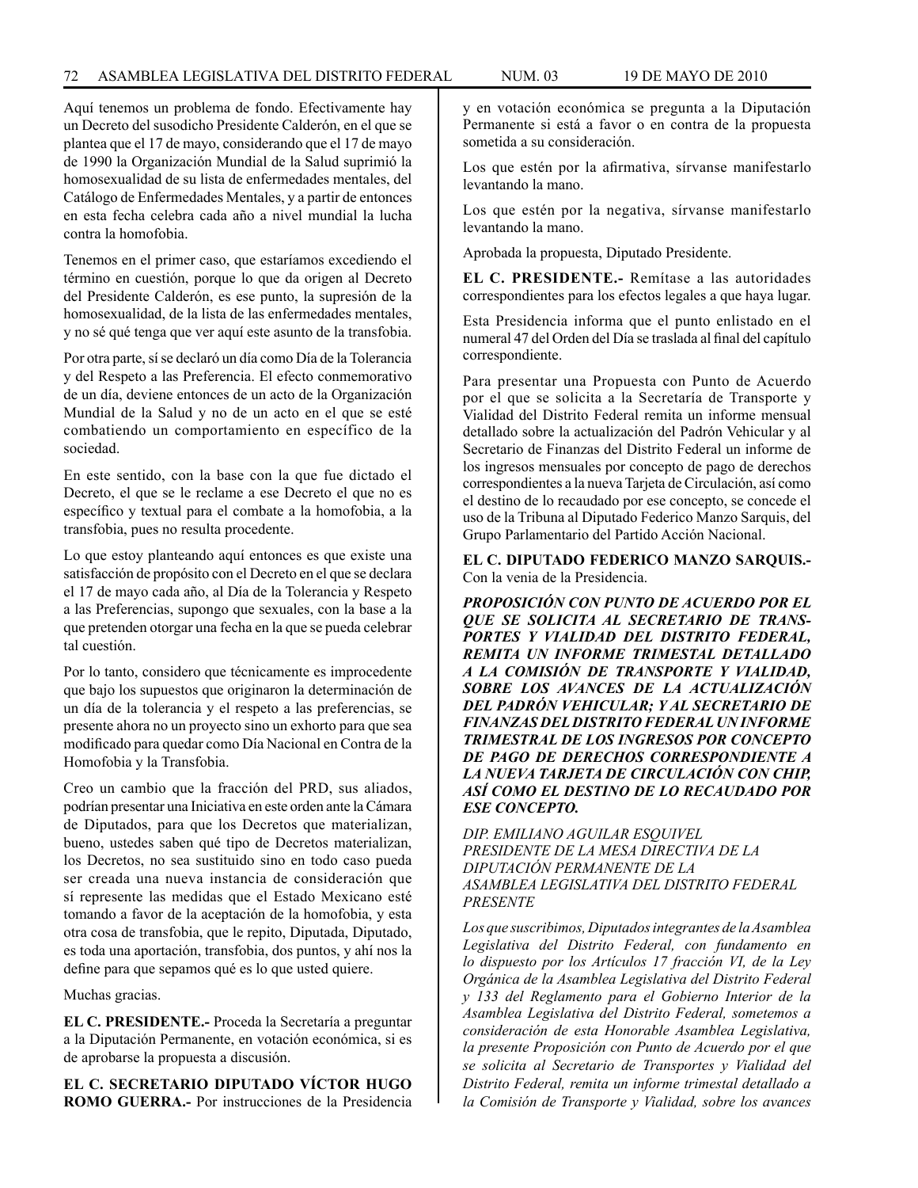Aquí tenemos un problema de fondo. Efectivamente hay un Decreto del susodicho Presidente Calderón, en el que se plantea que el 17 de mayo, considerando que el 17 de mayo de 1990 la Organización Mundial de la Salud suprimió la homosexualidad de su lista de enfermedades mentales, del Catálogo de Enfermedades Mentales, y a partir de entonces en esta fecha celebra cada año a nivel mundial la lucha contra la homofobia.

Tenemos en el primer caso, que estaríamos excediendo el término en cuestión, porque lo que da origen al Decreto del Presidente Calderón, es ese punto, la supresión de la homosexualidad, de la lista de las enfermedades mentales, y no sé qué tenga que ver aquí este asunto de la transfobia.

Por otra parte, sí se declaró un día como Día de la Tolerancia y del Respeto a las Preferencia. El efecto conmemorativo de un día, deviene entonces de un acto de la Organización Mundial de la Salud y no de un acto en el que se esté combatiendo un comportamiento en específico de la sociedad.

En este sentido, con la base con la que fue dictado el Decreto, el que se le reclame a ese Decreto el que no es específico y textual para el combate a la homofobia, a la transfobia, pues no resulta procedente.

Lo que estoy planteando aquí entonces es que existe una satisfacción de propósito con el Decreto en el que se declara el 17 de mayo cada año, al Día de la Tolerancia y Respeto a las Preferencias, supongo que sexuales, con la base a la que pretenden otorgar una fecha en la que se pueda celebrar tal cuestión.

Por lo tanto, considero que técnicamente es improcedente que bajo los supuestos que originaron la determinación de un día de la tolerancia y el respeto a las preferencias, se presente ahora no un proyecto sino un exhorto para que sea modificado para quedar como Día Nacional en Contra de la Homofobia y la Transfobia.

Creo un cambio que la fracción del PRD, sus aliados, podrían presentar una Iniciativa en este orden ante la Cámara de Diputados, para que los Decretos que materializan, bueno, ustedes saben qué tipo de Decretos materializan, los Decretos, no sea sustituido sino en todo caso pueda ser creada una nueva instancia de consideración que sí represente las medidas que el Estado Mexicano esté tomando a favor de la aceptación de la homofobia, y esta otra cosa de transfobia, que le repito, Diputada, Diputado, es toda una aportación, transfobia, dos puntos, y ahí nos la define para que sepamos qué es lo que usted quiere.

Muchas gracias.

**EL C. PRESIDENTE.-** Proceda la Secretaría a preguntar a la Diputación Permanente, en votación económica, si es de aprobarse la propuesta a discusión.

**EL C. SECRETARIO DIPUTADO VÍCTOR HUGO ROMO GUERRA.-** Por instrucciones de la Presidencia y en votación económica se pregunta a la Diputación Permanente si está a favor o en contra de la propuesta sometida a su consideración.

Los que estén por la afirmativa, sírvanse manifestarlo levantando la mano.

Los que estén por la negativa, sírvanse manifestarlo levantando la mano.

Aprobada la propuesta, Diputado Presidente.

**EL C. PRESIDENTE.-** Remítase a las autoridades correspondientes para los efectos legales a que haya lugar.

Esta Presidencia informa que el punto enlistado en el numeral 47 del Orden del Día se traslada al final del capítulo correspondiente.

Para presentar una Propuesta con Punto de Acuerdo por el que se solicita a la Secretaría de Transporte y Vialidad del Distrito Federal remita un informe mensual detallado sobre la actualización del Padrón Vehicular y al Secretario de Finanzas del Distrito Federal un informe de los ingresos mensuales por concepto de pago de derechos correspondientes a la nueva Tarjeta de Circulación, así como el destino de lo recaudado por ese concepto, se concede el uso de la Tribuna al Diputado Federico Manzo Sarquis, del Grupo Parlamentario del Partido Acción Nacional.

**EL C. DIPUTADO FEDERICO MANZO SARQUIS.-** Con la venia de la Presidencia.

***PROPOSICIÓN CON PUNTO DE ACUERDO POR EL QUE SE SOLICITA AL SECRETARIO DE TRANSPORTES Y VIALIDAD DEL DISTRITO FEDERAL, REMITA UN INFORME TRIMESTAL DETALLADO A LA COMISIÓN DE TRANSPORTE Y VIALIDAD, SOBRE LOS AVANCES DE LA ACTUALIZACIÓN DEL PADRÓN VEHICULAR; Y AL SECRETARIO DE FINANZAS DEL DISTRITO FEDERAL UN INFORME TRIMESTRAL DE LOS INGRESOS POR CONCEPTO DE PAGO DE DERECHOS CORRESPONDIENTE A LA NUEVA TARJETA DE CIRCULACIÓN CON CHIP, ASÍ COMO EL DESTINO DE LO RECAUDADO POR ESE CONCEPTO.***

*DIP. EMILIANO AGUILAR ESQUIVEL*
*PRESIDENTE DE LA MESA DIRECTIVA DE LA DIPUTACIÓN PERMANENTE DE LA ASAMBLEA LEGISLATIVA DEL DISTRITO FEDERAL*
*PRESENTE*

*Los que suscribimos, Diputados integrantes de la Asamblea Legislativa del Distrito Federal, con fundamento en lo dispuesto por los Artículos 17 fracción VI, de la Ley Orgánica de la Asamblea Legislativa del Distrito Federal y 133 del Reglamento para el Gobierno Interior de la Asamblea Legislativa del Distrito Federal, sometemos a consideración de esta Honorable Asamblea Legislativa, la presente Proposición con Punto de Acuerdo por el que se solicita al Secretario de Transportes y Vialidad del Distrito Federal, remita un informe trimestal detallado a la Comisión de Transporte y Vialidad, sobre los avances*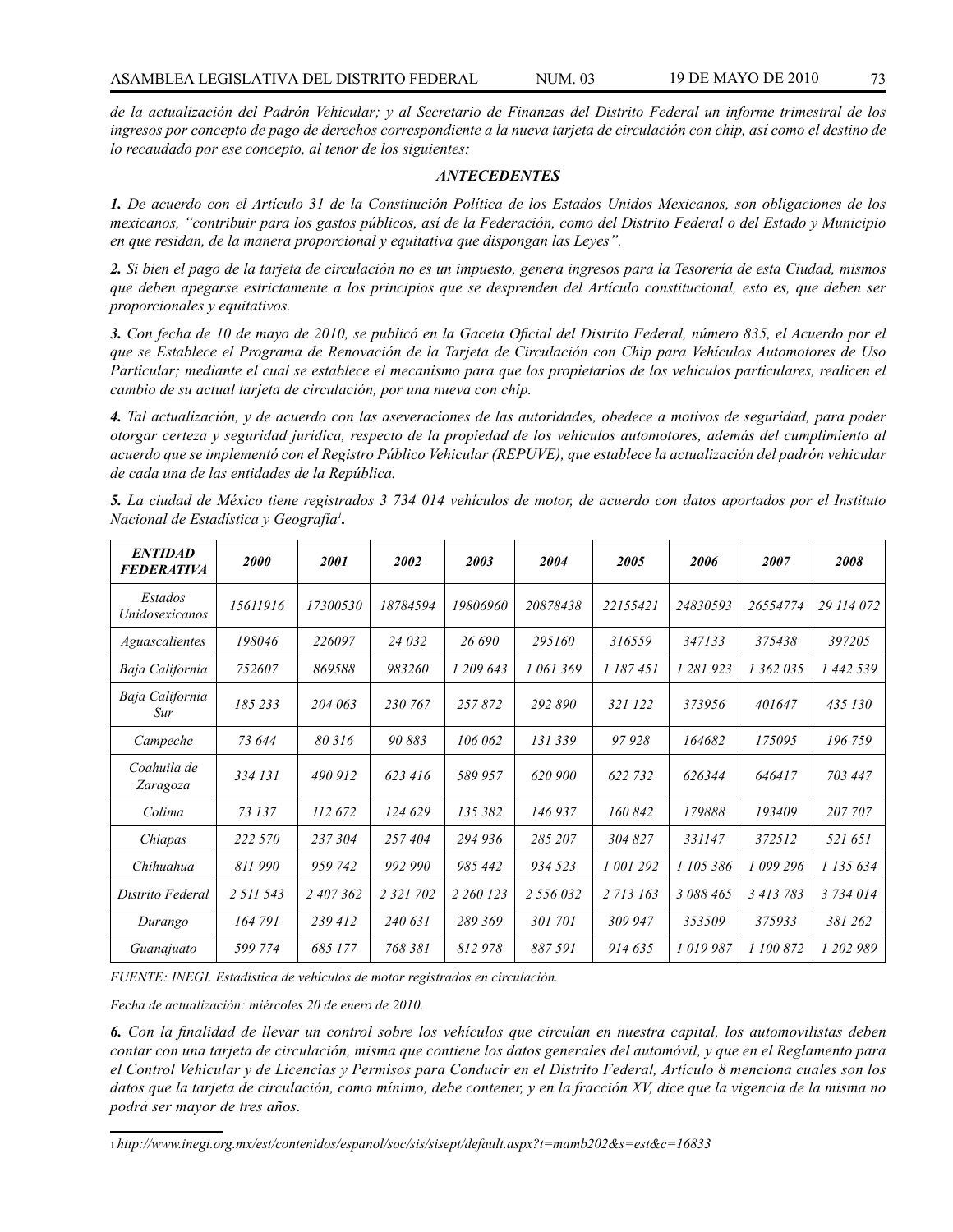*de la actualización del Padrón Vehicular; y al Secretario de Finanzas del Distrito Federal un informe trimestral de los ingresos por concepto de pago de derechos correspondiente a la nueva tarjeta de circulación con chip, así como el destino de lo recaudado por ese concepto, al tenor de los siguientes:*

### *ANTECEDENTES*

***1.*** *De acuerdo con el Artículo 31 de la Constitución Política de los Estados Unidos Mexicanos, son obligaciones de los mexicanos, "contribuir para los gastos públicos, así de la Federación, como del Distrito Federal o del Estado y Municipio en que residan, de la manera proporcional y equitativa que dispongan las Leyes".*

***2.*** *Si bien el pago de la tarjeta de circulación no es un impuesto, genera ingresos para la Tesorería de esta Ciudad, mismos que deben apegarse estrictamente a los principios que se desprenden del Artículo constitucional, esto es, que deben ser proporcionales y equitativos.*

***3.*** *Con fecha de 10 de mayo de 2010, se publicó en la Gaceta Oficial del Distrito Federal, número 835, el Acuerdo por el que se Establece el Programa de Renovación de la Tarjeta de Circulación con Chip para Vehículos Automotores de Uso Particular; mediante el cual se establece el mecanismo para que los propietarios de los vehículos particulares, realicen el cambio de su actual tarjeta de circulación, por una nueva con chip.*

***4.*** *Tal actualización, y de acuerdo con las aseveraciones de las autoridades, obedece a motivos de seguridad, para poder otorgar certeza y seguridad jurídica, respecto de la propiedad de los vehículos automotores, además del cumplimiento al acuerdo que se implementó con el Registro Público Vehicular (REPUVE), que establece la actualización del padrón vehicular de cada una de las entidades de la República.*

***5.*** *La ciudad de México tiene registrados 3 734 014 vehículos de motor, de acuerdo con datos aportados por el Instituto Nacional de Estadística y Geografía*[1]**.**

| *ENTIDAD FEDERATIVA* | *2000* | *2001* | *2002* | *2003* | *2004* | *2005* | *2006* | *2007* | *2008* |
|---|---|---|---|---|---|---|---|---|---|
| *Estados Unidosexicanos* | *15611916* | *17300530* | *18784594* | *19806960* | *20878438* | *22155421* | *24830593* | *26554774* | *29 114 072* |
| *Aguascalientes* | *198046* | *226097* | *24 032* | *26 690* | *295160* | *316559* | *347133* | *375438* | *397205* |
| *Baja California* | *752607* | *869588* | *983260* | *1 209 643* | *1 061 369* | *1 187 451* | *1 281 923* | *1 362 035* | *1 442 539* |
| *Baja California Sur* | *185 233* | *204 063* | *230 767* | *257 872* | *292 890* | *321 122* | *373956* | *401647* | *435 130* |
| *Campeche* | *73 644* | *80 316* | *90 883* | *106 062* | *131 339* | *97 928* | *164682* | *175095* | *196 759* |
| *Coahuila de Zaragoza* | *334 131* | *490 912* | *623 416* | *589 957* | *620 900* | *622 732* | *626344* | *646417* | *703 447* |
| *Colima* | *73 137* | *112 672* | *124 629* | *135 382* | *146 937* | *160 842* | *179888* | *193409* | *207 707* |
| *Chiapas* | *222 570* | *237 304* | *257 404* | *294 936* | *285 207* | *304 827* | *331147* | *372512* | *521 651* |
| *Chihuahua* | *811 990* | *959 742* | *992 990* | *985 442* | *934 523* | *1 001 292* | *1 105 386* | *1 099 296* | *1 135 634* |
| *Distrito Federal* | *2 511 543* | *2 407 362* | *2 321 702* | *2 260 123* | *2 556 032* | *2 713 163* | *3 088 465* | *3 413 783* | *3 734 014* |
| *Durango* | *164 791* | *239 412* | *240 631* | *289 369* | *301 701* | *309 947* | *353509* | *375933* | *381 262* |
| *Guanajuato* | *599 774* | *685 177* | *768 381* | *812 978* | *887 591* | *914 635* | *1 019 987* | *1 100 872* | *1 202 989* |

*FUENTE: INEGI. Estadística de vehículos de motor registrados en circulación.*

*Fecha de actualización: miércoles 20 de enero de 2010.*

***6.*** *Con la finalidad de llevar un control sobre los vehículos que circulan en nuestra capital, los automovilistas deben contar con una tarjeta de circulación, misma que contiene los datos generales del automóvil, y que en el Reglamento para el Control Vehicular y de Licencias y Permisos para Conducir en el Distrito Federal, Artículo 8 menciona cuales son los datos que la tarjeta de circulación, como mínimo, debe contener, y en la fracción XV, dice que la vigencia de la misma no podrá ser mayor de tres años.*

---

[1] *http://www.inegi.org.mx/est/contenidos/espanol/soc/sis/sisept/default.aspx?t=mamb202&s=est&c=16833*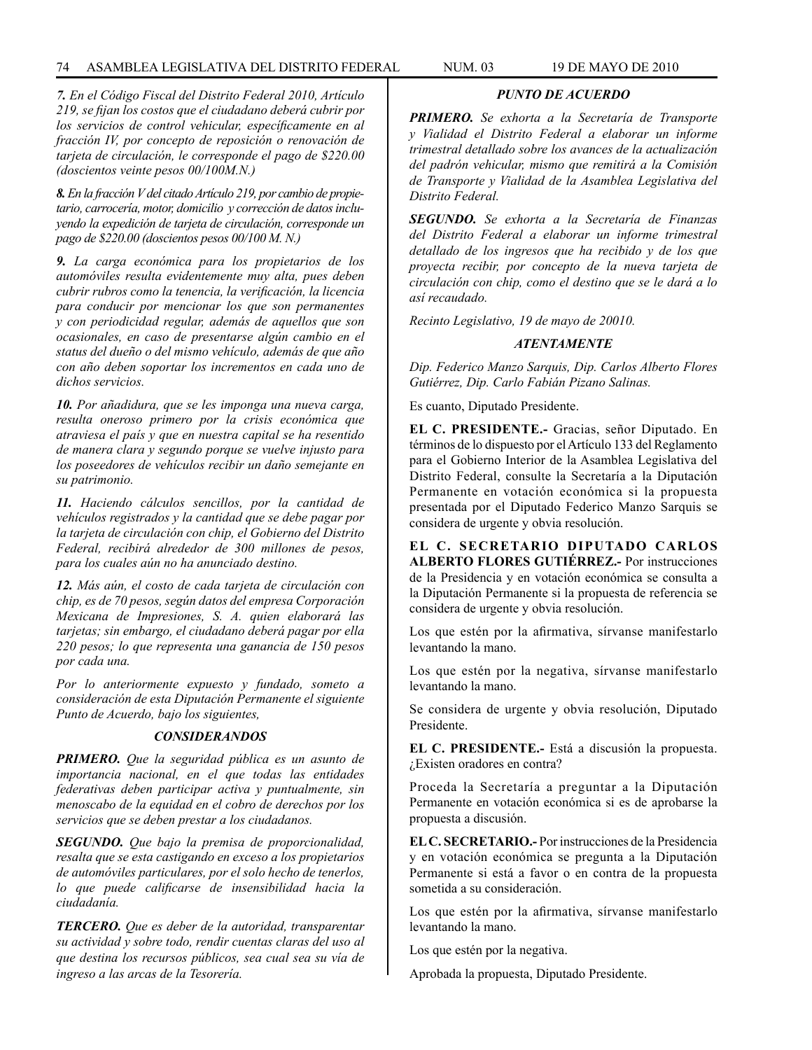*7. En el Código Fiscal del Distrito Federal 2010, Artículo 219, se fijan los costos que el ciudadano deberá cubrir por los servicios de control vehicular, específicamente en al fracción IV, por concepto de reposición o renovación de tarjeta de circulación, le corresponde el pago de $220.00 (doscientos veinte pesos 00/100M.N.)*

*8. En la fracción V del citado Artículo 219, por cambio de propietario, carrocería, motor, domicilio y corrección de datos incluyendo la expedición de tarjeta de circulación, corresponde un pago de $220.00 (doscientos pesos 00/100 M. N.)*

*9. La carga económica para los propietarios de los automóviles resulta evidentemente muy alta, pues deben cubrir rubros como la tenencia, la verificación, la licencia para conducir por mencionar los que son permanentes y con periodicidad regular, además de aquellos que son ocasionales, en caso de presentarse algún cambio en el status del dueño o del mismo vehículo, además de que año con año deben soportar los incrementos en cada uno de dichos servicios.*

*10. Por añadidura, que se les imponga una nueva carga, resulta oneroso primero por la crisis económica que atraviesa el país y que en nuestra capital se ha resentido de manera clara y segundo porque se vuelve injusto para los poseedores de vehículos recibir un daño semejante en su patrimonio.*

*11. Haciendo cálculos sencillos, por la cantidad de vehículos registrados y la cantidad que se debe pagar por la tarjeta de circulación con chip, el Gobierno del Distrito Federal, recibirá alrededor de 300 millones de pesos, para los cuales aún no ha anunciado destino.*

*12. Más aún, el costo de cada tarjeta de circulación con chip, es de 70 pesos, según datos del empresa Corporación Mexicana de Impresiones, S. A. quien elaborará las tarjetas; sin embargo, el ciudadano deberá pagar por ella 220 pesos; lo que representa una ganancia de 150 pesos por cada una.*

*Por lo anteriormente expuesto y fundado, someto a consideración de esta Diputación Permanente el siguiente Punto de Acuerdo, bajo los siguientes,*

***CONSIDERANDOS***

***PRIMERO.*** *Que la seguridad pública es un asunto de importancia nacional, en el que todas las entidades federativas deben participar activa y puntualmente, sin menoscabo de la equidad en el cobro de derechos por los servicios que se deben prestar a los ciudadanos.*

***SEGUNDO.*** *Que bajo la premisa de proporcionalidad, resalta que se esta castigando en exceso a los propietarios de automóviles particulares, por el solo hecho de tenerlos, lo que puede calificarse de insensibilidad hacia la ciudadanía.*

***TERCERO.*** *Que es deber de la autoridad, transparentar su actividad y sobre todo, rendir cuentas claras del uso al que destina los recursos públicos, sea cual sea su vía de ingreso a las arcas de la Tesorería.*

***PUNTO DE ACUERDO***

***PRIMERO.*** *Se exhorta a la Secretaría de Transporte y Vialidad el Distrito Federal a elaborar un informe trimestral detallado sobre los avances de la actualización del padrón vehicular, mismo que remitirá a la Comisión de Transporte y Vialidad de la Asamblea Legislativa del Distrito Federal.*

***SEGUNDO.*** *Se exhorta a la Secretaría de Finanzas del Distrito Federal a elaborar un informe trimestral detallado de los ingresos que ha recibido y de los que proyecta recibir, por concepto de la nueva tarjeta de circulación con chip, como el destino que se le dará a lo así recaudado.*

*Recinto Legislativo, 19 de mayo de 20010.*

***ATENTAMENTE***

*Dip. Federico Manzo Sarquis, Dip. Carlos Alberto Flores Gutiérrez, Dip. Carlo Fabián Pizano Salinas.*

Es cuanto, Diputado Presidente.

**EL C. PRESIDENTE.-** Gracias, señor Diputado. En términos de lo dispuesto por el Artículo 133 del Reglamento para el Gobierno Interior de la Asamblea Legislativa del Distrito Federal, consulte la Secretaría a la Diputación Permanente en votación económica si la propuesta presentada por el Diputado Federico Manzo Sarquis se considera de urgente y obvia resolución.

**EL C. SECRETARIO DIPUTADO CARLOS ALBERTO FLORES GUTIÉRREZ.-** Por instrucciones de la Presidencia y en votación económica se consulta a la Diputación Permanente si la propuesta de referencia se considera de urgente y obvia resolución.

Los que estén por la afirmativa, sírvanse manifestarlo levantando la mano.

Los que estén por la negativa, sírvanse manifestarlo levantando la mano.

Se considera de urgente y obvia resolución, Diputado Presidente.

**EL C. PRESIDENTE.-** Está a discusión la propuesta. ¿Existen oradores en contra?

Proceda la Secretaría a preguntar a la Diputación Permanente en votación económica si es de aprobarse la propuesta a discusión.

**EL C. SECRETARIO.-** Por instrucciones de la Presidencia y en votación económica se pregunta a la Diputación Permanente si está a favor o en contra de la propuesta sometida a su consideración.

Los que estén por la afirmativa, sírvanse manifestarlo levantando la mano.

Los que estén por la negativa.

Aprobada la propuesta, Diputado Presidente.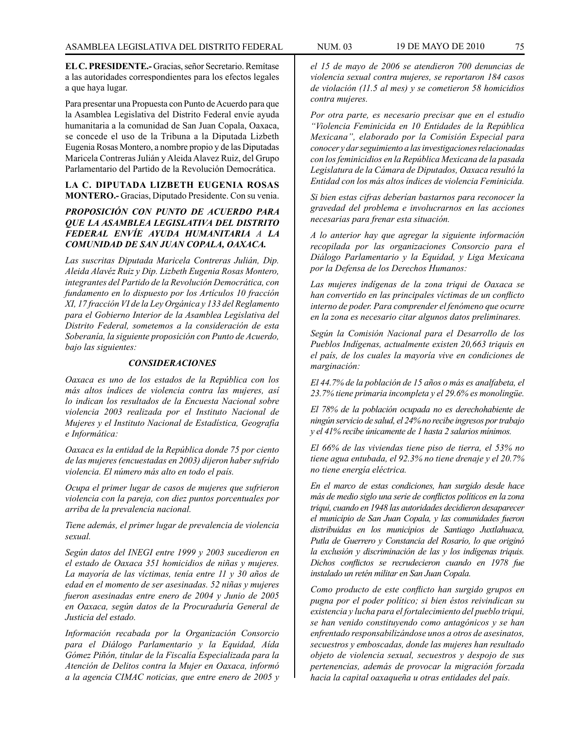**EL C. PRESIDENTE.-** Gracias, señor Secretario. Remítase a las autoridades correspondientes para los efectos legales a que haya lugar.

Para presentar una Propuesta con Punto de Acuerdo para que la Asamblea Legislativa del Distrito Federal envíe ayuda humanitaria a la comunidad de San Juan Copala, Oaxaca, se concede el uso de la Tribuna a la Diputada Lizbeth Eugenia Rosas Montero, a nombre propio y de las Diputadas Maricela Contreras Julián y Aleida Alavez Ruiz, del Grupo Parlamentario del Partido de la Revolución Democrática.

**LA C. DIPUTADA LIZBETH EUGENIA ROSAS MONTERO.-** Gracias, Diputado Presidente. Con su venia.

***PROPOSICIÓN CON PUNTO DE ACUERDO PARA QUE LA ASAMBLEA LEGISLATIVA DEL DISTRITO FEDERAL ENVÍE AYUDA HUMANITARIA** A **LA COMUNIDAD DE SAN JUAN COPALA, OAXACA.***

*Las suscritas Diputada Maricela Contreras Julián, Dip. Aleida Alavéz Ruiz y Dip. Lizbeth Eugenia Rosas Montero, integrantes del Partido de la Revolución Democrática, con fundamento en lo dispuesto por los Artículos 10 fracción XI, 17 fracción VI de la Ley Orgánica y 133 del Reglamento para el Gobierno Interior de la Asamblea Legislativa del Distrito Federal, sometemos a la consideración de esta Soberanía, la siguiente proposición con Punto de Acuerdo, bajo las siguientes:*

***CONSIDERACIONES***

*Oaxaca es uno de los estados de la República con los más altos índices de violencia contra las mujeres, así lo indican los resultados de la Encuesta Nacional sobre violencia 2003 realizada por el Instituto Nacional de Mujeres y el Instituto Nacional de Estadística, Geografía e Informática:*

*Oaxaca es la entidad de la República donde 75 por ciento de las mujeres (encuestadas en 2003) dijeron haber sufrido violencia. El número más alto en todo el país.*

*Ocupa el primer lugar de casos de mujeres que sufrieron violencia con la pareja, con diez puntos porcentuales por arriba de la prevalencia nacional.*

*Tiene además, el primer lugar de prevalencia de violencia sexual.*

*Según datos del INEGI entre 1999 y 2003 sucedieron en el estado de Oaxaca 351 homicidios de niñas y mujeres. La mayoría de las víctimas, tenía entre 11 y 30 años de edad en el momento de ser asesinadas. 52 niñas y mujeres fueron asesinadas entre enero de 2004 y Junio de 2005 en Oaxaca, según datos de la Procuraduría General de Justicia del estado.*

*Información recabada por la Organización Consorcio para el Diálogo Parlamentario y la Equidad, Aída Gómez Piñón, titular de la Fiscalía Especializada para la Atención de Delitos contra la Mujer en Oaxaca, informó a la agencia CIMAC noticias, que entre enero de 2005 y el 15 de mayo de 2006 se atendieron 700 denuncias de violencia sexual contra mujeres, se reportaron 184 casos de violación (11.5 al mes) y se cometieron 58 homicidios contra mujeres.*

*Por otra parte, es necesario precisar que en el estudio "Violencia Feminicida en 10 Entidades de la República Mexicana", elaborado por la Comisión Especial para conocer y dar seguimiento a las investigaciones relacionadas con los feminicidios en la República Mexicana de la pasada Legislatura de la Cámara de Diputados, Oaxaca resultó la Entidad con los más altos índices de violencia Feminicida.*

*Si bien estas cifras deberían bastarnos para reconocer la gravedad del problema e involucrarnos en las acciones necesarias para frenar esta situación.*

*A lo anterior hay que agregar la siguiente información recopilada por las organizaciones Consorcio para el Diálogo Parlamentario y la Equidad, y Liga Mexicana por la Defensa de los Derechos Humanos:*

*Las mujeres indígenas de la zona triqui de Oaxaca se han convertido en las principales víctimas de un conflicto interno de poder. Para comprender el fenómeno que ocurre en la zona es necesario citar algunos datos preliminares.*

*Según la Comisión Nacional para el Desarrollo de los Pueblos Indígenas, actualmente existen 20,663 triquis en el país, de los cuales la mayoría vive en condiciones de marginación:*

*El 44.7% de la población de 15 años o más es analfabeta, el 23.7% tiene primaria incompleta y el 29.6% es monolingüe.*

*El 78% de la población ocupada no es derechohabiente de ningún servicio de salud, el 24% no recibe ingresos por trabajo y el 41% recibe únicamente de 1 hasta 2 salarios mínimos.*

*El 66% de las viviendas tiene piso de tierra, el 53% no tiene agua entubada, el 92.3% no tiene drenaje y el 20.7% no tiene energía eléctrica.*

*En el marco de estas condiciones, han surgido desde hace más de medio siglo una serie de conflictos políticos en la zona triqui, cuando en 1948 las autoridades decidieron desaparecer el municipio de San Juan Copala, y las comunidades fueron distribuidas en los municipios de Santiago Juxtlahuaca, Putla de Guerrero y Constancia del Rosario, lo que originó la exclusión y discriminación de las y los indígenas triquis. Dichos conflictos se recrudecieron cuando en 1978 fue instalado un retén militar en San Juan Copala.*

*Como producto de este conflicto han surgido grupos en pugna por el poder político; si bien éstos reivindican su existencia y lucha para el fortalecimiento del pueblo triqui, se han venido constituyendo como antagónicos y se han enfrentado responsabilizándose unos a otros de asesinatos, secuestros y emboscadas, donde las mujeres han resultado objeto de violencia sexual, secuestros y despojo de sus pertenencias, además de provocar la migración forzada hacia la capital oaxaqueña u otras entidades del país.*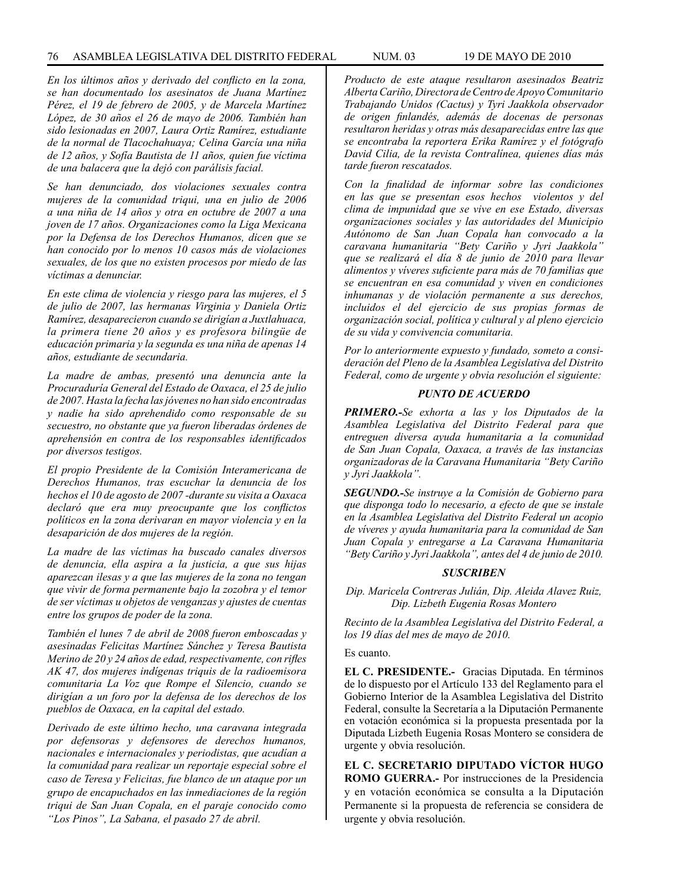*En los últimos años y derivado del conflicto en la zona, se han documentado los asesinatos de Juana Martínez Pérez, el 19 de febrero de 2005, y de Marcela Martínez López, de 30 años el 26 de mayo de 2006. También han sido lesionadas en 2007, Laura Ortiz Ramírez, estudiante de la normal de Tlacochahuaya; Celina García una niña de 12 años, y Sofía Bautista de 11 años, quien fue víctima de una balacera que la dejó con parálisis facial.*

*Se han denunciado, dos violaciones sexuales contra mujeres de la comunidad triqui, una en julio de 2006 a una niña de 14 años y otra en octubre de 2007 a una joven de 17 años. Organizaciones como la Liga Mexicana por la Defensa de los Derechos Humanos, dicen que se han conocido por lo menos 10 casos más de violaciones sexuales, de los que no existen procesos por miedo de las víctimas a denunciar.*

*En este clima de violencia y riesgo para las mujeres, el 5 de julio de 2007, las hermanas Virginia y Daniela Ortiz Ramírez, desaparecieron cuando se dirigían a Juxtlahuaca, la primera tiene 20 años y es profesora bilingüe de educación primaria y la segunda es una niña de apenas 14 años, estudiante de secundaria.*

*La madre de ambas, presentó una denuncia ante la Procuraduría General del Estado de Oaxaca, el 25 de julio de 2007. Hasta la fecha las jóvenes no han sido encontradas y nadie ha sido aprehendido como responsable de su secuestro, no obstante que ya fueron liberadas órdenes de aprehensión en contra de los responsables identificados por diversos testigos.*

*El propio Presidente de la Comisión Interamericana de Derechos Humanos, tras escuchar la denuncia de los hechos el 10 de agosto de 2007 -durante su visita a Oaxaca declaró que era muy preocupante que los conflictos políticos en la zona derivaran en mayor violencia y en la desaparición de dos mujeres de la región.*

*La madre de las víctimas ha buscado canales diversos de denuncia, ella aspira a la justicia, a que sus hijas aparezcan ilesas y a que las mujeres de la zona no tengan que vivir de forma permanente bajo la zozobra y el temor de ser víctimas u objetos de venganzas y ajustes de cuentas entre los grupos de poder de la zona.*

*También el lunes 7 de abril de 2008 fueron emboscadas y asesinadas Felicitas Martínez Sánchez y Teresa Bautista Merino de 20 y 24 años de edad, respectivamente, con rifles AK 47, dos mujeres indígenas triquis de la radioemisora comunitaria La Voz que Rompe el Silencio, cuando se dirigían a un foro por la defensa de los derechos de los pueblos de Oaxaca, en la capital del estado.*

*Derivado de este último hecho, una caravana integrada por defensoras y defensores de derechos humanos, nacionales e internacionales y periodistas, que acudían a la comunidad para realizar un reportaje especial sobre el caso de Teresa y Felicitas, fue blanco de un ataque por un grupo de encapuchados en las inmediaciones de la región triqui de San Juan Copala, en el paraje conocido como "Los Pinos", La Sabana, el pasado 27 de abril.*

*Producto de este ataque resultaron asesinados Beatriz Alberta Cariño, Directora de Centro de Apoyo Comunitario Trabajando Unidos (Cactus) y Tyri Jaakkola observador de origen finlandés, además de docenas de personas resultaron heridas y otras más desaparecidas entre las que se encontraba la reportera Erika Ramírez y el fotógrafo David Cilia, de la revista Contralínea, quienes días más tarde fueron rescatados.*

*Con la finalidad de informar sobre las condiciones en las que se presentan esos hechos violentos y del clima de impunidad que se vive en ese Estado, diversas organizaciones sociales y las autoridades del Municipio Autónomo de San Juan Copala han convocado a la caravana humanitaria "Bety Cariño y Jyri Jaakkola" que se realizará el día 8 de junio de 2010 para llevar alimentos y víveres suficiente para más de 70 familias que se encuentran en esa comunidad y viven en condiciones inhumanas y de violación permanente a sus derechos, incluidos el del ejercicio de sus propias formas de organización social, política y cultural y al pleno ejercicio de su vida y convivencia comunitaria.*

*Por lo anteriormente expuesto y fundado, someto a consideración del Pleno de la Asamblea Legislativa del Distrito Federal, como de urgente y obvia resolución el siguiente:*

***PUNTO DE ACUERDO***

***PRIMERO.-****Se exhorta a las y los Diputados de la Asamblea Legislativa del Distrito Federal para que entreguen diversa ayuda humanitaria a la comunidad de San Juan Copala, Oaxaca, a través de las instancias organizadoras de la Caravana Humanitaria "Bety Cariño y Jyri Jaakkola".*

***SEGUNDO.-****Se instruye a la Comisión de Gobierno para que disponga todo lo necesario, a efecto de que se instale en la Asamblea Legislativa del Distrito Federal un acopio de víveres y ayuda humanitaria para la comunidad de San Juan Copala y entregarse a La Caravana Humanitaria "Bety Cariño y Jyri Jaakkola", antes del 4 de junio de 2010.*

***SUSCRIBEN***

*Dip. Maricela Contreras Julián, Dip. Aleida Alavez Ruiz, Dip. Lizbeth Eugenia Rosas Montero*

*Recinto de la Asamblea Legislativa del Distrito Federal, a los 19 días del mes de mayo de 2010.*

Es cuanto.

**EL C. PRESIDENTE.-** Gracias Diputada. En términos de lo dispuesto por el Artículo 133 del Reglamento para el Gobierno Interior de la Asamblea Legislativa del Distrito Federal, consulte la Secretaría a la Diputación Permanente en votación económica si la propuesta presentada por la Diputada Lizbeth Eugenia Rosas Montero se considera de urgente y obvia resolución.

**EL C. SECRETARIO DIPUTADO VÍCTOR HUGO ROMO GUERRA.-** Por instrucciones de la Presidencia y en votación económica se consulta a la Diputación Permanente si la propuesta de referencia se considera de urgente y obvia resolución.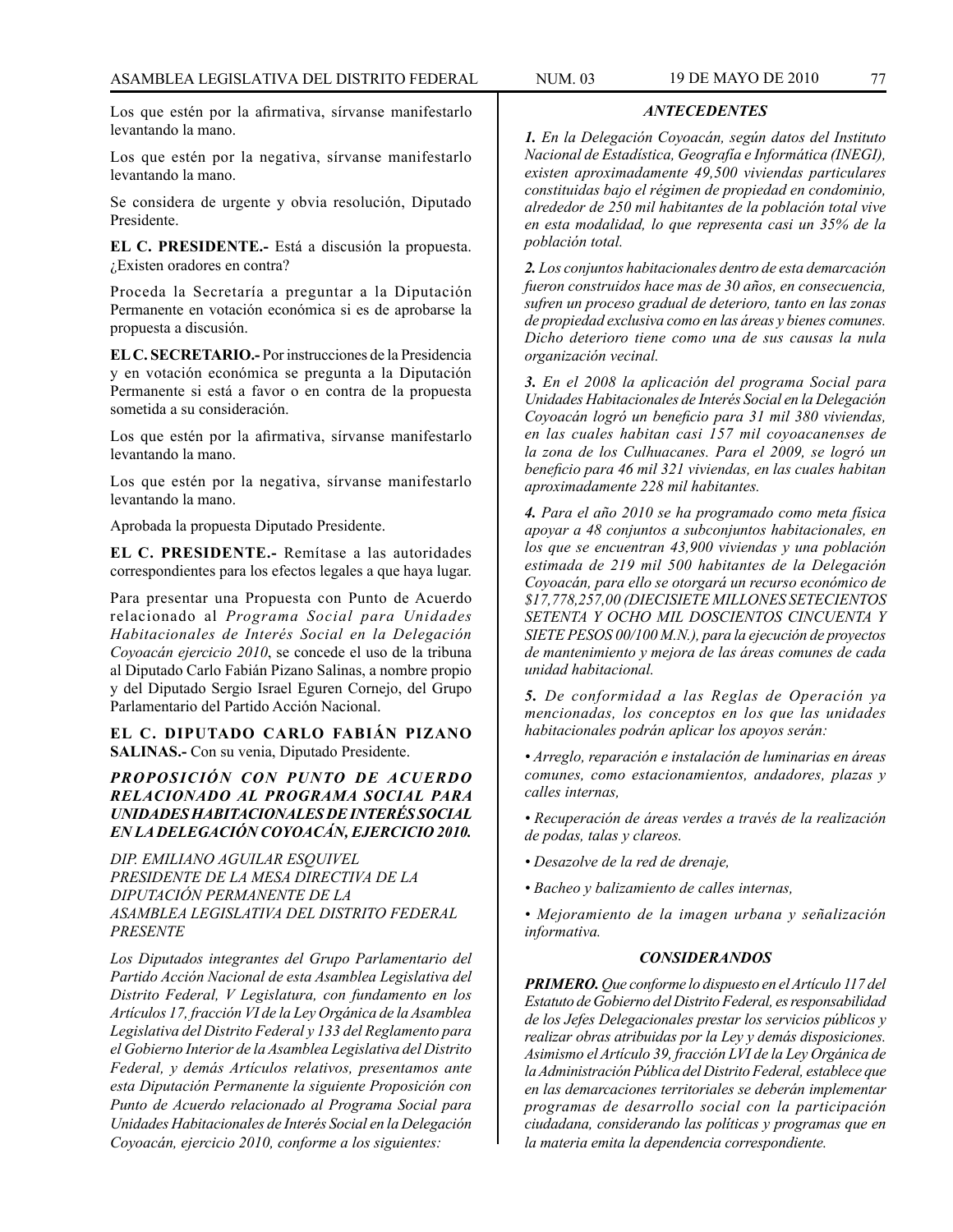Los que estén por la afirmativa, sírvanse manifestarlo levantando la mano.

Los que estén por la negativa, sírvanse manifestarlo levantando la mano.

Se considera de urgente y obvia resolución, Diputado Presidente.

**EL C. PRESIDENTE.-** Está a discusión la propuesta. ¿Existen oradores en contra?

Proceda la Secretaría a preguntar a la Diputación Permanente en votación económica si es de aprobarse la propuesta a discusión.

**EL C. SECRETARIO.-** Por instrucciones de la Presidencia y en votación económica se pregunta a la Diputación Permanente si está a favor o en contra de la propuesta sometida a su consideración.

Los que estén por la afirmativa, sírvanse manifestarlo levantando la mano.

Los que estén por la negativa, sírvanse manifestarlo levantando la mano.

Aprobada la propuesta Diputado Presidente.

**EL C. PRESIDENTE.-** Remítase a las autoridades correspondientes para los efectos legales a que haya lugar.

Para presentar una Propuesta con Punto de Acuerdo relacionado al *Programa Social para Unidades Habitacionales de Interés Social en la Delegación Coyoacán ejercicio 2010*, se concede el uso de la tribuna al Diputado Carlo Fabián Pizano Salinas, a nombre propio y del Diputado Sergio Israel Eguren Cornejo, del Grupo Parlamentario del Partido Acción Nacional.

**EL C. DIPUTADO CARLO FABIÁN PIZANO SALINAS.-** Con su venia, Diputado Presidente.

***PROPOSICIÓN CON PUNTO DE ACUERDO RELACIONADO AL PROGRAMA SOCIAL PARA UNIDADES HABITACIONALES DE INTERÉS SOCIAL EN LA DELEGACIÓN COYOACÁN, EJERCICIO 2010.***

*DIP. EMILIANO AGUILAR ESQUIVEL*
*PRESIDENTE DE LA MESA DIRECTIVA DE LA DIPUTACIÓN PERMANENTE DE LA ASAMBLEA LEGISLATIVA DEL DISTRITO FEDERAL*
*PRESENTE*

*Los Diputados integrantes del Grupo Parlamentario del Partido Acción Nacional de esta Asamblea Legislativa del Distrito Federal, V Legislatura, con fundamento en los Artículos 17, fracción VI de la Ley Orgánica de la Asamblea Legislativa del Distrito Federal y 133 del Reglamento para el Gobierno Interior de la Asamblea Legislativa del Distrito Federal, y demás Artículos relativos, presentamos ante esta Diputación Permanente la siguiente Proposición con Punto de Acuerdo relacionado al Programa Social para Unidades Habitacionales de Interés Social en la Delegación Coyoacán, ejercicio 2010, conforme a los siguientes:*

***ANTECEDENTES***

***1.*** *En la Delegación Coyoacán, según datos del Instituto Nacional de Estadística, Geografía e Informática (INEGI), existen aproximadamente 49,500 viviendas particulares constituidas bajo el régimen de propiedad en condominio, alrededor de 250 mil habitantes de la población total vive en esta modalidad, lo que representa casi un 35% de la población total.*

***2.*** *Los conjuntos habitacionales dentro de esta demarcación fueron construidos hace mas de 30 años, en consecuencia, sufren un proceso gradual de deterioro, tanto en las zonas de propiedad exclusiva como en las áreas y bienes comunes. Dicho deterioro tiene como una de sus causas la nula organización vecinal.*

***3.*** *En el 2008 la aplicación del programa Social para Unidades Habitacionales de Interés Social en la Delegación Coyoacán logró un beneficio para 31 mil 380 viviendas, en las cuales habitan casi 157 mil coyoacanenses de la zona de los Culhuacanes. Para el 2009, se logró un beneficio para 46 mil 321 viviendas, en las cuales habitan aproximadamente 228 mil habitantes.*

***4.*** *Para el año 2010 se ha programado como meta física apoyar a 48 conjuntos a subconjuntos habitacionales, en los que se encuentran 43,900 viviendas y una población estimada de 219 mil 500 habitantes de la Delegación Coyoacán, para ello se otorgará un recurso económico de $17,778,257,00 (DIECISIETE MILLONES SETECIENTOS SETENTA Y OCHO MIL DOSCIENTOS CINCUENTA Y SIETE PESOS 00/100 M.N.), para la ejecución de proyectos de mantenimiento y mejora de las áreas comunes de cada unidad habitacional.*

***5.*** *De conformidad a las Reglas de Operación ya mencionadas, los conceptos en los que las unidades habitacionales podrán aplicar los apoyos serán:*

- *Arreglo, reparación e instalación de luminarias en áreas comunes, como estacionamientos, andadores, plazas y calles internas,*
- *Recuperación de áreas verdes a través de la realización de podas, talas y clareos.*
- *Desazolve de la red de drenaje,*
- *Bacheo y balizamiento de calles internas,*
- *Mejoramiento de la imagen urbana y señalización informativa.*

***CONSIDERANDOS***

***PRIMERO.*** *Que conforme lo dispuesto en el Artículo 117 del Estatuto de Gobierno del Distrito Federal, es responsabilidad de los Jefes Delegacionales prestar los servicios públicos y realizar obras atribuidas por la Ley y demás disposiciones. Asimismo el Artículo 39, fracción LVI de la Ley Orgánica de la Administración Pública del Distrito Federal, establece que en las demarcaciones territoriales se deberán implementar programas de desarrollo social con la participación ciudadana, considerando las políticas y programas que en la materia emita la dependencia correspondiente.*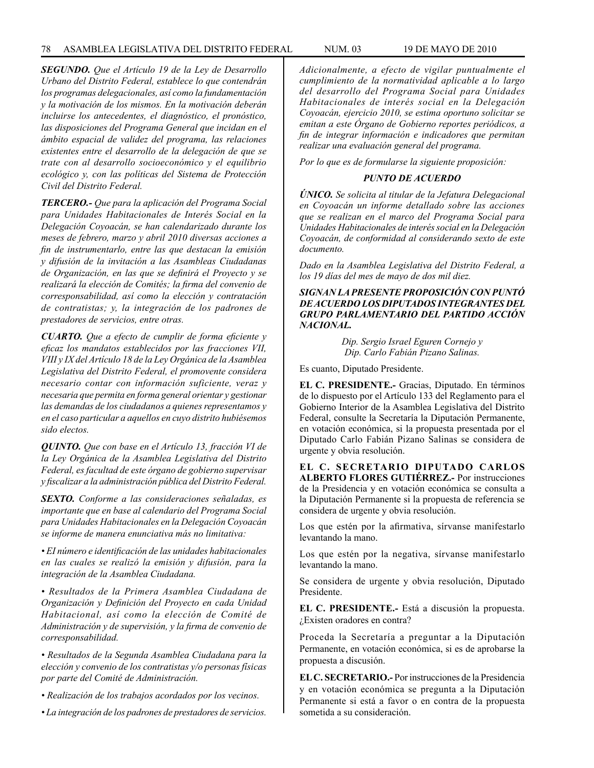***SEGUNDO.*** *Que el Artículo 19 de la Ley de Desarrollo Urbano del Distrito Federal, establece lo que contendrán los programas delegacionales, así como la fundamentación y la motivación de los mismos. En la motivación deberán incluirse los antecedentes, el diagnóstico, el pronóstico, las disposiciones del Programa General que inciden en el ámbito espacial de validez del programa, las relaciones existentes entre el desarrollo de la delegación de que se trate con al desarrollo socioeconómico y el equilibrio ecológico y, con las políticas del Sistema de Protección Civil del Distrito Federal.*

***TERCERO.-*** *Que para la aplicación del Programa Social para Unidades Habitacionales de Interés Social en la Delegación Coyoacán, se han calendarizado durante los meses de febrero, marzo y abril 2010 diversas acciones a fin de instrumentarlo, entre las que destacan la emisión y difusión de la invitación a las Asambleas Ciudadanas de Organización, en las que se definirá el Proyecto y se realizará la elección de Comités; la firma del convenio de corresponsabilidad, así como la elección y contratación de contratistas; y, la integración de los padrones de prestadores de servicios, entre otras.*

***CUARTO.*** *Que a efecto de cumplir de forma eficiente y eficaz los mandatos establecidos por las fracciones VII, VIII y IX del Artículo 18 de la Ley Orgánica de la Asamblea Legislativa del Distrito Federal, el promovente considera necesario contar con información suficiente, veraz y necesaria que permita en forma general orientar y gestionar las demandas de los ciudadanos a quienes representamos y en el caso particular a aquellos en cuyo distrito hubiésemos sido electos.*

***QUINTO.*** *Que con base en el Artículo 13, fracción VI de la Ley Orgánica de la Asamblea Legislativa del Distrito Federal, es facultad de este órgano de gobierno supervisar y fiscalizar a la administración pública del Distrito Federal.*

***SEXTO.*** *Conforme a las consideraciones señaladas, es importante que en base al calendario del Programa Social para Unidades Habitacionales en la Delegación Coyoacán se informe de manera enunciativa más no limitativa:*

- *El número e identificación de las unidades habitacionales en las cuales se realizó la emisión y difusión, para la integración de la Asamblea Ciudadana.*
- *Resultados de la Primera Asamblea Ciudadana de Organización y Definición del Proyecto en cada Unidad Habitacional, así como la elección de Comité de Administración y de supervisión, y la firma de convenio de corresponsabilidad.*
- *Resultados de la Segunda Asamblea Ciudadana para la elección y convenio de los contratistas y/o personas físicas por parte del Comité de Administración.*
- *Realización de los trabajos acordados por los vecinos.*
- *La integración de los padrones de prestadores de servicios.*

*Adicionalmente, a efecto de vigilar puntualmente el cumplimiento de la normatividad aplicable a lo largo del desarrollo del Programa Social para Unidades Habitacionales de interés social en la Delegación Coyoacán, ejercicio 2010, se estima oportuno solicitar se emitan a este Órgano de Gobierno reportes periódicos, a fin de integrar información e indicadores que permitan realizar una evaluación general del programa.*

*Por lo que es de formularse la siguiente proposición:*

***PUNTO DE ACUERDO***

***ÚNICO.*** *Se solicita al titular de la Jefatura Delegacional en Coyoacán un informe detallado sobre las acciones que se realizan en el marco del Programa Social para Unidades Habitacionales de interés social en la Delegación Coyoacán, de conformidad al considerando sexto de este documento.*

*Dado en la Asamblea Legislativa del Distrito Federal, a los 19 días del mes de mayo de dos mil diez.*

***SIGNAN LA PRESENTE PROPOSICIÓN CON PUNTÓ DE ACUERDO LOS DIPUTADOS INTEGRANTES DEL GRUPO PARLAMENTARIO DEL PARTIDO ACCIÓN NACIONAL.***

*Dip. Sergio Israel Eguren Cornejo y*
*Dip. Carlo Fabián Pizano Salinas.*

Es cuanto, Diputado Presidente.

**EL C. PRESIDENTE.-** Gracias, Diputado. En términos de lo dispuesto por el Artículo 133 del Reglamento para el Gobierno Interior de la Asamblea Legislativa del Distrito Federal, consulte la Secretaría la Diputación Permanente, en votación económica, si la propuesta presentada por el Diputado Carlo Fabián Pizano Salinas se considera de urgente y obvia resolución.

**EL C. SECRETARIO DIPUTADO CARLOS ALBERTO FLORES GUTIÉRREZ.-** Por instrucciones de la Presidencia y en votación económica se consulta a la Diputación Permanente si la propuesta de referencia se considera de urgente y obvia resolución.

Los que estén por la afirmativa, sírvanse manifestarlo levantando la mano.

Los que estén por la negativa, sírvanse manifestarlo levantando la mano.

Se considera de urgente y obvia resolución, Diputado Presidente.

**EL C. PRESIDENTE.-** Está a discusión la propuesta. ¿Existen oradores en contra?

Proceda la Secretaría a preguntar a la Diputación Permanente, en votación económica, si es de aprobarse la propuesta a discusión.

**EL C. SECRETARIO.-** Por instrucciones de la Presidencia y en votación económica se pregunta a la Diputación Permanente si está a favor o en contra de la propuesta sometida a su consideración.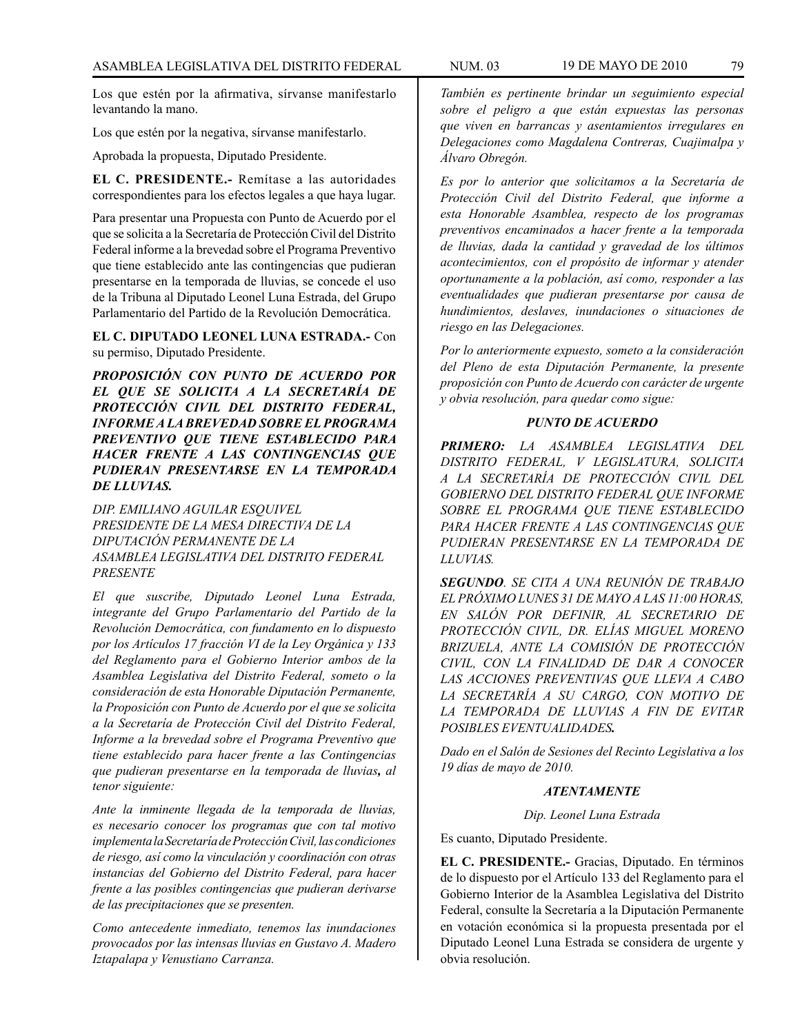Los que estén por la afirmativa, sírvanse manifestarlo levantando la mano.

Los que estén por la negativa, sírvanse manifestarlo.

Aprobada la propuesta, Diputado Presidente.

**EL C. PRESIDENTE.-** Remítase a las autoridades correspondientes para los efectos legales a que haya lugar.

Para presentar una Propuesta con Punto de Acuerdo por el que se solicita a la Secretaría de Protección Civil del Distrito Federal informe a la brevedad sobre el Programa Preventivo que tiene establecido ante las contingencias que pudieran presentarse en la temporada de lluvias, se concede el uso de la Tribuna al Diputado Leonel Luna Estrada, del Grupo Parlamentario del Partido de la Revolución Democrática.

**EL C. DIPUTADO LEONEL LUNA ESTRADA.-** Con su permiso, Diputado Presidente.

***PROPOSICIÓN CON PUNTO DE ACUERDO POR EL QUE SE SOLICITA A LA SECRETARÍA DE PROTECCIÓN CIVIL DEL DISTRITO FEDERAL, INFORME A LA BREVEDAD SOBRE EL PROGRAMA PREVENTIVO QUE TIENE ESTABLECIDO PARA HACER FRENTE A LAS CONTINGENCIAS QUE PUDIERAN PRESENTARSE EN LA TEMPORADA DE LLUVIAS.***

*DIP. EMILIANO AGUILAR ESQUIVEL*
*PRESIDENTE DE LA MESA DIRECTIVA DE LA DIPUTACIÓN PERMANENTE DE LA ASAMBLEA LEGISLATIVA DEL DISTRITO FEDERAL*
*PRESENTE*

*El que suscribe, Diputado Leonel Luna Estrada, integrante del Grupo Parlamentario del Partido de la Revolución Democrática, con fundamento en lo dispuesto por los Artículos 17 fracción VI de la Ley Orgánica y 133 del Reglamento para el Gobierno Interior ambos de la Asamblea Legislativa del Distrito Federal, someto o la consideración de esta Honorable Diputación Permanente, la Proposición con Punto de Acuerdo por el que se solicita a la Secretaría de Protección Civil del Distrito Federal, Informe a la brevedad sobre el Programa Preventivo que tiene establecido para hacer frente a las Contingencias que pudieran presentarse en la temporada de lluvias**,** al tenor siguiente:*

*Ante la inminente llegada de la temporada de lluvias, es necesario conocer los programas que con tal motivo implementa la Secretaría de Protección Civil, las condiciones de riesgo, así como la vinculación y coordinación con otras instancias del Gobierno del Distrito Federal, para hacer frente a las posibles contingencias que pudieran derivarse de las precipitaciones que se presenten.*

*Como antecedente inmediato, tenemos las inundaciones provocados por las intensas lluvias en Gustavo A. Madero Iztapalapa y Venustiano Carranza.*

*También es pertinente brindar un seguimiento especial sobre el peligro a que están expuestas las personas que viven en barrancas y asentamientos irregulares en Delegaciones como Magdalena Contreras, Cuajimalpa y Álvaro Obregón.*

*Es por lo anterior que solicitamos a la Secretaría de Protección Civil del Distrito Federal, que informe a esta Honorable Asamblea, respecto de los programas preventivos encaminados a hacer frente a la temporada de lluvias, dada la cantidad y gravedad de los últimos acontecimientos, con el propósito de informar y atender oportunamente a la población, así como, responder a las eventualidades que pudieran presentarse por causa de hundimientos, deslaves, inundaciones o situaciones de riesgo en las Delegaciones.*

*Por lo anteriormente expuesto, someto a la consideración del Pleno de esta Diputación Permanente, la presente proposición con Punto de Acuerdo con carácter de urgente y obvia resolución, para quedar como sigue:*

***PUNTO DE ACUERDO***

***PRIMERO:** LA ASAMBLEA LEGISLATIVA DEL DISTRITO FEDERAL, V LEGISLATURA, SOLICITA A LA SECRETARÍA DE PROTECCIÓN CIVIL DEL GOBIERNO DEL DISTRITO FEDERAL QUE INFORME SOBRE EL PROGRAMA QUE TIENE ESTABLECIDO PARA HACER FRENTE A LAS CONTINGENCIAS QUE PUDIERAN PRESENTARSE EN LA TEMPORADA DE LLUVIAS.*

***SEGUNDO**. SE CITA A UNA REUNIÓN DE TRABAJO EL PRÓXIMO LUNES 31 DE MAYO A LAS 11:00 HORAS, EN SALÓN POR DEFINIR, AL SECRETARIO DE PROTECCIÓN CIVIL, DR. ELÍAS MIGUEL MORENO BRIZUELA, ANTE LA COMISIÓN DE PROTECCIÓN CIVIL, CON LA FINALIDAD DE DAR A CONOCER LAS ACCIONES PREVENTIVAS QUE LLEVA A CABO LA SECRETARÍA A SU CARGO, CON MOTIVO DE LA TEMPORADA DE LLUVIAS A FIN DE EVITAR POSIBLES EVENTUALIDADES**.***

*Dado en el Salón de Sesiones del Recinto Legislativa a los 19 días de mayo de 2010.*

***ATENTAMENTE***

*Dip. Leonel Luna Estrada*

Es cuanto, Diputado Presidente.

**EL C. PRESIDENTE.-** Gracias, Diputado. En términos de lo dispuesto por el Artículo 133 del Reglamento para el Gobierno Interior de la Asamblea Legislativa del Distrito Federal, consulte la Secretaría a la Diputación Permanente en votación económica si la propuesta presentada por el Diputado Leonel Luna Estrada se considera de urgente y obvia resolución.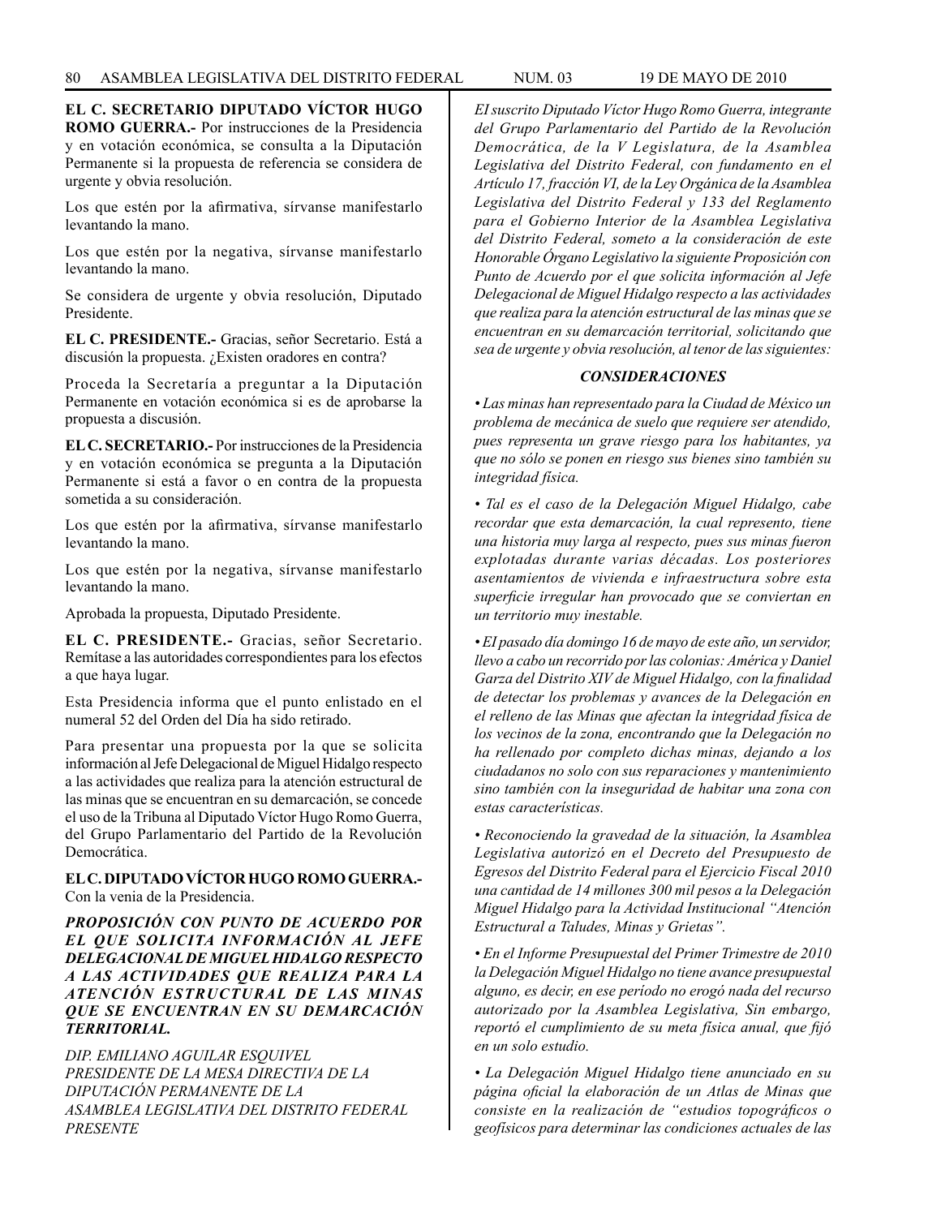**EL C. SECRETARIO DIPUTADO VÍCTOR HUGO ROMO GUERRA.-** Por instrucciones de la Presidencia y en votación económica, se consulta a la Diputación Permanente si la propuesta de referencia se considera de urgente y obvia resolución.

Los que estén por la afirmativa, sírvanse manifestarlo levantando la mano.

Los que estén por la negativa, sírvanse manifestarlo levantando la mano.

Se considera de urgente y obvia resolución, Diputado Presidente.

**EL C. PRESIDENTE.-** Gracias, señor Secretario. Está a discusión la propuesta. ¿Existen oradores en contra?

Proceda la Secretaría a preguntar a la Diputación Permanente en votación económica si es de aprobarse la propuesta a discusión.

**EL C. SECRETARIO.-** Por instrucciones de la Presidencia y en votación económica se pregunta a la Diputación Permanente si está a favor o en contra de la propuesta sometida a su consideración.

Los que estén por la afirmativa, sírvanse manifestarlo levantando la mano.

Los que estén por la negativa, sírvanse manifestarlo levantando la mano.

Aprobada la propuesta, Diputado Presidente.

**EL C. PRESIDENTE.-** Gracias, señor Secretario. Remítase a las autoridades correspondientes para los efectos a que haya lugar.

Esta Presidencia informa que el punto enlistado en el numeral 52 del Orden del Día ha sido retirado.

Para presentar una propuesta por la que se solicita información al Jefe Delegacional de Miguel Hidalgo respecto a las actividades que realiza para la atención estructural de las minas que se encuentran en su demarcación, se concede el uso de la Tribuna al Diputado Víctor Hugo Romo Guerra, del Grupo Parlamentario del Partido de la Revolución Democrática.

**EL C. DIPUTADO VÍCTOR HUGO ROMO GUERRA.-** Con la venia de la Presidencia.

***PROPOSICIÓN CON PUNTO DE ACUERDO POR EL QUE SOLICITA INFORMACIÓN AL JEFE DELEGACIONAL DE MIGUEL HIDALGO RESPECTO A LAS ACTIVIDADES QUE REALIZA PARA LA ATENCIÓN ESTRUCTURAL DE LAS MINAS QUE SE ENCUENTRAN EN SU DEMARCACIÓN TERRITORIAL.***

*DIP. EMILIANO AGUILAR ESQUIVEL*
*PRESIDENTE DE LA MESA DIRECTIVA DE LA DIPUTACIÓN PERMANENTE DE LA ASAMBLEA LEGISLATIVA DEL DISTRITO FEDERAL*
*PRESENTE*

*El suscrito Diputado Víctor Hugo Romo Guerra, integrante del Grupo Parlamentario del Partido de la Revolución Democrática, de la V Legislatura, de la Asamblea Legislativa del Distrito Federal, con fundamento en el Artículo 17, fracción VI, de la Ley Orgánica de la Asamblea Legislativa del Distrito Federal y 133 del Reglamento para el Gobierno Interior de la Asamblea Legislativa del Distrito Federal, someto a la consideración de este Honorable Órgano Legislativo la siguiente Proposición con Punto de Acuerdo por el que solicita información al Jefe Delegacional de Miguel Hidalgo respecto a las actividades que realiza para la atención estructural de las minas que se encuentran en su demarcación territorial, solicitando que sea de urgente y obvia resolución, al tenor de las siguientes:*

***CONSIDERACIONES***

*• Las minas han representado para la Ciudad de México un problema de mecánica de suelo que requiere ser atendido, pues representa un grave riesgo para los habitantes, ya que no sólo se ponen en riesgo sus bienes sino también su integridad física.*

*• Tal es el caso de la Delegación Miguel Hidalgo, cabe recordar que esta demarcación, la cual represento, tiene una historia muy larga al respecto, pues sus minas fueron explotadas durante varias décadas. Los posteriores asentamientos de vivienda e infraestructura sobre esta superficie irregular han provocado que se conviertan en un territorio muy inestable.*

*• El pasado día domingo 16 de mayo de este año, un servidor, llevo a cabo un recorrido por las colonias: América y Daniel Garza del Distrito XIV de Miguel Hidalgo, con la finalidad de detectar los problemas y avances de la Delegación en el relleno de las Minas que afectan la integridad física de los vecinos de la zona, encontrando que la Delegación no ha rellenado por completo dichas minas, dejando a los ciudadanos no solo con sus reparaciones y mantenimiento sino también con la inseguridad de habitar una zona con estas características.*

*• Reconociendo la gravedad de la situación, la Asamblea Legislativa autorizó en el Decreto del Presupuesto de Egresos del Distrito Federal para el Ejercicio Fiscal 2010 una cantidad de 14 millones 300 mil pesos a la Delegación Miguel Hidalgo para la Actividad Institucional "Atención Estructural a Taludes, Minas y Grietas".*

*• En el Informe Presupuestal del Primer Trimestre de 2010 la Delegación Miguel Hidalgo no tiene avance presupuestal alguno, es decir, en ese período no erogó nada del recurso autorizado por la Asamblea Legislativa, Sin embargo, reportó el cumplimiento de su meta física anual, que fijó en un solo estudio.*

*• La Delegación Miguel Hidalgo tiene anunciado en su página oficial la elaboración de un Atlas de Minas que consiste en la realización de "estudios topográficos o geofísicos para determinar las condiciones actuales de las*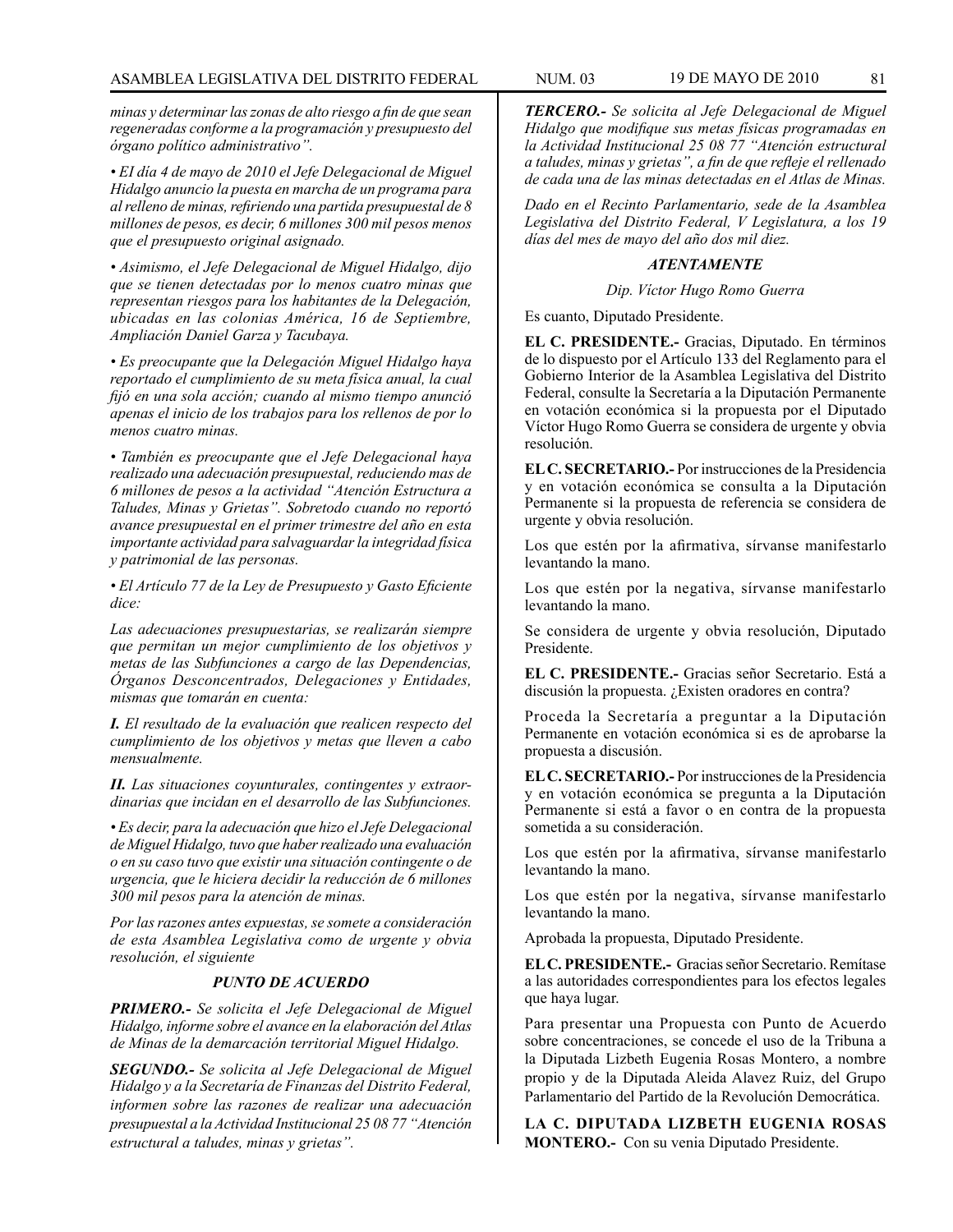*minas y determinar las zonas de alto riesgo a fin de que sean regeneradas conforme a la programación y presupuesto del órgano político administrativo".*

*• El día 4 de mayo de 2010 el Jefe Delegacional de Miguel Hidalgo anuncio la puesta en marcha de un programa para al relleno de minas, refiriendo una partida presupuestal de 8 millones de pesos, es decir, 6 millones 300 mil pesos menos que el presupuesto original asignado.*

*• Asimismo, el Jefe Delegacional de Miguel Hidalgo, dijo que se tienen detectadas por lo menos cuatro minas que representan riesgos para los habitantes de la Delegación, ubicadas en las colonias América, 16 de Septiembre, Ampliación Daniel Garza y Tacubaya.*

*• Es preocupante que la Delegación Miguel Hidalgo haya reportado el cumplimiento de su meta física anual, la cual fijó en una sola acción; cuando al mismo tiempo anunció apenas el inicio de los trabajos para los rellenos de por lo menos cuatro minas.*

*• También es preocupante que el Jefe Delegacional haya realizado una adecuación presupuestal, reduciendo mas de 6 millones de pesos a la actividad "Atención Estructura a Taludes, Minas y Grietas". Sobretodo cuando no reportó avance presupuestal en el primer trimestre del año en esta importante actividad para salvaguardar la integridad física y patrimonial de las personas.*

*• El Artículo 77 de la Ley de Presupuesto y Gasto Eficiente dice:*

*Las adecuaciones presupuestarias, se realizarán siempre que permitan un mejor cumplimiento de los objetivos y metas de las Subfunciones a cargo de las Dependencias, Órganos Desconcentrados, Delegaciones y Entidades, mismas que tomarán en cuenta:*

***I.*** *El resultado de la evaluación que realicen respecto del cumplimiento de los objetivos y metas que lleven a cabo mensualmente.*

***II.*** *Las situaciones coyunturales, contingentes y extraordinarias que incidan en el desarrollo de las Subfunciones.*

*• Es decir, para la adecuación que hizo el Jefe Delegacional de Miguel Hidalgo, tuvo que haber realizado una evaluación o en su caso tuvo que existir una situación contingente o de urgencia, que le hiciera decidir la reducción de 6 millones 300 mil pesos para la atención de minas.*

*Por las razones antes expuestas, se somete a consideración de esta Asamblea Legislativa como de urgente y obvia resolución, el siguiente*

***PUNTO DE ACUERDO***

***PRIMERO.-*** *Se solicita el Jefe Delegacional de Miguel Hidalgo, informe sobre el avance en la elaboración del Atlas de Minas de la demarcación territorial Miguel Hidalgo.*

***SEGUNDO.-*** *Se solicita al Jefe Delegacional de Miguel Hidalgo y a la Secretaría de Finanzas del Distrito Federal, informen sobre las razones de realizar una adecuación presupuestal a la Actividad Institucional 25 08 77 "Atención estructural a taludes, minas y grietas".*

***TERCERO.-*** *Se solicita al Jefe Delegacional de Miguel Hidalgo que modifique sus metas físicas programadas en la Actividad Institucional 25 08 77 "Atención estructural a taludes, minas y grietas", a fin de que refleje el rellenado de cada una de las minas detectadas en el Atlas de Minas.*

*Dado en el Recinto Parlamentario, sede de la Asamblea Legislativa del Distrito Federal, V Legislatura, a los 19 días del mes de mayo del año dos mil diez.*

***ATENTAMENTE***

*Dip. Víctor Hugo Romo Guerra*

Es cuanto, Diputado Presidente.

**EL C. PRESIDENTE.-** Gracias, Diputado. En términos de lo dispuesto por el Artículo 133 del Reglamento para el Gobierno Interior de la Asamblea Legislativa del Distrito Federal, consulte la Secretaría a la Diputación Permanente en votación económica si la propuesta por el Diputado Víctor Hugo Romo Guerra se considera de urgente y obvia resolución.

**EL C. SECRETARIO.-** Por instrucciones de la Presidencia y en votación económica se consulta a la Diputación Permanente si la propuesta de referencia se considera de urgente y obvia resolución.

Los que estén por la afirmativa, sírvanse manifestarlo levantando la mano.

Los que estén por la negativa, sírvanse manifestarlo levantando la mano.

Se considera de urgente y obvia resolución, Diputado Presidente.

**EL C. PRESIDENTE.-** Gracias señor Secretario. Está a discusión la propuesta. ¿Existen oradores en contra?

Proceda la Secretaría a preguntar a la Diputación Permanente en votación económica si es de aprobarse la propuesta a discusión.

**EL C. SECRETARIO.-** Por instrucciones de la Presidencia y en votación económica se pregunta a la Diputación Permanente si está a favor o en contra de la propuesta sometida a su consideración.

Los que estén por la afirmativa, sírvanse manifestarlo levantando la mano.

Los que estén por la negativa, sírvanse manifestarlo levantando la mano.

Aprobada la propuesta, Diputado Presidente.

**EL C. PRESIDENTE.-** Gracias señor Secretario. Remítase a las autoridades correspondientes para los efectos legales que haya lugar.

Para presentar una Propuesta con Punto de Acuerdo sobre concentraciones, se concede el uso de la Tribuna a la Diputada Lizbeth Eugenia Rosas Montero, a nombre propio y de la Diputada Aleida Alavez Ruiz, del Grupo Parlamentario del Partido de la Revolución Democrática.

**LA C. DIPUTADA LIZBETH EUGENIA ROSAS MONTERO.-** Con su venia Diputado Presidente.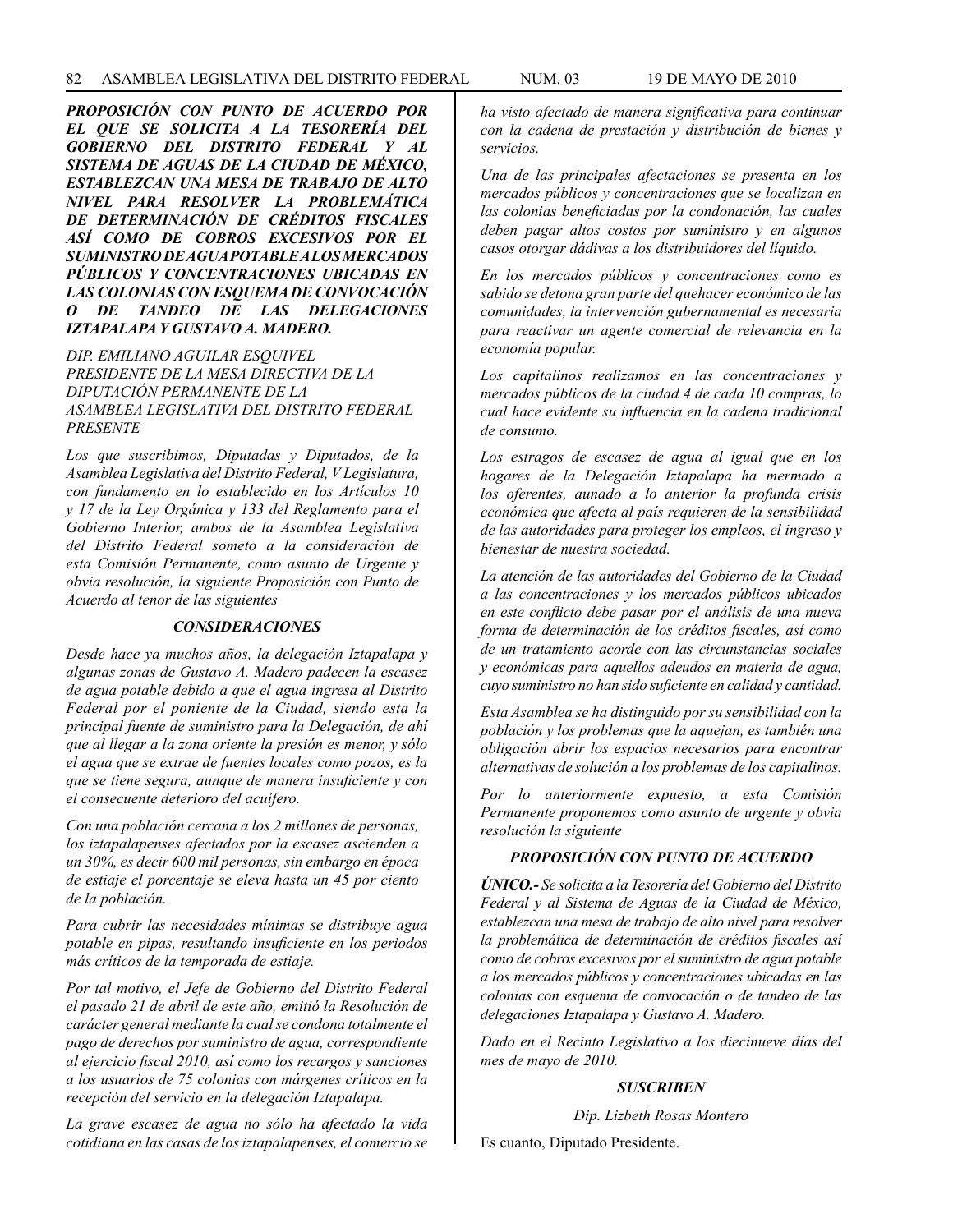***PROPOSICIÓN CON PUNTO DE ACUERDO POR EL QUE SE SOLICITA A LA TESORERÍA DEL GOBIERNO DEL DISTRITO FEDERAL Y AL SISTEMA DE AGUAS DE LA CIUDAD DE MÉXICO, ESTABLEZCAN UNA MESA DE TRABAJO DE ALTO NIVEL PARA RESOLVER LA PROBLEMÁTICA DE DETERMINACIÓN DE CRÉDITOS FISCALES ASÍ COMO DE COBROS EXCESIVOS POR EL SUMINISTRO DE AGUA POTABLE A LOS MERCADOS PÚBLICOS Y CONCENTRACIONES UBICADAS EN LAS COLONIAS CON ESQUEMA DE CONVOCACIÓN O DE TANDEO DE LAS DELEGACIONES IZTAPALAPA Y GUSTAVO A. MADERO.***

*DIP. EMILIANO AGUILAR ESQUIVEL*
*PRESIDENTE DE LA MESA DIRECTIVA DE LA DIPUTACIÓN PERMANENTE DE LA ASAMBLEA LEGISLATIVA DEL DISTRITO FEDERAL*
*PRESENTE*

*Los que suscribimos, Diputadas y Diputados, de la Asamblea Legislativa del Distrito Federal, V Legislatura, con fundamento en lo establecido en los Artículos 10 y 17 de la Ley Orgánica y 133 del Reglamento para el Gobierno Interior, ambos de la Asamblea Legislativa del Distrito Federal someto a la consideración de esta Comisión Permanente, como asunto de Urgente y obvia resolución, la siguiente Proposición con Punto de Acuerdo al tenor de las siguientes*

***CONSIDERACIONES***

*Desde hace ya muchos años, la delegación Iztapalapa y algunas zonas de Gustavo A. Madero padecen la escasez de agua potable debido a que el agua ingresa al Distrito Federal por el poniente de la Ciudad, siendo esta la principal fuente de suministro para la Delegación, de ahí que al llegar a la zona oriente la presión es menor, y sólo el agua que se extrae de fuentes locales como pozos, es la que se tiene segura, aunque de manera insuficiente y con el consecuente deterioro del acuífero.*

*Con una población cercana a los 2 millones de personas, los iztapalapenses afectados por la escasez ascienden a un 30%, es decir 600 mil personas, sin embargo en época de estiaje el porcentaje se eleva hasta un 45 por ciento de la población.*

*Para cubrir las necesidades mínimas se distribuye agua potable en pipas, resultando insuficiente en los periodos más críticos de la temporada de estiaje.*

*Por tal motivo, el Jefe de Gobierno del Distrito Federal el pasado 21 de abril de este año, emitió la Resolución de carácter general mediante la cual se condona totalmente el pago de derechos por suministro de agua, correspondiente al ejercicio fiscal 2010, así como los recargos y sanciones a los usuarios de 75 colonias con márgenes críticos en la recepción del servicio en la delegación Iztapalapa.*

*La grave escasez de agua no sólo ha afectado la vida cotidiana en las casas de los iztapalapenses, el comercio se ha visto afectado de manera significativa para continuar con la cadena de prestación y distribución de bienes y servicios.*

*Una de las principales afectaciones se presenta en los mercados públicos y concentraciones que se localizan en las colonias beneficiadas por la condonación, las cuales deben pagar altos costos por suministro y en algunos casos otorgar dádivas a los distribuidores del líquido.*

*En los mercados públicos y concentraciones como es sabido se detona gran parte del quehacer económico de las comunidades, la intervención gubernamental es necesaria para reactivar un agente comercial de relevancia en la economía popular.*

*Los capitalinos realizamos en las concentraciones y mercados públicos de la ciudad 4 de cada 10 compras, lo cual hace evidente su influencia en la cadena tradicional de consumo.*

*Los estragos de escasez de agua al igual que en los hogares de la Delegación Iztapalapa ha mermado a los oferentes, aunado a lo anterior la profunda crisis económica que afecta al país requieren de la sensibilidad de las autoridades para proteger los empleos, el ingreso y bienestar de nuestra sociedad.*

*La atención de las autoridades del Gobierno de la Ciudad a las concentraciones y los mercados públicos ubicados en este conflicto debe pasar por el análisis de una nueva forma de determinación de los créditos fiscales, así como de un tratamiento acorde con las circunstancias sociales y económicas para aquellos adeudos en materia de agua, cuyo suministro no han sido suficiente en calidad y cantidad.*

*Esta Asamblea se ha distinguido por su sensibilidad con la población y los problemas que la aquejan, es también una obligación abrir los espacios necesarios para encontrar alternativas de solución a los problemas de los capitalinos.*

*Por lo anteriormente expuesto, a esta Comisión Permanente proponemos como asunto de urgente y obvia resolución la siguiente*

***PROPOSICIÓN CON PUNTO DE ACUERDO***

***ÚNICO.-*** *Se solicita a la Tesorería del Gobierno del Distrito Federal y al Sistema de Aguas de la Ciudad de México, establezcan una mesa de trabajo de alto nivel para resolver la problemática de determinación de créditos fiscales así como de cobros excesivos por el suministro de agua potable a los mercados públicos y concentraciones ubicadas en las colonias con esquema de convocación o de tandeo de las delegaciones Iztapalapa y Gustavo A. Madero.*

*Dado en el Recinto Legislativo a los diecinueve días del mes de mayo de 2010.*

***SUSCRIBEN***

*Dip. Lizbeth Rosas Montero*

Es cuanto, Diputado Presidente.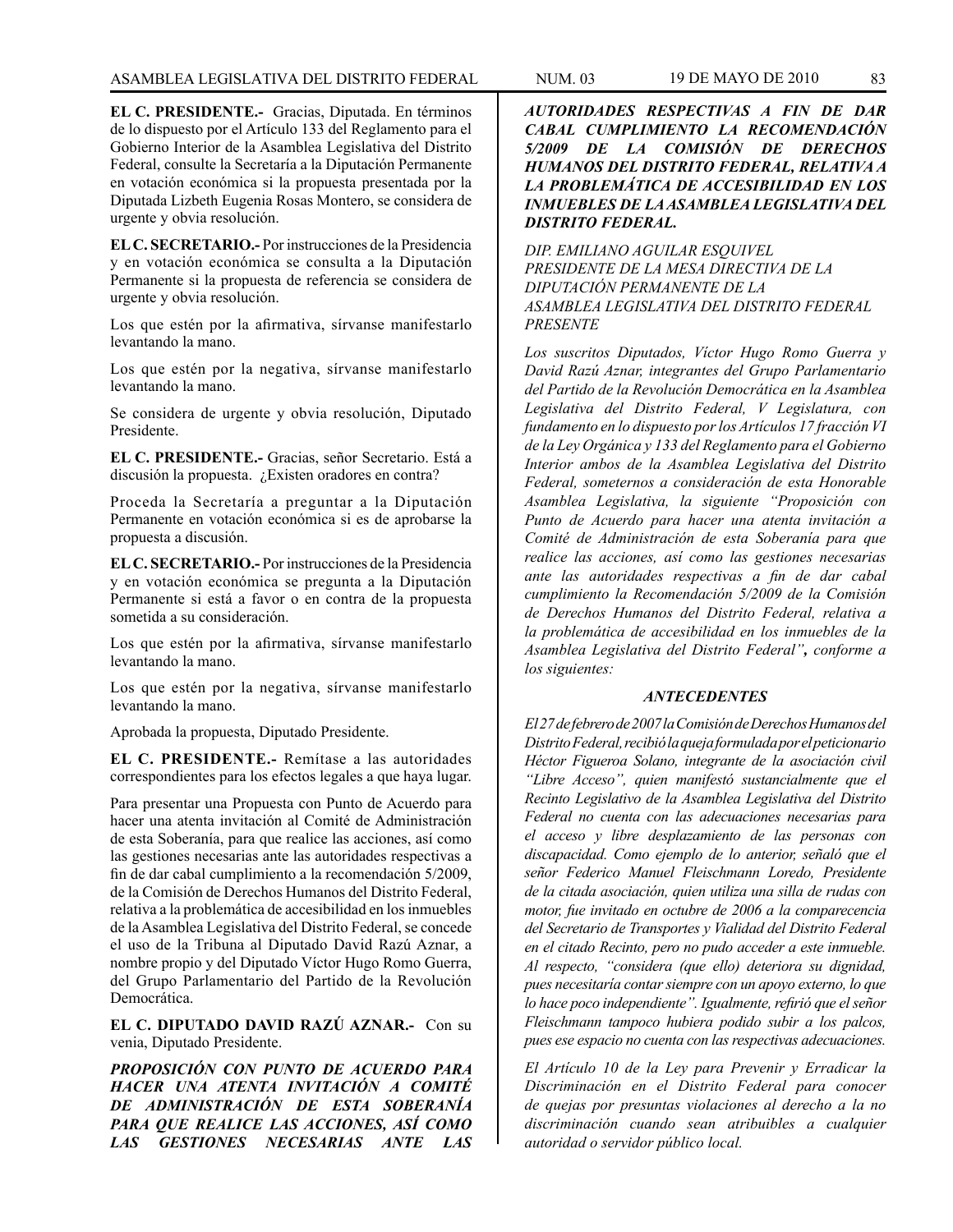**EL C. PRESIDENTE.-** Gracias, Diputada. En términos de lo dispuesto por el Artículo 133 del Reglamento para el Gobierno Interior de la Asamblea Legislativa del Distrito Federal, consulte la Secretaría a la Diputación Permanente en votación económica si la propuesta presentada por la Diputada Lizbeth Eugenia Rosas Montero, se considera de urgente y obvia resolución.

**EL C. SECRETARIO.-** Por instrucciones de la Presidencia y en votación económica se consulta a la Diputación Permanente si la propuesta de referencia se considera de urgente y obvia resolución.

Los que estén por la afirmativa, sírvanse manifestarlo levantando la mano.

Los que estén por la negativa, sírvanse manifestarlo levantando la mano.

Se considera de urgente y obvia resolución, Diputado Presidente.

**EL C. PRESIDENTE.-** Gracias, señor Secretario. Está a discusión la propuesta. ¿Existen oradores en contra?

Proceda la Secretaría a preguntar a la Diputación Permanente en votación económica si es de aprobarse la propuesta a discusión.

**EL C. SECRETARIO.-** Por instrucciones de la Presidencia y en votación económica se pregunta a la Diputación Permanente si está a favor o en contra de la propuesta sometida a su consideración.

Los que estén por la afirmativa, sírvanse manifestarlo levantando la mano.

Los que estén por la negativa, sírvanse manifestarlo levantando la mano.

Aprobada la propuesta, Diputado Presidente.

**EL C. PRESIDENTE.-** Remítase a las autoridades correspondientes para los efectos legales a que haya lugar.

Para presentar una Propuesta con Punto de Acuerdo para hacer una atenta invitación al Comité de Administración de esta Soberanía, para que realice las acciones, así como las gestiones necesarias ante las autoridades respectivas a fin de dar cabal cumplimiento a la recomendación 5/2009, de la Comisión de Derechos Humanos del Distrito Federal, relativa a la problemática de accesibilidad en los inmuebles de la Asamblea Legislativa del Distrito Federal, se concede el uso de la Tribuna al Diputado David Razú Aznar, a nombre propio y del Diputado Víctor Hugo Romo Guerra, del Grupo Parlamentario del Partido de la Revolución Democrática.

**EL C. DIPUTADO DAVID RAZÚ AZNAR.-** Con su venia, Diputado Presidente.

***PROPOSICIÓN CON PUNTO DE ACUERDO PARA HACER UNA ATENTA INVITACIÓN A COMITÉ DE ADMINISTRACIÓN DE ESTA SOBERANÍA PARA QUE REALICE LAS ACCIONES, ASÍ COMO LAS GESTIONES NECESARIAS ANTE LAS AUTORIDADES RESPECTIVAS A FIN DE DAR CABAL CUMPLIMIENTO LA RECOMENDACIÓN 5/2009 DE LA COMISIÓN DE DERECHOS HUMANOS DEL DISTRITO FEDERAL, RELATIVA A LA PROBLEMÁTICA DE ACCESIBILIDAD EN LOS INMUEBLES DE LA ASAMBLEA LEGISLATIVA DEL DISTRITO FEDERAL.***

*DIP. EMILIANO AGUILAR ESQUIVEL*
*PRESIDENTE DE LA MESA DIRECTIVA DE LA DIPUTACIÓN PERMANENTE DE LA ASAMBLEA LEGISLATIVA DEL DISTRITO FEDERAL*
*PRESENTE*

*Los suscritos Diputados, Víctor Hugo Romo Guerra y David Razú Aznar, integrantes del Grupo Parlamentario del Partido de la Revolución Democrática en la Asamblea Legislativa del Distrito Federal, V Legislatura, con fundamento en lo dispuesto por los Artículos 17 fracción VI de la Ley Orgánica y 133 del Reglamento para el Gobierno Interior ambos de la Asamblea Legislativa del Distrito Federal, sometemos a consideración de esta Honorable Asamblea Legislativa, la siguiente "Proposición con Punto de Acuerdo para hacer una atenta invitación a Comité de Administración de esta Soberanía para que realice las acciones, así como las gestiones necesarias ante las autoridades respectivas a fin de dar cabal cumplimiento la Recomendación 5/2009 de la Comisión de Derechos Humanos del Distrito Federal, relativa a la problemática de accesibilidad en los inmuebles de la Asamblea Legislativa del Distrito Federal"***,** *conforme a los siguientes:*

***ANTECEDENTES***

*El 27 de febrero de 2007 la Comisión de Derechos Humanos del Distrito Federal, recibió la queja formulada por el peticionario Héctor Figueroa Solano, integrante de la asociación civil "Libre Acceso", quien manifestó sustancialmente que el Recinto Legislativo de la Asamblea Legislativa del Distrito Federal no cuenta con las adecuaciones necesarias para el acceso y libre desplazamiento de las personas con discapacidad. Como ejemplo de lo anterior, señaló que el señor Federico Manuel Fleischmann Loredo, Presidente de la citada asociación, quien utiliza una silla de rudas con motor, fue invitado en octubre de 2006 a la comparecencia del Secretario de Transportes y Vialidad del Distrito Federal en el citado Recinto, pero no pudo acceder a este inmueble. Al respecto, "considera (que ello) deteriora su dignidad, pues necesitaría contar siempre con un apoyo externo, lo que lo hace poco independiente". Igualmente, refirió que el señor Fleischmann tampoco hubiera podido subir a los palcos, pues ese espacio no cuenta con las respectivas adecuaciones.*

*El Artículo 10 de la Ley para Prevenir y Erradicar la Discriminación en el Distrito Federal para conocer de quejas por presuntas violaciones al derecho a la no discriminación cuando sean atribuibles a cualquier autoridad o servidor público local.*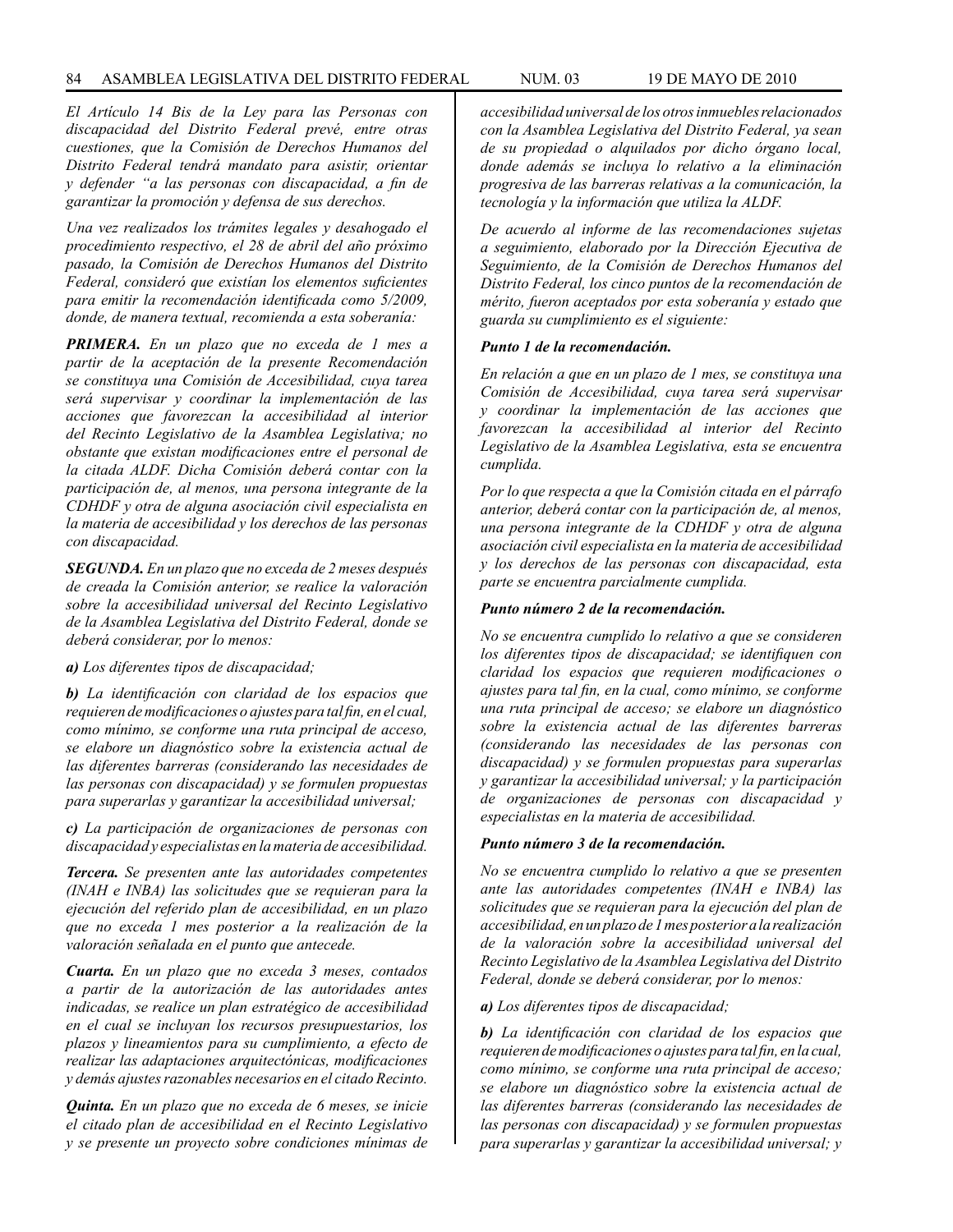*El Artículo 14 Bis de la Ley para las Personas con discapacidad del Distrito Federal prevé, entre otras cuestiones, que la Comisión de Derechos Humanos del Distrito Federal tendrá mandato para asistir, orientar y defender "a las personas con discapacidad, a fin de garantizar la promoción y defensa de sus derechos.*

*Una vez realizados los trámites legales y desahogado el procedimiento respectivo, el 28 de abril del año próximo pasado, la Comisión de Derechos Humanos del Distrito Federal, consideró que existían los elementos suficientes para emitir la recomendación identificada como 5/2009, donde, de manera textual, recomienda a esta soberanía:*

***PRIMERA.** En un plazo que no exceda de 1 mes a partir de la aceptación de la presente Recomendación se constituya una Comisión de Accesibilidad, cuya tarea será supervisar y coordinar la implementación de las acciones que favorezcan la accesibilidad al interior del Recinto Legislativo de la Asamblea Legislativa; no obstante que existan modificaciones entre el personal de la citada ALDF. Dicha Comisión deberá contar con la participación de, al menos, una persona integrante de la CDHDF y otra de alguna asociación civil especialista en la materia de accesibilidad y los derechos de las personas con discapacidad.*

***SEGUNDA.** En un plazo que no exceda de 2 meses después de creada la Comisión anterior, se realice la valoración sobre la accesibilidad universal del Recinto Legislativo de la Asamblea Legislativa del Distrito Federal, donde se deberá considerar, por lo menos:*

***a)** Los diferentes tipos de discapacidad;*

***b)** La identificación con claridad de los espacios que requieren de modificaciones o ajustes para tal fin, en el cual, como mínimo, se conforme una ruta principal de acceso, se elabore un diagnóstico sobre la existencia actual de las diferentes barreras (considerando las necesidades de las personas con discapacidad) y se formulen propuestas para superarlas y garantizar la accesibilidad universal;*

***c)** La participación de organizaciones de personas con discapacidad y especialistas en la materia de accesibilidad.*

***Tercera.** Se presenten ante las autoridades competentes (INAH e INBA) las solicitudes que se requieran para la ejecución del referido plan de accesibilidad, en un plazo que no exceda 1 mes posterior a la realización de la valoración señalada en el punto que antecede.*

***Cuarta.** En un plazo que no exceda 3 meses, contados a partir de la autorización de las autoridades antes indicadas, se realice un plan estratégico de accesibilidad en el cual se incluyan los recursos presupuestarios, los plazos y lineamientos para su cumplimiento, a efecto de realizar las adaptaciones arquitectónicas, modificaciones y demás ajustes razonables necesarios en el citado Recinto.*

***Quinta.** En un plazo que no exceda de 6 meses, se inicie el citado plan de accesibilidad en el Recinto Legislativo y se presente un proyecto sobre condiciones mínimas de accesibilidad universal de los otros inmuebles relacionados con la Asamblea Legislativa del Distrito Federal, ya sean de su propiedad o alquilados por dicho órgano local, donde además se incluya lo relativo a la eliminación progresiva de las barreras relativas a la comunicación, la tecnología y la información que utiliza la ALDF.*

*De acuerdo al informe de las recomendaciones sujetas a seguimiento, elaborado por la Dirección Ejecutiva de Seguimiento, de la Comisión de Derechos Humanos del Distrito Federal, los cinco puntos de la recomendación de mérito, fueron aceptados por esta soberanía y estado que guarda su cumplimiento es el siguiente:*

***Punto 1 de la recomendación.***

*En relación a que en un plazo de 1 mes, se constituya una Comisión de Accesibilidad, cuya tarea será supervisar y coordinar la implementación de las acciones que favorezcan la accesibilidad al interior del Recinto Legislativo de la Asamblea Legislativa, esta se encuentra cumplida.*

*Por lo que respecta a que la Comisión citada en el párrafo anterior, deberá contar con la participación de, al menos, una persona integrante de la CDHDF y otra de alguna asociación civil especialista en la materia de accesibilidad y los derechos de las personas con discapacidad, esta parte se encuentra parcialmente cumplida.*

***Punto número 2 de la recomendación.***

*No se encuentra cumplido lo relativo a que se consideren los diferentes tipos de discapacidad; se identifiquen con claridad los espacios que requieren modificaciones o ajustes para tal fin, en la cual, como mínimo, se conforme una ruta principal de acceso; se elabore un diagnóstico sobre la existencia actual de las diferentes barreras (considerando las necesidades de las personas con discapacidad) y se formulen propuestas para superarlas y garantizar la accesibilidad universal; y la participación de organizaciones de personas con discapacidad y especialistas en la materia de accesibilidad.*

***Punto número 3 de la recomendación.***

*No se encuentra cumplido lo relativo a que se presenten ante las autoridades competentes (INAH e INBA) las solicitudes que se requieran para la ejecución del plan de accesibilidad, en un plazo de 1 mes posterior a la realización de la valoración sobre la accesibilidad universal del Recinto Legislativo de la Asamblea Legislativa del Distrito Federal, donde se deberá considerar, por lo menos:*

***a)** Los diferentes tipos de discapacidad;*

***b)** La identificación con claridad de los espacios que requieren de modificaciones o ajustes para tal fin, en la cual, como mínimo, se conforme una ruta principal de acceso; se elabore un diagnóstico sobre la existencia actual de las diferentes barreras (considerando las necesidades de las personas con discapacidad) y se formulen propuestas para superarlas y garantizar la accesibilidad universal; y*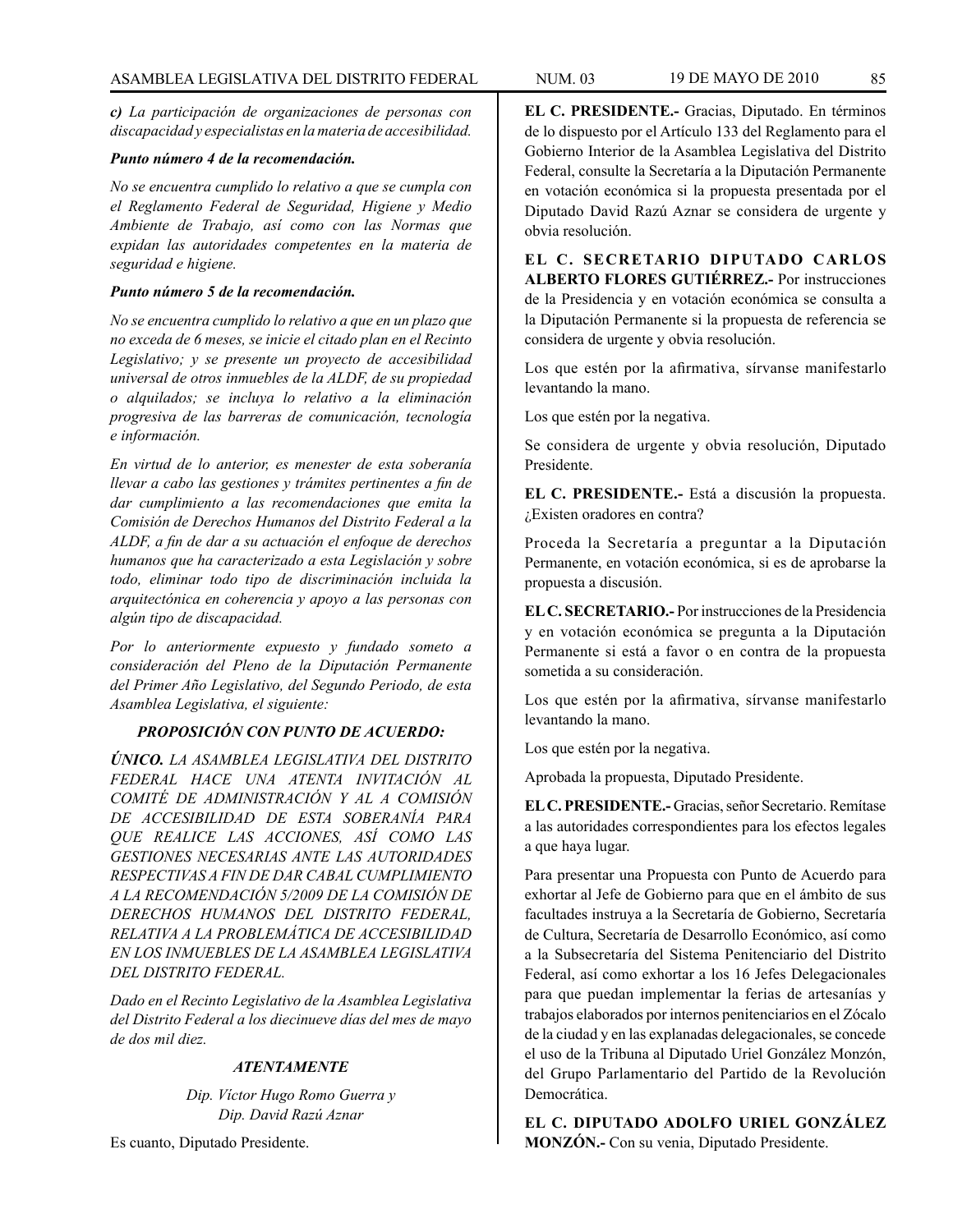*c) La participación de organizaciones de personas con discapacidad y especialistas en la materia de accesibilidad.*

***Punto número 4 de la recomendación.***

*No se encuentra cumplido lo relativo a que se cumpla con el Reglamento Federal de Seguridad, Higiene y Medio Ambiente de Trabajo, así como con las Normas que expidan las autoridades competentes en la materia de seguridad e higiene.*

***Punto número 5 de la recomendación.***

*No se encuentra cumplido lo relativo a que en un plazo que no exceda de 6 meses, se inicie el citado plan en el Recinto Legislativo; y se presente un proyecto de accesibilidad universal de otros inmuebles de la ALDF, de su propiedad o alquilados; se incluya lo relativo a la eliminación progresiva de las barreras de comunicación, tecnología e información.*

*En virtud de lo anterior, es menester de esta soberanía llevar a cabo las gestiones y trámites pertinentes a fin de dar cumplimiento a las recomendaciones que emita la Comisión de Derechos Humanos del Distrito Federal a la ALDF, a fin de dar a su actuación el enfoque de derechos humanos que ha caracterizado a esta Legislación y sobre todo, eliminar todo tipo de discriminación incluida la arquitectónica en coherencia y apoyo a las personas con algún tipo de discapacidad.*

*Por lo anteriormente expuesto y fundado someto a consideración del Pleno de la Diputación Permanente del Primer Año Legislativo, del Segundo Periodo, de esta Asamblea Legislativa, el siguiente:*

***PROPOSICIÓN CON PUNTO DE ACUERDO:***

***ÚNICO.** LA ASAMBLEA LEGISLATIVA DEL DISTRITO FEDERAL HACE UNA ATENTA INVITACIÓN AL COMITÉ DE ADMINISTRACIÓN Y AL A COMISIÓN DE ACCESIBILIDAD DE ESTA SOBERANÍA PARA QUE REALICE LAS ACCIONES, ASÍ COMO LAS GESTIONES NECESARIAS ANTE LAS AUTORIDADES RESPECTIVAS A FIN DE DAR CABAL CUMPLIMIENTO A LA RECOMENDACIÓN 5/2009 DE LA COMISIÓN DE DERECHOS HUMANOS DEL DISTRITO FEDERAL, RELATIVA A LA PROBLEMÁTICA DE ACCESIBILIDAD EN LOS INMUEBLES DE LA ASAMBLEA LEGISLATIVA DEL DISTRITO FEDERAL.*

*Dado en el Recinto Legislativo de la Asamblea Legislativa del Distrito Federal a los diecinueve días del mes de mayo de dos mil diez.*

***ATENTAMENTE***

*Dip. Víctor Hugo Romo Guerra y*
*Dip. David Razú Aznar*

Es cuanto, Diputado Presidente.

**EL C. PRESIDENTE.-** Gracias, Diputado. En términos de lo dispuesto por el Artículo 133 del Reglamento para el Gobierno Interior de la Asamblea Legislativa del Distrito Federal, consulte la Secretaría a la Diputación Permanente en votación económica si la propuesta presentada por el Diputado David Razú Aznar se considera de urgente y obvia resolución.

**EL C. SECRETARIO DIPUTADO CARLOS ALBERTO FLORES GUTIÉRREZ.-** Por instrucciones de la Presidencia y en votación económica se consulta a la Diputación Permanente si la propuesta de referencia se considera de urgente y obvia resolución.

Los que estén por la afirmativa, sírvanse manifestarlo levantando la mano.

Los que estén por la negativa.

Se considera de urgente y obvia resolución, Diputado Presidente.

**EL C. PRESIDENTE.-** Está a discusión la propuesta. ¿Existen oradores en contra?

Proceda la Secretaría a preguntar a la Diputación Permanente, en votación económica, si es de aprobarse la propuesta a discusión.

**EL C. SECRETARIO.-** Por instrucciones de la Presidencia y en votación económica se pregunta a la Diputación Permanente si está a favor o en contra de la propuesta sometida a su consideración.

Los que estén por la afirmativa, sírvanse manifestarlo levantando la mano.

Los que estén por la negativa.

Aprobada la propuesta, Diputado Presidente.

**EL C. PRESIDENTE.-** Gracias, señor Secretario. Remítase a las autoridades correspondientes para los efectos legales a que haya lugar.

Para presentar una Propuesta con Punto de Acuerdo para exhortar al Jefe de Gobierno para que en el ámbito de sus facultades instruya a la Secretaría de Gobierno, Secretaría de Cultura, Secretaría de Desarrollo Económico, así como a la Subsecretaría del Sistema Penitenciario del Distrito Federal, así como exhortar a los 16 Jefes Delegacionales para que puedan implementar la ferias de artesanías y trabajos elaborados por internos penitenciarios en el Zócalo de la ciudad y en las explanadas delegacionales, se concede el uso de la Tribuna al Diputado Uriel González Monzón, del Grupo Parlamentario del Partido de la Revolución Democrática.

**EL C. DIPUTADO ADOLFO URIEL GONZÁLEZ MONZÓN.-** Con su venia, Diputado Presidente.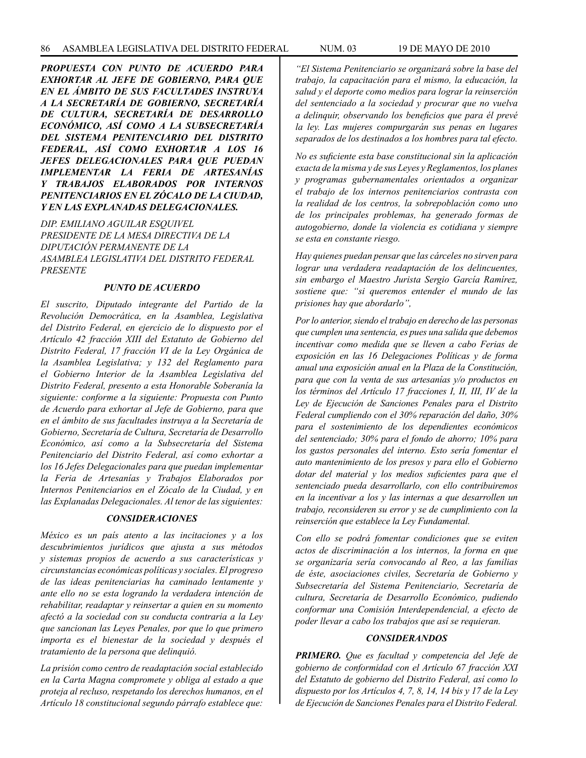***PROPUESTA CON PUNTO DE ACUERDO PARA EXHORTAR AL JEFE DE GOBIERNO, PARA QUE EN EL ÁMBITO DE SUS FACULTADES INSTRUYA A LA SECRETARÍA DE GOBIERNO, SECRETARÍA DE CULTURA, SECRETARÍA DE DESARROLLO ECONÓMICO, ASÍ COMO A LA SUBSECRETARÍA DEL SISTEMA PENITENCIARIO DEL DISTRITO FEDERAL, ASÍ COMO EXHORTAR A LOS 16 JEFES DELEGACIONALES PARA QUE PUEDAN IMPLEMENTAR LA FERIA DE ARTESANÍAS Y TRABAJOS ELABORADOS POR INTERNOS PENITENCIARIOS EN EL ZÓCALO DE LA CIUDAD, Y EN LAS EXPLANADAS DELEGACIONALES.***

*DIP. EMILIANO AGUILAR ESQUIVEL*
*PRESIDENTE DE LA MESA DIRECTIVA DE LA DIPUTACIÓN PERMANENTE DE LA ASAMBLEA LEGISLATIVA DEL DISTRITO FEDERAL*
*PRESENTE*

***PUNTO DE ACUERDO***

*El suscrito, Diputado integrante del Partido de la Revolución Democrática, en la Asamblea, Legislativa del Distrito Federal, en ejercicio de lo dispuesto por el Artículo 42 fracción XIII del Estatuto de Gobierno del Distrito Federal, 17 fracción VI de la Ley Orgánica de la Asamblea Legislativa; y 132 del Reglamento para el Gobierno Interior de la Asamblea Legislativa del Distrito Federal, presento a esta Honorable Soberanía la siguiente: conforme a la siguiente: Propuesta con Punto de Acuerdo para exhortar al Jefe de Gobierno, para que en el ámbito de sus facultades instruya a la Secretaría de Gobierno, Secretaría de Cultura, Secretaría de Desarrollo Económico, así como a la Subsecretaría del Sistema Penitenciario del Distrito Federal, así como exhortar a los 16 Jefes Delegacionales para que puedan implementar la Feria de Artesanías y Trabajos Elaborados por Internos Penitenciarios en el Zócalo de la Ciudad, y en las Explanadas Delegacionales. Al tenor de las siguientes:*

***CONSIDERACIONES***

*México es un país atento a las incitaciones y a los descubrimientos jurídicos que ajusta a sus métodos y sistemas propios de acuerdo a sus características y circunstancias económicas políticas y sociales. El progreso de las ideas penitenciarias ha caminado lentamente y ante ello no se esta logrando la verdadera intención de rehabilitar, readaptar y reinsertar a quien en su momento afectó a la sociedad con su conducta contraria a la Ley que sancionan las Leyes Penales, por que lo que primero importa es el bienestar de la sociedad y después el tratamiento de la persona que delinquió.*

*La prisión como centro de readaptación social establecido en la Carta Magna compromete y obliga al estado a que proteja al recluso, respetando los derechos humanos, en el Artículo 18 constitucional segundo párrafo establece que:*

*“El Sistema Penitenciario se organizará sobre la base del trabajo, la capacitación para el mismo, la educación, la salud y el deporte como medios para lograr la reinserción del sentenciado a la sociedad y procurar que no vuelva a delinquir, observando los beneficios que para él prevé la ley. Las mujeres compurgarán sus penas en lugares separados de los destinados a los hombres para tal efecto.*

*No es suficiente esta base constitucional sin la aplicación exacta de la misma y de sus Leyes y Reglamentos, los planes y programas gubernamentales orientados a organizar el trabajo de los internos penitenciarios contrasta con la realidad de los centros, la sobrepoblación como uno de los principales problemas, ha generado formas de autogobierno, donde la violencia es cotidiana y siempre se esta en constante riesgo.*

*Hay quienes puedan pensar que las cárceles no sirven para lograr una verdadera readaptación de los delincuentes, sin embargo el Maestro Jurista Sergio García Ramírez, sostiene que: “si queremos entender el mundo de las prisiones hay que abordarlo”,*

*Por lo anterior, siendo el trabajo en derecho de las personas que cumplen una sentencia, es pues una salida que debemos incentivar como medida que se lleven a cabo Ferias de exposición en las 16 Delegaciones Políticas y de forma anual una exposición anual en la Plaza de la Constitución, para que con la venta de sus artesanías y/o productos en los términos del Artículo 17 fracciones I, II, III, IV de la Ley de Ejecución de Sanciones Penales para el Distrito Federal cumpliendo con el 30% reparación del daño, 30% para el sostenimiento de los dependientes económicos del sentenciado; 30% para el fondo de ahorro; 10% para los gastos personales del interno. Esto sería fomentar el auto mantenimiento de los presos y para ello el Gobierno dotar del material y los medios suficientes para que el sentenciado pueda desarrollarlo, con ello contribuiremos en la incentivar a los y las internas a que desarrollen un trabajo, reconsideren su error y se de cumplimiento con la reinserción que establece la Ley Fundamental.*

*Con ello se podrá fomentar condiciones que se eviten actos de discriminación a los internos, la forma en que se organizaría sería convocando al Reo, a las familias de éste, asociaciones civiles, Secretaría de Gobierno y Subsecretaría del Sistema Penitenciario, Secretaría de cultura, Secretaría de Desarrollo Económico, pudiendo conformar una Comisión Interdependencial, a efecto de poder llevar a cabo los trabajos que así se requieran.*

***CONSIDERANDOS***

***PRIMERO.*** *Que es facultad y competencia del Jefe de gobierno de conformidad con el Artículo 67 fracción XXI del Estatuto de gobierno del Distrito Federal, así como lo dispuesto por los Artículos 4, 7, 8, 14, 14 bis y 17 de la Ley de Ejecución de Sanciones Penales para el Distrito Federal.*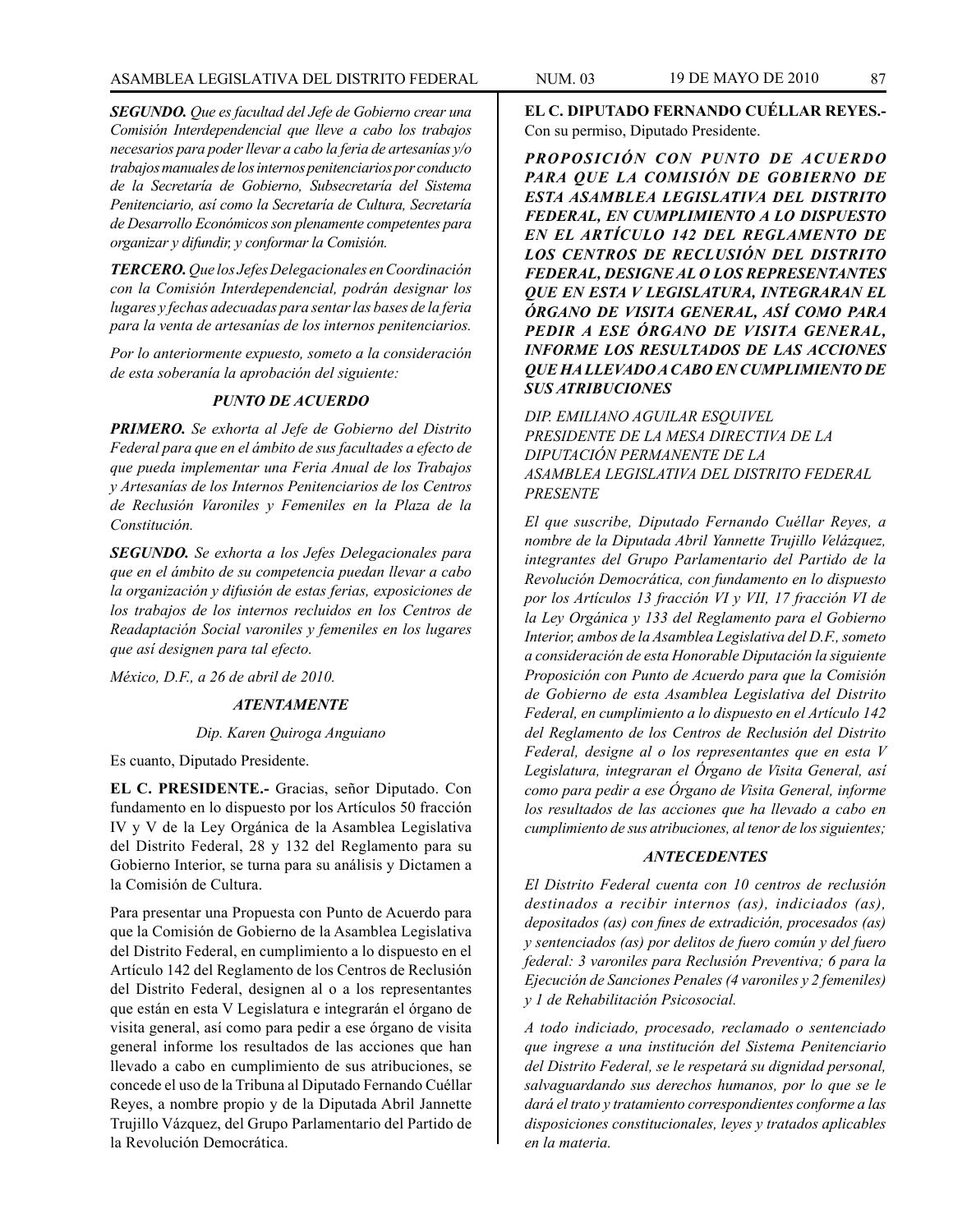***SEGUNDO.*** *Que es facultad del Jefe de Gobierno crear una Comisión Interdependencial que lleve a cabo los trabajos necesarios para poder llevar a cabo la feria de artesanías y/o trabajos manuales de los internos penitenciarios por conducto de la Secretaría de Gobierno, Subsecretaría del Sistema Penitenciario, así como la Secretaría de Cultura, Secretaría de Desarrollo Económicos son plenamente competentes para organizar y difundir, y conformar la Comisión.*

***TERCERO.*** *Que los Jefes Delegacionales en Coordinación con la Comisión Interdependencial, podrán designar los lugares y fechas adecuadas para sentar las bases de la feria para la venta de artesanías de los internos penitenciarios.*

*Por lo anteriormente expuesto, someto a la consideración de esta soberanía la aprobación del siguiente:*

***PUNTO DE ACUERDO***

***PRIMERO.*** *Se exhorta al Jefe de Gobierno del Distrito Federal para que en el ámbito de sus facultades a efecto de que pueda implementar una Feria Anual de los Trabajos y Artesanías de los Internos Penitenciarios de los Centros de Reclusión Varoniles y Femeniles en la Plaza de la Constitución.*

***SEGUNDO.*** *Se exhorta a los Jefes Delegacionales para que en el ámbito de su competencia puedan llevar a cabo la organización y difusión de estas ferias, exposiciones de los trabajos de los internos recluidos en los Centros de Readaptación Social varoniles y femeniles en los lugares que así designen para tal efecto.*

*México, D.F., a 26 de abril de 2010.*

***ATENTAMENTE***

*Dip. Karen Quiroga Anguiano*

Es cuanto, Diputado Presidente.

**EL C. PRESIDENTE.-** Gracias, señor Diputado. Con fundamento en lo dispuesto por los Artículos 50 fracción IV y V de la Ley Orgánica de la Asamblea Legislativa del Distrito Federal, 28 y 132 del Reglamento para su Gobierno Interior, se turna para su análisis y Dictamen a la Comisión de Cultura.

Para presentar una Propuesta con Punto de Acuerdo para que la Comisión de Gobierno de la Asamblea Legislativa del Distrito Federal, en cumplimiento a lo dispuesto en el Artículo 142 del Reglamento de los Centros de Reclusión del Distrito Federal, designen al o a los representantes que están en esta V Legislatura e integrarán el órgano de visita general, así como para pedir a ese órgano de visita general informe los resultados de las acciones que han llevado a cabo en cumplimiento de sus atribuciones, se concede el uso de la Tribuna al Diputado Fernando Cuéllar Reyes, a nombre propio y de la Diputada Abril Jannette Trujillo Vázquez, del Grupo Parlamentario del Partido de la Revolución Democrática.

**EL C. DIPUTADO FERNANDO CUÉLLAR REYES.-** Con su permiso, Diputado Presidente.

***PROPOSICIÓN CON PUNTO DE ACUERDO PARA QUE LA COMISIÓN DE GOBIERNO DE ESTA ASAMBLEA LEGISLATIVA DEL DISTRITO FEDERAL, EN CUMPLIMIENTO A LO DISPUESTO EN EL ARTÍCULO 142 DEL REGLAMENTO DE LOS CENTROS DE RECLUSIÓN DEL DISTRITO FEDERAL, DESIGNE AL O LOS REPRESENTANTES QUE EN ESTA V LEGISLATURA, INTEGRARAN EL ÓRGANO DE VISITA GENERAL, ASÍ COMO PARA PEDIR A ESE ÓRGANO DE VISITA GENERAL, INFORME LOS RESULTADOS DE LAS ACCIONES QUE HA LLEVADO A CABO EN CUMPLIMIENTO DE SUS ATRIBUCIONES***

*DIP. EMILIANO AGUILAR ESQUIVEL*
*PRESIDENTE DE LA MESA DIRECTIVA DE LA DIPUTACIÓN PERMANENTE DE LA ASAMBLEA LEGISLATIVA DEL DISTRITO FEDERAL*
*PRESENTE*

*El que suscribe, Diputado Fernando Cuéllar Reyes, a nombre de la Diputada Abril Yannette Trujillo Velázquez, integrantes del Grupo Parlamentario del Partido de la Revolución Democrática, con fundamento en lo dispuesto por los Artículos 13 fracción VI y VII, 17 fracción VI de la Ley Orgánica y 133 del Reglamento para el Gobierno Interior, ambos de la Asamblea Legislativa del D.F., someto a consideración de esta Honorable Diputación la siguiente Proposición con Punto de Acuerdo para que la Comisión de Gobierno de esta Asamblea Legislativa del Distrito Federal, en cumplimiento a lo dispuesto en el Artículo 142 del Reglamento de los Centros de Reclusión del Distrito Federal, designe al o los representantes que en esta V Legislatura, integraran el Órgano de Visita General, así como para pedir a ese Órgano de Visita General, informe los resultados de las acciones que ha llevado a cabo en cumplimiento de sus atribuciones, al tenor de los siguientes;*

***ANTECEDENTES***

*El Distrito Federal cuenta con 10 centros de reclusión destinados a recibir internos (as), indiciados (as), depositados (as) con fines de extradición, procesados (as) y sentenciados (as) por delitos de fuero común y del fuero federal: 3 varoniles para Reclusión Preventiva; 6 para la Ejecución de Sanciones Penales (4 varoniles y 2 femeniles) y 1 de Rehabilitación Psicosocial.*

*A todo indiciado, procesado, reclamado o sentenciado que ingrese a una institución del Sistema Penitenciario del Distrito Federal, se le respetará su dignidad personal, salvaguardando sus derechos humanos, por lo que se le dará el trato y tratamiento correspondientes conforme a las disposiciones constitucionales, leyes y tratados aplicables en la materia.*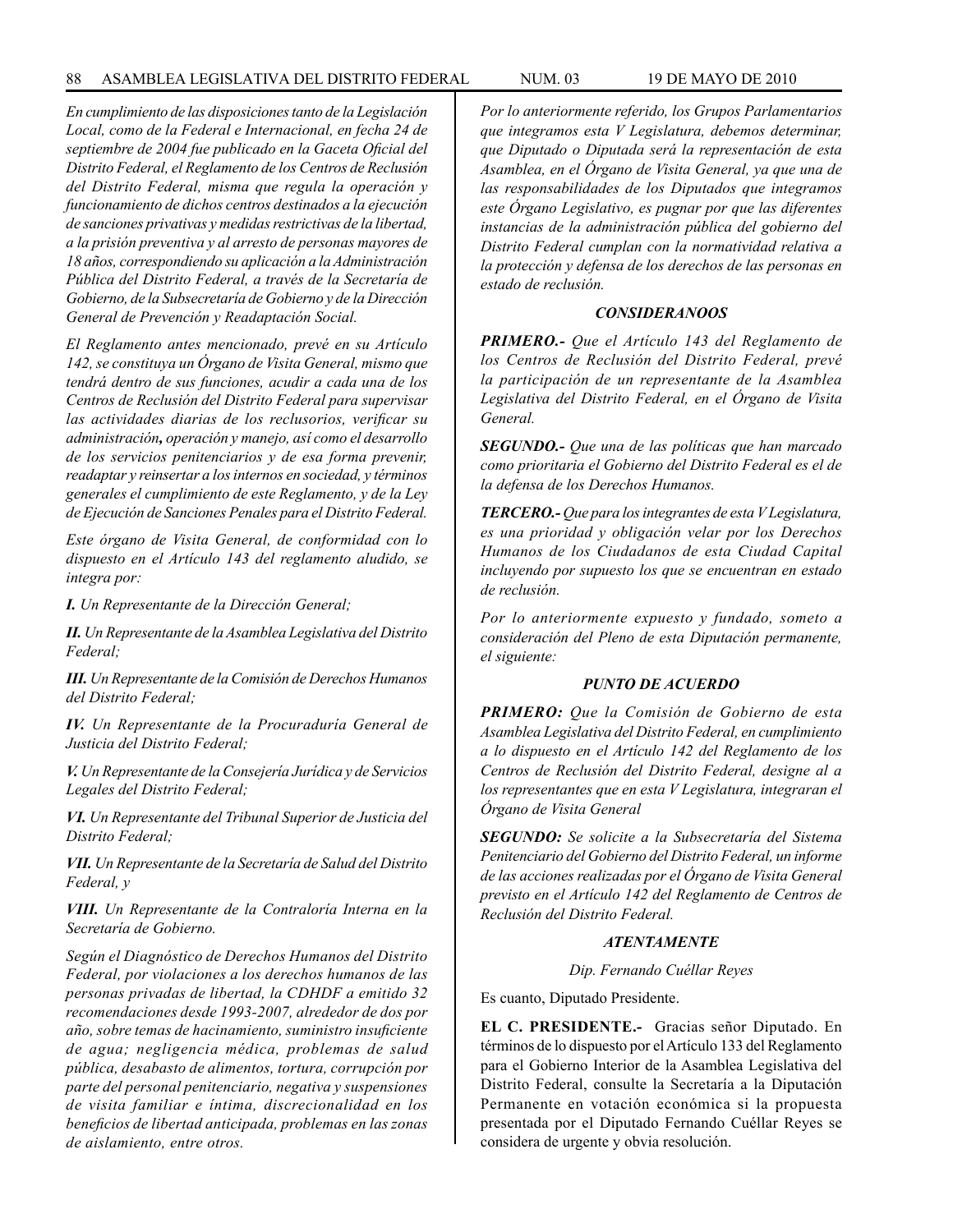*En cumplimiento de las disposiciones tanto de la Legislación Local, como de la Federal e Internacional, en fecha 24 de septiembre de 2004 fue publicado en la Gaceta Oficial del Distrito Federal, el Reglamento de los Centros de Reclusión del Distrito Federal, misma que regula la operación y funcionamiento de dichos centros destinados a la ejecución de sanciones privativas y medidas restrictivas de la libertad, a la prisión preventiva y al arresto de personas mayores de 18 años, correspondiendo su aplicación a la Administración Pública del Distrito Federal, a través de la Secretaría de Gobierno, de la Subsecretaría de Gobierno y de la Dirección General de Prevención y Readaptación Social.*

*El Reglamento antes mencionado, prevé en su Artículo 142, se constituya un Órgano de Visita General, mismo que tendrá dentro de sus funciones, acudir a cada una de los Centros de Reclusión del Distrito Federal para supervisar las actividades diarias de los reclusorios, verificar su administración**,** operación y manejo, así como el desarrollo de los servicios penitenciarios y de esa forma prevenir, readaptar y reinsertar a los internos en sociedad, y términos generales el cumplimiento de este Reglamento, y de la Ley de Ejecución de Sanciones Penales para el Distrito Federal.*

*Este órgano de Visita General, de conformidad con lo dispuesto en el Artículo 143 del reglamento aludido, se integra por:*

***I.** Un Representante de la Dirección General;*

***II.** Un Representante de la Asamblea Legislativa del Distrito Federal;*

***III.** Un Representante de la Comisión de Derechos Humanos del Distrito Federal;*

***IV.** Un Representante de la Procuraduría General de Justicia del Distrito Federal;*

***V.** Un Representante de la Consejería Jurídica y de Servicios Legales del Distrito Federal;*

***VI.** Un Representante del Tribunal Superior de Justicia del Distrito Federal;*

***VII.** Un Representante de la Secretaría de Salud del Distrito Federal, y*

***VIII.** Un Representante de la Contraloría Interna en la Secretaría de Gobierno.*

*Según el Diagnóstico de Derechos Humanos del Distrito Federal, por violaciones a los derechos humanos de las personas privadas de libertad, la CDHDF a emitido 32 recomendaciones desde 1993-2007, alrededor de dos por año, sobre temas de hacinamiento, suministro insuficiente de agua; negligencia médica, problemas de salud pública, desabasto de alimentos, tortura, corrupción por parte del personal penitenciario, negativa y suspensiones de visita familiar e íntima, discrecionalidad en los beneficios de libertad anticipada, problemas en las zonas de aislamiento, entre otros.*

*Por lo anteriormente referido, los Grupos Parlamentarios que integramos esta V Legislatura, debemos determinar, que Diputado o Diputada será la representación de esta Asamblea, en el Órgano de Visita General, ya que una de las responsabilidades de los Diputados que integramos este Órgano Legislativo, es pugnar por que las diferentes instancias de la administración pública del gobierno del Distrito Federal cumplan con la normatividad relativa a la protección y defensa de los derechos de las personas en estado de reclusión.*

***CONSIDERANOOS***

***PRIMERO.-** Que el Artículo 143 del Reglamento de los Centros de Reclusión del Distrito Federal, prevé la participación de un representante de la Asamblea Legislativa del Distrito Federal, en el Órgano de Visita General.*

***SEGUNDO.-** Que una de las políticas que han marcado como prioritaria el Gobierno del Distrito Federal es el de la defensa de los Derechos Humanos.*

***TERCERO.-** Que para los integrantes de esta V Legislatura, es una prioridad y obligación velar por los Derechos Humanos de los Ciudadanos de esta Ciudad Capital incluyendo por supuesto los que se encuentran en estado de reclusión.*

*Por lo anteriormente expuesto y fundado, someto a consideración del Pleno de esta Diputación permanente, el siguiente:*

***PUNTO DE ACUERDO***

***PRIMERO:** Que la Comisión de Gobierno de esta Asamblea Legislativa del Distrito Federal, en cumplimiento a lo dispuesto en el Artículo 142 del Reglamento de los Centros de Reclusión del Distrito Federal, designe al a los representantes que en esta V Legislatura, integraran el Órgano de Visita General*

***SEGUNDO:** Se solicite a la Subsecretaría del Sistema Penitenciario del Gobierno del Distrito Federal, un informe de las acciones realizadas por el Órgano de Visita General previsto en el Artículo 142 del Reglamento de Centros de Reclusión del Distrito Federal.*

***ATENTAMENTE***

*Dip. Fernando Cuéllar Reyes*

Es cuanto, Diputado Presidente.

**EL C. PRESIDENTE.-** Gracias señor Diputado. En términos de lo dispuesto por el Artículo 133 del Reglamento para el Gobierno Interior de la Asamblea Legislativa del Distrito Federal, consulte la Secretaría a la Diputación Permanente en votación económica si la propuesta presentada por el Diputado Fernando Cuéllar Reyes se considera de urgente y obvia resolución.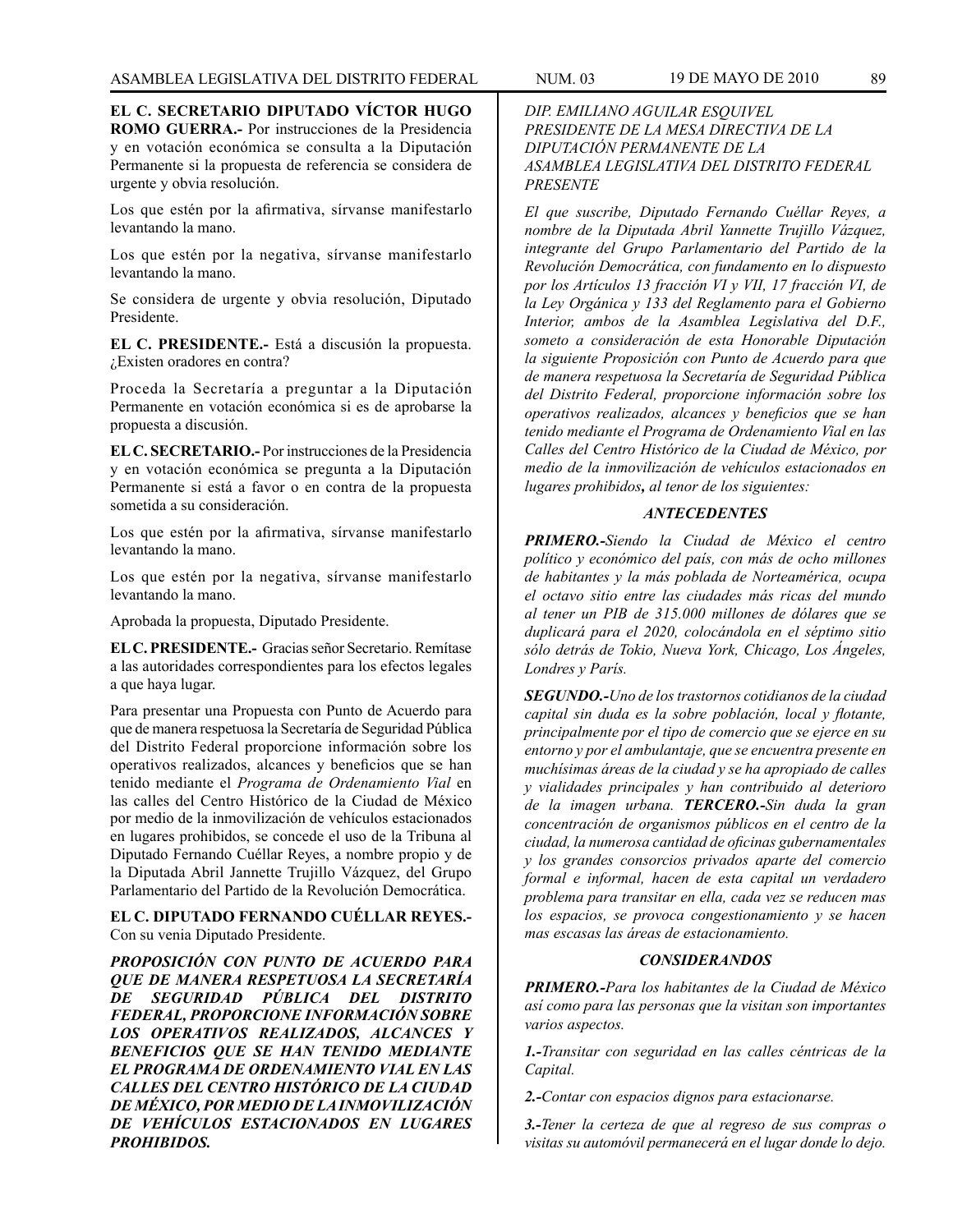**EL C. SECRETARIO DIPUTADO VÍCTOR HUGO ROMO GUERRA.-** Por instrucciones de la Presidencia y en votación económica se consulta a la Diputación Permanente si la propuesta de referencia se considera de urgente y obvia resolución.

Los que estén por la afirmativa, sírvanse manifestarlo levantando la mano.

Los que estén por la negativa, sírvanse manifestarlo levantando la mano.

Se considera de urgente y obvia resolución, Diputado Presidente.

**EL C. PRESIDENTE.-** Está a discusión la propuesta. ¿Existen oradores en contra?

Proceda la Secretaría a preguntar a la Diputación Permanente en votación económica si es de aprobarse la propuesta a discusión.

**EL C. SECRETARIO.-** Por instrucciones de la Presidencia y en votación económica se pregunta a la Diputación Permanente si está a favor o en contra de la propuesta sometida a su consideración.

Los que estén por la afirmativa, sírvanse manifestarlo levantando la mano.

Los que estén por la negativa, sírvanse manifestarlo levantando la mano.

Aprobada la propuesta, Diputado Presidente.

**EL C. PRESIDENTE.-** Gracias señor Secretario. Remítase a las autoridades correspondientes para los efectos legales a que haya lugar.

Para presentar una Propuesta con Punto de Acuerdo para que de manera respetuosa la Secretaría de Seguridad Pública del Distrito Federal proporcione información sobre los operativos realizados, alcances y beneficios que se han tenido mediante el *Programa de Ordenamiento Vial* en las calles del Centro Histórico de la Ciudad de México por medio de la inmovilización de vehículos estacionados en lugares prohibidos, se concede el uso de la Tribuna al Diputado Fernando Cuéllar Reyes, a nombre propio y de la Diputada Abril Jannette Trujillo Vázquez, del Grupo Parlamentario del Partido de la Revolución Democrática.

**EL C. DIPUTADO FERNANDO CUÉLLAR REYES.-** Con su venia Diputado Presidente.

***PROPOSICIÓN CON PUNTO DE ACUERDO PARA QUE DE MANERA RESPETUOSA LA SECRETARÍA DE SEGURIDAD PÚBLICA DEL DISTRITO FEDERAL, PROPORCIONE INFORMACIÓN SOBRE LOS OPERATIVOS REALIZADOS, ALCANCES Y BENEFICIOS QUE SE HAN TENIDO MEDIANTE EL PROGRAMA DE ORDENAMIENTO VIAL EN LAS CALLES DEL CENTRO HISTÓRICO DE LA CIUDAD DE MÉXICO, POR MEDIO DE LA INMOVILIZACIÓN DE VEHÍCULOS ESTACIONADOS EN LUGARES PROHIBIDOS.***

*DIP. EMILIANO AGUILAR ESQUIVEL*
*PRESIDENTE DE LA MESA DIRECTIVA DE LA DIPUTACIÓN PERMANENTE DE LA ASAMBLEA LEGISLATIVA DEL DISTRITO FEDERAL*
*PRESENTE*

*El que suscribe, Diputado Fernando Cuéllar Reyes, a nombre de la Diputada Abril Yannette Trujillo Vázquez, integrante del Grupo Parlamentario del Partido de la Revolución Democrática, con fundamento en lo dispuesto por los Artículos 13 fracción VI y VII, 17 fracción VI, de la Ley Orgánica y 133 del Reglamento para el Gobierno Interior, ambos de la Asamblea Legislativa del D.F., someto a consideración de esta Honorable Diputación la siguiente Proposición con Punto de Acuerdo para que de manera respetuosa la Secretaría de Seguridad Pública del Distrito Federal, proporcione información sobre los operativos realizados, alcances y beneficios que se han tenido mediante el Programa de Ordenamiento Vial en las Calles del Centro Histórico de la Ciudad de México, por medio de la inmovilización de vehículos estacionados en lugares prohibidos**,** al tenor de los siguientes:*

***ANTECEDENTES***

***PRIMERO.-****Siendo la Ciudad de México el centro político y económico del país, con más de ocho millones de habitantes y la más poblada de Norteamérica, ocupa el octavo sitio entre las ciudades más ricas del mundo al tener un PIB de 315.000 millones de dólares que se duplicará para el 2020, colocándola en el séptimo sitio sólo detrás de Tokio, Nueva York, Chicago, Los Ángeles, Londres y París.*

***SEGUNDO.-****Uno de los trastornos cotidianos de la ciudad capital sin duda es la sobre población, local y flotante, principalmente por el tipo de comercio que se ejerce en su entorno y por el ambulantaje, que se encuentra presente en muchísimas áreas de la ciudad y se ha apropiado de calles y vialidades principales y han contribuido al deterioro de la imagen urbana.* ***TERCERO.-****Sin duda la gran concentración de organismos públicos en el centro de la ciudad, la numerosa cantidad de oficinas gubernamentales y los grandes consorcios privados aparte del comercio formal e informal, hacen de esta capital un verdadero problema para transitar en ella, cada vez se reducen mas los espacios, se provoca congestionamiento y se hacen mas escasas las áreas de estacionamiento.*

***CONSIDERANDOS***

***PRIMERO.-****Para los habitantes de la Ciudad de México así como para las personas que la visitan son importantes varios aspectos.*

***1.-****Transitar con seguridad en las calles céntricas de la Capital.*

***2.-****Contar con espacios dignos para estacionarse.*

***3.-****Tener la certeza de que al regreso de sus compras o visitas su automóvil permanecerá en el lugar donde lo dejo.*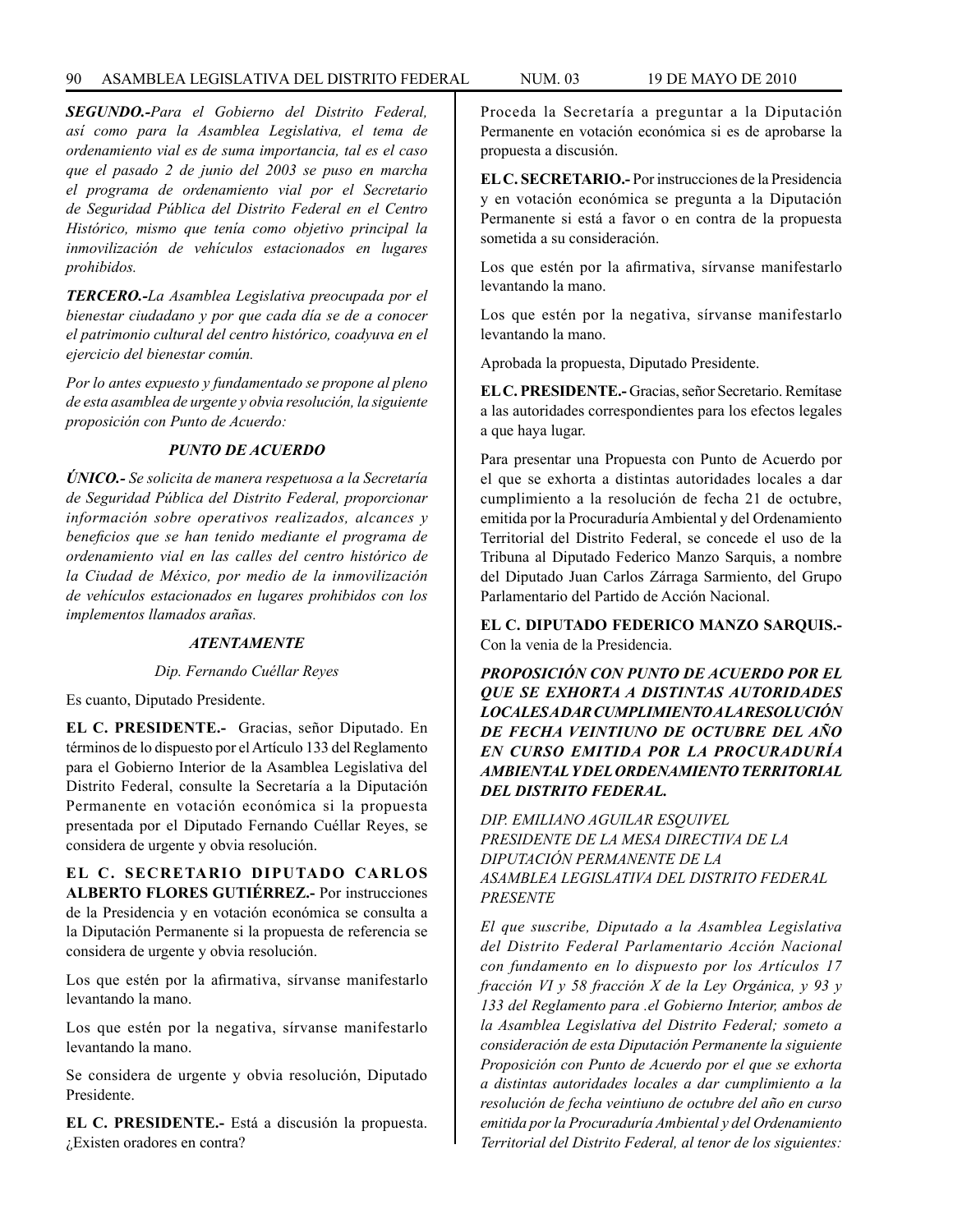***SEGUNDO.-****Para el Gobierno del Distrito Federal, así como para la Asamblea Legislativa, el tema de ordenamiento vial es de suma importancia, tal es el caso que el pasado 2 de junio del 2003 se puso en marcha el programa de ordenamiento vial por el Secretario de Seguridad Pública del Distrito Federal en el Centro Histórico, mismo que tenía como objetivo principal la inmovilización de vehículos estacionados en lugares prohibidos.*

***TERCERO.-****La Asamblea Legislativa preocupada por el bienestar ciudadano y por que cada día se de a conocer el patrimonio cultural del centro histórico, coadyuva en el ejercicio del bienestar común.*

*Por lo antes expuesto y fundamentado se propone al pleno de esta asamblea de urgente y obvia resolución, la siguiente proposición con Punto de Acuerdo:*

***PUNTO DE ACUERDO***

***ÚNICO.-*** *Se solicita de manera respetuosa a la Secretaría de Seguridad Pública del Distrito Federal, proporcionar información sobre operativos realizados, alcances y beneficios que se han tenido mediante el programa de ordenamiento vial en las calles del centro histórico de la Ciudad de México, por medio de la inmovilización de vehículos estacionados en lugares prohibidos con los implementos llamados arañas.*

***ATENTAMENTE***

*Dip. Fernando Cuéllar Reyes*

Es cuanto, Diputado Presidente.

**EL C. PRESIDENTE.-** Gracias, señor Diputado. En términos de lo dispuesto por el Artículo 133 del Reglamento para el Gobierno Interior de la Asamblea Legislativa del Distrito Federal, consulte la Secretaría a la Diputación Permanente en votación económica si la propuesta presentada por el Diputado Fernando Cuéllar Reyes, se considera de urgente y obvia resolución.

**EL C. SECRETARIO DIPUTADO CARLOS ALBERTO FLORES GUTIÉRREZ.-** Por instrucciones de la Presidencia y en votación económica se consulta a la Diputación Permanente si la propuesta de referencia se considera de urgente y obvia resolución.

Los que estén por la afirmativa, sírvanse manifestarlo levantando la mano.

Los que estén por la negativa, sírvanse manifestarlo levantando la mano.

Se considera de urgente y obvia resolución, Diputado Presidente.

**EL C. PRESIDENTE.-** Está a discusión la propuesta. ¿Existen oradores en contra?

Proceda la Secretaría a preguntar a la Diputación Permanente en votación económica si es de aprobarse la propuesta a discusión.

**EL C. SECRETARIO.-** Por instrucciones de la Presidencia y en votación económica se pregunta a la Diputación Permanente si está a favor o en contra de la propuesta sometida a su consideración.

Los que estén por la afirmativa, sírvanse manifestarlo levantando la mano.

Los que estén por la negativa, sírvanse manifestarlo levantando la mano.

Aprobada la propuesta, Diputado Presidente.

**EL C. PRESIDENTE.-** Gracias, señor Secretario. Remítase a las autoridades correspondientes para los efectos legales a que haya lugar.

Para presentar una Propuesta con Punto de Acuerdo por el que se exhorta a distintas autoridades locales a dar cumplimiento a la resolución de fecha 21 de octubre, emitida por la Procuraduría Ambiental y del Ordenamiento Territorial del Distrito Federal, se concede el uso de la Tribuna al Diputado Federico Manzo Sarquis, a nombre del Diputado Juan Carlos Zárraga Sarmiento, del Grupo Parlamentario del Partido de Acción Nacional.

**EL C. DIPUTADO FEDERICO MANZO SARQUIS.-** Con la venia de la Presidencia.

***PROPOSICIÓN CON PUNTO DE ACUERDO POR EL QUE SE EXHORTA A DISTINTAS AUTORIDADES LOCALES A DAR CUMPLIMIENTO A LA RESOLUCIÓN DE FECHA VEINTIUNO DE OCTUBRE DEL AÑO EN CURSO EMITIDA POR LA PROCURADURÍA AMBIENTAL Y DEL ORDENAMIENTO TERRITORIAL DEL DISTRITO FEDERAL.***

*DIP. EMILIANO AGUILAR ESQUIVEL*
*PRESIDENTE DE LA MESA DIRECTIVA DE LA DIPUTACIÓN PERMANENTE DE LA ASAMBLEA LEGISLATIVA DEL DISTRITO FEDERAL*
*PRESENTE*

*El que suscribe, Diputado a la Asamblea Legislativa del Distrito Federal Parlamentario Acción Nacional con fundamento en lo dispuesto por los Artículos 17 fracción VI y 58 fracción X de la Ley Orgánica, y 93 y 133 del Reglamento para .el Gobierno Interior, ambos de la Asamblea Legislativa del Distrito Federal; someto a consideración de esta Diputación Permanente la siguiente Proposición con Punto de Acuerdo por el que se exhorta a distintas autoridades locales a dar cumplimiento a la resolución de fecha veintiuno de octubre del año en curso emitida por la Procuraduría Ambiental y del Ordenamiento Territorial del Distrito Federal, al tenor de los siguientes:*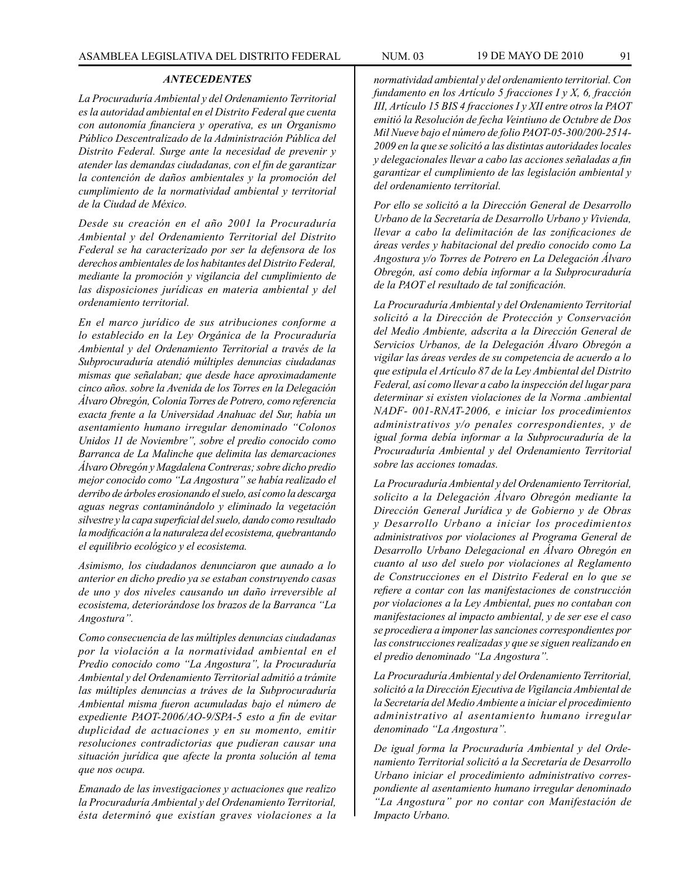### *ANTECEDENTES*

*La Procuraduría Ambiental y del Ordenamiento Territorial es la autoridad ambiental en el Distrito Federal que cuenta con autonomía financiera y operativa, es un Organismo Público Descentralizado de la Administración Pública del Distrito Federal. Surge ante la necesidad de prevenir y atender las demandas ciudadanas, con el fin de garantizar la contención de daños ambientales y la promoción del cumplimiento de la normatividad ambiental y territorial de la Ciudad de México.*

*Desde su creación en el año 2001 la Procuraduría Ambiental y del Ordenamiento Territorial del Distrito Federal se ha caracterizado por ser la defensora de los derechos ambientales de los habitantes del Distrito Federal, mediante la promoción y vigilancia del cumplimiento de las disposiciones jurídicas en materia ambiental y del ordenamiento territorial.*

*En el marco jurídico de sus atribuciones conforme a lo establecido en la Ley Orgánica de la Procuraduría Ambiental y del Ordenamiento Territorial a través de la Subprocuraduría atendió múltiples denuncias ciudadanas mismas que señalaban; que desde hace aproximadamente cinco años. sobre la Avenida de los Torres en la Delegación Álvaro Obregón, Colonia Torres de Potrero, como referencia exacta frente a la Universidad Anahuac del Sur, había un asentamiento humano irregular denominado "Colonos Unidos 11 de Noviembre", sobre el predio conocido como Barranca de La Malinche que delimita las demarcaciones Álvaro Obregón y Magdalena Contreras; sobre dicho predio mejor conocido como "La Angostura" se había realizado el derribo de árboles erosionando el suelo, así como la descarga aguas negras contaminándolo y eliminado la vegetación silvestre y la capa superficial del suelo, dando como resultado la modificación a la naturaleza del ecosistema, quebrantando el equilibrio ecológico y el ecosistema.*

*Asimismo, los ciudadanos denunciaron que aunado a lo anterior en dicho predio ya se estaban construyendo casas de uno y dos niveles causando un daño irreversible al ecosistema, deteriorándose los brazos de la Barranca "La Angostura".*

*Como consecuencia de las múltiples denuncias ciudadanas por la violación a la normatividad ambiental en el Predio conocido como "La Angostura", la Procuraduría Ambiental y del Ordenamiento Territorial admitió a trámite las múltiples denuncias a tráves de la Subprocuraduría Ambiental misma fueron acumuladas bajo el número de expediente PAOT-2006/AO-9/SPA-5 esto a fin de evitar duplicidad de actuaciones y en su momento, emitir resoluciones contradictorias que pudieran causar una situación jurídica que afecte la pronta solución al tema que nos ocupa.*

*Emanado de las investigaciones y actuaciones que realizo la Procuraduría Ambiental y del Ordenamiento Territorial, ésta determinó que existían graves violaciones a la normatividad ambiental y del ordenamiento territorial. Con fundamento en los Artículo 5 fracciones I y X, 6, fracción III, Artículo 15 BIS 4 fracciones I y XII entre otros la PAOT emitió la Resolución de fecha Veintiuno de Octubre de Dos Mil Nueve bajo el número de folio PAOT-05-300/200-2514-2009 en la que se solicitó a las distintas autoridades locales y delegacionales llevar a cabo las acciones señaladas a fin garantizar el cumplimiento de las legislación ambiental y del ordenamiento territorial.*

*Por ello se solicitó a la Dirección General de Desarrollo Urbano de la Secretaría de Desarrollo Urbano y Vivienda, llevar a cabo la delimitación de las zonificaciones de áreas verdes y habitacional del predio conocido como La Angostura y/o Torres de Potrero en La Delegación Álvaro Obregón, así como debía informar a la Subprocuraduría de la PAOT el resultado de tal zonificación.*

*La Procuraduría Ambiental y del Ordenamiento Territorial solicitó a la Dirección de Protección y Conservación del Medio Ambiente, adscrita a la Dirección General de Servicios Urbanos, de la Delegación Álvaro Obregón a vigilar las áreas verdes de su competencia de acuerdo a lo que estipula el Artículo 87 de la Ley Ambiental del Distrito Federal, así como llevar a cabo la inspección del lugar para determinar si existen violaciones de la Norma .ambiental NADF- 001-RNAT-2006, e iniciar los procedimientos administrativos y/o penales correspondientes, y de igual forma debía informar a la Subprocuraduría de la Procuraduría Ambiental y del Ordenamiento Territorial sobre las acciones tomadas.*

*La Procuraduría Ambiental y del Ordenamiento Territorial, solicito a la Delegación Álvaro Obregón mediante la Dirección General Jurídica y de Gobierno y de Obras y Desarrollo Urbano a iniciar los procedimientos administrativos por violaciones al Programa General de Desarrollo Urbano Delegacional en Álvaro Obregón en cuanto al uso del suelo por violaciones al Reglamento de Construcciones en el Distrito Federal en lo que se refiere a contar con las manifestaciones de construcción por violaciones a la Ley Ambiental, pues no contaban con manifestaciones al impacto ambiental, y de ser ese el caso se procediera a imponer las sanciones correspondientes por las construcciones realizadas y que se siguen realizando en el predio denominado "La Angostura".*

*La Procuraduría Ambiental y del Ordenamiento Territorial, solicitó a la Dirección Ejecutiva de Vigilancia Ambiental de la Secretaría del Medio Ambiente a iniciar el procedimiento administrativo al asentamiento humano irregular denominado "La Angostura".*

*De igual forma la Procuraduría Ambiental y del Ordenamiento Territorial solicitó a la Secretaría de Desarrollo Urbano iniciar el procedimiento administrativo correspondiente al asentamiento humano irregular denominado "La Angostura" por no contar con Manifestación de Impacto Urbano.*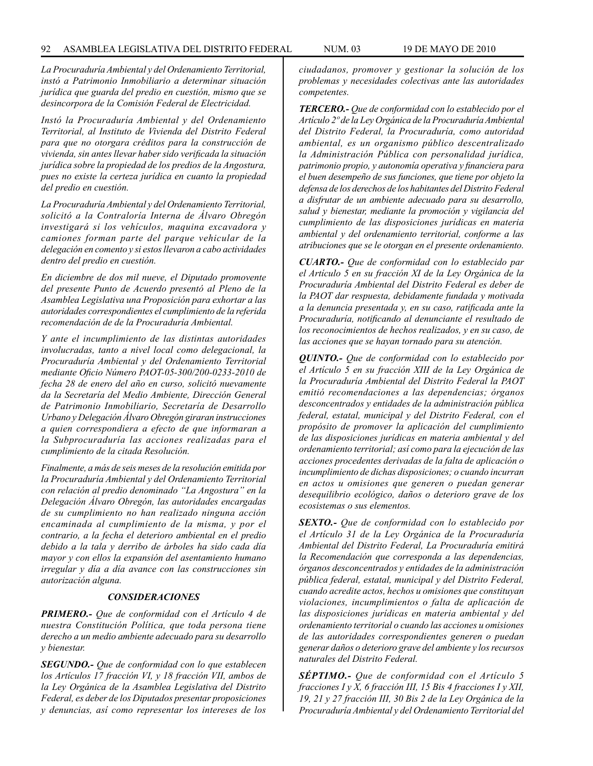*La Procuraduría Ambiental y del Ordenamiento Territorial, instó a Patrimonio Inmobiliario a determinar situación jurídica que guarda del predio en cuestión, mismo que se desincorpora de la Comisión Federal de Electricidad.*

*Instó la Procuraduría Ambiental y del Ordenamiento Territorial, al Instituto de Vivienda del Distrito Federal para que no otorgara créditos para la construcción de vivienda, sin antes llevar haber sido verificada la situación jurídica sobre la propiedad de los predios de la Angostura, pues no existe la certeza jurídica en cuanto la propiedad del predio en cuestión.*

*La Procuraduría Ambiental y del Ordenamiento Territorial, solicitó a la Contraloría Interna de Álvaro Obregón investigará si los vehículos, maquina excavadora y camiones forman parte del parque vehicular de la delegación en comento y si estos llevaron a cabo actividades dentro del predio en cuestión.*

*En diciembre de dos mil nueve, el Diputado promovente del presente Punto de Acuerdo presentó al Pleno de la Asamblea Legislativa una Proposición para exhortar a las autoridades correspondientes el cumplimiento de la referida recomendación de de la Procuraduría Ambiental.*

*Y ante el incumplimiento de las distintas autoridades involucradas, tanto a nivel local como delegacional, la Procuraduría Ambiental y del Ordenamiento Territorial mediante Oficio Número PAOT-05-300/200-0233-2010 de fecha 28 de enero del año en curso, solicitó nuevamente da la Secretaría del Medio Ambiente, Dirección General de Patrimonio Inmobiliario, Secretaría de Desarrollo Urbano y Delegación Álvaro Obregón giraran instrucciones a quien correspondiera a efecto de que informaran a la Subprocuraduría las acciones realizadas para el cumplimiento de la citada Resolución.*

*Finalmente, a más de seis meses de la resolución emitida por la Procuraduría Ambiental y del Ordenamiento Territorial con relación al predio denominado "La Angostura" en la Delegación Álvaro Obregón, las autoridades encargadas de su cumplimiento no han realizado ninguna acción encaminada al cumplimiento de la misma, y por el contrario, a la fecha el deterioro ambiental en el predio debido a la tala y derribo de árboles ha sido cada día mayor y con ellos la expansión del asentamiento humano irregular y día a día avance con las construcciones sin autorización alguna.*

### *CONSIDERACIONES*

***PRIMERO.-*** *Que de conformidad con el Artículo 4 de nuestra Constitución Política, que toda persona tiene derecho a un medio ambiente adecuado para su desarrollo y bienestar.*

***SEGUNDO.-*** *Que de conformidad con lo que establecen los Artículos 17 fracción VI, y 18 fracción VII, ambos de la Ley Orgánica de la Asamblea Legislativa del Distrito Federal, es deber de los Diputados presentar proposiciones y denuncias, así como representar los intereses de los ciudadanos, promover y gestionar la solución de los problemas y necesidades colectivas ante las autoridades competentes.*

***TERCERO.-*** *Que de conformidad con lo establecido por el Artículo 2º de la Ley Orgánica de la Procuraduría Ambiental del Distrito Federal, la Procuraduría, como autoridad ambiental, es un organismo público descentralizado la Administración Pública con personalidad jurídica, patrimonio propio, y autonomía operativa y financiera para el buen desempeño de sus funciones, que tiene por objeto la defensa de los derechos de los habitantes del Distrito Federal a disfrutar de un ambiente adecuado para su desarrollo, salud y bienestar, mediante la promoción y vigilancia del cumplimiento de las disposiciones jurídicas en materia ambiental y del ordenamiento territorial, conforme a las atribuciones que se le otorgan en el presente ordenamiento.*

***CUARTO.-*** *Que de conformidad con lo establecido par el Artículo 5 en su fracción XI de la Ley Orgánica de la Procuraduría Ambiental del Distrito Federal es deber de la PAOT dar respuesta, debidamente fundada y motivada a la denuncia presentada y, en su caso, ratificada ante la Procuraduría, notificando al denunciante el resultado de los reconocimientos de hechos realizados, y en su caso, de las acciones que se hayan tornado para su atención.*

***QUINTO.-*** *Que de conformidad con lo establecido por el Artículo 5 en su fracción XIII de la Ley Orgánica de la Procuraduría Ambiental del Distrito Federal la PAOT emitió recomendaciones a las dependencias; órganos desconcentrados y entidades de la administración pública federal, estatal, municipal y del Distrito Federal, con el propósito de promover la aplicación del cumplimiento de las disposiciones jurídicas en materia ambiental y del ordenamiento territorial; así como para la ejecución de las acciones procedentes derivadas de la falta de aplicación o incumplimiento de dichas disposiciones; o cuando incurran en actos u omisiones que generen o puedan generar desequilibrio ecológico, daños o deterioro grave de los ecosistemas o sus elementos.*

***SEXTO.-*** *Que de conformidad con lo establecido por el Artículo 31 de la Ley Orgánica de la Procuraduría Ambiental del Distrito Federal, La Procuraduría emitirá la Recomendación que corresponda a las dependencias, órganos desconcentrados y entidades de la administración pública federal, estatal, municipal y del Distrito Federal, cuando acredite actos, hechos u omisiones que constituyan violaciones, incumplimientos o falta de aplicación de las disposiciones jurídicas en materia ambiental y del ordenamiento territorial o cuando las acciones u omisiones de las autoridades correspondientes generen o puedan generar daños o deterioro grave del ambiente y los recursos naturales del Distrito Federal.*

***SÉPTIMO.-*** *Que de conformidad con el Artículo 5 fracciones I y X, 6 fracción III, 15 Bis 4 fracciones I y XII, 19, 21 y 27 fracción III, 30 Bis 2 de la Ley Orgánica de la Procuraduría Ambiental y del Ordenamiento Territorial del*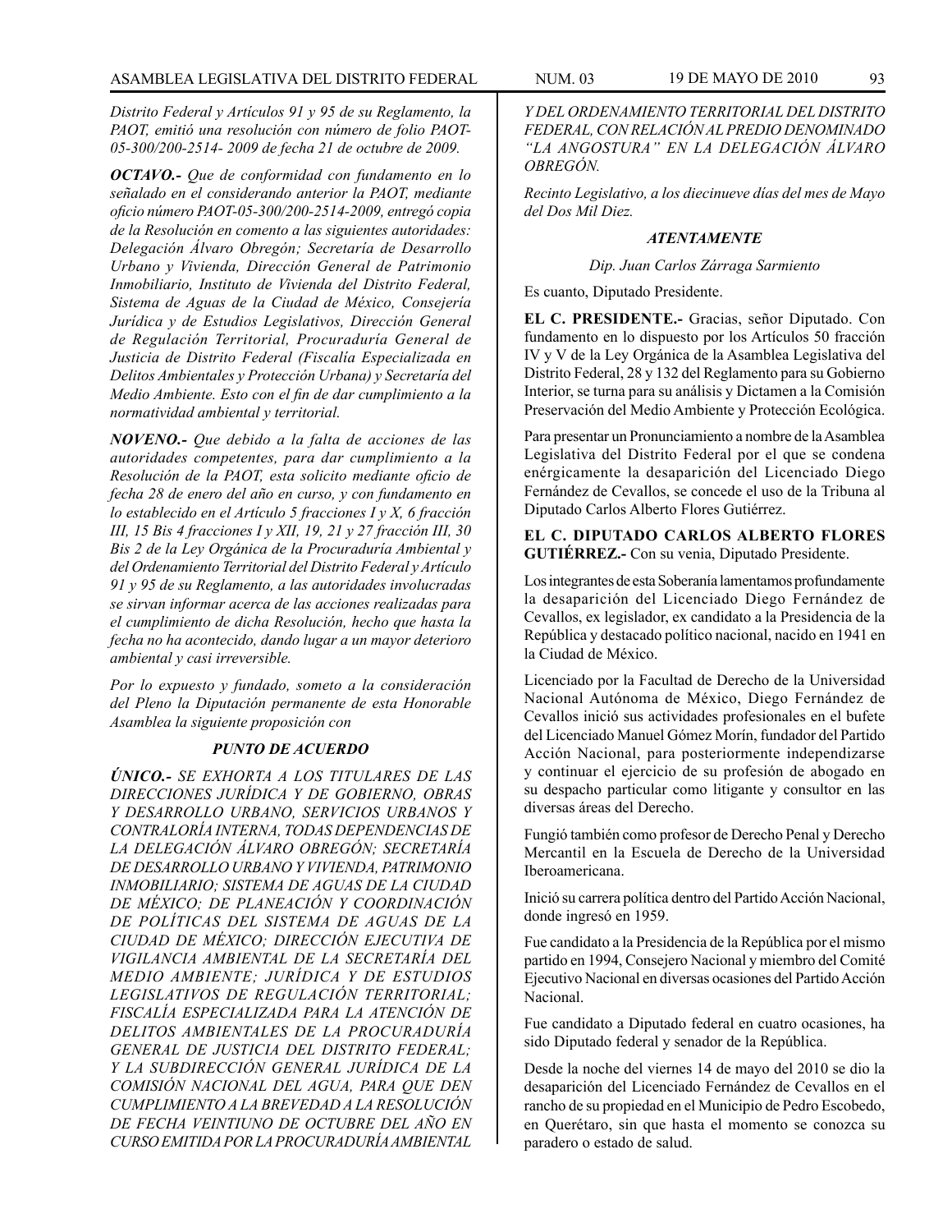*Distrito Federal y Artículos 91 y 95 de su Reglamento, la PAOT, emitió una resolución con número de folio PAOT-05-300/200-2514- 2009 de fecha 21 de octubre de 2009.*

***OCTAVO.-** Que de conformidad con fundamento en lo señalado en el considerando anterior la PAOT, mediante oficio número PAOT-05-300/200-2514-2009, entregó copia de la Resolución en comento a las siguientes autoridades: Delegación Álvaro Obregón; Secretaría de Desarrollo Urbano y Vivienda, Dirección General de Patrimonio Inmobiliario, Instituto de Vivienda del Distrito Federal, Sistema de Aguas de la Ciudad de México, Consejería Jurídica y de Estudios Legislativos, Dirección General de Regulación Territorial, Procuraduría General de Justicia de Distrito Federal (Fiscalía Especializada en Delitos Ambientales y Protección Urbana) y Secretaría del Medio Ambiente. Esto con el fin de dar cumplimiento a la normatividad ambiental y territorial.*

***NOVENO.-** Que debido a la falta de acciones de las autoridades competentes, para dar cumplimiento a la Resolución de la PAOT, esta solicito mediante oficio de fecha 28 de enero del año en curso, y con fundamento en lo establecido en el Artículo 5 fracciones I y X, 6 fracción III, 15 Bis 4 fracciones I y XII, 19, 21 y 27 fracción III, 30 Bis 2 de la Ley Orgánica de la Procuraduría Ambiental y del Ordenamiento Territorial del Distrito Federal y Artículo 91 y 95 de su Reglamento, a las autoridades involucradas se sirvan informar acerca de las acciones realizadas para el cumplimiento de dicha Resolución, hecho que hasta la fecha no ha acontecido, dando lugar a un mayor deterioro ambiental y casi irreversible.*

*Por lo expuesto y fundado, someto a la consideración del Pleno la Diputación permanente de esta Honorable Asamblea la siguiente proposición con*

***PUNTO DE ACUERDO***

***ÚNICO.-** SE EXHORTA A LOS TITULARES DE LAS DIRECCIONES JURÍDICA Y DE GOBIERNO, OBRAS Y DESARROLLO URBANO, SERVICIOS URBANOS Y CONTRALORÍA INTERNA, TODAS DEPENDENCIAS DE LA DELEGACIÓN ÁLVARO OBREGÓN; SECRETARÍA DE DESARROLLO URBANO Y VIVIENDA, PATRIMONIO INMOBILIARIO; SISTEMA DE AGUAS DE LA CIUDAD DE MÉXICO; DE PLANEACIÓN Y COORDINACIÓN DE POLÍTICAS DEL SISTEMA DE AGUAS DE LA CIUDAD DE MÉXICO; DIRECCIÓN EJECUTIVA DE VIGILANCIA AMBIENTAL DE LA SECRETARÍA DEL MEDIO AMBIENTE; JURÍDICA Y DE ESTUDIOS LEGISLATIVOS DE REGULACIÓN TERRITORIAL; FISCALÍA ESPECIALIZADA PARA LA ATENCIÓN DE DELITOS AMBIENTALES DE LA PROCURADURÍA GENERAL DE JUSTICIA DEL DISTRITO FEDERAL; Y LA SUBDIRECCIÓN GENERAL JURÍDICA DE LA COMISIÓN NACIONAL DEL AGUA, PARA QUE DEN CUMPLIMIENTO A LA BREVEDAD A LA RESOLUCIÓN DE FECHA VEINTIUNO DE OCTUBRE DEL AÑO EN CURSO EMITIDA POR LA PROCURADURÍA AMBIENTAL Y DEL ORDENAMIENTO TERRITORIAL DEL DISTRITO FEDERAL, CON RELACIÓN AL PREDIO DENOMINADO "LA ANGOSTURA" EN LA DELEGACIÓN ÁLVARO OBREGÓN.*

*Recinto Legislativo, a los diecinueve días del mes de Mayo del Dos Mil Diez.*

***ATENTAMENTE***

*Dip. Juan Carlos Zárraga Sarmiento*

Es cuanto, Diputado Presidente.

**EL C. PRESIDENTE.-** Gracias, señor Diputado. Con fundamento en lo dispuesto por los Artículos 50 fracción IV y V de la Ley Orgánica de la Asamblea Legislativa del Distrito Federal, 28 y 132 del Reglamento para su Gobierno Interior, se turna para su análisis y Dictamen a la Comisión Preservación del Medio Ambiente y Protección Ecológica.

Para presentar un Pronunciamiento a nombre de la Asamblea Legislativa del Distrito Federal por el que se condena enérgicamente la desaparición del Licenciado Diego Fernández de Cevallos, se concede el uso de la Tribuna al Diputado Carlos Alberto Flores Gutiérrez.

**EL C. DIPUTADO CARLOS ALBERTO FLORES GUTIÉRREZ.-** Con su venia, Diputado Presidente.

Los integrantes de esta Soberanía lamentamos profundamente la desaparición del Licenciado Diego Fernández de Cevallos, ex legislador, ex candidato a la Presidencia de la República y destacado político nacional, nacido en 1941 en la Ciudad de México.

Licenciado por la Facultad de Derecho de la Universidad Nacional Autónoma de México, Diego Fernández de Cevallos inició sus actividades profesionales en el bufete del Licenciado Manuel Gómez Morín, fundador del Partido Acción Nacional, para posteriormente independizarse y continuar el ejercicio de su profesión de abogado en su despacho particular como litigante y consultor en las diversas áreas del Derecho.

Fungió también como profesor de Derecho Penal y Derecho Mercantil en la Escuela de Derecho de la Universidad Iberoamericana.

Inició su carrera política dentro del Partido Acción Nacional, donde ingresó en 1959.

Fue candidato a la Presidencia de la República por el mismo partido en 1994, Consejero Nacional y miembro del Comité Ejecutivo Nacional en diversas ocasiones del Partido Acción Nacional.

Fue candidato a Diputado federal en cuatro ocasiones, ha sido Diputado federal y senador de la República.

Desde la noche del viernes 14 de mayo del 2010 se dio la desaparición del Licenciado Fernández de Cevallos en el rancho de su propiedad en el Municipio de Pedro Escobedo, en Querétaro, sin que hasta el momento se conozca su paradero o estado de salud.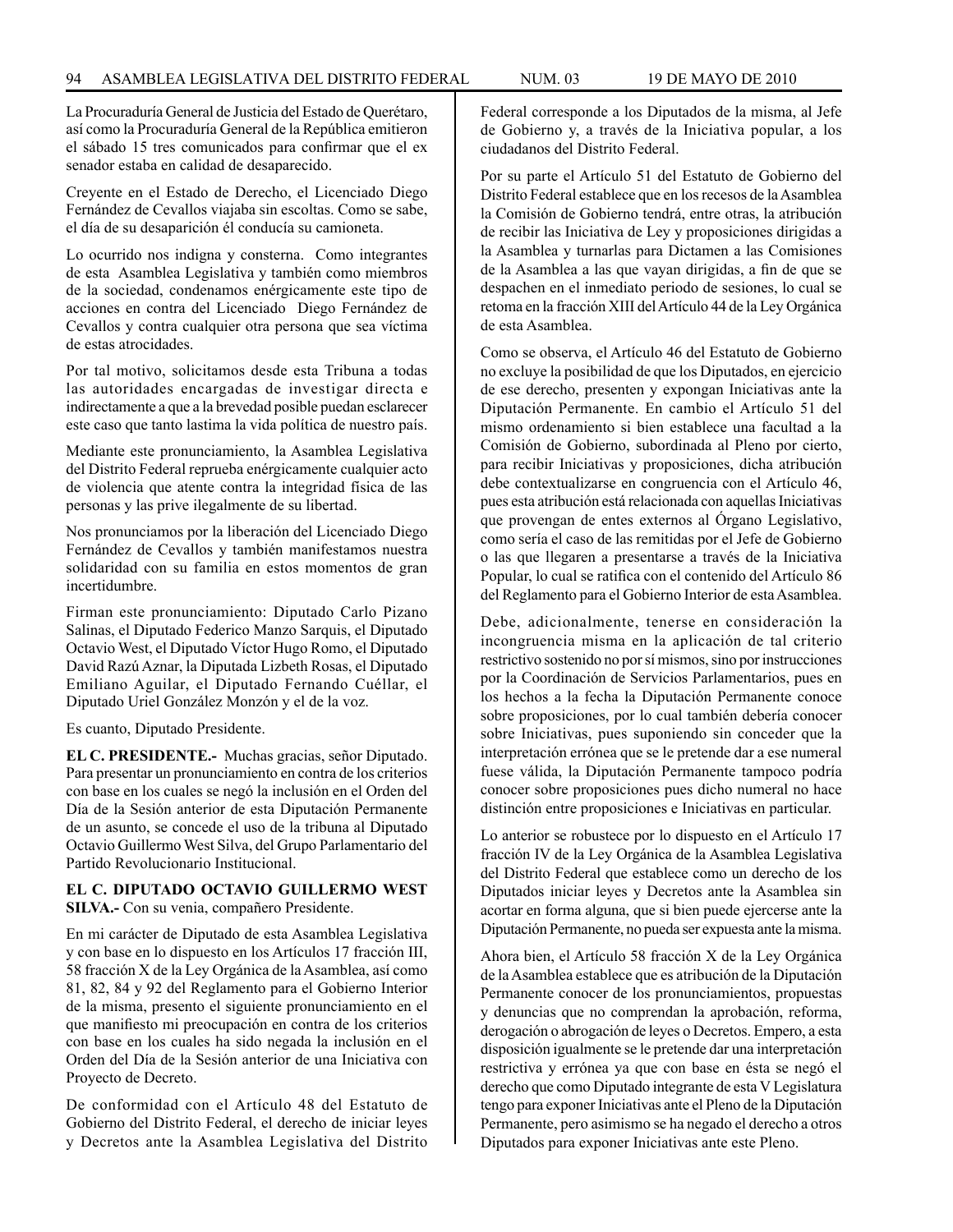La Procuraduría General de Justicia del Estado de Querétaro, así como la Procuraduría General de la República emitieron el sábado 15 tres comunicados para confirmar que el ex senador estaba en calidad de desaparecido.

Creyente en el Estado de Derecho, el Licenciado Diego Fernández de Cevallos viajaba sin escoltas. Como se sabe, el día de su desaparición él conducía su camioneta.

Lo ocurrido nos indigna y consterna. Como integrantes de esta Asamblea Legislativa y también como miembros de la sociedad, condenamos enérgicamente este tipo de acciones en contra del Licenciado Diego Fernández de Cevallos y contra cualquier otra persona que sea víctima de estas atrocidades.

Por tal motivo, solicitamos desde esta Tribuna a todas las autoridades encargadas de investigar directa e indirectamente a que a la brevedad posible puedan esclarecer este caso que tanto lastima la vida política de nuestro país.

Mediante este pronunciamiento, la Asamblea Legislativa del Distrito Federal reprueba enérgicamente cualquier acto de violencia que atente contra la integridad física de las personas y las prive ilegalmente de su libertad.

Nos pronunciamos por la liberación del Licenciado Diego Fernández de Cevallos y también manifestamos nuestra solidaridad con su familia en estos momentos de gran incertidumbre.

Firman este pronunciamiento: Diputado Carlo Pizano Salinas, el Diputado Federico Manzo Sarquis, el Diputado Octavio West, el Diputado Víctor Hugo Romo, el Diputado David Razú Aznar, la Diputada Lizbeth Rosas, el Diputado Emiliano Aguilar, el Diputado Fernando Cuéllar, el Diputado Uriel González Monzón y el de la voz.

Es cuanto, Diputado Presidente.

**EL C. PRESIDENTE.-** Muchas gracias, señor Diputado. Para presentar un pronunciamiento en contra de los criterios con base en los cuales se negó la inclusión en el Orden del Día de la Sesión anterior de esta Diputación Permanente de un asunto, se concede el uso de la tribuna al Diputado Octavio Guillermo West Silva, del Grupo Parlamentario del Partido Revolucionario Institucional.

**EL C. DIPUTADO OCTAVIO GUILLERMO WEST SILVA.-** Con su venia, compañero Presidente.

En mi carácter de Diputado de esta Asamblea Legislativa y con base en lo dispuesto en los Artículos 17 fracción III, 58 fracción X de la Ley Orgánica de la Asamblea, así como 81, 82, 84 y 92 del Reglamento para el Gobierno Interior de la misma, presento el siguiente pronunciamiento en el que manifiesto mi preocupación en contra de los criterios con base en los cuales ha sido negada la inclusión en el Orden del Día de la Sesión anterior de una Iniciativa con Proyecto de Decreto.

De conformidad con el Artículo 48 del Estatuto de Gobierno del Distrito Federal, el derecho de iniciar leyes y Decretos ante la Asamblea Legislativa del Distrito Federal corresponde a los Diputados de la misma, al Jefe de Gobierno y, a través de la Iniciativa popular, a los ciudadanos del Distrito Federal.

Por su parte el Artículo 51 del Estatuto de Gobierno del Distrito Federal establece que en los recesos de la Asamblea la Comisión de Gobierno tendrá, entre otras, la atribución de recibir las Iniciativa de Ley y proposiciones dirigidas a la Asamblea y turnarlas para Dictamen a las Comisiones de la Asamblea a las que vayan dirigidas, a fin de que se despachen en el inmediato periodo de sesiones, lo cual se retoma en la fracción XIII del Artículo 44 de la Ley Orgánica de esta Asamblea.

Como se observa, el Artículo 46 del Estatuto de Gobierno no excluye la posibilidad de que los Diputados, en ejercicio de ese derecho, presenten y expongan Iniciativas ante la Diputación Permanente. En cambio el Artículo 51 del mismo ordenamiento si bien establece una facultad a la Comisión de Gobierno, subordinada al Pleno por cierto, para recibir Iniciativas y proposiciones, dicha atribución debe contextualizarse en congruencia con el Artículo 46, pues esta atribución está relacionada con aquellas Iniciativas que provengan de entes externos al Órgano Legislativo, como sería el caso de las remitidas por el Jefe de Gobierno o las que llegaren a presentarse a través de la Iniciativa Popular, lo cual se ratifica con el contenido del Artículo 86 del Reglamento para el Gobierno Interior de esta Asamblea.

Debe, adicionalmente, tenerse en consideración la incongruencia misma en la aplicación de tal criterio restrictivo sostenido no por sí mismos, sino por instrucciones por la Coordinación de Servicios Parlamentarios, pues en los hechos a la fecha la Diputación Permanente conoce sobre proposiciones, por lo cual también debería conocer sobre Iniciativas, pues suponiendo sin conceder que la interpretación errónea que se le pretende dar a ese numeral fuese válida, la Diputación Permanente tampoco podría conocer sobre proposiciones pues dicho numeral no hace distinción entre proposiciones e Iniciativas en particular.

Lo anterior se robustece por lo dispuesto en el Artículo 17 fracción IV de la Ley Orgánica de la Asamblea Legislativa del Distrito Federal que establece como un derecho de los Diputados iniciar leyes y Decretos ante la Asamblea sin acortar en forma alguna, que si bien puede ejercerse ante la Diputación Permanente, no pueda ser expuesta ante la misma.

Ahora bien, el Artículo 58 fracción X de la Ley Orgánica de la Asamblea establece que es atribución de la Diputación Permanente conocer de los pronunciamientos, propuestas y denuncias que no comprendan la aprobación, reforma, derogación o abrogación de leyes o Decretos. Empero, a esta disposición igualmente se le pretende dar una interpretación restrictiva y errónea ya que con base en ésta se negó el derecho que como Diputado integrante de esta V Legislatura tengo para exponer Iniciativas ante el Pleno de la Diputación Permanente, pero asimismo se ha negado el derecho a otros Diputados para exponer Iniciativas ante este Pleno.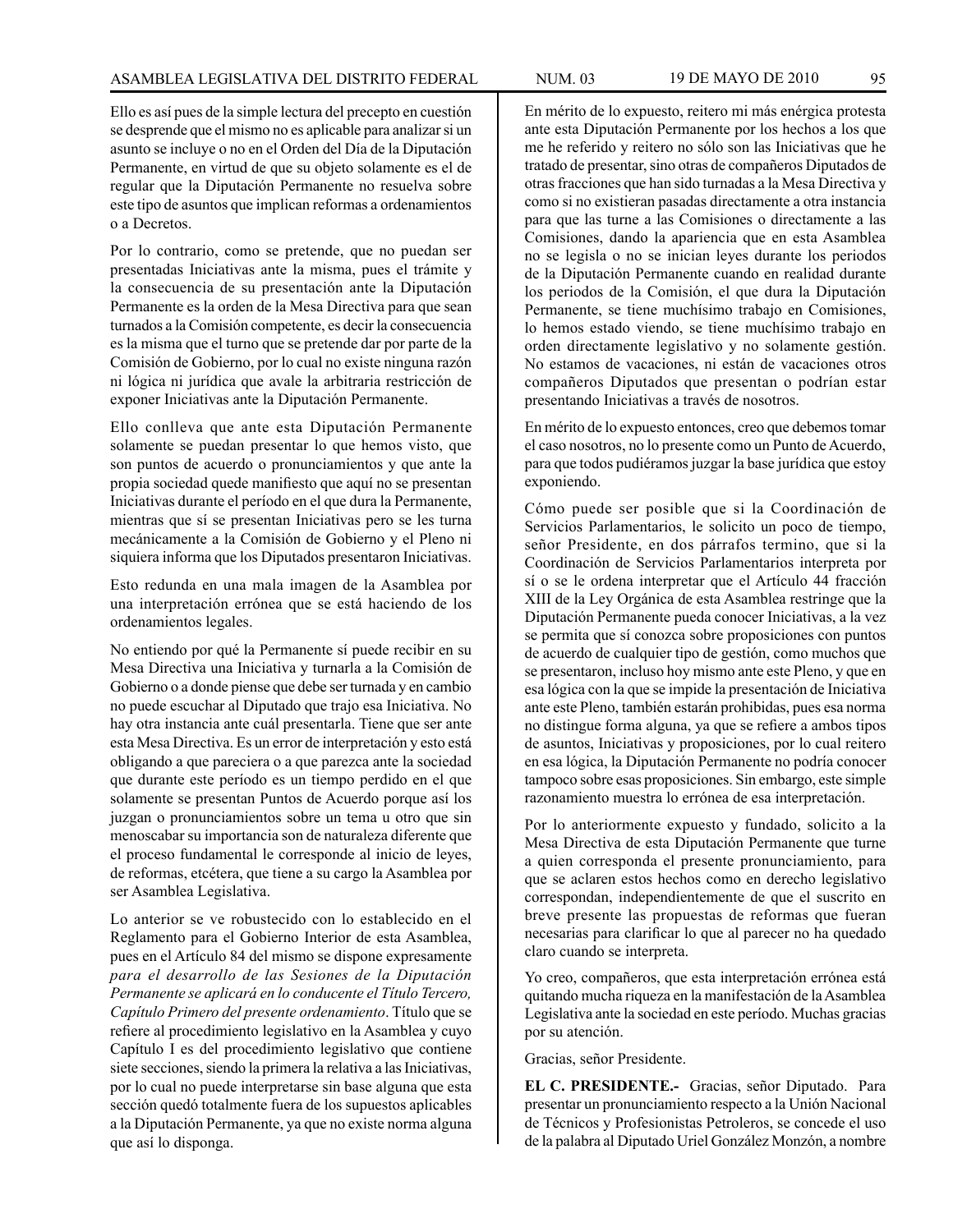Ello es así pues de la simple lectura del precepto en cuestión se desprende que el mismo no es aplicable para analizar si un asunto se incluye o no en el Orden del Día de la Diputación Permanente, en virtud de que su objeto solamente es el de regular que la Diputación Permanente no resuelva sobre este tipo de asuntos que implican reformas a ordenamientos o a Decretos.

Por lo contrario, como se pretende, que no puedan ser presentadas Iniciativas ante la misma, pues el trámite y la consecuencia de su presentación ante la Diputación Permanente es la orden de la Mesa Directiva para que sean turnados a la Comisión competente, es decir la consecuencia es la misma que el turno que se pretende dar por parte de la Comisión de Gobierno, por lo cual no existe ninguna razón ni lógica ni jurídica que avale la arbitraria restricción de exponer Iniciativas ante la Diputación Permanente.

Ello conlleva que ante esta Diputación Permanente solamente se puedan presentar lo que hemos visto, que son puntos de acuerdo o pronunciamientos y que ante la propia sociedad quede manifiesto que aquí no se presentan Iniciativas durante el período en el que dura la Permanente, mientras que sí se presentan Iniciativas pero se les turna mecánicamente a la Comisión de Gobierno y el Pleno ni siquiera informa que los Diputados presentaron Iniciativas.

Esto redunda en una mala imagen de la Asamblea por una interpretación errónea que se está haciendo de los ordenamientos legales.

No entiendo por qué la Permanente sí puede recibir en su Mesa Directiva una Iniciativa y turnarla a la Comisión de Gobierno o a donde piense que debe ser turnada y en cambio no puede escuchar al Diputado que trajo esa Iniciativa. No hay otra instancia ante cuál presentarla. Tiene que ser ante esta Mesa Directiva. Es un error de interpretación y esto está obligando a que pareciera o a que parezca ante la sociedad que durante este período es un tiempo perdido en el que solamente se presentan Puntos de Acuerdo porque así los juzgan o pronunciamientos sobre un tema u otro que sin menoscabar su importancia son de naturaleza diferente que el proceso fundamental le corresponde al inicio de leyes, de reformas, etcétera, que tiene a su cargo la Asamblea por ser Asamblea Legislativa.

Lo anterior se ve robustecido con lo establecido en el Reglamento para el Gobierno Interior de esta Asamblea, pues en el Artículo 84 del mismo se dispone expresamente *para el desarrollo de las Sesiones de la Diputación Permanente se aplicará en lo conducente el Título Tercero, Capítulo Primero del presente ordenamiento*. Título que se refiere al procedimiento legislativo en la Asamblea y cuyo Capítulo I es del procedimiento legislativo que contiene siete secciones, siendo la primera la relativa a las Iniciativas, por lo cual no puede interpretarse sin base alguna que esta sección quedó totalmente fuera de los supuestos aplicables a la Diputación Permanente, ya que no existe norma alguna que así lo disponga.

En mérito de lo expuesto, reitero mi más enérgica protesta ante esta Diputación Permanente por los hechos a los que me he referido y reitero no sólo son las Iniciativas que he tratado de presentar, sino otras de compañeros Diputados de otras fracciones que han sido turnadas a la Mesa Directiva y como si no existieran pasadas directamente a otra instancia para que las turne a las Comisiones o directamente a las Comisiones, dando la apariencia que en esta Asamblea no se legisla o no se inician leyes durante los periodos de la Diputación Permanente cuando en realidad durante los periodos de la Comisión, el que dura la Diputación Permanente, se tiene muchísimo trabajo en Comisiones, lo hemos estado viendo, se tiene muchísimo trabajo en orden directamente legislativo y no solamente gestión. No estamos de vacaciones, ni están de vacaciones otros compañeros Diputados que presentan o podrían estar presentando Iniciativas a través de nosotros.

En mérito de lo expuesto entonces, creo que debemos tomar el caso nosotros, no lo presente como un Punto de Acuerdo, para que todos pudiéramos juzgar la base jurídica que estoy exponiendo.

Cómo puede ser posible que si la Coordinación de Servicios Parlamentarios, le solicito un poco de tiempo, señor Presidente, en dos párrafos termino, que si la Coordinación de Servicios Parlamentarios interpreta por sí o se le ordena interpretar que el Artículo 44 fracción XIII de la Ley Orgánica de esta Asamblea restringe que la Diputación Permanente pueda conocer Iniciativas, a la vez se permita que sí conozca sobre proposiciones con puntos de acuerdo de cualquier tipo de gestión, como muchos que se presentaron, incluso hoy mismo ante este Pleno, y que en esa lógica con la que se impide la presentación de Iniciativa ante este Pleno, también estarán prohibidas, pues esa norma no distingue forma alguna, ya que se refiere a ambos tipos de asuntos, Iniciativas y proposiciones, por lo cual reitero en esa lógica, la Diputación Permanente no podría conocer tampoco sobre esas proposiciones. Sin embargo, este simple razonamiento muestra lo errónea de esa interpretación.

Por lo anteriormente expuesto y fundado, solicito a la Mesa Directiva de esta Diputación Permanente que turne a quien corresponda el presente pronunciamiento, para que se aclaren estos hechos como en derecho legislativo correspondan, independientemente de que el suscrito en breve presente las propuestas de reformas que fueran necesarias para clarificar lo que al parecer no ha quedado claro cuando se interpreta.

Yo creo, compañeros, que esta interpretación errónea está quitando mucha riqueza en la manifestación de la Asamblea Legislativa ante la sociedad en este período. Muchas gracias por su atención.

Gracias, señor Presidente.

**EL C. PRESIDENTE.-** Gracias, señor Diputado. Para presentar un pronunciamiento respecto a la Unión Nacional de Técnicos y Profesionistas Petroleros, se concede el uso de la palabra al Diputado Uriel González Monzón, a nombre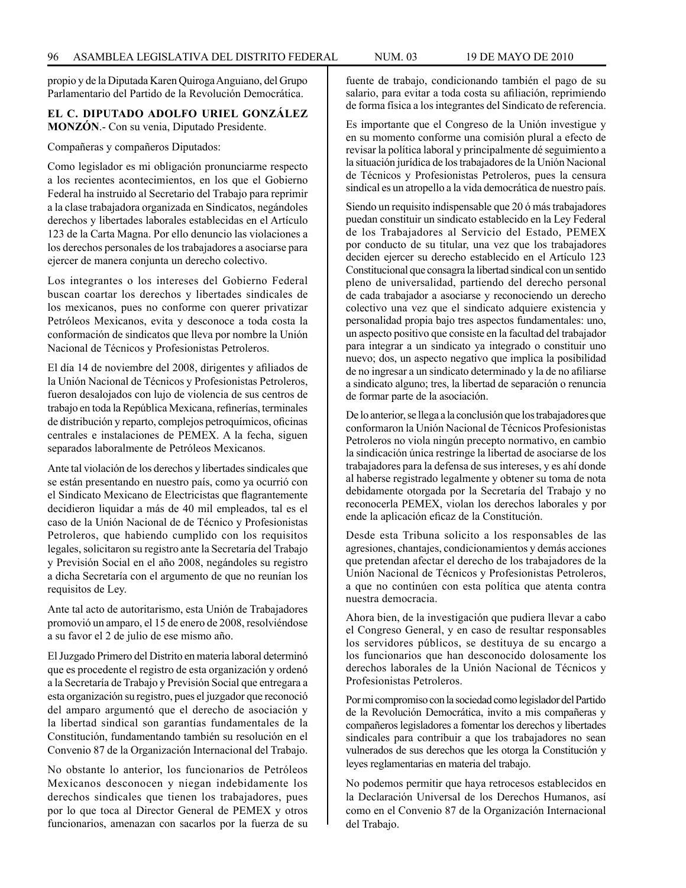propio y de la Diputada Karen Quiroga Anguiano, del Grupo Parlamentario del Partido de la Revolución Democrática.

**EL C. DIPUTADO ADOLFO URIEL GONZÁLEZ MONZÓN**.- Con su venia, Diputado Presidente.

Compañeras y compañeros Diputados:

Como legislador es mi obligación pronunciarme respecto a los recientes acontecimientos, en los que el Gobierno Federal ha instruido al Secretario del Trabajo para reprimir a la clase trabajadora organizada en Sindicatos, negándoles derechos y libertades laborales establecidas en el Artículo 123 de la Carta Magna. Por ello denuncio las violaciones a los derechos personales de los trabajadores a asociarse para ejercer de manera conjunta un derecho colectivo.

Los integrantes o los intereses del Gobierno Federal buscan coartar los derechos y libertades sindicales de los mexicanos, pues no conforme con querer privatizar Petróleos Mexicanos, evita y desconoce a toda costa la conformación de sindicatos que lleva por nombre la Unión Nacional de Técnicos y Profesionistas Petroleros.

El día 14 de noviembre del 2008, dirigentes y afiliados de la Unión Nacional de Técnicos y Profesionistas Petroleros, fueron desalojados con lujo de violencia de sus centros de trabajo en toda la República Mexicana, refinerías, terminales de distribución y reparto, complejos petroquímicos, oficinas centrales e instalaciones de PEMEX. A la fecha, siguen separados laboralmente de Petróleos Mexicanos.

Ante tal violación de los derechos y libertades sindicales que se están presentando en nuestro país, como ya ocurrió con el Sindicato Mexicano de Electricistas que flagrantemente decidieron liquidar a más de 40 mil empleados, tal es el caso de la Unión Nacional de de Técnico y Profesionistas Petroleros, que habiendo cumplido con los requisitos legales, solicitaron su registro ante la Secretaría del Trabajo y Previsión Social en el año 2008, negándoles su registro a dicha Secretaría con el argumento de que no reunían los requisitos de Ley.

Ante tal acto de autoritarismo, esta Unión de Trabajadores promovió un amparo, el 15 de enero de 2008, resolviéndose a su favor el 2 de julio de ese mismo año.

El Juzgado Primero del Distrito en materia laboral determinó que es procedente el registro de esta organización y ordenó a la Secretaría de Trabajo y Previsión Social que entregara a esta organización su registro, pues el juzgador que reconoció del amparo argumentó que el derecho de asociación y la libertad sindical son garantías fundamentales de la Constitución, fundamentando también su resolución en el Convenio 87 de la Organización Internacional del Trabajo.

No obstante lo anterior, los funcionarios de Petróleos Mexicanos desconocen y niegan indebidamente los derechos sindicales que tienen los trabajadores, pues por lo que toca al Director General de PEMEX y otros funcionarios, amenazan con sacarlos por la fuerza de su fuente de trabajo, condicionando también el pago de su salario, para evitar a toda costa su afiliación, reprimiendo de forma física a los integrantes del Sindicato de referencia.

Es importante que el Congreso de la Unión investigue y en su momento conforme una comisión plural a efecto de revisar la política laboral y principalmente dé seguimiento a la situación jurídica de los trabajadores de la Unión Nacional de Técnicos y Profesionistas Petroleros, pues la censura sindical es un atropello a la vida democrática de nuestro país.

Siendo un requisito indispensable que 20 ó más trabajadores puedan constituir un sindicato establecido en la Ley Federal de los Trabajadores al Servicio del Estado, PEMEX por conducto de su titular, una vez que los trabajadores deciden ejercer su derecho establecido en el Artículo 123 Constitucional que consagra la libertad sindical con un sentido pleno de universalidad, partiendo del derecho personal de cada trabajador a asociarse y reconociendo un derecho colectivo una vez que el sindicato adquiere existencia y personalidad propia bajo tres aspectos fundamentales: uno, un aspecto positivo que consiste en la facultad del trabajador para integrar a un sindicato ya integrado o constituir uno nuevo; dos, un aspecto negativo que implica la posibilidad de no ingresar a un sindicato determinado y la de no afiliarse a sindicato alguno; tres, la libertad de separación o renuncia de formar parte de la asociación.

De lo anterior, se llega a la conclusión que los trabajadores que conformaron la Unión Nacional de Técnicos Profesionistas Petroleros no viola ningún precepto normativo, en cambio la sindicación única restringe la libertad de asociarse de los trabajadores para la defensa de sus intereses, y es ahí donde al haberse registrado legalmente y obtener su toma de nota debidamente otorgada por la Secretaría del Trabajo y no reconocerla PEMEX, violan los derechos laborales y por ende la aplicación eficaz de la Constitución.

Desde esta Tribuna solicito a los responsables de las agresiones, chantajes, condicionamientos y demás acciones que pretendan afectar el derecho de los trabajadores de la Unión Nacional de Técnicos y Profesionistas Petroleros, a que no continúen con esta política que atenta contra nuestra democracia.

Ahora bien, de la investigación que pudiera llevar a cabo el Congreso General, y en caso de resultar responsables los servidores públicos, se destituya de su encargo a los funcionarios que han desconocido dolosamente los derechos laborales de la Unión Nacional de Técnicos y Profesionistas Petroleros.

Por mi compromiso con la sociedad como legislador del Partido de la Revolución Democrática, invito a mis compañeras y compañeros legisladores a fomentar los derechos y libertades sindicales para contribuir a que los trabajadores no sean vulnerados de sus derechos que les otorga la Constitución y leyes reglamentarias en materia del trabajo.

No podemos permitir que haya retrocesos establecidos en la Declaración Universal de los Derechos Humanos, así como en el Convenio 87 de la Organización Internacional del Trabajo.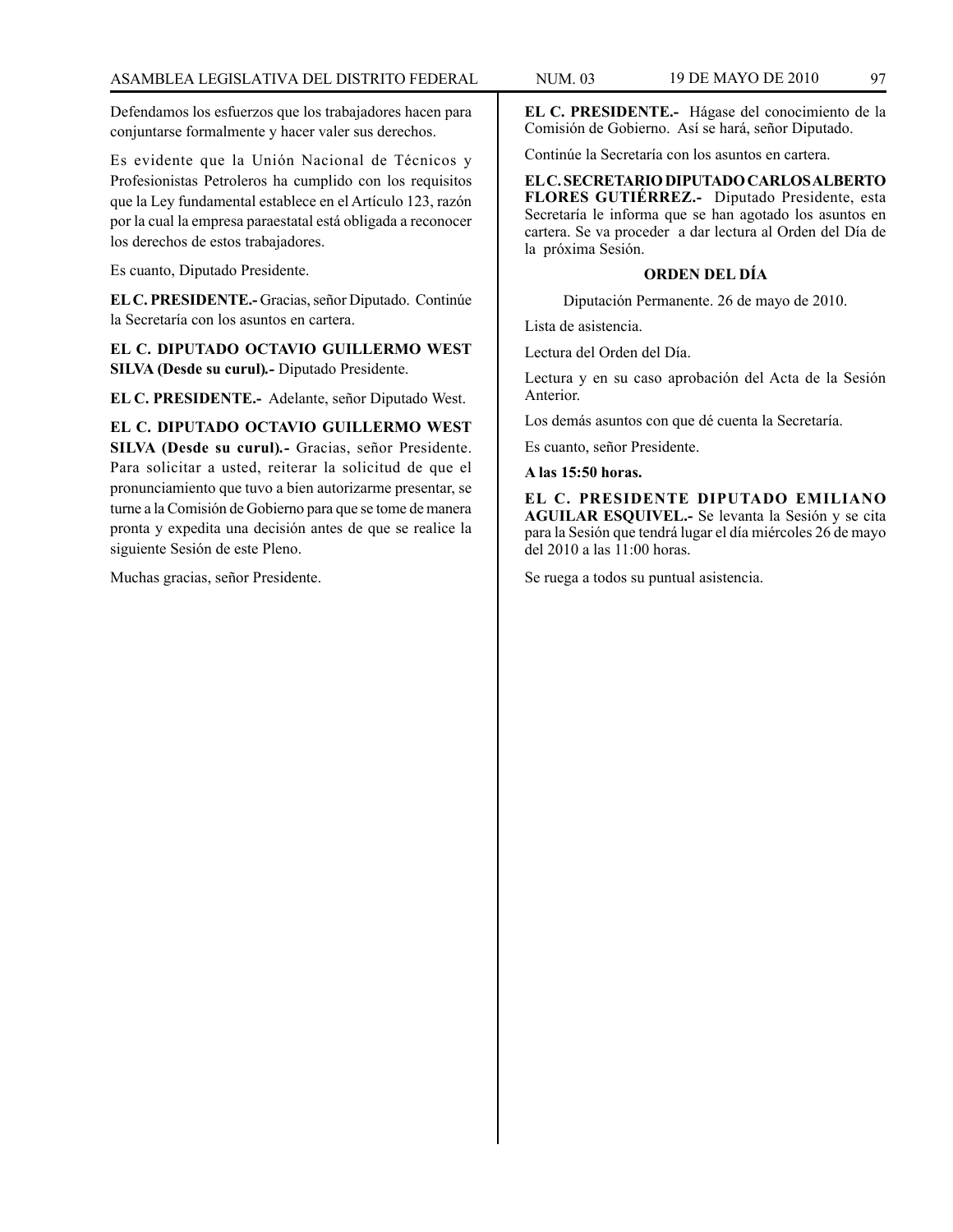Defendamos los esfuerzos que los trabajadores hacen para conjuntarse formalmente y hacer valer sus derechos.

Es evidente que la Unión Nacional de Técnicos y Profesionistas Petroleros ha cumplido con los requisitos que la Ley fundamental establece en el Artículo 123, razón por la cual la empresa paraestatal está obligada a reconocer los derechos de estos trabajadores.

Es cuanto, Diputado Presidente.

**EL C. PRESIDENTE.-** Gracias, señor Diputado. Continúe la Secretaría con los asuntos en cartera.

**EL C. DIPUTADO OCTAVIO GUILLERMO WEST SILVA (Desde su curul).-** Diputado Presidente.

**EL C. PRESIDENTE.-** Adelante, señor Diputado West.

**EL C. DIPUTADO OCTAVIO GUILLERMO WEST SILVA (Desde su curul).-** Gracias, señor Presidente. Para solicitar a usted, reiterar la solicitud de que el pronunciamiento que tuvo a bien autorizarme presentar, se turne a la Comisión de Gobierno para que se tome de manera pronta y expedita una decisión antes de que se realice la siguiente Sesión de este Pleno.

Muchas gracias, señor Presidente.

**EL C. PRESIDENTE.-** Hágase del conocimiento de la Comisión de Gobierno. Así se hará, señor Diputado.

Continúe la Secretaría con los asuntos en cartera.

**EL C. SECRETARIO DIPUTADO CARLOS ALBERTO FLORES GUTIÉRREZ.-** Diputado Presidente, esta Secretaría le informa que se han agotado los asuntos en cartera. Se va proceder a dar lectura al Orden del Día de la próxima Sesión.

**ORDEN DEL DÍA**

Diputación Permanente. 26 de mayo de 2010.

Lista de asistencia.

Lectura del Orden del Día.

Lectura y en su caso aprobación del Acta de la Sesión Anterior.

Los demás asuntos con que dé cuenta la Secretaría.

Es cuanto, señor Presidente.

**A las 15:50 horas.**

**EL C. PRESIDENTE DIPUTADO EMILIANO AGUILAR ESQUIVEL.-** Se levanta la Sesión y se cita para la Sesión que tendrá lugar el día miércoles 26 de mayo del 2010 a las 11:00 horas.

Se ruega a todos su puntual asistencia.